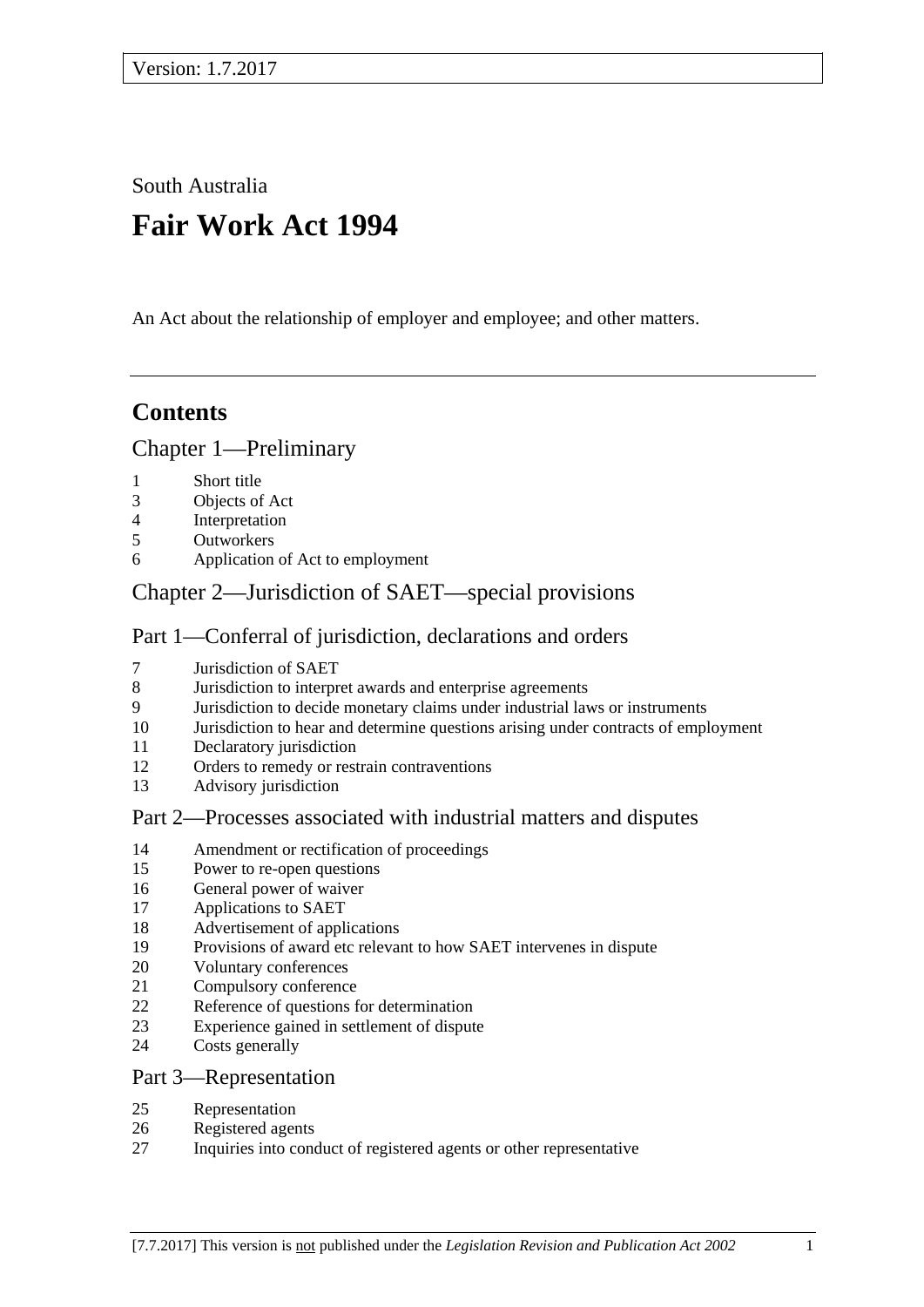Version: 1.7.2017

South Australia

# Fair Work Act 1994

An Act about the relationship of employer and employee; and other matters.

## Contents

### Chapter 1—Preliminary

1 Short title
3 Objects of Act
4 Interpretation
5 Outworkers
6 Application of Act to employment

### Chapter 2—Jurisdiction of SAET—special provisions

#### Part 1—Conferral of jurisdiction, declarations and orders

7 Jurisdiction of SAET
8 Jurisdiction to interpret awards and enterprise agreements
9 Jurisdiction to decide monetary claims under industrial laws or instruments
10 Jurisdiction to hear and determine questions arising under contracts of employment
11 Declaratory jurisdiction
12 Orders to remedy or restrain contraventions
13 Advisory jurisdiction

#### Part 2—Processes associated with industrial matters and disputes

14 Amendment or rectification of proceedings
15 Power to re-open questions
16 General power of waiver
17 Applications to SAET
18 Advertisement of applications
19 Provisions of award etc relevant to how SAET intervenes in dispute
20 Voluntary conferences
21 Compulsory conference
22 Reference of questions for determination
23 Experience gained in settlement of dispute
24 Costs generally

#### Part 3—Representation

25 Representation
26 Registered agents
27 Inquiries into conduct of registered agents or other representative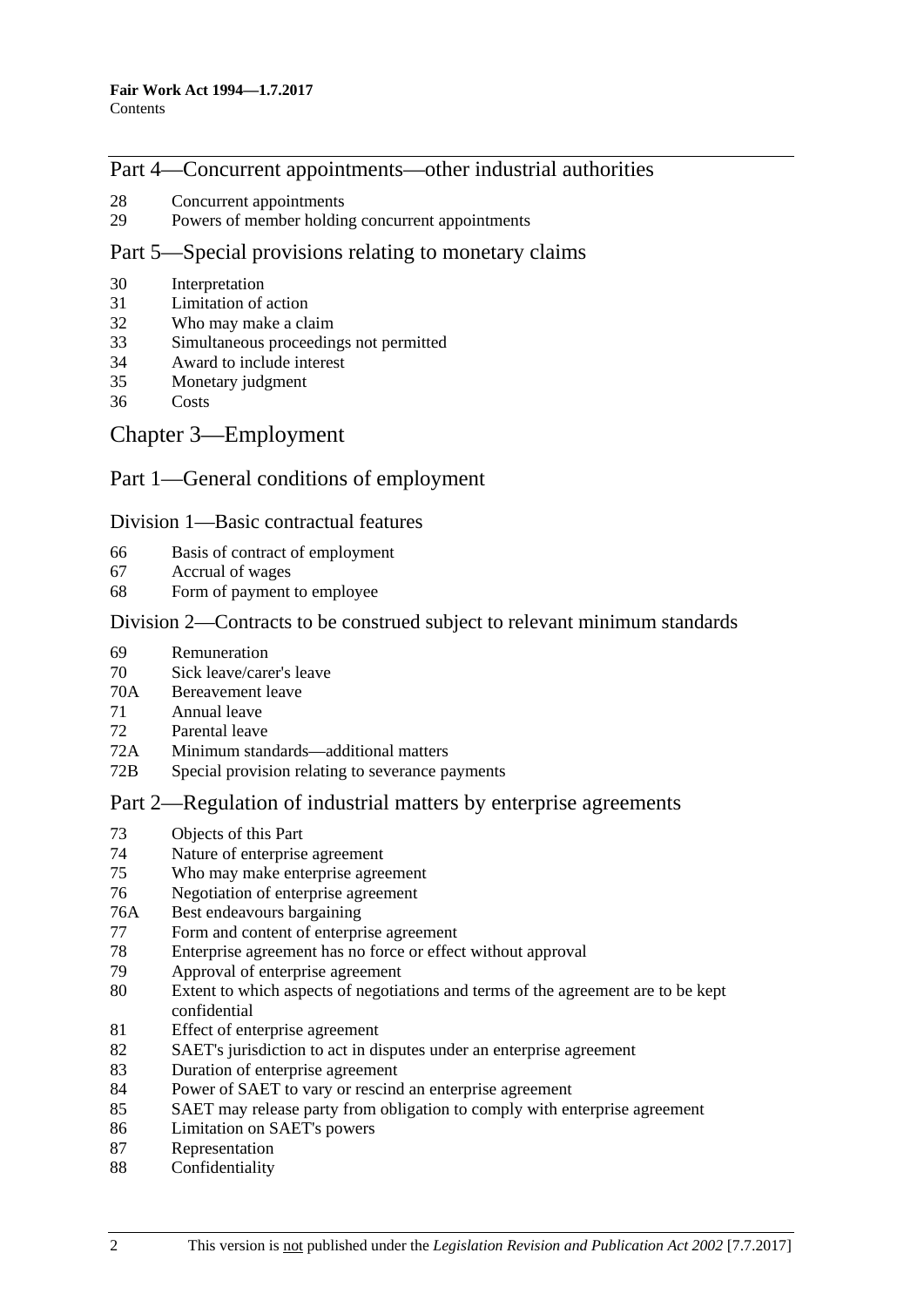## Part 4—Concurrent appointments—other industrial authorities

28 Concurrent appointments
29 Powers of member holding concurrent appointments

## Part 5—Special provisions relating to monetary claims

30 Interpretation
31 Limitation of action
32 Who may make a claim
33 Simultaneous proceedings not permitted
34 Award to include interest
35 Monetary judgment
36 Costs

# Chapter 3—Employment

## Part 1—General conditions of employment

### Division 1—Basic contractual features

66 Basis of contract of employment
67 Accrual of wages
68 Form of payment to employee

### Division 2—Contracts to be construed subject to relevant minimum standards

69 Remuneration
70 Sick leave/carer's leave
70A Bereavement leave
71 Annual leave
72 Parental leave
72A Minimum standards—additional matters
72B Special provision relating to severance payments

## Part 2—Regulation of industrial matters by enterprise agreements

73 Objects of this Part
74 Nature of enterprise agreement
75 Who may make enterprise agreement
76 Negotiation of enterprise agreement
76A Best endeavours bargaining
77 Form and content of enterprise agreement
78 Enterprise agreement has no force or effect without approval
79 Approval of enterprise agreement
80 Extent to which aspects of negotiations and terms of the agreement are to be kept confidential
81 Effect of enterprise agreement
82 SAET's jurisdiction to act in disputes under an enterprise agreement
83 Duration of enterprise agreement
84 Power of SAET to vary or rescind an enterprise agreement
85 SAET may release party from obligation to comply with enterprise agreement
86 Limitation on SAET's powers
87 Representation
88 Confidentiality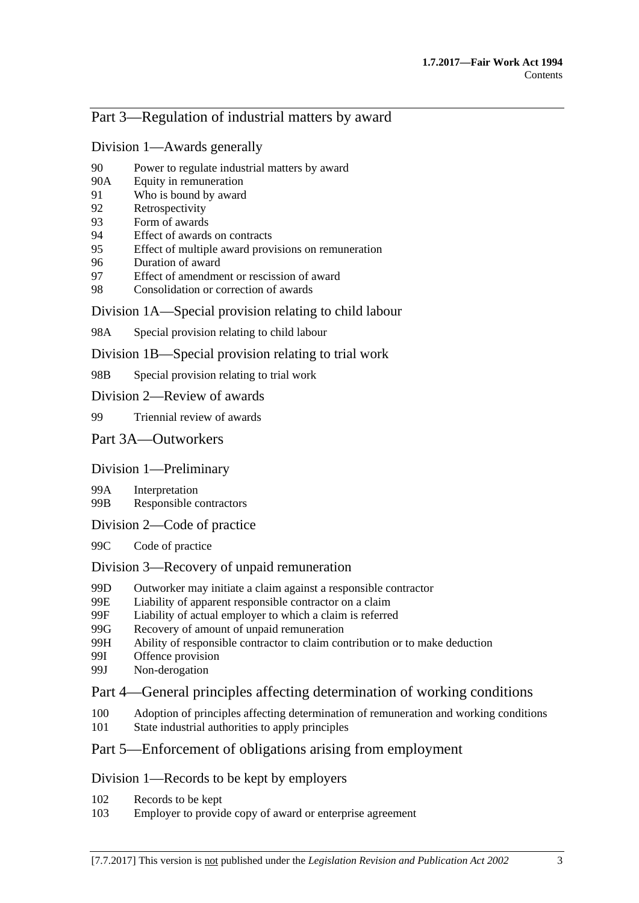## Part 3—Regulation of industrial matters by award

### Division 1—Awards generally

90 Power to regulate industrial matters by award
90A Equity in remuneration
91 Who is bound by award
92 Retrospectivity
93 Form of awards
94 Effect of awards on contracts
95 Effect of multiple award provisions on remuneration
96 Duration of award
97 Effect of amendment or rescission of award
98 Consolidation or correction of awards

### Division 1A—Special provision relating to child labour

98A Special provision relating to child labour

### Division 1B—Special provision relating to trial work

98B Special provision relating to trial work

### Division 2—Review of awards

99 Triennial review of awards

## Part 3A—Outworkers

### Division 1—Preliminary

99A Interpretation
99B Responsible contractors

### Division 2—Code of practice

99C Code of practice

### Division 3—Recovery of unpaid remuneration

99D Outworker may initiate a claim against a responsible contractor
99E Liability of apparent responsible contractor on a claim
99F Liability of actual employer to which a claim is referred
99G Recovery of amount of unpaid remuneration
99H Ability of responsible contractor to claim contribution or to make deduction
99I Offence provision
99J Non-derogation

## Part 4—General principles affecting determination of working conditions

100 Adoption of principles affecting determination of remuneration and working conditions
101 State industrial authorities to apply principles

## Part 5—Enforcement of obligations arising from employment

### Division 1—Records to be kept by employers

102 Records to be kept
103 Employer to provide copy of award or enterprise agreement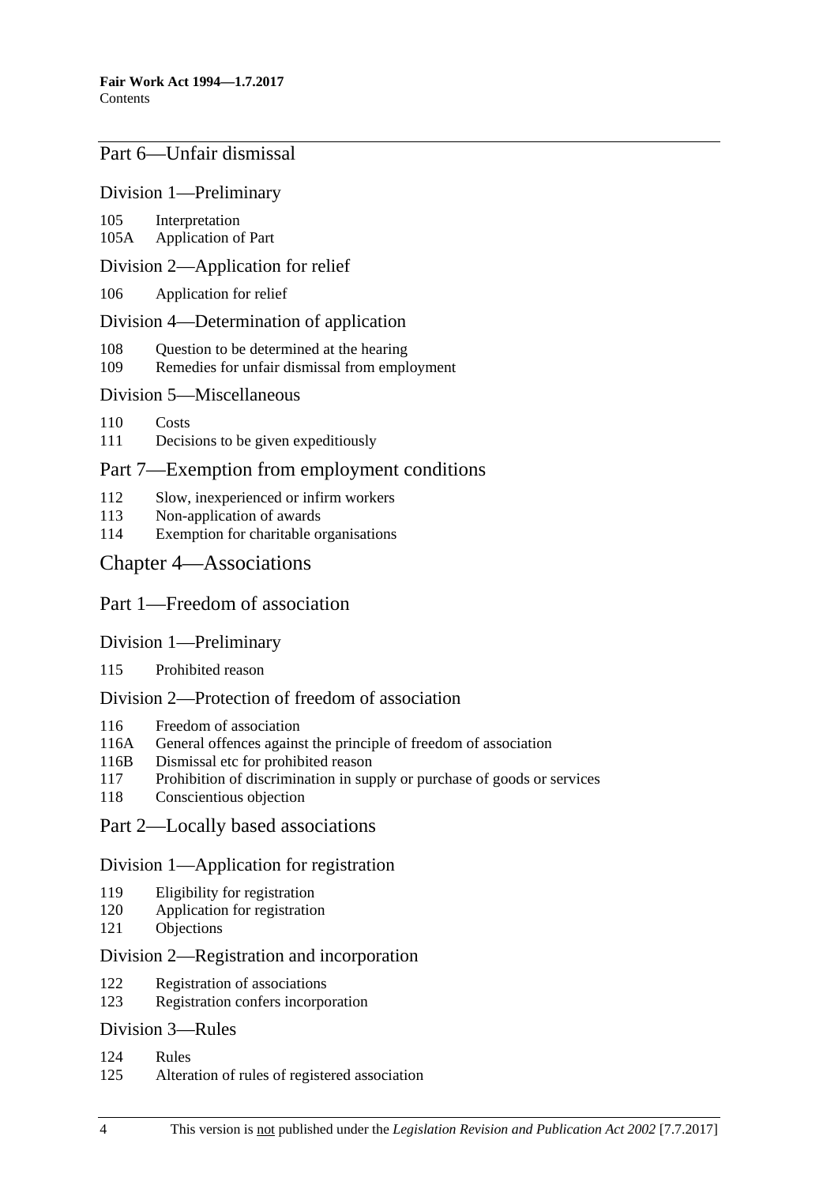## Part 6—Unfair dismissal

### Division 1—Preliminary

105 Interpretation
105A Application of Part

### Division 2—Application for relief

106 Application for relief

### Division 4—Determination of application

108 Question to be determined at the hearing
109 Remedies for unfair dismissal from employment

### Division 5—Miscellaneous

110 Costs
111 Decisions to be given expeditiously

## Part 7—Exemption from employment conditions

112 Slow, inexperienced or infirm workers
113 Non-application of awards
114 Exemption for charitable organisations

# Chapter 4—Associations

## Part 1—Freedom of association

### Division 1—Preliminary

115 Prohibited reason

### Division 2—Protection of freedom of association

116 Freedom of association
116A General offences against the principle of freedom of association
116B Dismissal etc for prohibited reason
117 Prohibition of discrimination in supply or purchase of goods or services
118 Conscientious objection

## Part 2—Locally based associations

### Division 1—Application for registration

119 Eligibility for registration
120 Application for registration
121 Objections

### Division 2—Registration and incorporation

122 Registration of associations
123 Registration confers incorporation

### Division 3—Rules

124 Rules
125 Alteration of rules of registered association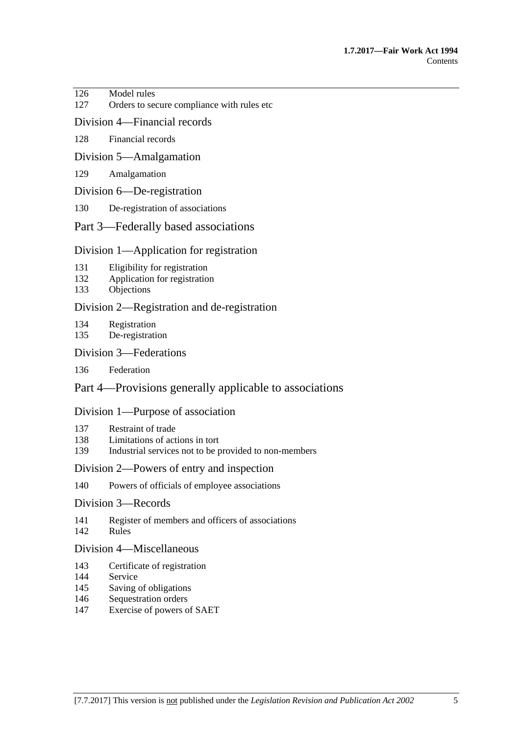126 Model rules
127 Orders to secure compliance with rules etc

### Division 4—Financial records

128 Financial records

### Division 5—Amalgamation

129 Amalgamation

### Division 6—De-registration

130 De-registration of associations

## Part 3—Federally based associations

### Division 1—Application for registration

131 Eligibility for registration
132 Application for registration
133 Objections

### Division 2—Registration and de-registration

134 Registration
135 De-registration

### Division 3—Federations

136 Federation

## Part 4—Provisions generally applicable to associations

### Division 1—Purpose of association

137 Restraint of trade
138 Limitations of actions in tort
139 Industrial services not to be provided to non-members

### Division 2—Powers of entry and inspection

140 Powers of officials of employee associations

### Division 3—Records

141 Register of members and officers of associations
142 Rules

### Division 4—Miscellaneous

143 Certificate of registration
144 Service
145 Saving of obligations
146 Sequestration orders
147 Exercise of powers of SAET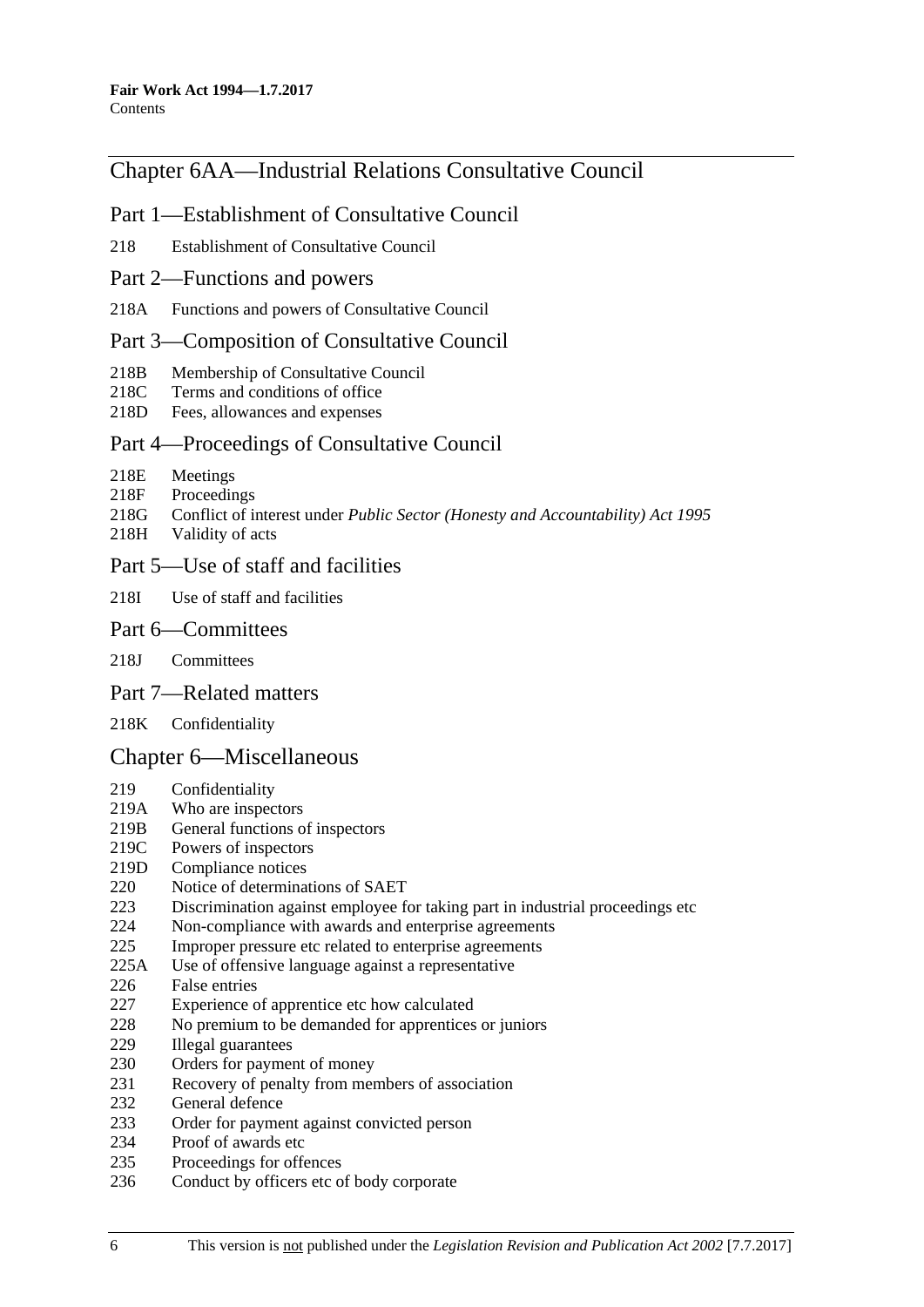## Chapter 6AA—Industrial Relations Consultative Council

### Part 1—Establishment of Consultative Council

218 Establishment of Consultative Council

### Part 2—Functions and powers

218A Functions and powers of Consultative Council

### Part 3—Composition of Consultative Council

218B Membership of Consultative Council
218C Terms and conditions of office
218D Fees, allowances and expenses

### Part 4—Proceedings of Consultative Council

218E Meetings
218F Proceedings
218G Conflict of interest under *Public Sector (Honesty and Accountability) Act 1995*
218H Validity of acts

### Part 5—Use of staff and facilities

218I Use of staff and facilities

### Part 6—Committees

218J Committees

### Part 7—Related matters

218K Confidentiality

## Chapter 6—Miscellaneous

219 Confidentiality
219A Who are inspectors
219B General functions of inspectors
219C Powers of inspectors
219D Compliance notices
220 Notice of determinations of SAET
223 Discrimination against employee for taking part in industrial proceedings etc
224 Non-compliance with awards and enterprise agreements
225 Improper pressure etc related to enterprise agreements
225A Use of offensive language against a representative
226 False entries
227 Experience of apprentice etc how calculated
228 No premium to be demanded for apprentices or juniors
229 Illegal guarantees
230 Orders for payment of money
231 Recovery of penalty from members of association
232 General defence
233 Order for payment against convicted person
234 Proof of awards etc
235 Proceedings for offences
236 Conduct by officers etc of body corporate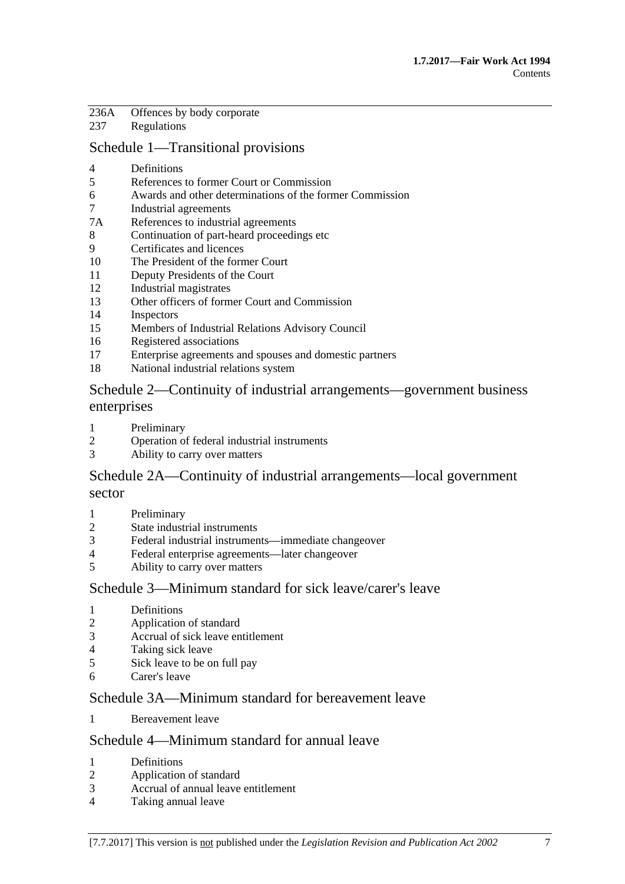236A Offences by body corporate
237 Regulations

## Schedule 1—Transitional provisions

4 Definitions
5 References to former Court or Commission
6 Awards and other determinations of the former Commission
7 Industrial agreements
7A References to industrial agreements
8 Continuation of part-heard proceedings etc
9 Certificates and licences
10 The President of the former Court
11 Deputy Presidents of the Court
12 Industrial magistrates
13 Other officers of former Court and Commission
14 Inspectors
15 Members of Industrial Relations Advisory Council
16 Registered associations
17 Enterprise agreements and spouses and domestic partners
18 National industrial relations system

## Schedule 2—Continuity of industrial arrangements—government business enterprises

1 Preliminary
2 Operation of federal industrial instruments
3 Ability to carry over matters

## Schedule 2A—Continuity of industrial arrangements—local government sector

1 Preliminary
2 State industrial instruments
3 Federal industrial instruments—immediate changeover
4 Federal enterprise agreements—later changeover
5 Ability to carry over matters

## Schedule 3—Minimum standard for sick leave/carer's leave

1 Definitions
2 Application of standard
3 Accrual of sick leave entitlement
4 Taking sick leave
5 Sick leave to be on full pay
6 Carer's leave

## Schedule 3A—Minimum standard for bereavement leave

1 Bereavement leave

## Schedule 4—Minimum standard for annual leave

1 Definitions
2 Application of standard
3 Accrual of annual leave entitlement
4 Taking annual leave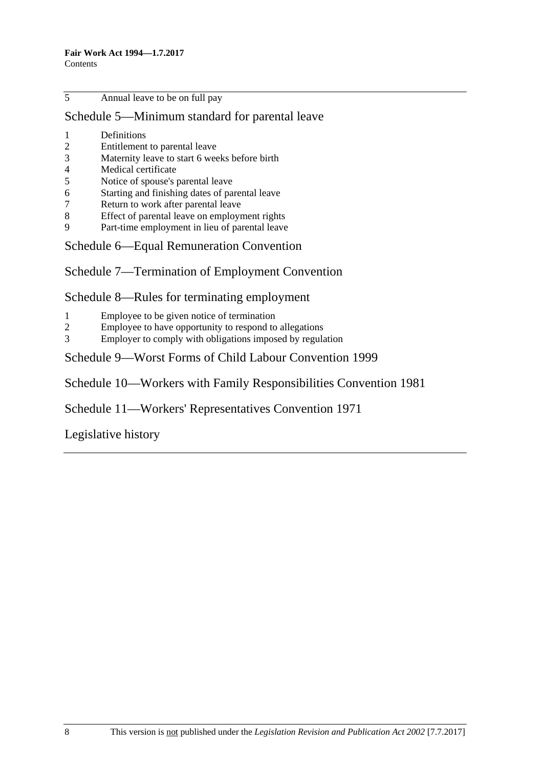5 Annual leave to be on full pay

## Schedule 5—Minimum standard for parental leave

1 Definitions
2 Entitlement to parental leave
3 Maternity leave to start 6 weeks before birth
4 Medical certificate
5 Notice of spouse's parental leave
6 Starting and finishing dates of parental leave
7 Return to work after parental leave
8 Effect of parental leave on employment rights
9 Part-time employment in lieu of parental leave

## Schedule 6—Equal Remuneration Convention

## Schedule 7—Termination of Employment Convention

## Schedule 8—Rules for terminating employment

1 Employee to be given notice of termination
2 Employee to have opportunity to respond to allegations
3 Employer to comply with obligations imposed by regulation

## Schedule 9—Worst Forms of Child Labour Convention 1999

## Schedule 10—Workers with Family Responsibilities Convention 1981

## Schedule 11—Workers' Representatives Convention 1971

## Legislative history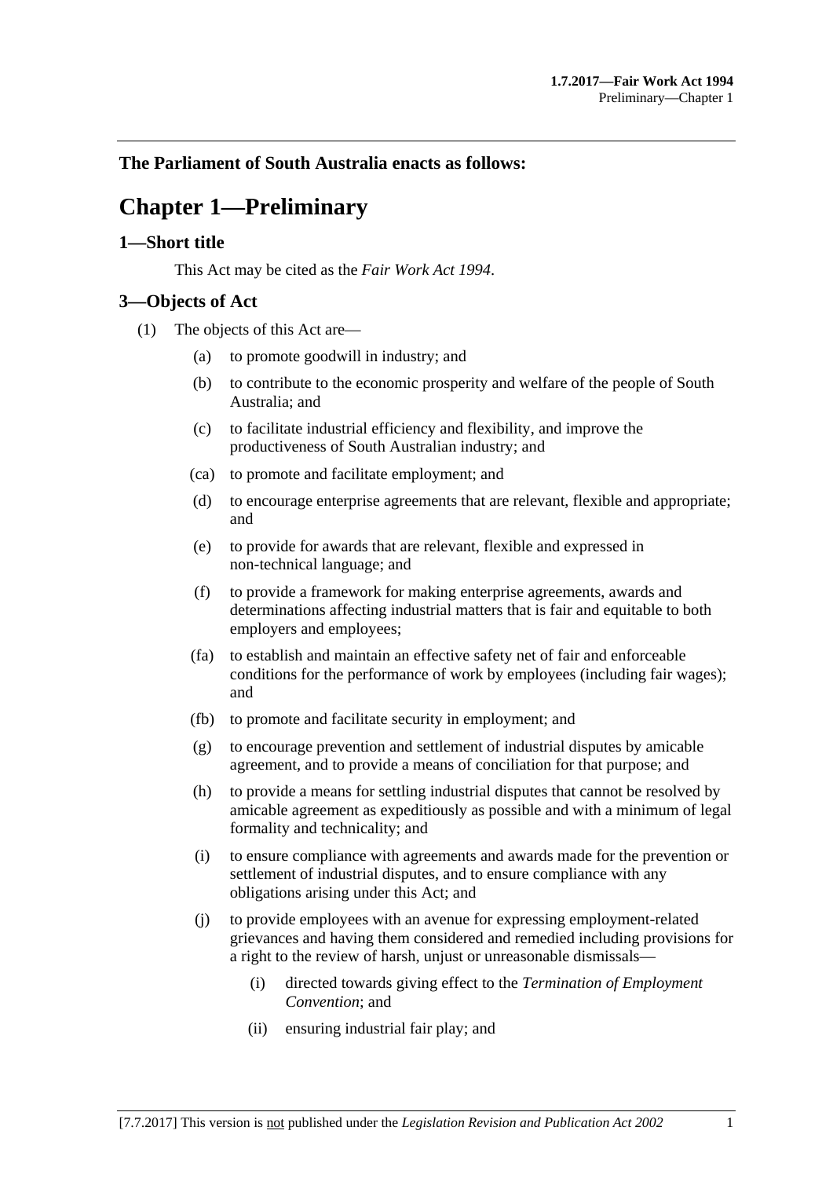**The Parliament of South Australia enacts as follows:**

# Chapter 1—Preliminary

## 1—Short title

This Act may be cited as the *Fair Work Act 1994*.

## 3—Objects of Act

(1) The objects of this Act are—

(a) to promote goodwill in industry; and

(b) to contribute to the economic prosperity and welfare of the people of South Australia; and

(c) to facilitate industrial efficiency and flexibility, and improve the productiveness of South Australian industry; and

(ca) to promote and facilitate employment; and

(d) to encourage enterprise agreements that are relevant, flexible and appropriate; and

(e) to provide for awards that are relevant, flexible and expressed in non-technical language; and

(f) to provide a framework for making enterprise agreements, awards and determinations affecting industrial matters that is fair and equitable to both employers and employees;

(fa) to establish and maintain an effective safety net of fair and enforceable conditions for the performance of work by employees (including fair wages); and

(fb) to promote and facilitate security in employment; and

(g) to encourage prevention and settlement of industrial disputes by amicable agreement, and to provide a means of conciliation for that purpose; and

(h) to provide a means for settling industrial disputes that cannot be resolved by amicable agreement as expeditiously as possible and with a minimum of legal formality and technicality; and

(i) to ensure compliance with agreements and awards made for the prevention or settlement of industrial disputes, and to ensure compliance with any obligations arising under this Act; and

(j) to provide employees with an avenue for expressing employment-related grievances and having them considered and remedied including provisions for a right to the review of harsh, unjust or unreasonable dismissals—

(i) directed towards giving effect to the *Termination of Employment Convention*; and

(ii) ensuring industrial fair play; and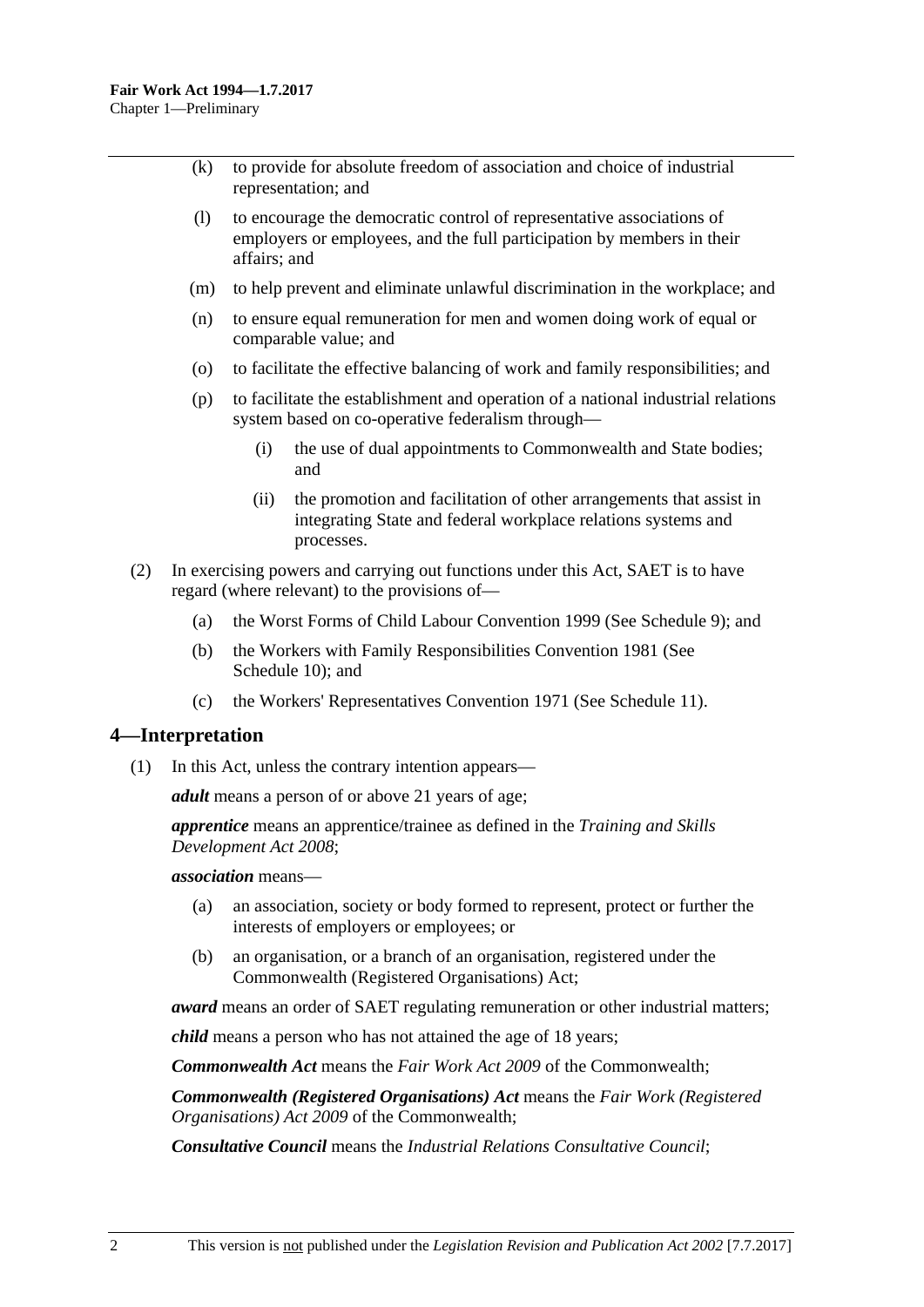(k) to provide for absolute freedom of association and choice of industrial representation; and

(l) to encourage the democratic control of representative associations of employers or employees, and the full participation by members in their affairs; and

(m) to help prevent and eliminate unlawful discrimination in the workplace; and

(n) to ensure equal remuneration for men and women doing work of equal or comparable value; and

(o) to facilitate the effective balancing of work and family responsibilities; and

(p) to facilitate the establishment and operation of a national industrial relations system based on co-operative federalism through—

(i) the use of dual appointments to Commonwealth and State bodies; and

(ii) the promotion and facilitation of other arrangements that assist in integrating State and federal workplace relations systems and processes.

(2) In exercising powers and carrying out functions under this Act, SAET is to have regard (where relevant) to the provisions of—

(a) the Worst Forms of Child Labour Convention 1999 (See Schedule 9); and

(b) the Workers with Family Responsibilities Convention 1981 (See Schedule 10); and

(c) the Workers' Representatives Convention 1971 (See Schedule 11).

## 4—Interpretation

(1) In this Act, unless the contrary intention appears—

***adult*** means a person of or above 21 years of age;

***apprentice*** means an apprentice/trainee as defined in the *Training and Skills Development Act 2008*;

***association*** means—

(a) an association, society or body formed to represent, protect or further the interests of employers or employees; or

(b) an organisation, or a branch of an organisation, registered under the Commonwealth (Registered Organisations) Act;

***award*** means an order of SAET regulating remuneration or other industrial matters;

***child*** means a person who has not attained the age of 18 years;

***Commonwealth Act*** means the *Fair Work Act 2009* of the Commonwealth;

***Commonwealth (Registered Organisations) Act*** means the *Fair Work (Registered Organisations) Act 2009* of the Commonwealth;

***Consultative Council*** means the *Industrial Relations Consultative Council*;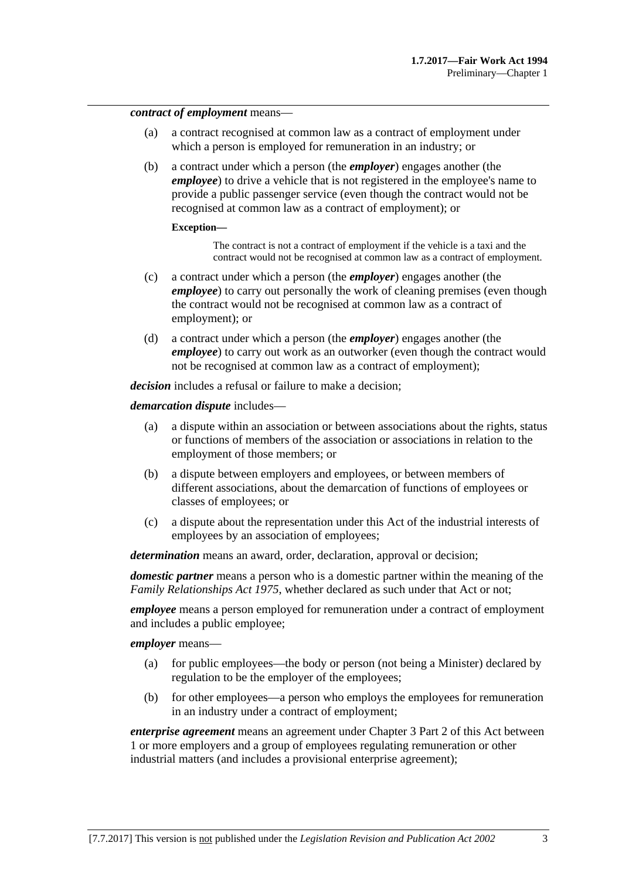***contract of employment*** means—

(a) a contract recognised at common law as a contract of employment under which a person is employed for remuneration in an industry; or

(b) a contract under which a person (the ***employer***) engages another (the ***employee***) to drive a vehicle that is not registered in the employee's name to provide a public passenger service (even though the contract would not be recognised at common law as a contract of employment); or

**Exception—**

The contract is not a contract of employment if the vehicle is a taxi and the contract would not be recognised at common law as a contract of employment.

(c) a contract under which a person (the ***employer***) engages another (the ***employee***) to carry out personally the work of cleaning premises (even though the contract would not be recognised at common law as a contract of employment); or

(d) a contract under which a person (the ***employer***) engages another (the ***employee***) to carry out work as an outworker (even though the contract would not be recognised at common law as a contract of employment);

***decision*** includes a refusal or failure to make a decision;

***demarcation dispute*** includes—

(a) a dispute within an association or between associations about the rights, status or functions of members of the association or associations in relation to the employment of those members; or

(b) a dispute between employers and employees, or between members of different associations, about the demarcation of functions of employees or classes of employees; or

(c) a dispute about the representation under this Act of the industrial interests of employees by an association of employees;

***determination*** means an award, order, declaration, approval or decision;

***domestic partner*** means a person who is a domestic partner within the meaning of the *Family Relationships Act 1975*, whether declared as such under that Act or not;

***employee*** means a person employed for remuneration under a contract of employment and includes a public employee;

***employer*** means—

(a) for public employees—the body or person (not being a Minister) declared by regulation to be the employer of the employees;

(b) for other employees—a person who employs the employees for remuneration in an industry under a contract of employment;

***enterprise agreement*** means an agreement under Chapter 3 Part 2 of this Act between 1 or more employers and a group of employees regulating remuneration or other industrial matters (and includes a provisional enterprise agreement);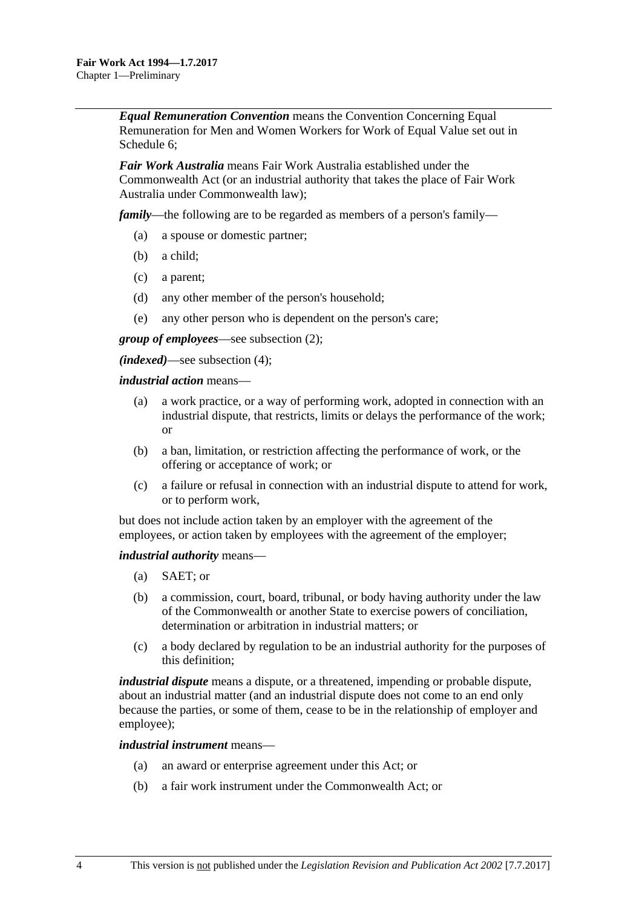***Equal Remuneration Convention*** means the Convention Concerning Equal Remuneration for Men and Women Workers for Work of Equal Value set out in Schedule 6;

***Fair Work Australia*** means Fair Work Australia established under the Commonwealth Act (or an industrial authority that takes the place of Fair Work Australia under Commonwealth law);

***family***—the following are to be regarded as members of a person's family—

- (a) a spouse or domestic partner;
- (b) a child;
- (c) a parent;
- (d) any other member of the person's household;
- (e) any other person who is dependent on the person's care;

***group of employees***—see subsection (2);

***(indexed)***—see subsection (4);

***industrial action*** means—

- (a) a work practice, or a way of performing work, adopted in connection with an industrial dispute, that restricts, limits or delays the performance of the work; or
- (b) a ban, limitation, or restriction affecting the performance of work, or the offering or acceptance of work; or
- (c) a failure or refusal in connection with an industrial dispute to attend for work, or to perform work,

but does not include action taken by an employer with the agreement of the employees, or action taken by employees with the agreement of the employer;

***industrial authority*** means—

- (a) SAET; or
- (b) a commission, court, board, tribunal, or body having authority under the law of the Commonwealth or another State to exercise powers of conciliation, determination or arbitration in industrial matters; or
- (c) a body declared by regulation to be an industrial authority for the purposes of this definition;

***industrial dispute*** means a dispute, or a threatened, impending or probable dispute, about an industrial matter (and an industrial dispute does not come to an end only because the parties, or some of them, cease to be in the relationship of employer and employee);

***industrial instrument*** means—

- (a) an award or enterprise agreement under this Act; or
- (b) a fair work instrument under the Commonwealth Act; or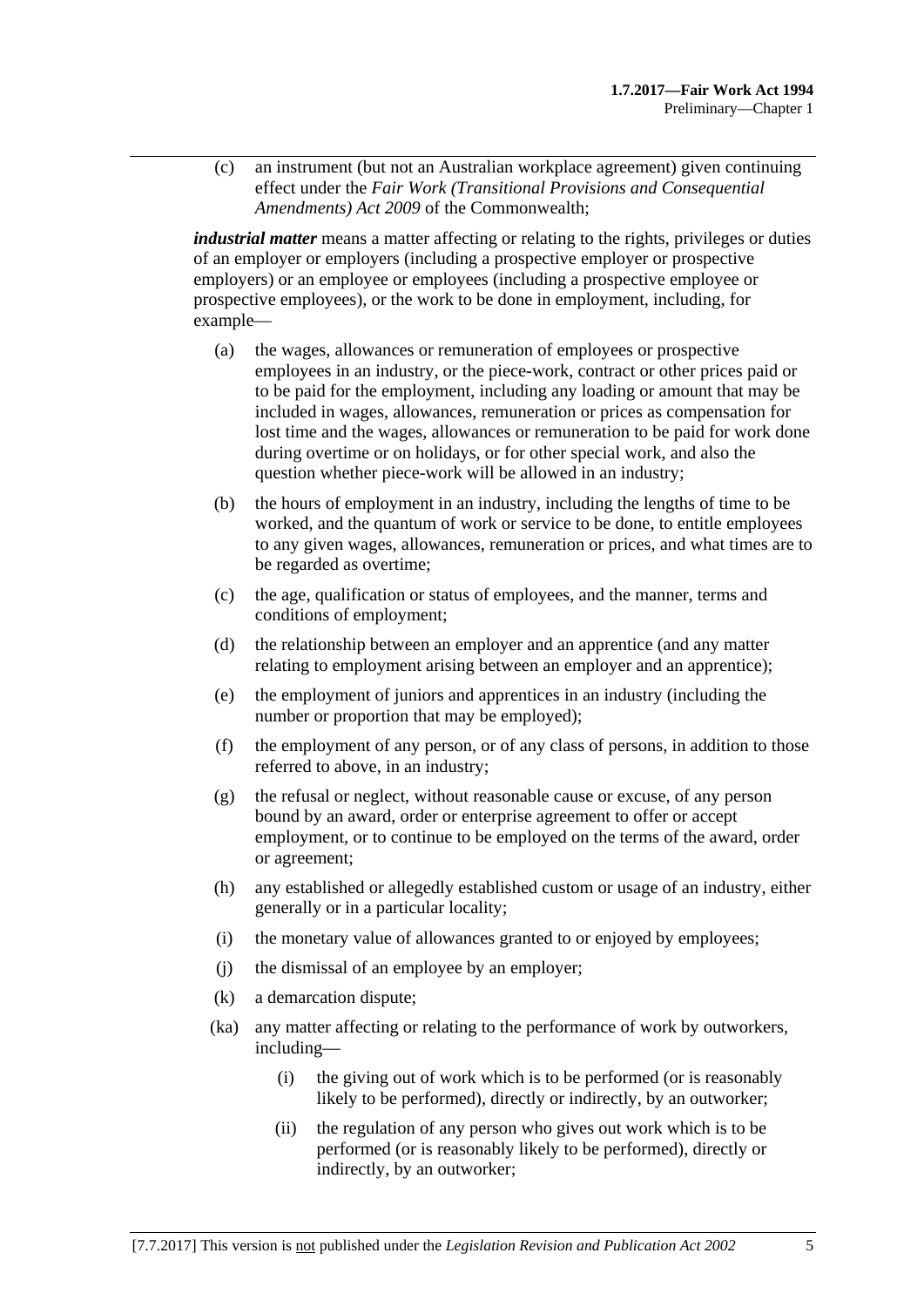(c) an instrument (but not an Australian workplace agreement) given continuing effect under the *Fair Work (Transitional Provisions and Consequential Amendments) Act 2009* of the Commonwealth;

***industrial matter*** means a matter affecting or relating to the rights, privileges or duties of an employer or employers (including a prospective employer or prospective employers) or an employee or employees (including a prospective employee or prospective employees), or the work to be done in employment, including, for example—

(a) the wages, allowances or remuneration of employees or prospective employees in an industry, or the piece-work, contract or other prices paid or to be paid for the employment, including any loading or amount that may be included in wages, allowances, remuneration or prices as compensation for lost time and the wages, allowances or remuneration to be paid for work done during overtime or on holidays, or for other special work, and also the question whether piece-work will be allowed in an industry;

(b) the hours of employment in an industry, including the lengths of time to be worked, and the quantum of work or service to be done, to entitle employees to any given wages, allowances, remuneration or prices, and what times are to be regarded as overtime;

(c) the age, qualification or status of employees, and the manner, terms and conditions of employment;

(d) the relationship between an employer and an apprentice (and any matter relating to employment arising between an employer and an apprentice);

(e) the employment of juniors and apprentices in an industry (including the number or proportion that may be employed);

(f) the employment of any person, or of any class of persons, in addition to those referred to above, in an industry;

(g) the refusal or neglect, without reasonable cause or excuse, of any person bound by an award, order or enterprise agreement to offer or accept employment, or to continue to be employed on the terms of the award, order or agreement;

(h) any established or allegedly established custom or usage of an industry, either generally or in a particular locality;

(i) the monetary value of allowances granted to or enjoyed by employees;

(j) the dismissal of an employee by an employer;

(k) a demarcation dispute;

(ka) any matter affecting or relating to the performance of work by outworkers, including—

(i) the giving out of work which is to be performed (or is reasonably likely to be performed), directly or indirectly, by an outworker;

(ii) the regulation of any person who gives out work which is to be performed (or is reasonably likely to be performed), directly or indirectly, by an outworker;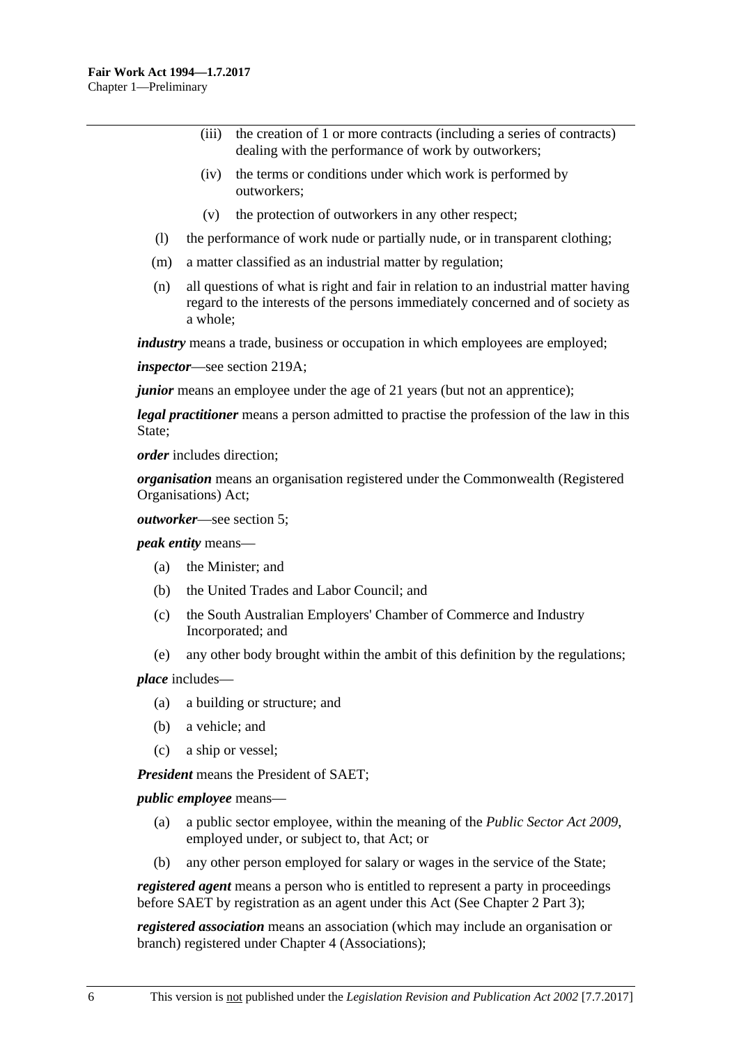(iii) the creation of 1 or more contracts (including a series of contracts) dealing with the performance of work by outworkers;

(iv) the terms or conditions under which work is performed by outworkers;

(v) the protection of outworkers in any other respect;

(l) the performance of work nude or partially nude, or in transparent clothing;

(m) a matter classified as an industrial matter by regulation;

(n) all questions of what is right and fair in relation to an industrial matter having regard to the interests of the persons immediately concerned and of society as a whole;

***industry*** means a trade, business or occupation in which employees are employed;

***inspector***—see section 219A;

***junior*** means an employee under the age of 21 years (but not an apprentice);

***legal practitioner*** means a person admitted to practise the profession of the law in this State;

***order*** includes direction;

***organisation*** means an organisation registered under the Commonwealth (Registered Organisations) Act;

***outworker***—see section 5;

***peak entity*** means—

(a) the Minister; and

(b) the United Trades and Labor Council; and

(c) the South Australian Employers' Chamber of Commerce and Industry Incorporated; and

(e) any other body brought within the ambit of this definition by the regulations;

***place*** includes—

(a) a building or structure; and

(b) a vehicle; and

(c) a ship or vessel;

***President*** means the President of SAET;

***public employee*** means—

(a) a public sector employee, within the meaning of the *Public Sector Act 2009*, employed under, or subject to, that Act; or

(b) any other person employed for salary or wages in the service of the State;

***registered agent*** means a person who is entitled to represent a party in proceedings before SAET by registration as an agent under this Act (See Chapter 2 Part 3);

***registered association*** means an association (which may include an organisation or branch) registered under Chapter 4 (Associations);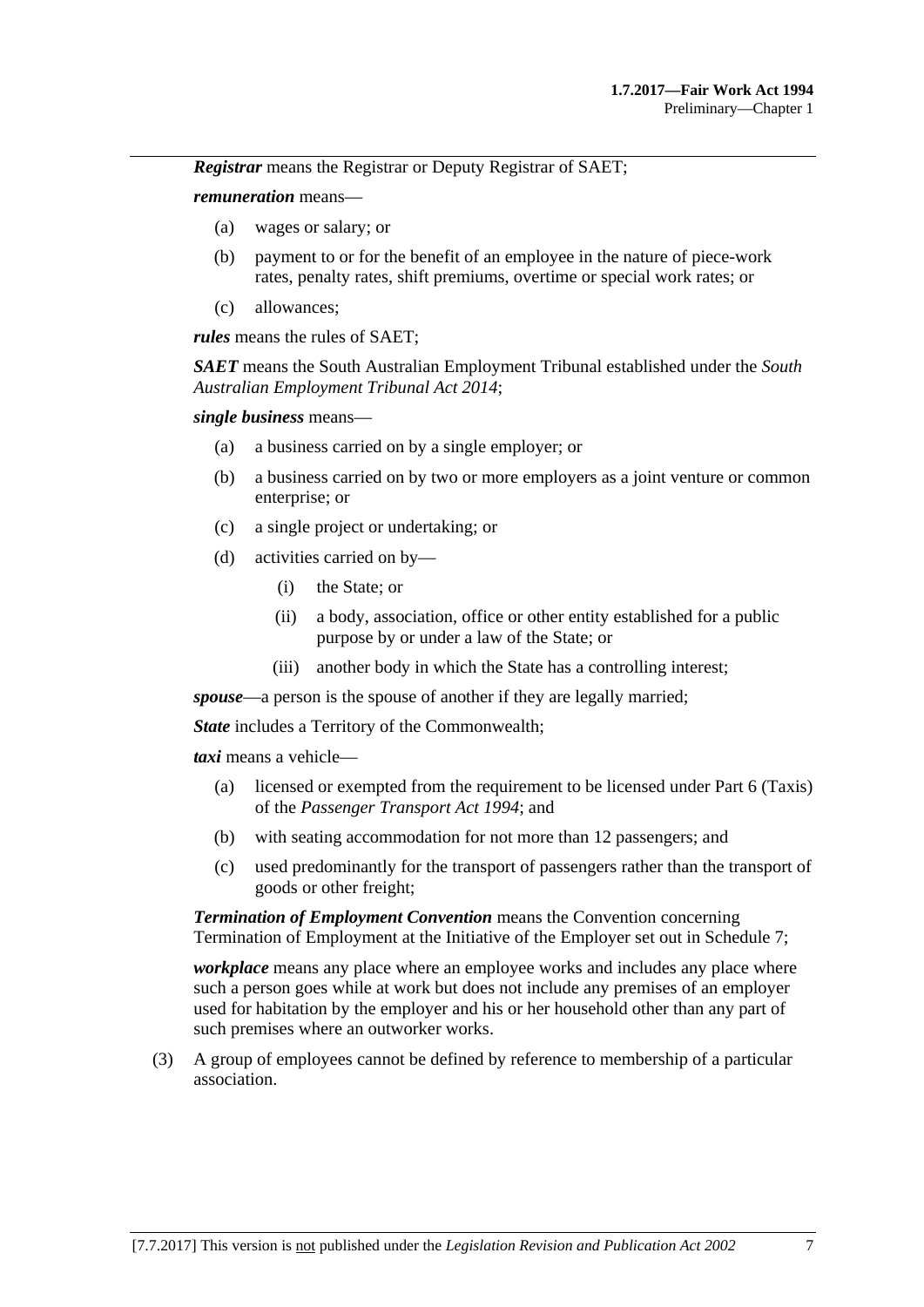***Registrar*** means the Registrar or Deputy Registrar of SAET;

***remuneration*** means—

(a) wages or salary; or

(b) payment to or for the benefit of an employee in the nature of piece-work rates, penalty rates, shift premiums, overtime or special work rates; or

(c) allowances;

***rules*** means the rules of SAET;

***SAET*** means the South Australian Employment Tribunal established under the *South Australian Employment Tribunal Act 2014*;

***single business*** means—

(a) a business carried on by a single employer; or

(b) a business carried on by two or more employers as a joint venture or common enterprise; or

(c) a single project or undertaking; or

(d) activities carried on by—

(i) the State; or

(ii) a body, association, office or other entity established for a public purpose by or under a law of the State; or

(iii) another body in which the State has a controlling interest;

***spouse***—a person is the spouse of another if they are legally married;

***State*** includes a Territory of the Commonwealth;

***taxi*** means a vehicle—

(a) licensed or exempted from the requirement to be licensed under Part 6 (Taxis) of the *Passenger Transport Act 1994*; and

(b) with seating accommodation for not more than 12 passengers; and

(c) used predominantly for the transport of passengers rather than the transport of goods or other freight;

***Termination of Employment Convention*** means the Convention concerning Termination of Employment at the Initiative of the Employer set out in Schedule 7;

***workplace*** means any place where an employee works and includes any place where such a person goes while at work but does not include any premises of an employer used for habitation by the employer and his or her household other than any part of such premises where an outworker works.

(3) A group of employees cannot be defined by reference to membership of a particular association.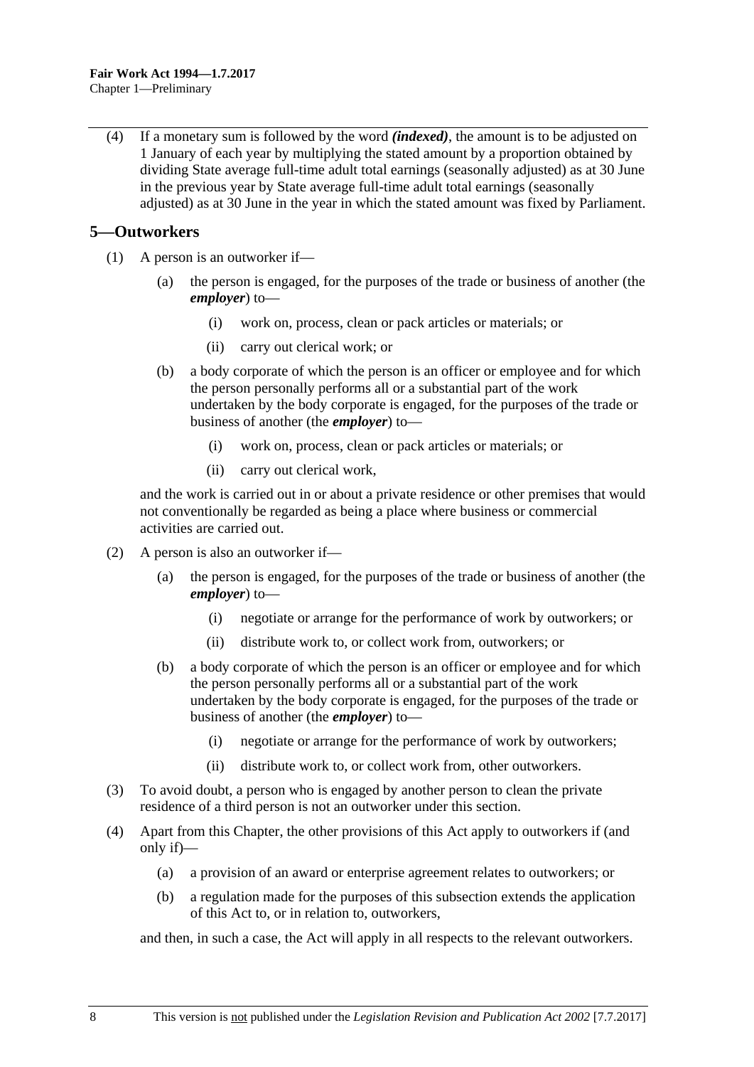(4) If a monetary sum is followed by the word ***(indexed)***, the amount is to be adjusted on 1 January of each year by multiplying the stated amount by a proportion obtained by dividing State average full-time adult total earnings (seasonally adjusted) as at 30 June in the previous year by State average full-time adult total earnings (seasonally adjusted) as at 30 June in the year in which the stated amount was fixed by Parliament.

## 5—Outworkers

(1) A person is an outworker if—

(a) the person is engaged, for the purposes of the trade or business of another (the ***employer***) to—

(i) work on, process, clean or pack articles or materials; or

(ii) carry out clerical work; or

(b) a body corporate of which the person is an officer or employee and for which the person personally performs all or a substantial part of the work undertaken by the body corporate is engaged, for the purposes of the trade or business of another (the ***employer***) to—

(i) work on, process, clean or pack articles or materials; or

(ii) carry out clerical work,

and the work is carried out in or about a private residence or other premises that would not conventionally be regarded as being a place where business or commercial activities are carried out.

(2) A person is also an outworker if—

(a) the person is engaged, for the purposes of the trade or business of another (the ***employer***) to—

(i) negotiate or arrange for the performance of work by outworkers; or

(ii) distribute work to, or collect work from, outworkers; or

(b) a body corporate of which the person is an officer or employee and for which the person personally performs all or a substantial part of the work undertaken by the body corporate is engaged, for the purposes of the trade or business of another (the ***employer***) to—

(i) negotiate or arrange for the performance of work by outworkers;

(ii) distribute work to, or collect work from, other outworkers.

(3) To avoid doubt, a person who is engaged by another person to clean the private residence of a third person is not an outworker under this section.

(4) Apart from this Chapter, the other provisions of this Act apply to outworkers if (and only if)—

(a) a provision of an award or enterprise agreement relates to outworkers; or

(b) a regulation made for the purposes of this subsection extends the application of this Act to, or in relation to, outworkers,

and then, in such a case, the Act will apply in all respects to the relevant outworkers.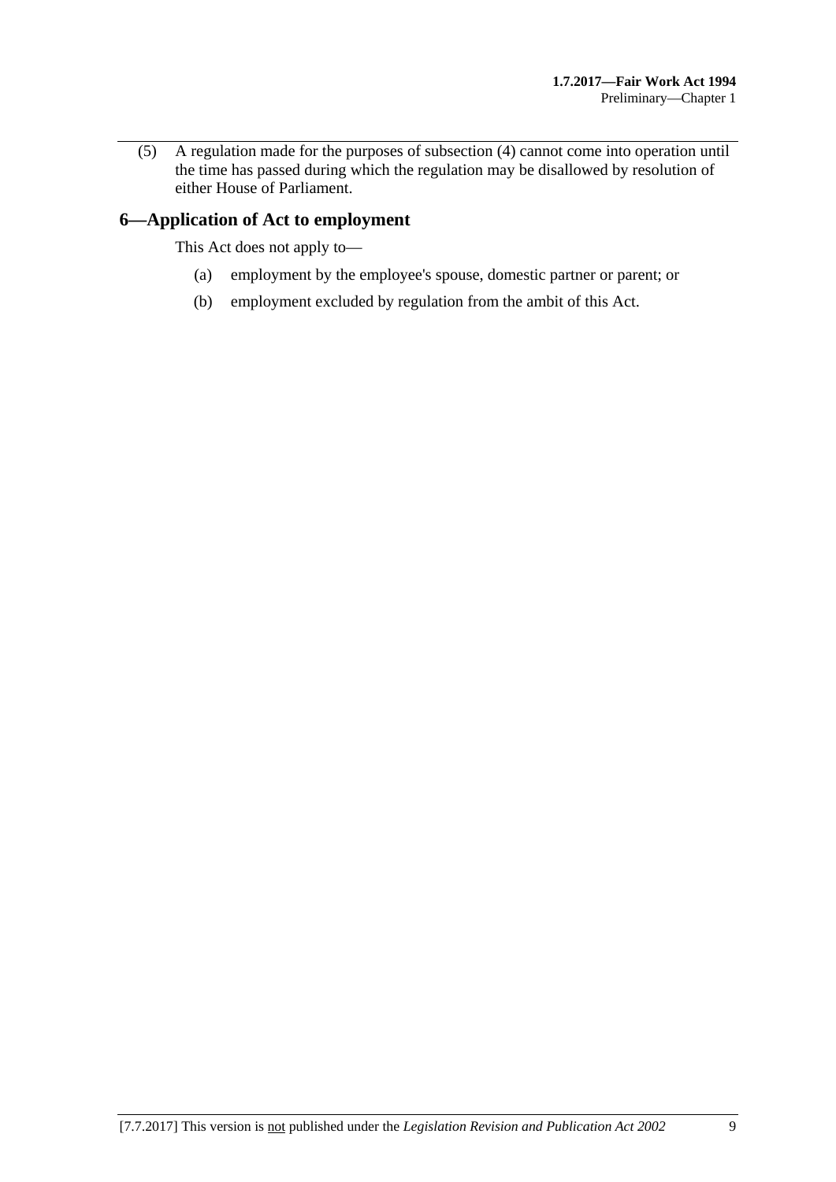(5) A regulation made for the purposes of subsection (4) cannot come into operation until the time has passed during which the regulation may be disallowed by resolution of either House of Parliament.

## 6—Application of Act to employment

This Act does not apply to—

(a) employment by the employee's spouse, domestic partner or parent; or

(b) employment excluded by regulation from the ambit of this Act.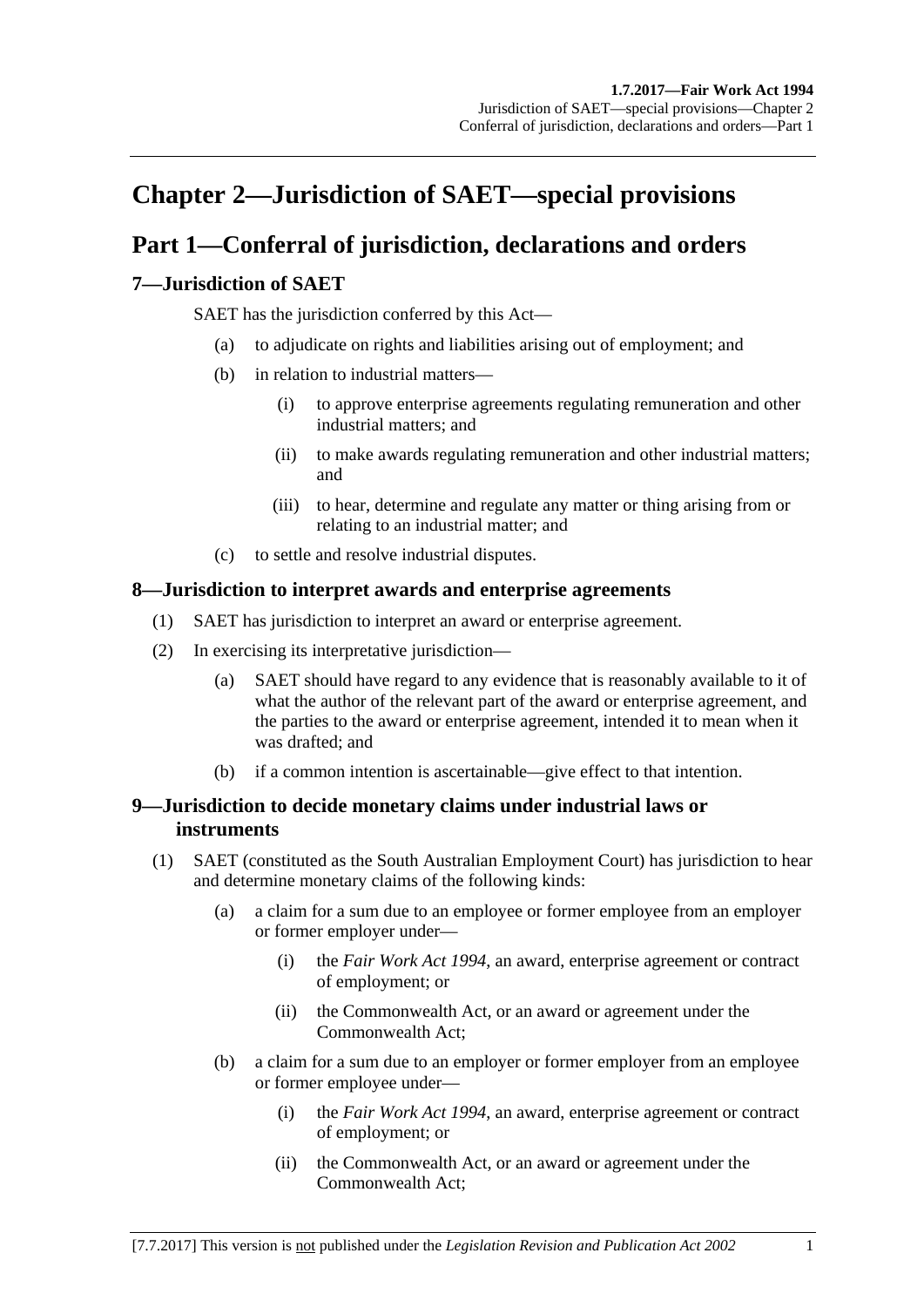# Chapter 2—Jurisdiction of SAET—special provisions

## Part 1—Conferral of jurisdiction, declarations and orders

### 7—Jurisdiction of SAET

SAET has the jurisdiction conferred by this Act—

(a) to adjudicate on rights and liabilities arising out of employment; and

(b) in relation to industrial matters—

(i) to approve enterprise agreements regulating remuneration and other industrial matters; and

(ii) to make awards regulating remuneration and other industrial matters; and

(iii) to hear, determine and regulate any matter or thing arising from or relating to an industrial matter; and

(c) to settle and resolve industrial disputes.

### 8—Jurisdiction to interpret awards and enterprise agreements

(1) SAET has jurisdiction to interpret an award or enterprise agreement.

(2) In exercising its interpretative jurisdiction—

(a) SAET should have regard to any evidence that is reasonably available to it of what the author of the relevant part of the award or enterprise agreement, and the parties to the award or enterprise agreement, intended it to mean when it was drafted; and

(b) if a common intention is ascertainable—give effect to that intention.

### 9—Jurisdiction to decide monetary claims under industrial laws or instruments

(1) SAET (constituted as the South Australian Employment Court) has jurisdiction to hear and determine monetary claims of the following kinds:

(a) a claim for a sum due to an employee or former employee from an employer or former employer under—

(i) the *Fair Work Act 1994*, an award, enterprise agreement or contract of employment; or

(ii) the Commonwealth Act, or an award or agreement under the Commonwealth Act;

(b) a claim for a sum due to an employer or former employer from an employee or former employee under—

(i) the *Fair Work Act 1994*, an award, enterprise agreement or contract of employment; or

(ii) the Commonwealth Act, or an award or agreement under the Commonwealth Act;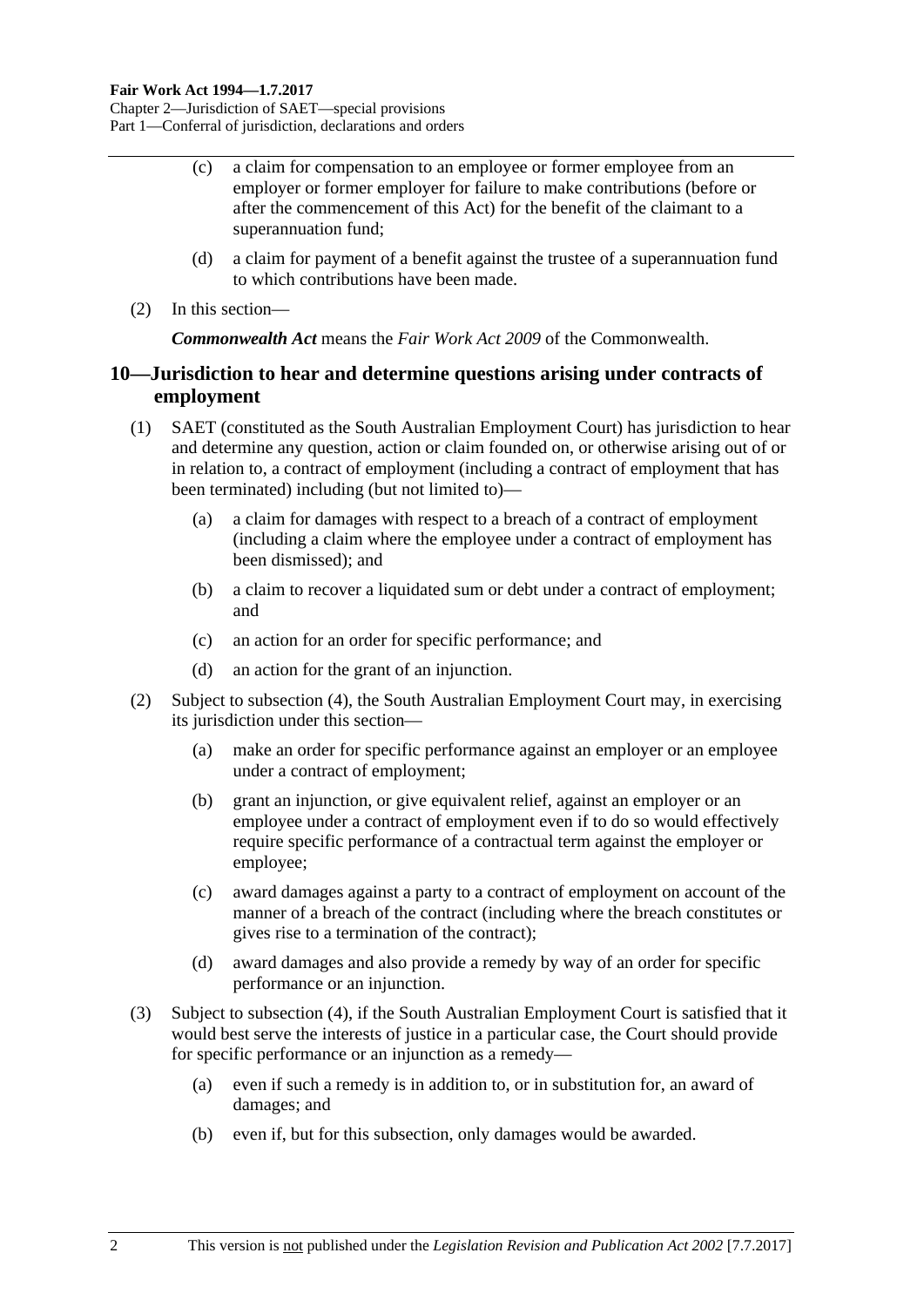(c) a claim for compensation to an employee or former employee from an employer or former employer for failure to make contributions (before or after the commencement of this Act) for the benefit of the claimant to a superannuation fund;

(d) a claim for payment of a benefit against the trustee of a superannuation fund to which contributions have been made.

(2) In this section—

***Commonwealth Act*** means the *Fair Work Act 2009* of the Commonwealth.

## 10—Jurisdiction to hear and determine questions arising under contracts of employment

(1) SAET (constituted as the South Australian Employment Court) has jurisdiction to hear and determine any question, action or claim founded on, or otherwise arising out of or in relation to, a contract of employment (including a contract of employment that has been terminated) including (but not limited to)—

(a) a claim for damages with respect to a breach of a contract of employment (including a claim where the employee under a contract of employment has been dismissed); and

(b) a claim to recover a liquidated sum or debt under a contract of employment; and

(c) an action for an order for specific performance; and

(d) an action for the grant of an injunction.

(2) Subject to subsection (4), the South Australian Employment Court may, in exercising its jurisdiction under this section—

(a) make an order for specific performance against an employer or an employee under a contract of employment;

(b) grant an injunction, or give equivalent relief, against an employer or an employee under a contract of employment even if to do so would effectively require specific performance of a contractual term against the employer or employee;

(c) award damages against a party to a contract of employment on account of the manner of a breach of the contract (including where the breach constitutes or gives rise to a termination of the contract);

(d) award damages and also provide a remedy by way of an order for specific performance or an injunction.

(3) Subject to subsection (4), if the South Australian Employment Court is satisfied that it would best serve the interests of justice in a particular case, the Court should provide for specific performance or an injunction as a remedy—

(a) even if such a remedy is in addition to, or in substitution for, an award of damages; and

(b) even if, but for this subsection, only damages would be awarded.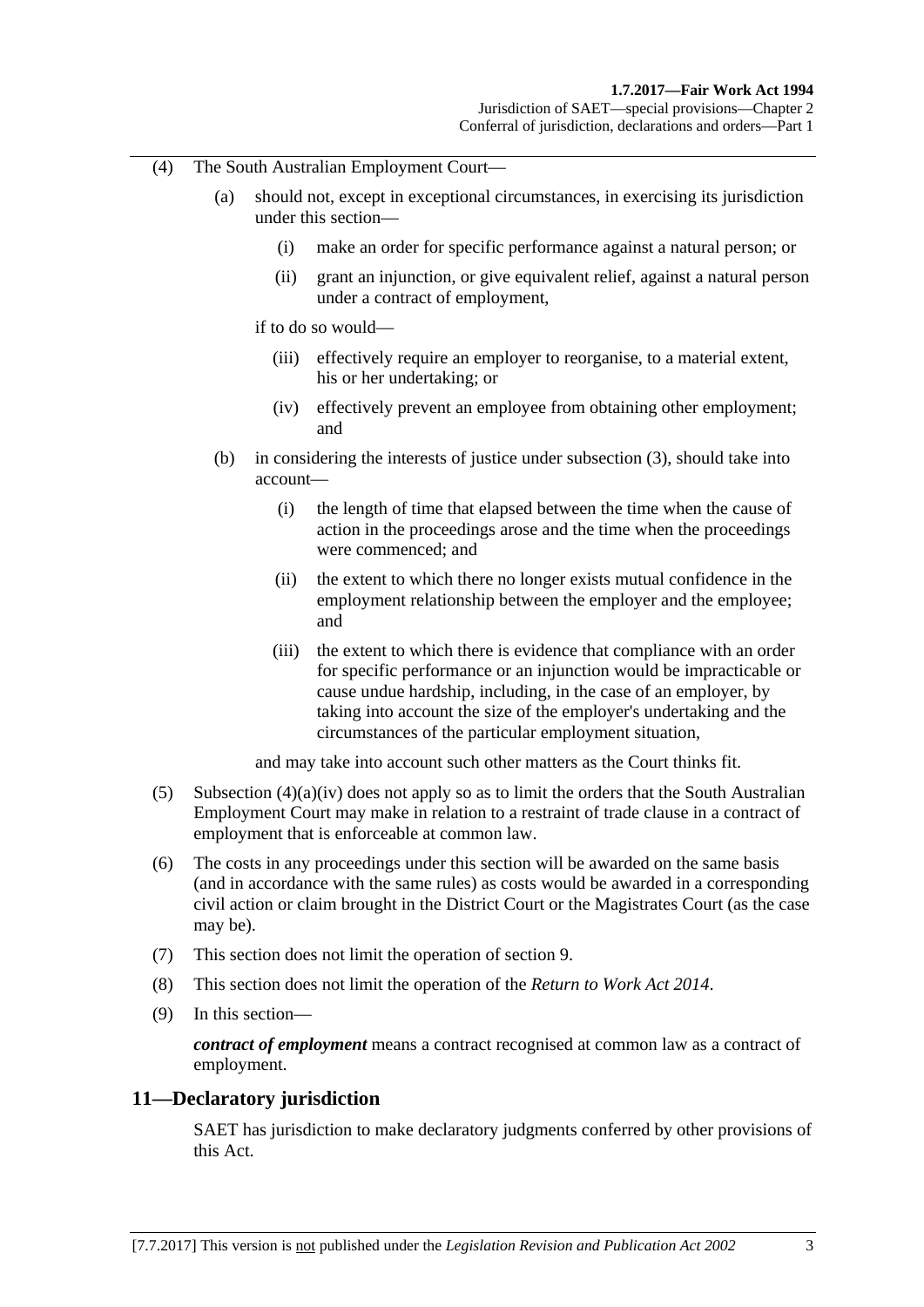(4) The South Australian Employment Court—

(a) should not, except in exceptional circumstances, in exercising its jurisdiction under this section—

(i) make an order for specific performance against a natural person; or

(ii) grant an injunction, or give equivalent relief, against a natural person under a contract of employment,

if to do so would—

(iii) effectively require an employer to reorganise, to a material extent, his or her undertaking; or

(iv) effectively prevent an employee from obtaining other employment; and

(b) in considering the interests of justice under subsection (3), should take into account—

(i) the length of time that elapsed between the time when the cause of action in the proceedings arose and the time when the proceedings were commenced; and

(ii) the extent to which there no longer exists mutual confidence in the employment relationship between the employer and the employee; and

(iii) the extent to which there is evidence that compliance with an order for specific performance or an injunction would be impracticable or cause undue hardship, including, in the case of an employer, by taking into account the size of the employer's undertaking and the circumstances of the particular employment situation,

and may take into account such other matters as the Court thinks fit.

(5) Subsection (4)(a)(iv) does not apply so as to limit the orders that the South Australian Employment Court may make in relation to a restraint of trade clause in a contract of employment that is enforceable at common law.

(6) The costs in any proceedings under this section will be awarded on the same basis (and in accordance with the same rules) as costs would be awarded in a corresponding civil action or claim brought in the District Court or the Magistrates Court (as the case may be).

(7) This section does not limit the operation of section 9.

(8) This section does not limit the operation of the *Return to Work Act 2014*.

(9) In this section—

***contract of employment*** means a contract recognised at common law as a contract of employment.

## 11—Declaratory jurisdiction

SAET has jurisdiction to make declaratory judgments conferred by other provisions of this Act.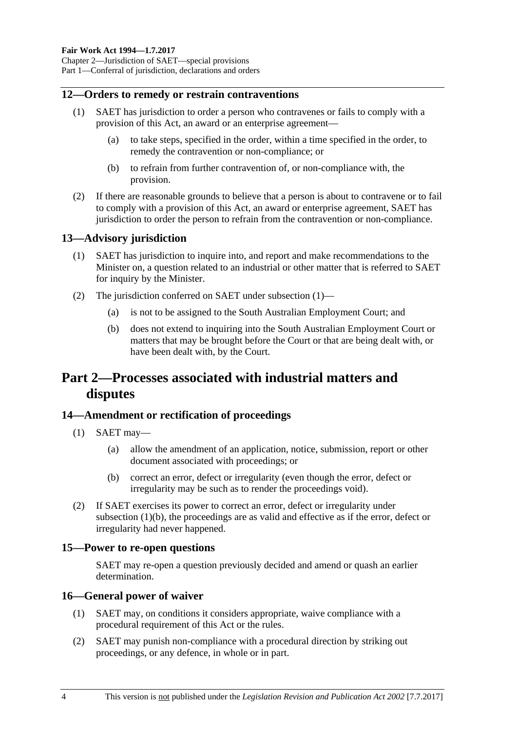## 12—Orders to remedy or restrain contraventions

(1) SAET has jurisdiction to order a person who contravenes or fails to comply with a provision of this Act, an award or an enterprise agreement—

(a) to take steps, specified in the order, within a time specified in the order, to remedy the contravention or non-compliance; or

(b) to refrain from further contravention of, or non-compliance with, the provision.

(2) If there are reasonable grounds to believe that a person is about to contravene or to fail to comply with a provision of this Act, an award or enterprise agreement, SAET has jurisdiction to order the person to refrain from the contravention or non-compliance.

## 13—Advisory jurisdiction

(1) SAET has jurisdiction to inquire into, and report and make recommendations to the Minister on, a question related to an industrial or other matter that is referred to SAET for inquiry by the Minister.

(2) The jurisdiction conferred on SAET under subsection (1)—

(a) is not to be assigned to the South Australian Employment Court; and

(b) does not extend to inquiring into the South Australian Employment Court or matters that may be brought before the Court or that are being dealt with, or have been dealt with, by the Court.

# Part 2—Processes associated with industrial matters and disputes

## 14—Amendment or rectification of proceedings

(1) SAET may—

(a) allow the amendment of an application, notice, submission, report or other document associated with proceedings; or

(b) correct an error, defect or irregularity (even though the error, defect or irregularity may be such as to render the proceedings void).

(2) If SAET exercises its power to correct an error, defect or irregularity under subsection (1)(b), the proceedings are as valid and effective as if the error, defect or irregularity had never happened.

## 15—Power to re-open questions

SAET may re-open a question previously decided and amend or quash an earlier determination.

## 16—General power of waiver

(1) SAET may, on conditions it considers appropriate, waive compliance with a procedural requirement of this Act or the rules.

(2) SAET may punish non-compliance with a procedural direction by striking out proceedings, or any defence, in whole or in part.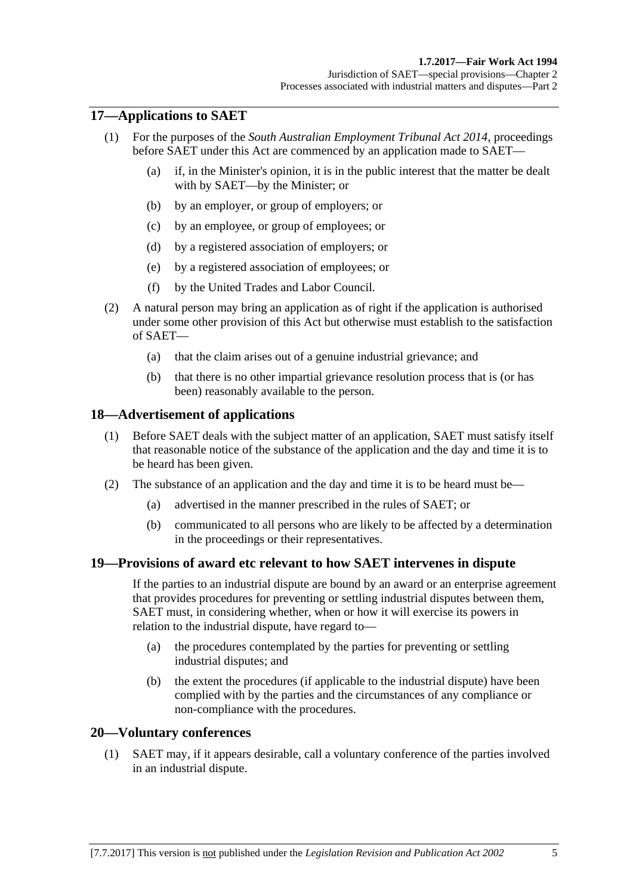## 17—Applications to SAET

(1) For the purposes of the *South Australian Employment Tribunal Act 2014*, proceedings before SAET under this Act are commenced by an application made to SAET—

(a) if, in the Minister's opinion, it is in the public interest that the matter be dealt with by SAET—by the Minister; or

(b) by an employer, or group of employers; or

(c) by an employee, or group of employees; or

(d) by a registered association of employers; or

(e) by a registered association of employees; or

(f) by the United Trades and Labor Council.

(2) A natural person may bring an application as of right if the application is authorised under some other provision of this Act but otherwise must establish to the satisfaction of SAET—

(a) that the claim arises out of a genuine industrial grievance; and

(b) that there is no other impartial grievance resolution process that is (or has been) reasonably available to the person.

## 18—Advertisement of applications

(1) Before SAET deals with the subject matter of an application, SAET must satisfy itself that reasonable notice of the substance of the application and the day and time it is to be heard has been given.

(2) The substance of an application and the day and time it is to be heard must be—

(a) advertised in the manner prescribed in the rules of SAET; or

(b) communicated to all persons who are likely to be affected by a determination in the proceedings or their representatives.

## 19—Provisions of award etc relevant to how SAET intervenes in dispute

If the parties to an industrial dispute are bound by an award or an enterprise agreement that provides procedures for preventing or settling industrial disputes between them, SAET must, in considering whether, when or how it will exercise its powers in relation to the industrial dispute, have regard to—

(a) the procedures contemplated by the parties for preventing or settling industrial disputes; and

(b) the extent the procedures (if applicable to the industrial dispute) have been complied with by the parties and the circumstances of any compliance or non-compliance with the procedures.

## 20—Voluntary conferences

(1) SAET may, if it appears desirable, call a voluntary conference of the parties involved in an industrial dispute.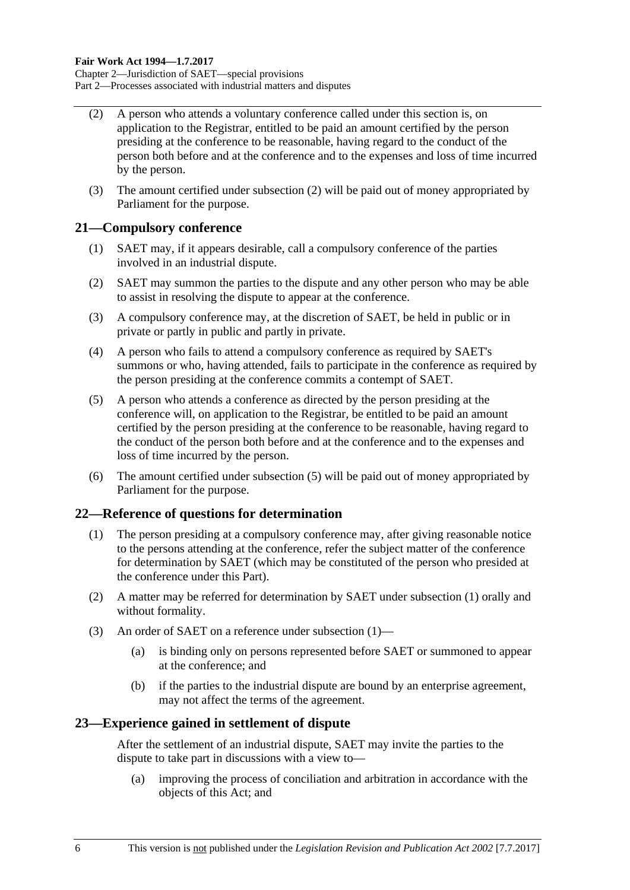(2) A person who attends a voluntary conference called under this section is, on application to the Registrar, entitled to be paid an amount certified by the person presiding at the conference to be reasonable, having regard to the conduct of the person both before and at the conference and to the expenses and loss of time incurred by the person.

(3) The amount certified under subsection (2) will be paid out of money appropriated by Parliament for the purpose.

## 21—Compulsory conference

(1) SAET may, if it appears desirable, call a compulsory conference of the parties involved in an industrial dispute.

(2) SAET may summon the parties to the dispute and any other person who may be able to assist in resolving the dispute to appear at the conference.

(3) A compulsory conference may, at the discretion of SAET, be held in public or in private or partly in public and partly in private.

(4) A person who fails to attend a compulsory conference as required by SAET's summons or who, having attended, fails to participate in the conference as required by the person presiding at the conference commits a contempt of SAET.

(5) A person who attends a conference as directed by the person presiding at the conference will, on application to the Registrar, be entitled to be paid an amount certified by the person presiding at the conference to be reasonable, having regard to the conduct of the person both before and at the conference and to the expenses and loss of time incurred by the person.

(6) The amount certified under subsection (5) will be paid out of money appropriated by Parliament for the purpose.

## 22—Reference of questions for determination

(1) The person presiding at a compulsory conference may, after giving reasonable notice to the persons attending at the conference, refer the subject matter of the conference for determination by SAET (which may be constituted of the person who presided at the conference under this Part).

(2) A matter may be referred for determination by SAET under subsection (1) orally and without formality.

(3) An order of SAET on a reference under subsection (1)—

(a) is binding only on persons represented before SAET or summoned to appear at the conference; and

(b) if the parties to the industrial dispute are bound by an enterprise agreement, may not affect the terms of the agreement.

## 23—Experience gained in settlement of dispute

After the settlement of an industrial dispute, SAET may invite the parties to the dispute to take part in discussions with a view to—

(a) improving the process of conciliation and arbitration in accordance with the objects of this Act; and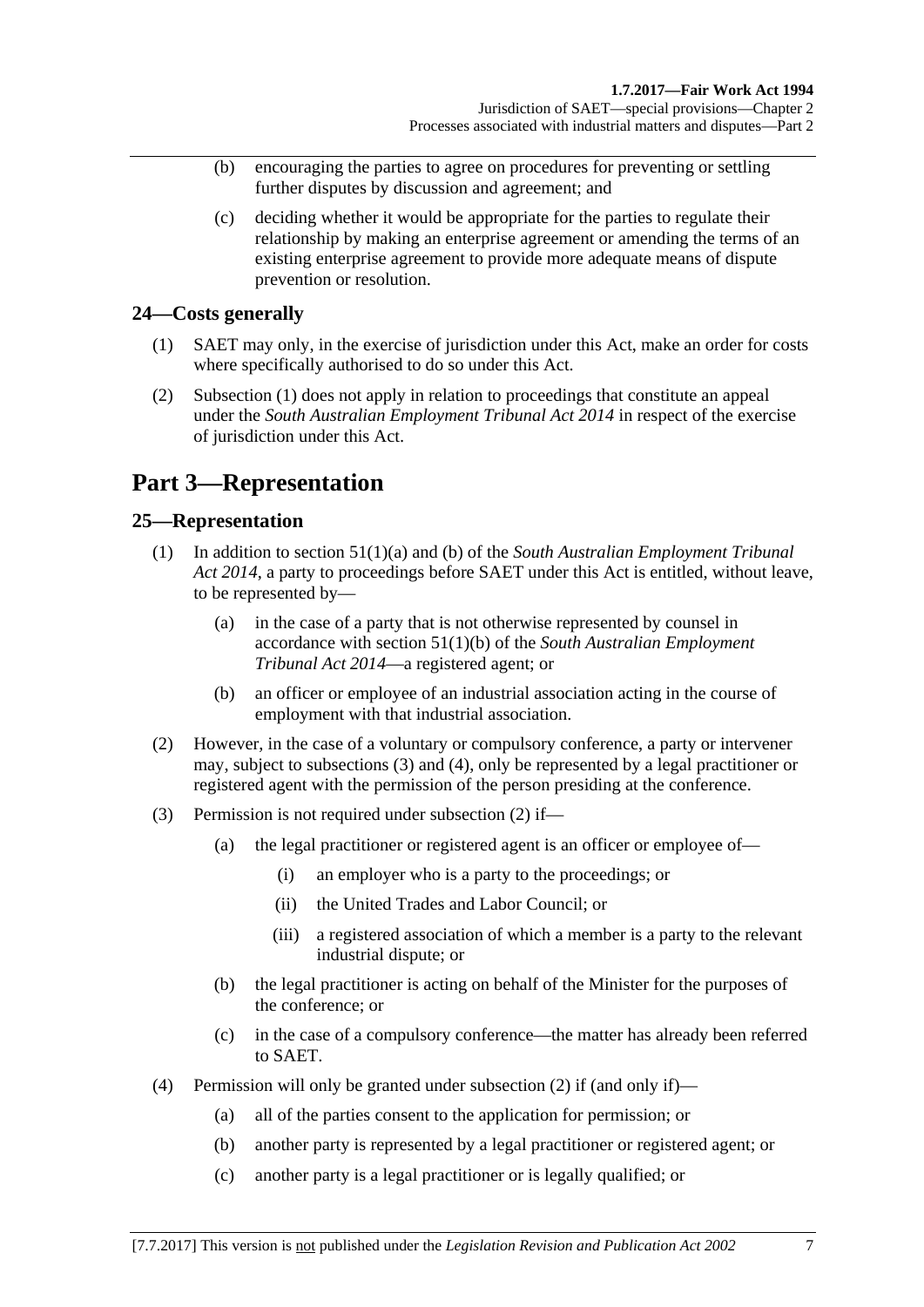(b) encouraging the parties to agree on procedures for preventing or settling further disputes by discussion and agreement; and

(c) deciding whether it would be appropriate for the parties to regulate their relationship by making an enterprise agreement or amending the terms of an existing enterprise agreement to provide more adequate means of dispute prevention or resolution.

## 24—Costs generally

(1) SAET may only, in the exercise of jurisdiction under this Act, make an order for costs where specifically authorised to do so under this Act.

(2) Subsection (1) does not apply in relation to proceedings that constitute an appeal under the *South Australian Employment Tribunal Act 2014* in respect of the exercise of jurisdiction under this Act.

# Part 3—Representation

## 25—Representation

(1) In addition to section 51(1)(a) and (b) of the *South Australian Employment Tribunal Act 2014*, a party to proceedings before SAET under this Act is entitled, without leave, to be represented by—

(a) in the case of a party that is not otherwise represented by counsel in accordance with section 51(1)(b) of the *South Australian Employment Tribunal Act 2014*—a registered agent; or

(b) an officer or employee of an industrial association acting in the course of employment with that industrial association.

(2) However, in the case of a voluntary or compulsory conference, a party or intervener may, subject to subsections (3) and (4), only be represented by a legal practitioner or registered agent with the permission of the person presiding at the conference.

(3) Permission is not required under subsection (2) if—

(a) the legal practitioner or registered agent is an officer or employee of—

(i) an employer who is a party to the proceedings; or

(ii) the United Trades and Labor Council; or

(iii) a registered association of which a member is a party to the relevant industrial dispute; or

(b) the legal practitioner is acting on behalf of the Minister for the purposes of the conference; or

(c) in the case of a compulsory conference—the matter has already been referred to SAET.

(4) Permission will only be granted under subsection (2) if (and only if)—

(a) all of the parties consent to the application for permission; or

(b) another party is represented by a legal practitioner or registered agent; or

(c) another party is a legal practitioner or is legally qualified; or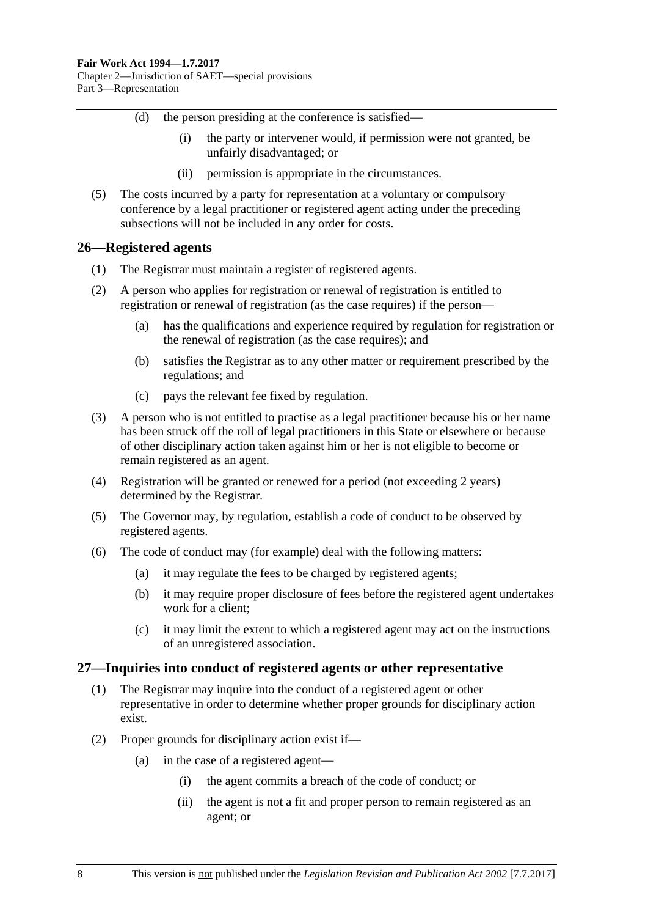(d) the person presiding at the conference is satisfied—

(i) the party or intervener would, if permission were not granted, be unfairly disadvantaged; or

(ii) permission is appropriate in the circumstances.

(5) The costs incurred by a party for representation at a voluntary or compulsory conference by a legal practitioner or registered agent acting under the preceding subsections will not be included in any order for costs.

## 26—Registered agents

(1) The Registrar must maintain a register of registered agents.

(2) A person who applies for registration or renewal of registration is entitled to registration or renewal of registration (as the case requires) if the person—

(a) has the qualifications and experience required by regulation for registration or the renewal of registration (as the case requires); and

(b) satisfies the Registrar as to any other matter or requirement prescribed by the regulations; and

(c) pays the relevant fee fixed by regulation.

(3) A person who is not entitled to practise as a legal practitioner because his or her name has been struck off the roll of legal practitioners in this State or elsewhere or because of other disciplinary action taken against him or her is not eligible to become or remain registered as an agent.

(4) Registration will be granted or renewed for a period (not exceeding 2 years) determined by the Registrar.

(5) The Governor may, by regulation, establish a code of conduct to be observed by registered agents.

(6) The code of conduct may (for example) deal with the following matters:

(a) it may regulate the fees to be charged by registered agents;

(b) it may require proper disclosure of fees before the registered agent undertakes work for a client;

(c) it may limit the extent to which a registered agent may act on the instructions of an unregistered association.

## 27—Inquiries into conduct of registered agents or other representative

(1) The Registrar may inquire into the conduct of a registered agent or other representative in order to determine whether proper grounds for disciplinary action exist.

(2) Proper grounds for disciplinary action exist if—

(a) in the case of a registered agent—

(i) the agent commits a breach of the code of conduct; or

(ii) the agent is not a fit and proper person to remain registered as an agent; or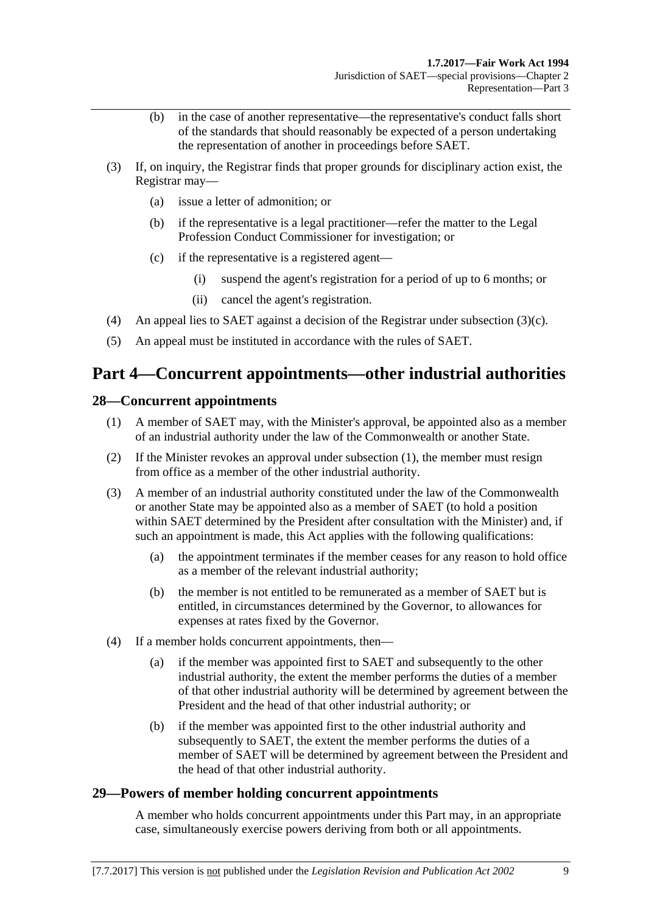(b) in the case of another representative—the representative's conduct falls short of the standards that should reasonably be expected of a person undertaking the representation of another in proceedings before SAET.

(3) If, on inquiry, the Registrar finds that proper grounds for disciplinary action exist, the Registrar may—

(a) issue a letter of admonition; or

(b) if the representative is a legal practitioner—refer the matter to the Legal Profession Conduct Commissioner for investigation; or

(c) if the representative is a registered agent—

(i) suspend the agent's registration for a period of up to 6 months; or

(ii) cancel the agent's registration.

(4) An appeal lies to SAET against a decision of the Registrar under subsection (3)(c).

(5) An appeal must be instituted in accordance with the rules of SAET.

# Part 4—Concurrent appointments—other industrial authorities

## 28—Concurrent appointments

(1) A member of SAET may, with the Minister's approval, be appointed also as a member of an industrial authority under the law of the Commonwealth or another State.

(2) If the Minister revokes an approval under subsection (1), the member must resign from office as a member of the other industrial authority.

(3) A member of an industrial authority constituted under the law of the Commonwealth or another State may be appointed also as a member of SAET (to hold a position within SAET determined by the President after consultation with the Minister) and, if such an appointment is made, this Act applies with the following qualifications:

(a) the appointment terminates if the member ceases for any reason to hold office as a member of the relevant industrial authority;

(b) the member is not entitled to be remunerated as a member of SAET but is entitled, in circumstances determined by the Governor, to allowances for expenses at rates fixed by the Governor.

(4) If a member holds concurrent appointments, then—

(a) if the member was appointed first to SAET and subsequently to the other industrial authority, the extent the member performs the duties of a member of that other industrial authority will be determined by agreement between the President and the head of that other industrial authority; or

(b) if the member was appointed first to the other industrial authority and subsequently to SAET, the extent the member performs the duties of a member of SAET will be determined by agreement between the President and the head of that other industrial authority.

## 29—Powers of member holding concurrent appointments

A member who holds concurrent appointments under this Part may, in an appropriate case, simultaneously exercise powers deriving from both or all appointments.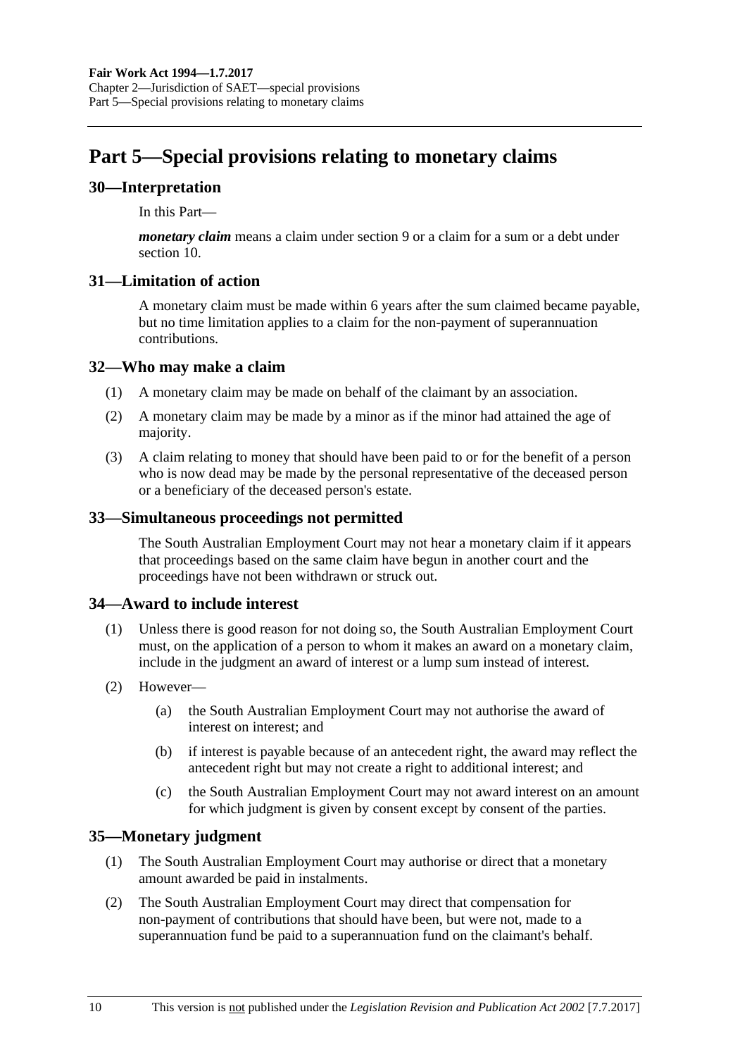# Part 5—Special provisions relating to monetary claims

## 30—Interpretation

In this Part—

***monetary claim*** means a claim under section 9 or a claim for a sum or a debt under section 10.

## 31—Limitation of action

A monetary claim must be made within 6 years after the sum claimed became payable, but no time limitation applies to a claim for the non-payment of superannuation contributions.

## 32—Who may make a claim

(1) A monetary claim may be made on behalf of the claimant by an association.

(2) A monetary claim may be made by a minor as if the minor had attained the age of majority.

(3) A claim relating to money that should have been paid to or for the benefit of a person who is now dead may be made by the personal representative of the deceased person or a beneficiary of the deceased person's estate.

## 33—Simultaneous proceedings not permitted

The South Australian Employment Court may not hear a monetary claim if it appears that proceedings based on the same claim have begun in another court and the proceedings have not been withdrawn or struck out.

## 34—Award to include interest

(1) Unless there is good reason for not doing so, the South Australian Employment Court must, on the application of a person to whom it makes an award on a monetary claim, include in the judgment an award of interest or a lump sum instead of interest.

(2) However—

(a) the South Australian Employment Court may not authorise the award of interest on interest; and

(b) if interest is payable because of an antecedent right, the award may reflect the antecedent right but may not create a right to additional interest; and

(c) the South Australian Employment Court may not award interest on an amount for which judgment is given by consent except by consent of the parties.

## 35—Monetary judgment

(1) The South Australian Employment Court may authorise or direct that a monetary amount awarded be paid in instalments.

(2) The South Australian Employment Court may direct that compensation for non-payment of contributions that should have been, but were not, made to a superannuation fund be paid to a superannuation fund on the claimant's behalf.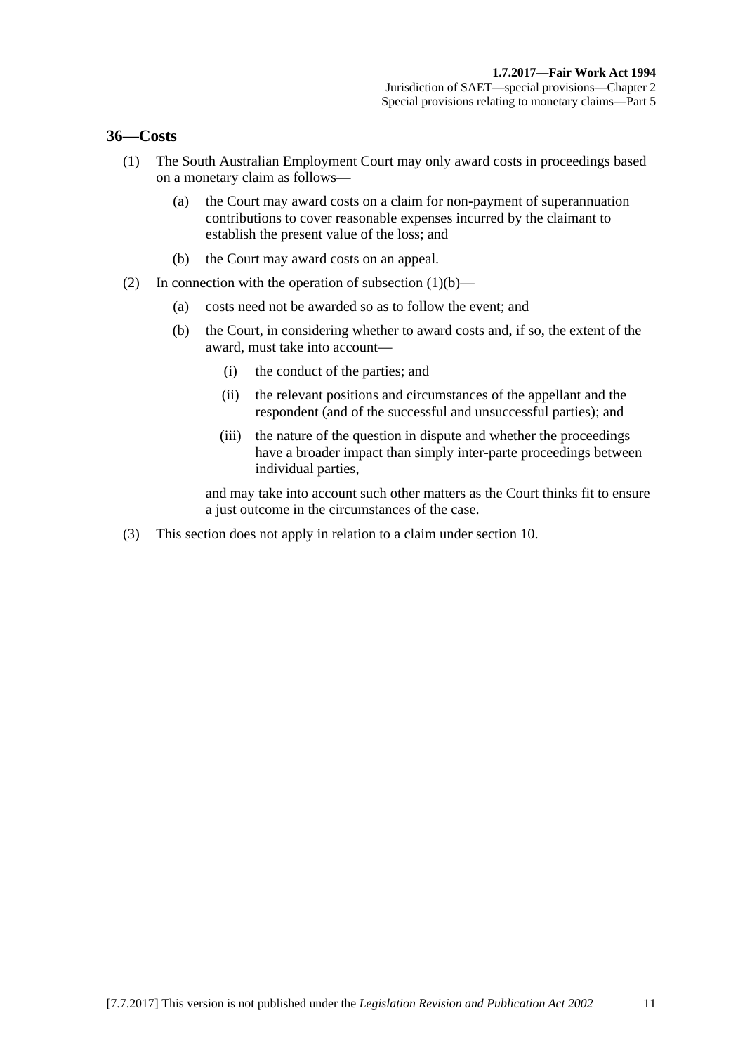## 36—Costs

(1) The South Australian Employment Court may only award costs in proceedings based on a monetary claim as follows—

(a) the Court may award costs on a claim for non-payment of superannuation contributions to cover reasonable expenses incurred by the claimant to establish the present value of the loss; and

(b) the Court may award costs on an appeal.

(2) In connection with the operation of subsection (1)(b)—

(a) costs need not be awarded so as to follow the event; and

(b) the Court, in considering whether to award costs and, if so, the extent of the award, must take into account—

(i) the conduct of the parties; and

(ii) the relevant positions and circumstances of the appellant and the respondent (and of the successful and unsuccessful parties); and

(iii) the nature of the question in dispute and whether the proceedings have a broader impact than simply inter-parte proceedings between individual parties,

and may take into account such other matters as the Court thinks fit to ensure a just outcome in the circumstances of the case.

(3) This section does not apply in relation to a claim under section 10.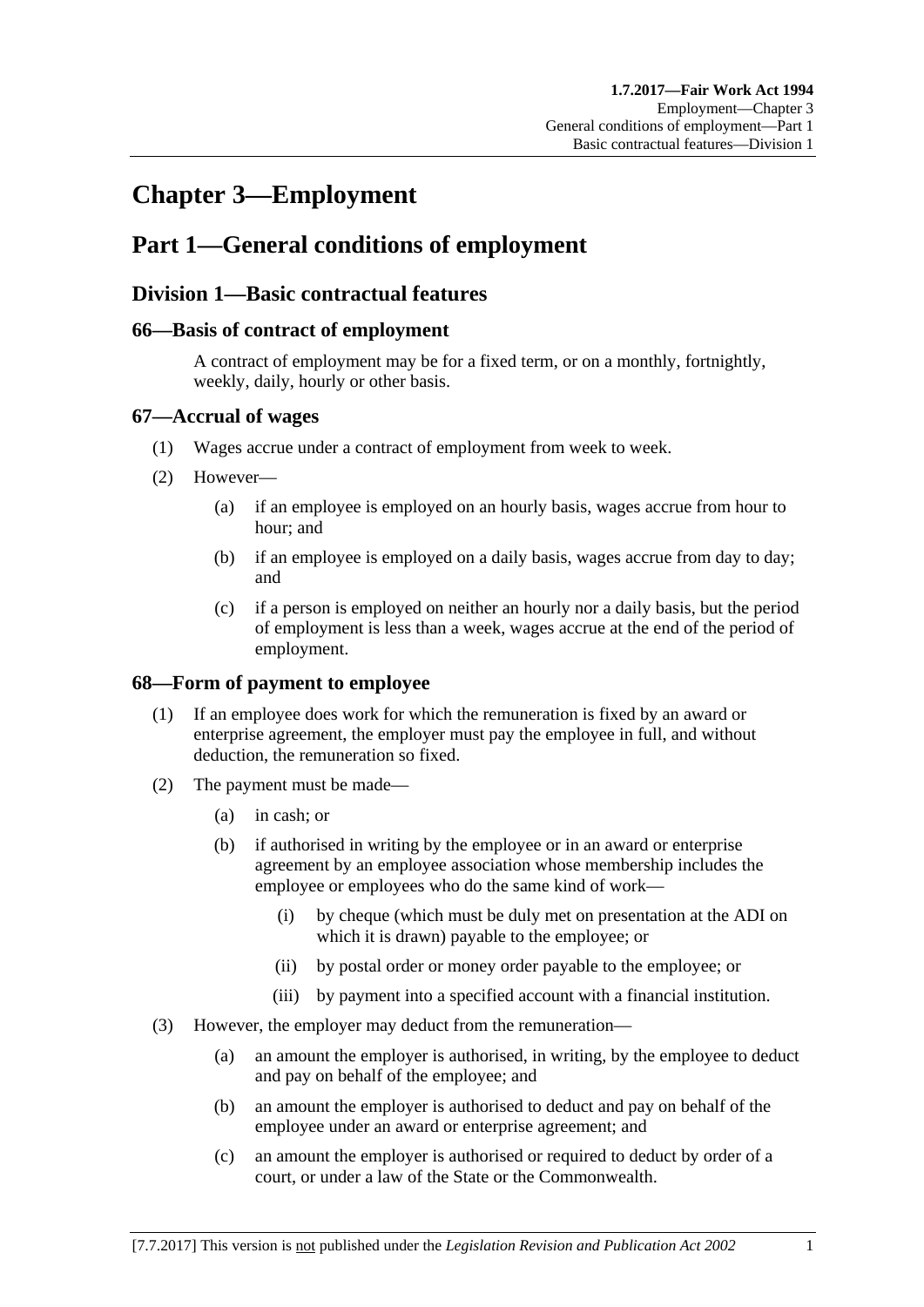# Chapter 3—Employment

## Part 1—General conditions of employment

### Division 1—Basic contractual features

#### 66—Basis of contract of employment

A contract of employment may be for a fixed term, or on a monthly, fortnightly, weekly, daily, hourly or other basis.

#### 67—Accrual of wages

(1) Wages accrue under a contract of employment from week to week.

(2) However—

(a) if an employee is employed on an hourly basis, wages accrue from hour to hour; and

(b) if an employee is employed on a daily basis, wages accrue from day to day; and

(c) if a person is employed on neither an hourly nor a daily basis, but the period of employment is less than a week, wages accrue at the end of the period of employment.

#### 68—Form of payment to employee

(1) If an employee does work for which the remuneration is fixed by an award or enterprise agreement, the employer must pay the employee in full, and without deduction, the remuneration so fixed.

(2) The payment must be made—

(a) in cash; or

(b) if authorised in writing by the employee or in an award or enterprise agreement by an employee association whose membership includes the employee or employees who do the same kind of work—

(i) by cheque (which must be duly met on presentation at the ADI on which it is drawn) payable to the employee; or

(ii) by postal order or money order payable to the employee; or

(iii) by payment into a specified account with a financial institution.

(3) However, the employer may deduct from the remuneration—

(a) an amount the employer is authorised, in writing, by the employee to deduct and pay on behalf of the employee; and

(b) an amount the employer is authorised to deduct and pay on behalf of the employee under an award or enterprise agreement; and

(c) an amount the employer is authorised or required to deduct by order of a court, or under a law of the State or the Commonwealth.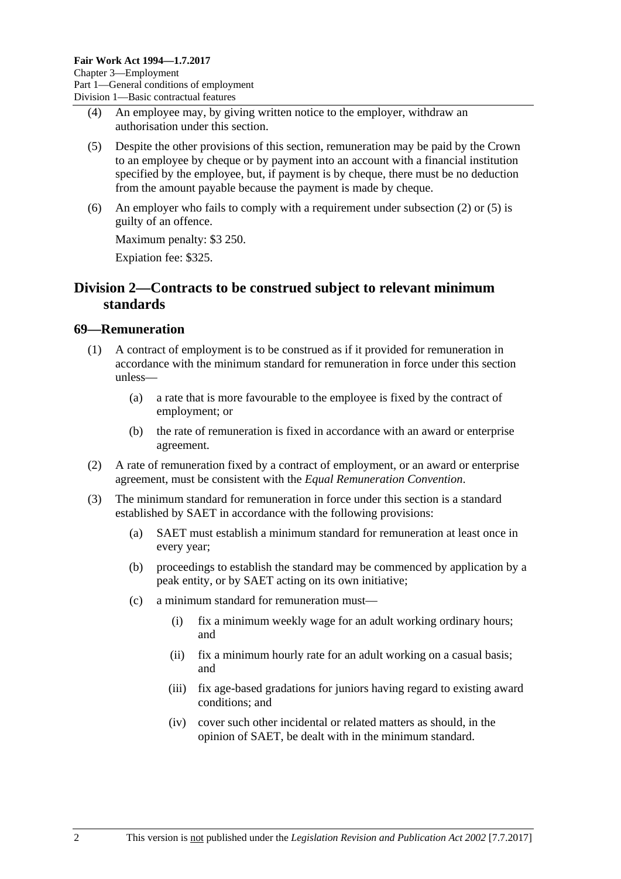(4) An employee may, by giving written notice to the employer, withdraw an authorisation under this section.

(5) Despite the other provisions of this section, remuneration may be paid by the Crown to an employee by cheque or by payment into an account with a financial institution specified by the employee, but, if payment is by cheque, there must be no deduction from the amount payable because the payment is made by cheque.

(6) An employer who fails to comply with a requirement under subsection (2) or (5) is guilty of an offence.

Maximum penalty: $3 250.

Expiation fee: $325.

## Division 2—Contracts to be construed subject to relevant minimum standards

### 69—Remuneration

(1) A contract of employment is to be construed as if it provided for remuneration in accordance with the minimum standard for remuneration in force under this section unless—

- (a) a rate that is more favourable to the employee is fixed by the contract of employment; or
- (b) the rate of remuneration is fixed in accordance with an award or enterprise agreement.

(2) A rate of remuneration fixed by a contract of employment, or an award or enterprise agreement, must be consistent with the *Equal Remuneration Convention*.

(3) The minimum standard for remuneration in force under this section is a standard established by SAET in accordance with the following provisions:

- (a) SAET must establish a minimum standard for remuneration at least once in every year;
- (b) proceedings to establish the standard may be commenced by application by a peak entity, or by SAET acting on its own initiative;
- (c) a minimum standard for remuneration must—
  - (i) fix a minimum weekly wage for an adult working ordinary hours; and
  - (ii) fix a minimum hourly rate for an adult working on a casual basis; and
  - (iii) fix age-based gradations for juniors having regard to existing award conditions; and
  - (iv) cover such other incidental or related matters as should, in the opinion of SAET, be dealt with in the minimum standard.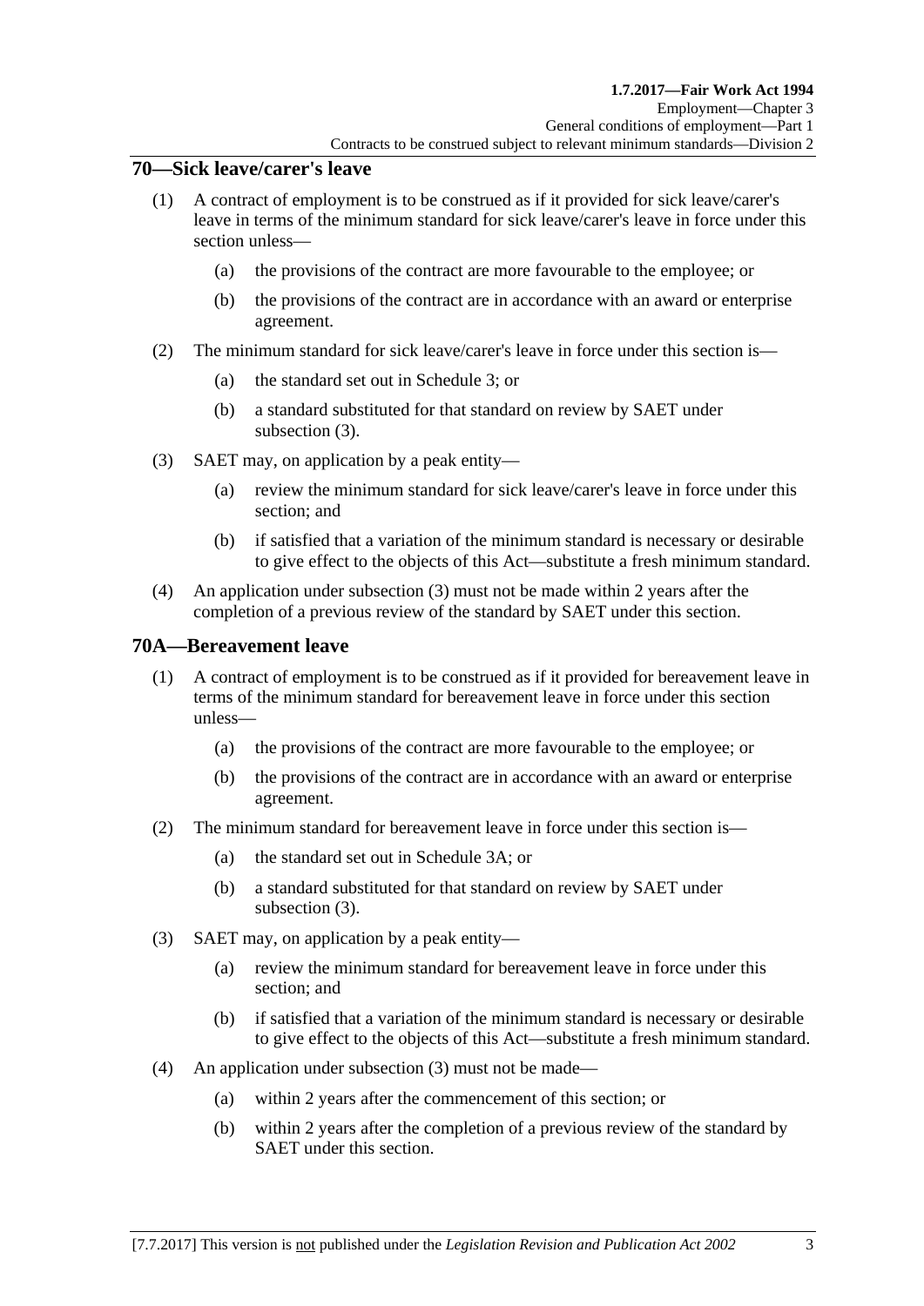## 70—Sick leave/carer's leave

(1) A contract of employment is to be construed as if it provided for sick leave/carer's leave in terms of the minimum standard for sick leave/carer's leave in force under this section unless—

(a) the provisions of the contract are more favourable to the employee; or

(b) the provisions of the contract are in accordance with an award or enterprise agreement.

(2) The minimum standard for sick leave/carer's leave in force under this section is—

(a) the standard set out in Schedule 3; or

(b) a standard substituted for that standard on review by SAET under subsection (3).

(3) SAET may, on application by a peak entity—

(a) review the minimum standard for sick leave/carer's leave in force under this section; and

(b) if satisfied that a variation of the minimum standard is necessary or desirable to give effect to the objects of this Act—substitute a fresh minimum standard.

(4) An application under subsection (3) must not be made within 2 years after the completion of a previous review of the standard by SAET under this section.

## 70A—Bereavement leave

(1) A contract of employment is to be construed as if it provided for bereavement leave in terms of the minimum standard for bereavement leave in force under this section unless—

(a) the provisions of the contract are more favourable to the employee; or

(b) the provisions of the contract are in accordance with an award or enterprise agreement.

(2) The minimum standard for bereavement leave in force under this section is—

(a) the standard set out in Schedule 3A; or

(b) a standard substituted for that standard on review by SAET under subsection (3).

(3) SAET may, on application by a peak entity—

(a) review the minimum standard for bereavement leave in force under this section; and

(b) if satisfied that a variation of the minimum standard is necessary or desirable to give effect to the objects of this Act—substitute a fresh minimum standard.

(4) An application under subsection (3) must not be made—

(a) within 2 years after the commencement of this section; or

(b) within 2 years after the completion of a previous review of the standard by SAET under this section.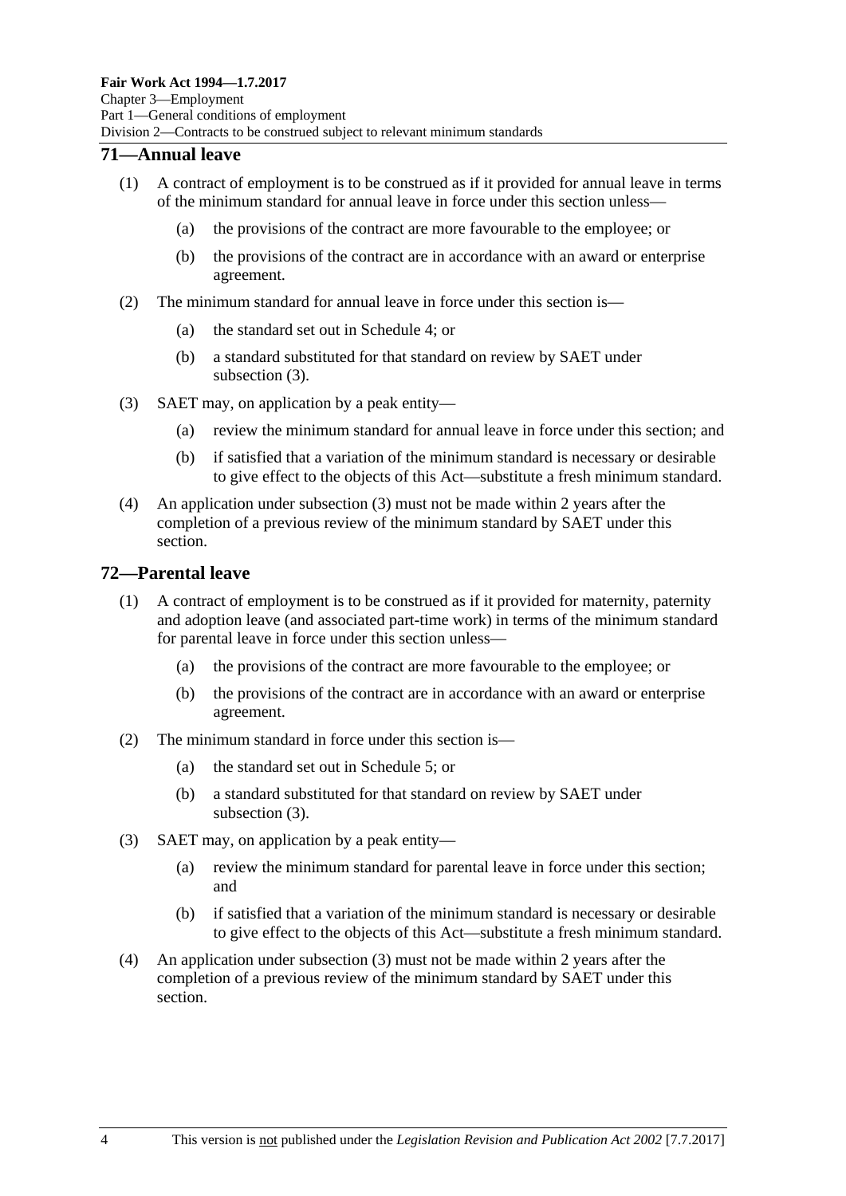## 71—Annual leave

(1) A contract of employment is to be construed as if it provided for annual leave in terms of the minimum standard for annual leave in force under this section unless—

(a) the provisions of the contract are more favourable to the employee; or

(b) the provisions of the contract are in accordance with an award or enterprise agreement.

(2) The minimum standard for annual leave in force under this section is—

(a) the standard set out in Schedule 4; or

(b) a standard substituted for that standard on review by SAET under subsection (3).

(3) SAET may, on application by a peak entity—

(a) review the minimum standard for annual leave in force under this section; and

(b) if satisfied that a variation of the minimum standard is necessary or desirable to give effect to the objects of this Act—substitute a fresh minimum standard.

(4) An application under subsection (3) must not be made within 2 years after the completion of a previous review of the minimum standard by SAET under this section.

## 72—Parental leave

(1) A contract of employment is to be construed as if it provided for maternity, paternity and adoption leave (and associated part-time work) in terms of the minimum standard for parental leave in force under this section unless—

(a) the provisions of the contract are more favourable to the employee; or

(b) the provisions of the contract are in accordance with an award or enterprise agreement.

(2) The minimum standard in force under this section is—

(a) the standard set out in Schedule 5; or

(b) a standard substituted for that standard on review by SAET under subsection (3).

(3) SAET may, on application by a peak entity—

(a) review the minimum standard for parental leave in force under this section; and

(b) if satisfied that a variation of the minimum standard is necessary or desirable to give effect to the objects of this Act—substitute a fresh minimum standard.

(4) An application under subsection (3) must not be made within 2 years after the completion of a previous review of the minimum standard by SAET under this section.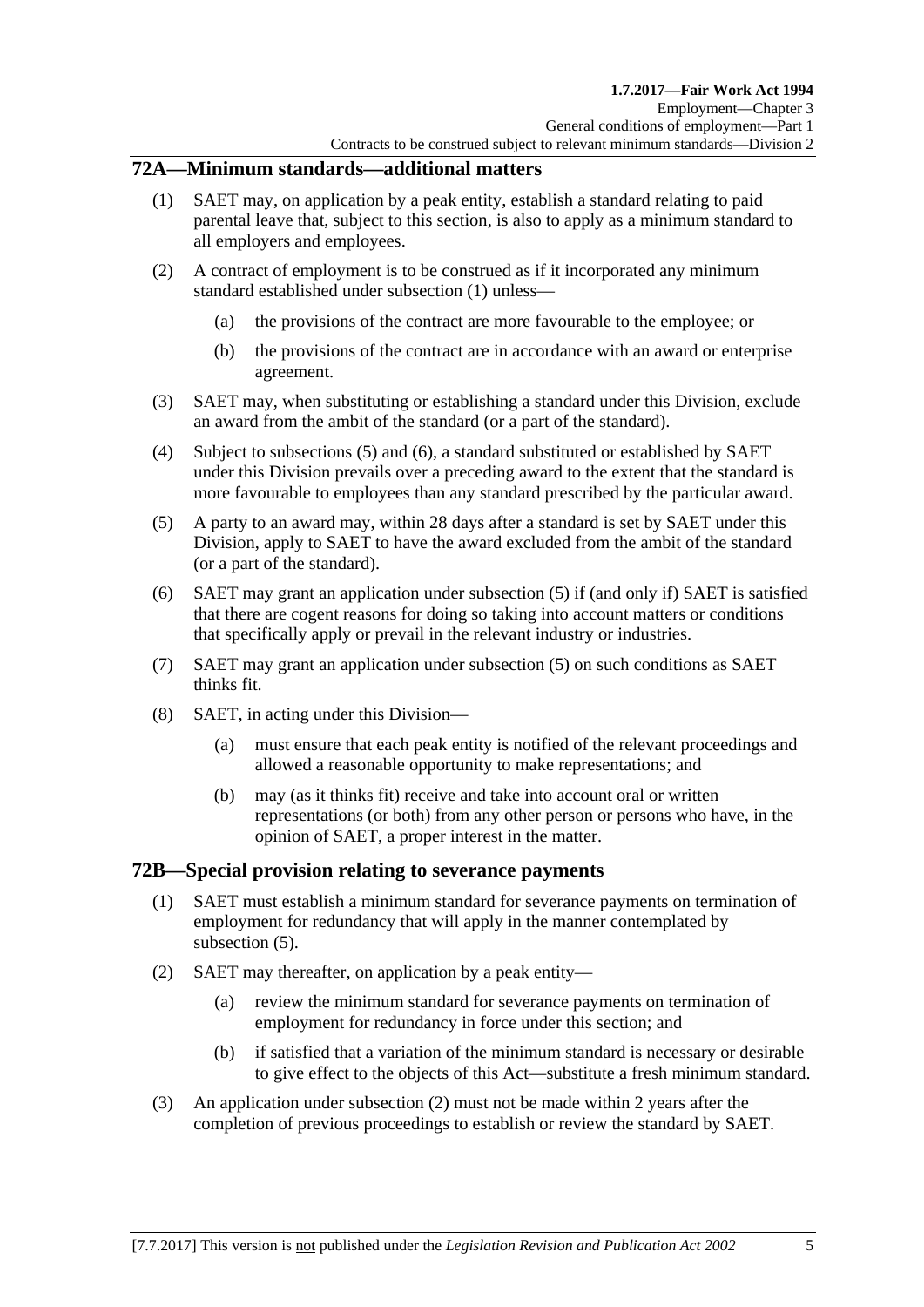## 72A—Minimum standards—additional matters

(1) SAET may, on application by a peak entity, establish a standard relating to paid parental leave that, subject to this section, is also to apply as a minimum standard to all employers and employees.

(2) A contract of employment is to be construed as if it incorporated any minimum standard established under subsection (1) unless—

  (a) the provisions of the contract are more favourable to the employee; or

  (b) the provisions of the contract are in accordance with an award or enterprise agreement.

(3) SAET may, when substituting or establishing a standard under this Division, exclude an award from the ambit of the standard (or a part of the standard).

(4) Subject to subsections (5) and (6), a standard substituted or established by SAET under this Division prevails over a preceding award to the extent that the standard is more favourable to employees than any standard prescribed by the particular award.

(5) A party to an award may, within 28 days after a standard is set by SAET under this Division, apply to SAET to have the award excluded from the ambit of the standard (or a part of the standard).

(6) SAET may grant an application under subsection (5) if (and only if) SAET is satisfied that there are cogent reasons for doing so taking into account matters or conditions that specifically apply or prevail in the relevant industry or industries.

(7) SAET may grant an application under subsection (5) on such conditions as SAET thinks fit.

(8) SAET, in acting under this Division—

  (a) must ensure that each peak entity is notified of the relevant proceedings and allowed a reasonable opportunity to make representations; and

  (b) may (as it thinks fit) receive and take into account oral or written representations (or both) from any other person or persons who have, in the opinion of SAET, a proper interest in the matter.

## 72B—Special provision relating to severance payments

(1) SAET must establish a minimum standard for severance payments on termination of employment for redundancy that will apply in the manner contemplated by subsection (5).

(2) SAET may thereafter, on application by a peak entity—

  (a) review the minimum standard for severance payments on termination of employment for redundancy in force under this section; and

  (b) if satisfied that a variation of the minimum standard is necessary or desirable to give effect to the objects of this Act—substitute a fresh minimum standard.

(3) An application under subsection (2) must not be made within 2 years after the completion of previous proceedings to establish or review the standard by SAET.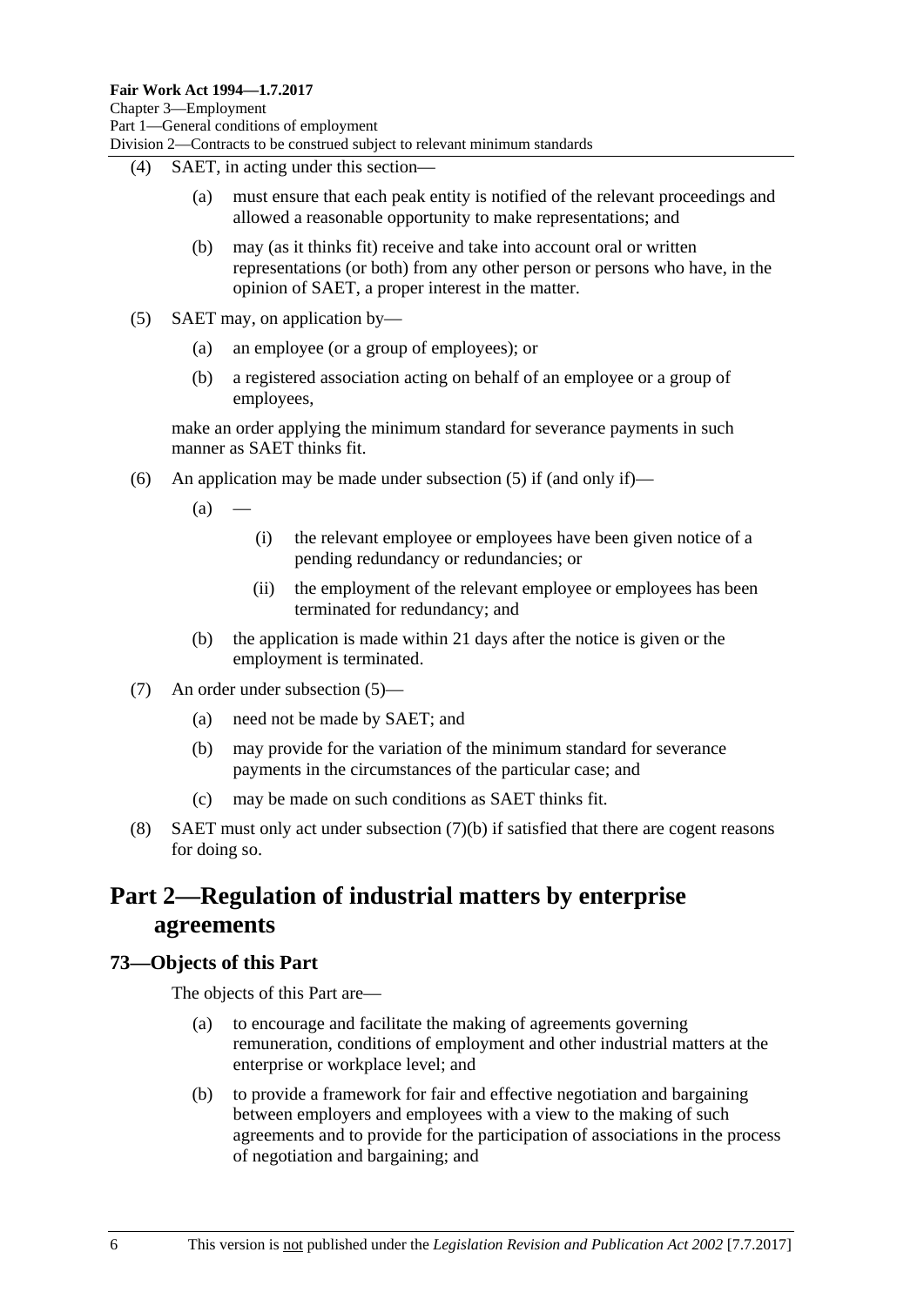(4) SAET, in acting under this section—

(a) must ensure that each peak entity is notified of the relevant proceedings and allowed a reasonable opportunity to make representations; and

(b) may (as it thinks fit) receive and take into account oral or written representations (or both) from any other person or persons who have, in the opinion of SAET, a proper interest in the matter.

(5) SAET may, on application by—

(a) an employee (or a group of employees); or

(b) a registered association acting on behalf of an employee or a group of employees,

make an order applying the minimum standard for severance payments in such manner as SAET thinks fit.

(6) An application may be made under subsection (5) if (and only if)—

(a) —

(i) the relevant employee or employees have been given notice of a pending redundancy or redundancies; or

(ii) the employment of the relevant employee or employees has been terminated for redundancy; and

(b) the application is made within 21 days after the notice is given or the employment is terminated.

(7) An order under subsection (5)—

(a) need not be made by SAET; and

(b) may provide for the variation of the minimum standard for severance payments in the circumstances of the particular case; and

(c) may be made on such conditions as SAET thinks fit.

(8) SAET must only act under subsection (7)(b) if satisfied that there are cogent reasons for doing so.

# Part 2—Regulation of industrial matters by enterprise agreements

## 73—Objects of this Part

The objects of this Part are—

(a) to encourage and facilitate the making of agreements governing remuneration, conditions of employment and other industrial matters at the enterprise or workplace level; and

(b) to provide a framework for fair and effective negotiation and bargaining between employers and employees with a view to the making of such agreements and to provide for the participation of associations in the process of negotiation and bargaining; and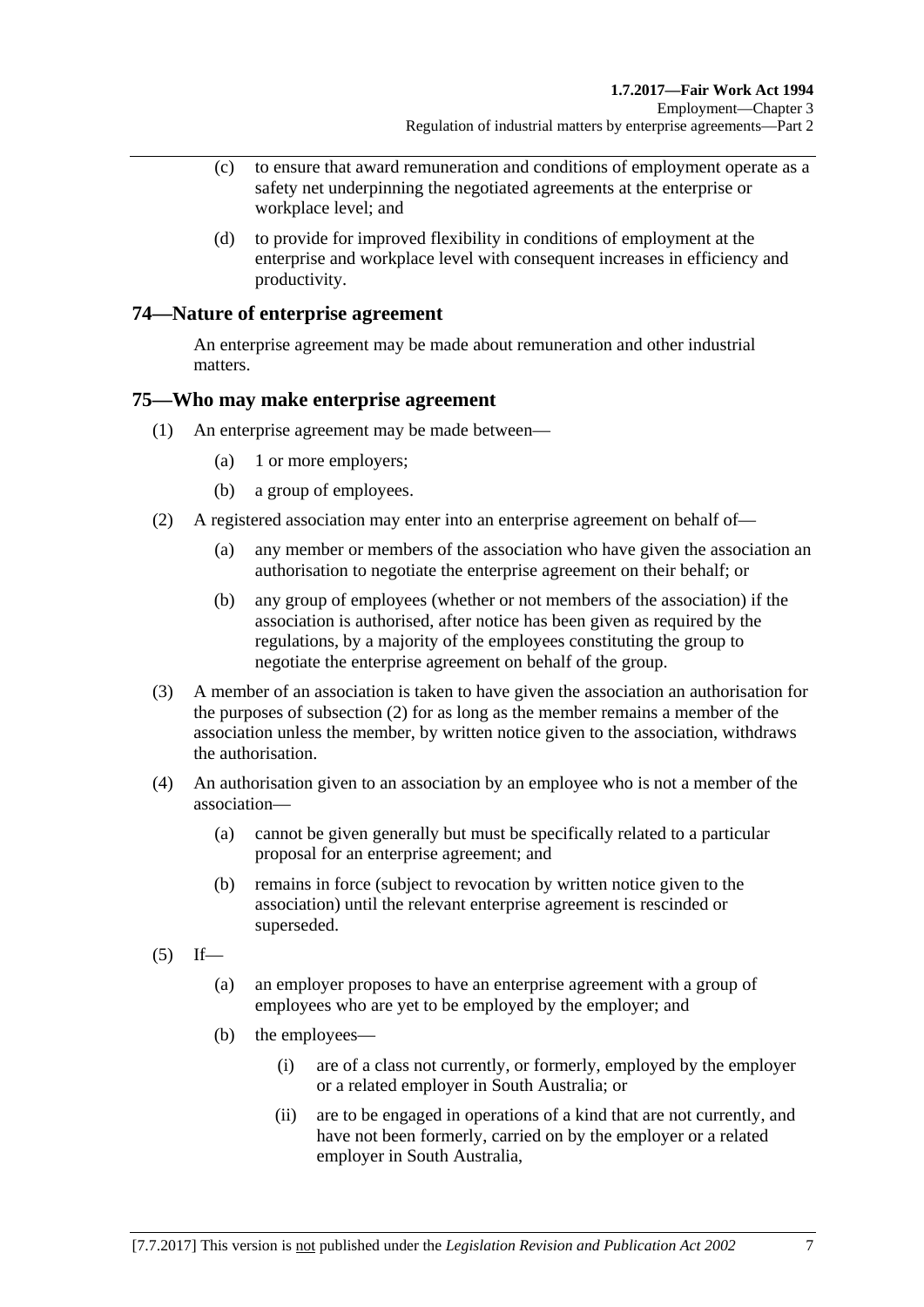(c) to ensure that award remuneration and conditions of employment operate as a safety net underpinning the negotiated agreements at the enterprise or workplace level; and

(d) to provide for improved flexibility in conditions of employment at the enterprise and workplace level with consequent increases in efficiency and productivity.

## 74—Nature of enterprise agreement

An enterprise agreement may be made about remuneration and other industrial matters.

## 75—Who may make enterprise agreement

(1) An enterprise agreement may be made between—

(a) 1 or more employers;

(b) a group of employees.

(2) A registered association may enter into an enterprise agreement on behalf of—

(a) any member or members of the association who have given the association an authorisation to negotiate the enterprise agreement on their behalf; or

(b) any group of employees (whether or not members of the association) if the association is authorised, after notice has been given as required by the regulations, by a majority of the employees constituting the group to negotiate the enterprise agreement on behalf of the group.

(3) A member of an association is taken to have given the association an authorisation for the purposes of subsection (2) for as long as the member remains a member of the association unless the member, by written notice given to the association, withdraws the authorisation.

(4) An authorisation given to an association by an employee who is not a member of the association—

(a) cannot be given generally but must be specifically related to a particular proposal for an enterprise agreement; and

(b) remains in force (subject to revocation by written notice given to the association) until the relevant enterprise agreement is rescinded or superseded.

(5) If—

(a) an employer proposes to have an enterprise agreement with a group of employees who are yet to be employed by the employer; and

(b) the employees—

(i) are of a class not currently, or formerly, employed by the employer or a related employer in South Australia; or

(ii) are to be engaged in operations of a kind that are not currently, and have not been formerly, carried on by the employer or a related employer in South Australia,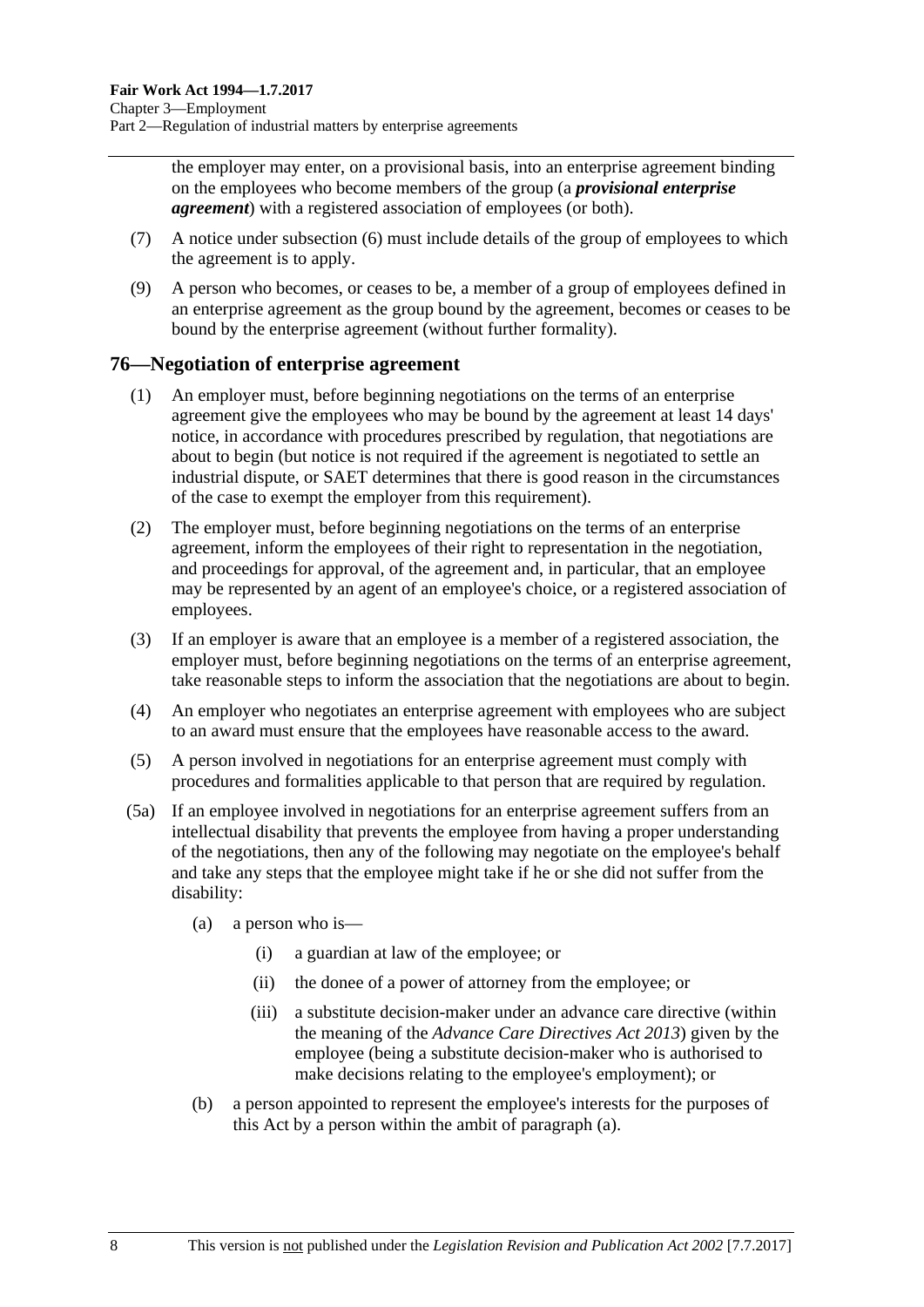the employer may enter, on a provisional basis, into an enterprise agreement binding on the employees who become members of the group (a ***provisional enterprise agreement***) with a registered association of employees (or both).

(7) A notice under subsection (6) must include details of the group of employees to which the agreement is to apply.

(9) A person who becomes, or ceases to be, a member of a group of employees defined in an enterprise agreement as the group bound by the agreement, becomes or ceases to be bound by the enterprise agreement (without further formality).

## 76—Negotiation of enterprise agreement

(1) An employer must, before beginning negotiations on the terms of an enterprise agreement give the employees who may be bound by the agreement at least 14 days' notice, in accordance with procedures prescribed by regulation, that negotiations are about to begin (but notice is not required if the agreement is negotiated to settle an industrial dispute, or SAET determines that there is good reason in the circumstances of the case to exempt the employer from this requirement).

(2) The employer must, before beginning negotiations on the terms of an enterprise agreement, inform the employees of their right to representation in the negotiation, and proceedings for approval, of the agreement and, in particular, that an employee may be represented by an agent of an employee's choice, or a registered association of employees.

(3) If an employer is aware that an employee is a member of a registered association, the employer must, before beginning negotiations on the terms of an enterprise agreement, take reasonable steps to inform the association that the negotiations are about to begin.

(4) An employer who negotiates an enterprise agreement with employees who are subject to an award must ensure that the employees have reasonable access to the award.

(5) A person involved in negotiations for an enterprise agreement must comply with procedures and formalities applicable to that person that are required by regulation.

(5a) If an employee involved in negotiations for an enterprise agreement suffers from an intellectual disability that prevents the employee from having a proper understanding of the negotiations, then any of the following may negotiate on the employee's behalf and take any steps that the employee might take if he or she did not suffer from the disability:

- (a) a person who is—
  - (i) a guardian at law of the employee; or
  - (ii) the donee of a power of attorney from the employee; or
  - (iii) a substitute decision-maker under an advance care directive (within the meaning of the *Advance Care Directives Act 2013*) given by the employee (being a substitute decision-maker who is authorised to make decisions relating to the employee's employment); or
- (b) a person appointed to represent the employee's interests for the purposes of this Act by a person within the ambit of paragraph (a).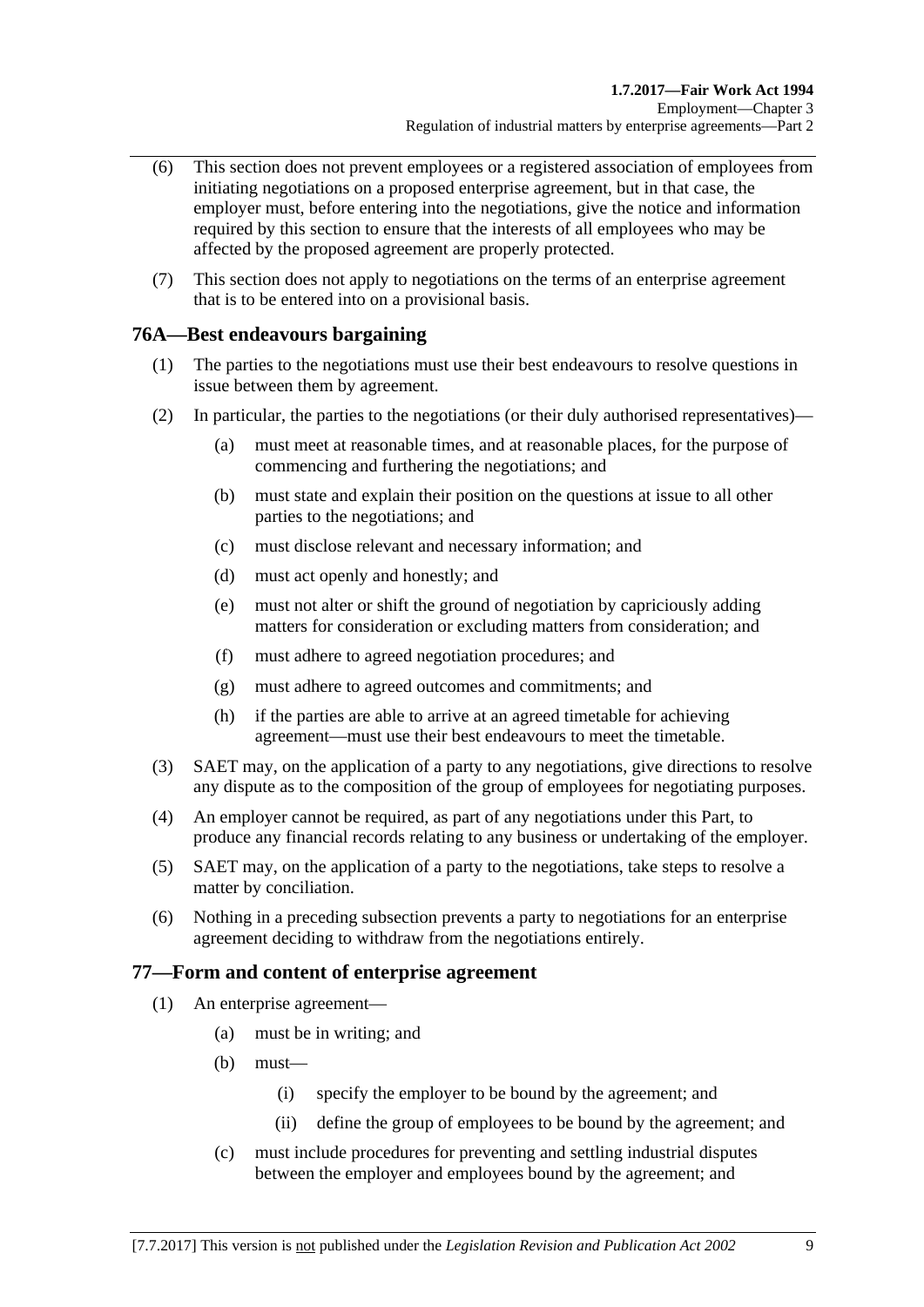(6) This section does not prevent employees or a registered association of employees from initiating negotiations on a proposed enterprise agreement, but in that case, the employer must, before entering into the negotiations, give the notice and information required by this section to ensure that the interests of all employees who may be affected by the proposed agreement are properly protected.

(7) This section does not apply to negotiations on the terms of an enterprise agreement that is to be entered into on a provisional basis.

## 76A—Best endeavours bargaining

(1) The parties to the negotiations must use their best endeavours to resolve questions in issue between them by agreement.

(2) In particular, the parties to the negotiations (or their duly authorised representatives)—

- (a) must meet at reasonable times, and at reasonable places, for the purpose of commencing and furthering the negotiations; and
- (b) must state and explain their position on the questions at issue to all other parties to the negotiations; and
- (c) must disclose relevant and necessary information; and
- (d) must act openly and honestly; and
- (e) must not alter or shift the ground of negotiation by capriciously adding matters for consideration or excluding matters from consideration; and
- (f) must adhere to agreed negotiation procedures; and
- (g) must adhere to agreed outcomes and commitments; and
- (h) if the parties are able to arrive at an agreed timetable for achieving agreement—must use their best endeavours to meet the timetable.

(3) SAET may, on the application of a party to any negotiations, give directions to resolve any dispute as to the composition of the group of employees for negotiating purposes.

(4) An employer cannot be required, as part of any negotiations under this Part, to produce any financial records relating to any business or undertaking of the employer.

(5) SAET may, on the application of a party to the negotiations, take steps to resolve a matter by conciliation.

(6) Nothing in a preceding subsection prevents a party to negotiations for an enterprise agreement deciding to withdraw from the negotiations entirely.

## 77—Form and content of enterprise agreement

(1) An enterprise agreement—

- (a) must be in writing; and
- (b) must—
  - (i) specify the employer to be bound by the agreement; and
  - (ii) define the group of employees to be bound by the agreement; and
- (c) must include procedures for preventing and settling industrial disputes between the employer and employees bound by the agreement; and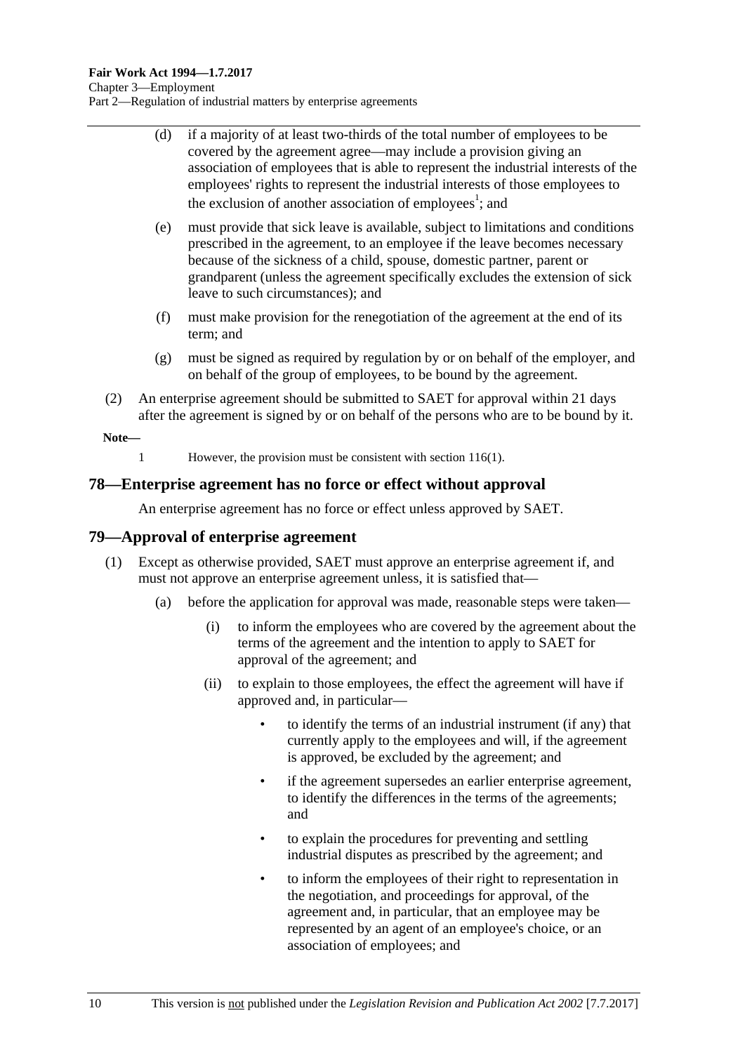(d) if a majority of at least two-thirds of the total number of employees to be covered by the agreement agree—may include a provision giving an association of employees that is able to represent the industrial interests of the employees' rights to represent the industrial interests of those employees to the exclusion of another association of employees[1]; and

(e) must provide that sick leave is available, subject to limitations and conditions prescribed in the agreement, to an employee if the leave becomes necessary because of the sickness of a child, spouse, domestic partner, parent or grandparent (unless the agreement specifically excludes the extension of sick leave to such circumstances); and

(f) must make provision for the renegotiation of the agreement at the end of its term; and

(g) must be signed as required by regulation by or on behalf of the employer, and on behalf of the group of employees, to be bound by the agreement.

(2) An enterprise agreement should be submitted to SAET for approval within 21 days after the agreement is signed by or on behalf of the persons who are to be bound by it.

**Note—**

1 However, the provision must be consistent with section 116(1).

## 78—Enterprise agreement has no force or effect without approval

An enterprise agreement has no force or effect unless approved by SAET.

## 79—Approval of enterprise agreement

(1) Except as otherwise provided, SAET must approve an enterprise agreement if, and must not approve an enterprise agreement unless, it is satisfied that—

(a) before the application for approval was made, reasonable steps were taken—

(i) to inform the employees who are covered by the agreement about the terms of the agreement and the intention to apply to SAET for approval of the agreement; and

(ii) to explain to those employees, the effect the agreement will have if approved and, in particular—

- to identify the terms of an industrial instrument (if any) that currently apply to the employees and will, if the agreement is approved, be excluded by the agreement; and
- if the agreement supersedes an earlier enterprise agreement, to identify the differences in the terms of the agreements; and
- to explain the procedures for preventing and settling industrial disputes as prescribed by the agreement; and
- to inform the employees of their right to representation in the negotiation, and proceedings for approval, of the agreement and, in particular, that an employee may be represented by an agent of an employee's choice, or an association of employees; and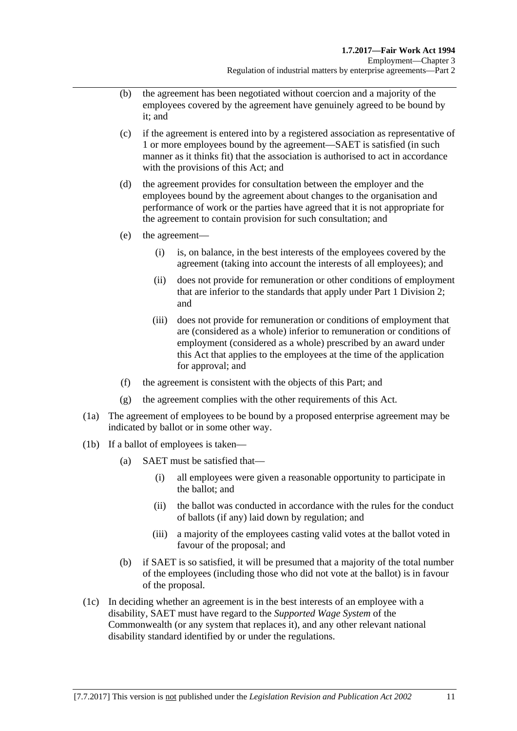(b) the agreement has been negotiated without coercion and a majority of the employees covered by the agreement have genuinely agreed to be bound by it; and

(c) if the agreement is entered into by a registered association as representative of 1 or more employees bound by the agreement—SAET is satisfied (in such manner as it thinks fit) that the association is authorised to act in accordance with the provisions of this Act; and

(d) the agreement provides for consultation between the employer and the employees bound by the agreement about changes to the organisation and performance of work or the parties have agreed that it is not appropriate for the agreement to contain provision for such consultation; and

(e) the agreement—

(i) is, on balance, in the best interests of the employees covered by the agreement (taking into account the interests of all employees); and

(ii) does not provide for remuneration or other conditions of employment that are inferior to the standards that apply under Part 1 Division 2; and

(iii) does not provide for remuneration or conditions of employment that are (considered as a whole) inferior to remuneration or conditions of employment (considered as a whole) prescribed by an award under this Act that applies to the employees at the time of the application for approval; and

(f) the agreement is consistent with the objects of this Part; and

(g) the agreement complies with the other requirements of this Act.

(1a) The agreement of employees to be bound by a proposed enterprise agreement may be indicated by ballot or in some other way.

(1b) If a ballot of employees is taken—

(a) SAET must be satisfied that—

(i) all employees were given a reasonable opportunity to participate in the ballot; and

(ii) the ballot was conducted in accordance with the rules for the conduct of ballots (if any) laid down by regulation; and

(iii) a majority of the employees casting valid votes at the ballot voted in favour of the proposal; and

(b) if SAET is so satisfied, it will be presumed that a majority of the total number of the employees (including those who did not vote at the ballot) is in favour of the proposal.

(1c) In deciding whether an agreement is in the best interests of an employee with a disability, SAET must have regard to the *Supported Wage System* of the Commonwealth (or any system that replaces it), and any other relevant national disability standard identified by or under the regulations.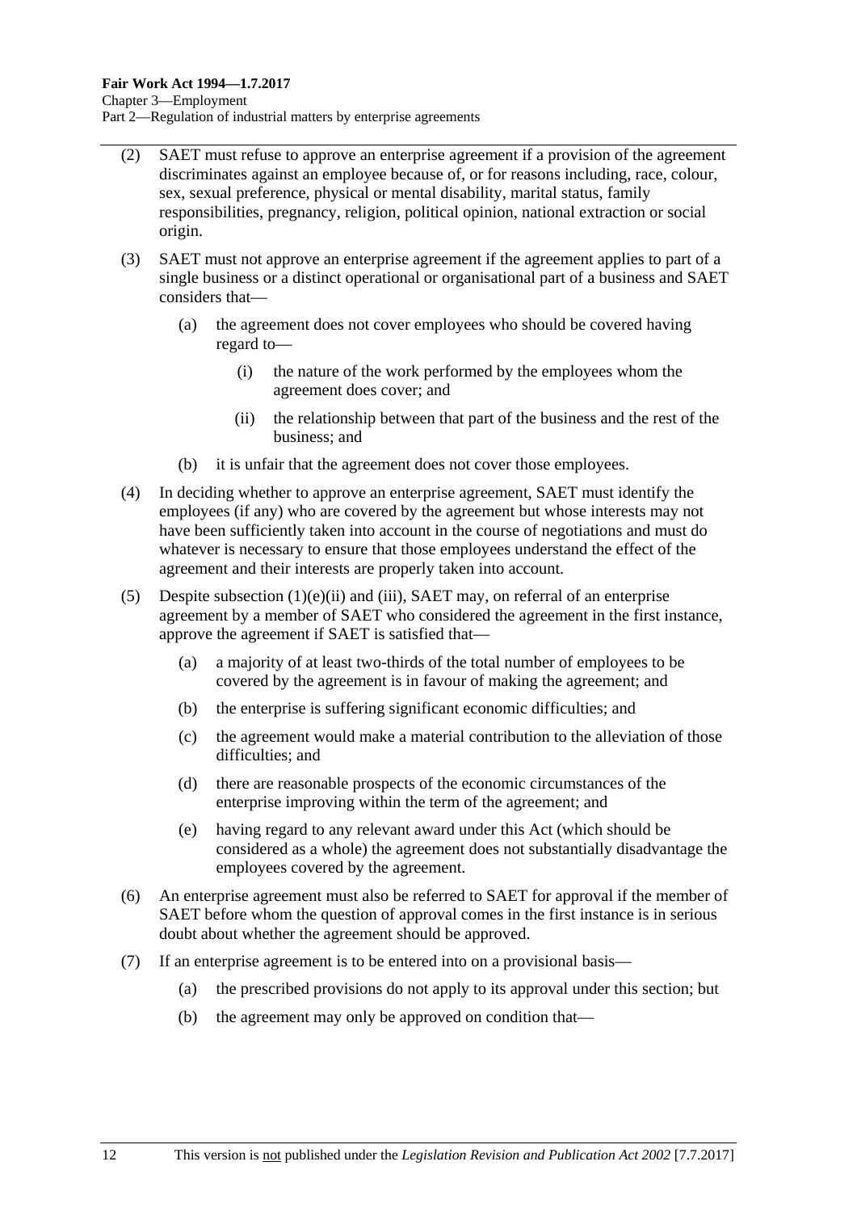(2) SAET must refuse to approve an enterprise agreement if a provision of the agreement discriminates against an employee because of, or for reasons including, race, colour, sex, sexual preference, physical or mental disability, marital status, family responsibilities, pregnancy, religion, political opinion, national extraction or social origin.

(3) SAET must not approve an enterprise agreement if the agreement applies to part of a single business or a distinct operational or organisational part of a business and SAET considers that—

(a) the agreement does not cover employees who should be covered having regard to—

(i) the nature of the work performed by the employees whom the agreement does cover; and

(ii) the relationship between that part of the business and the rest of the business; and

(b) it is unfair that the agreement does not cover those employees.

(4) In deciding whether to approve an enterprise agreement, SAET must identify the employees (if any) who are covered by the agreement but whose interests may not have been sufficiently taken into account in the course of negotiations and must do whatever is necessary to ensure that those employees understand the effect of the agreement and their interests are properly taken into account.

(5) Despite subsection (1)(e)(ii) and (iii), SAET may, on referral of an enterprise agreement by a member of SAET who considered the agreement in the first instance, approve the agreement if SAET is satisfied that—

(a) a majority of at least two-thirds of the total number of employees to be covered by the agreement is in favour of making the agreement; and

(b) the enterprise is suffering significant economic difficulties; and

(c) the agreement would make a material contribution to the alleviation of those difficulties; and

(d) there are reasonable prospects of the economic circumstances of the enterprise improving within the term of the agreement; and

(e) having regard to any relevant award under this Act (which should be considered as a whole) the agreement does not substantially disadvantage the employees covered by the agreement.

(6) An enterprise agreement must also be referred to SAET for approval if the member of SAET before whom the question of approval comes in the first instance is in serious doubt about whether the agreement should be approved.

(7) If an enterprise agreement is to be entered into on a provisional basis—

(a) the prescribed provisions do not apply to its approval under this section; but

(b) the agreement may only be approved on condition that—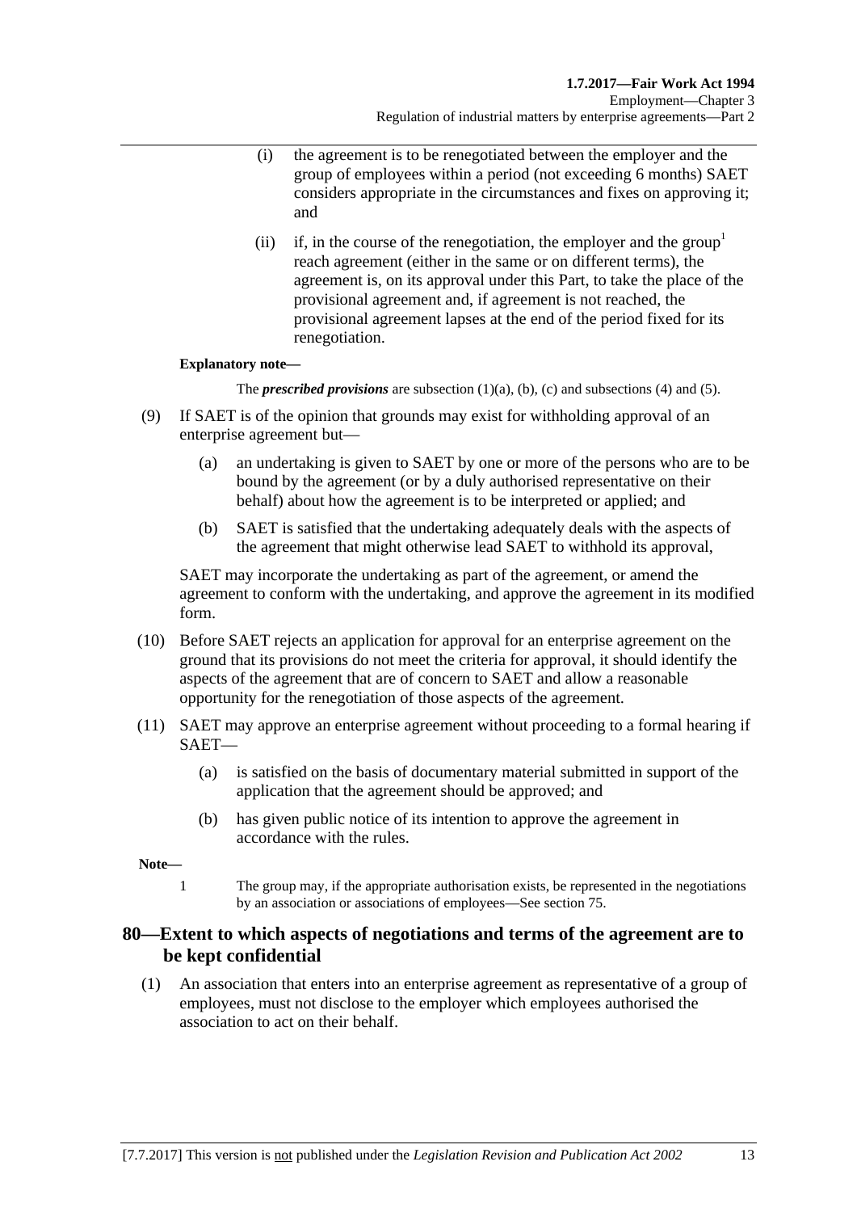(i) the agreement is to be renegotiated between the employer and the group of employees within a period (not exceeding 6 months) SAET considers appropriate in the circumstances and fixes on approving it; and

(ii) if, in the course of the renegotiation, the employer and the group[1] reach agreement (either in the same or on different terms), the agreement is, on its approval under this Part, to take the place of the provisional agreement and, if agreement is not reached, the provisional agreement lapses at the end of the period fixed for its renegotiation.

**Explanatory note—**

The ***prescribed provisions*** are subsection (1)(a), (b), (c) and subsections (4) and (5).

(9) If SAET is of the opinion that grounds may exist for withholding approval of an enterprise agreement but—

(a) an undertaking is given to SAET by one or more of the persons who are to be bound by the agreement (or by a duly authorised representative on their behalf) about how the agreement is to be interpreted or applied; and

(b) SAET is satisfied that the undertaking adequately deals with the aspects of the agreement that might otherwise lead SAET to withhold its approval,

SAET may incorporate the undertaking as part of the agreement, or amend the agreement to conform with the undertaking, and approve the agreement in its modified form.

(10) Before SAET rejects an application for approval for an enterprise agreement on the ground that its provisions do not meet the criteria for approval, it should identify the aspects of the agreement that are of concern to SAET and allow a reasonable opportunity for the renegotiation of those aspects of the agreement.

(11) SAET may approve an enterprise agreement without proceeding to a formal hearing if SAET—

(a) is satisfied on the basis of documentary material submitted in support of the application that the agreement should be approved; and

(b) has given public notice of its intention to approve the agreement in accordance with the rules.

**Note—**

1 The group may, if the appropriate authorisation exists, be represented in the negotiations by an association or associations of employees—See section 75.

## 80—Extent to which aspects of negotiations and terms of the agreement are to be kept confidential

(1) An association that enters into an enterprise agreement as representative of a group of employees, must not disclose to the employer which employees authorised the association to act on their behalf.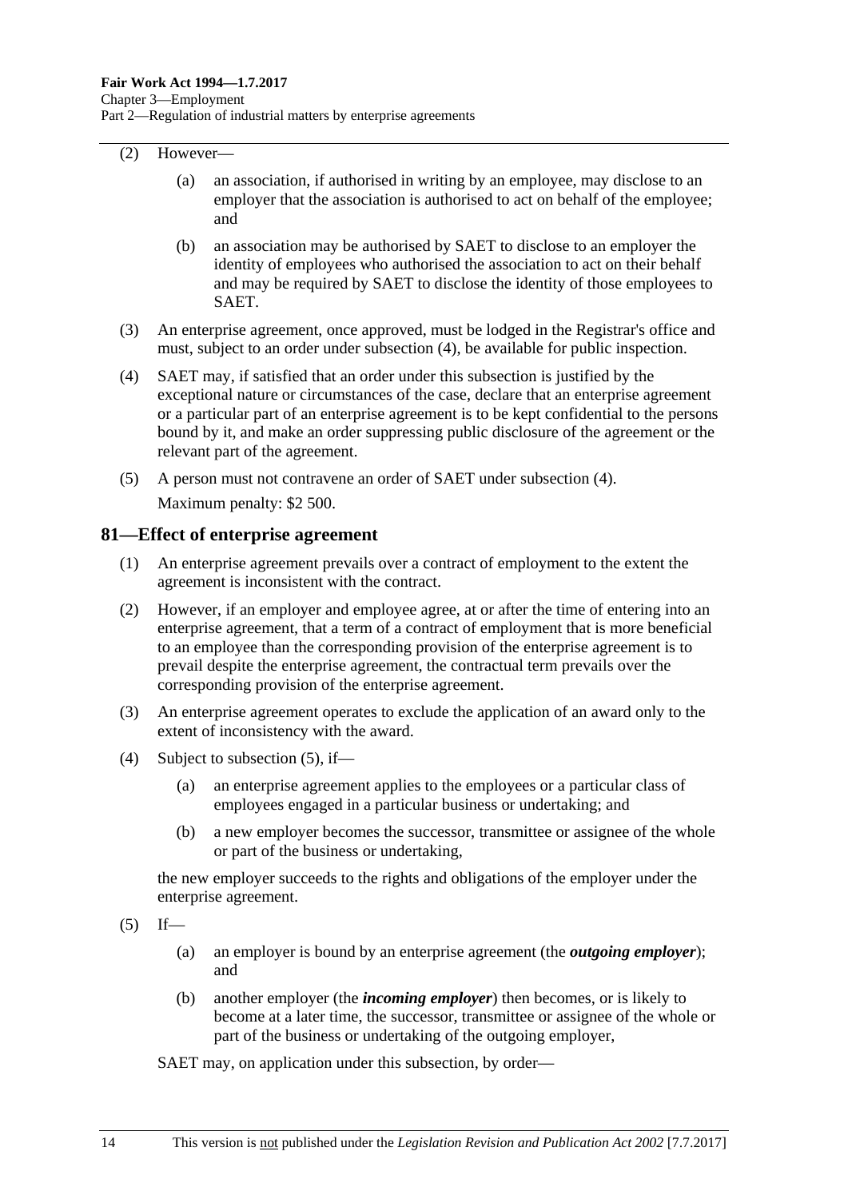(2) However—

(a) an association, if authorised in writing by an employee, may disclose to an employer that the association is authorised to act on behalf of the employee; and

(b) an association may be authorised by SAET to disclose to an employer the identity of employees who authorised the association to act on their behalf and may be required by SAET to disclose the identity of those employees to SAET.

(3) An enterprise agreement, once approved, must be lodged in the Registrar's office and must, subject to an order under subsection (4), be available for public inspection.

(4) SAET may, if satisfied that an order under this subsection is justified by the exceptional nature or circumstances of the case, declare that an enterprise agreement or a particular part of an enterprise agreement is to be kept confidential to the persons bound by it, and make an order suppressing public disclosure of the agreement or the relevant part of the agreement.

(5) A person must not contravene an order of SAET under subsection (4).

Maximum penalty: $2 500.

## 81—Effect of enterprise agreement

(1) An enterprise agreement prevails over a contract of employment to the extent the agreement is inconsistent with the contract.

(2) However, if an employer and employee agree, at or after the time of entering into an enterprise agreement, that a term of a contract of employment that is more beneficial to an employee than the corresponding provision of the enterprise agreement is to prevail despite the enterprise agreement, the contractual term prevails over the corresponding provision of the enterprise agreement.

(3) An enterprise agreement operates to exclude the application of an award only to the extent of inconsistency with the award.

(4) Subject to subsection (5), if—

(a) an enterprise agreement applies to the employees or a particular class of employees engaged in a particular business or undertaking; and

(b) a new employer becomes the successor, transmittee or assignee of the whole or part of the business or undertaking,

the new employer succeeds to the rights and obligations of the employer under the enterprise agreement.

(5) If—

(a) an employer is bound by an enterprise agreement (the ***outgoing employer***); and

(b) another employer (the ***incoming employer***) then becomes, or is likely to become at a later time, the successor, transmittee or assignee of the whole or part of the business or undertaking of the outgoing employer,

SAET may, on application under this subsection, by order—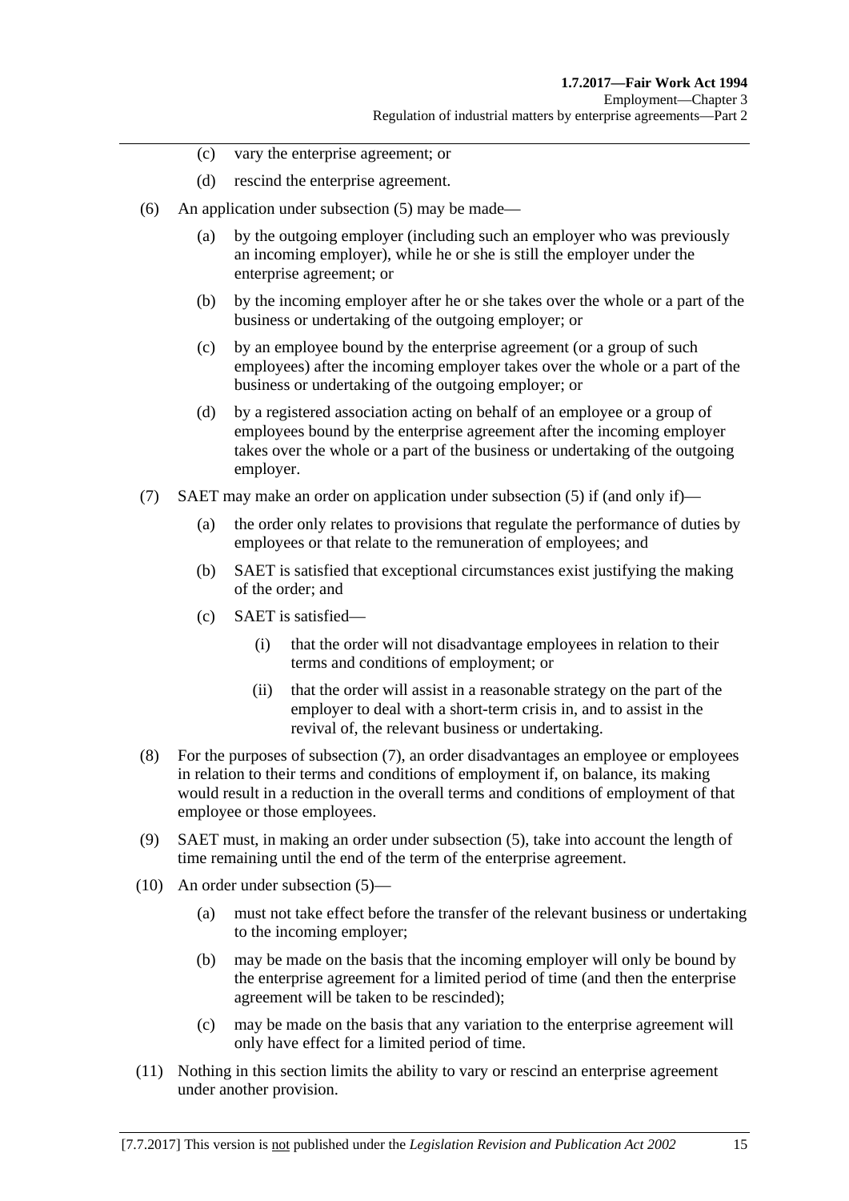(c) vary the enterprise agreement; or

(d) rescind the enterprise agreement.

(6) An application under subsection (5) may be made—

(a) by the outgoing employer (including such an employer who was previously an incoming employer), while he or she is still the employer under the enterprise agreement; or

(b) by the incoming employer after he or she takes over the whole or a part of the business or undertaking of the outgoing employer; or

(c) by an employee bound by the enterprise agreement (or a group of such employees) after the incoming employer takes over the whole or a part of the business or undertaking of the outgoing employer; or

(d) by a registered association acting on behalf of an employee or a group of employees bound by the enterprise agreement after the incoming employer takes over the whole or a part of the business or undertaking of the outgoing employer.

(7) SAET may make an order on application under subsection (5) if (and only if)—

(a) the order only relates to provisions that regulate the performance of duties by employees or that relate to the remuneration of employees; and

(b) SAET is satisfied that exceptional circumstances exist justifying the making of the order; and

(c) SAET is satisfied—

(i) that the order will not disadvantage employees in relation to their terms and conditions of employment; or

(ii) that the order will assist in a reasonable strategy on the part of the employer to deal with a short-term crisis in, and to assist in the revival of, the relevant business or undertaking.

(8) For the purposes of subsection (7), an order disadvantages an employee or employees in relation to their terms and conditions of employment if, on balance, its making would result in a reduction in the overall terms and conditions of employment of that employee or those employees.

(9) SAET must, in making an order under subsection (5), take into account the length of time remaining until the end of the term of the enterprise agreement.

(10) An order under subsection (5)—

(a) must not take effect before the transfer of the relevant business or undertaking to the incoming employer;

(b) may be made on the basis that the incoming employer will only be bound by the enterprise agreement for a limited period of time (and then the enterprise agreement will be taken to be rescinded);

(c) may be made on the basis that any variation to the enterprise agreement will only have effect for a limited period of time.

(11) Nothing in this section limits the ability to vary or rescind an enterprise agreement under another provision.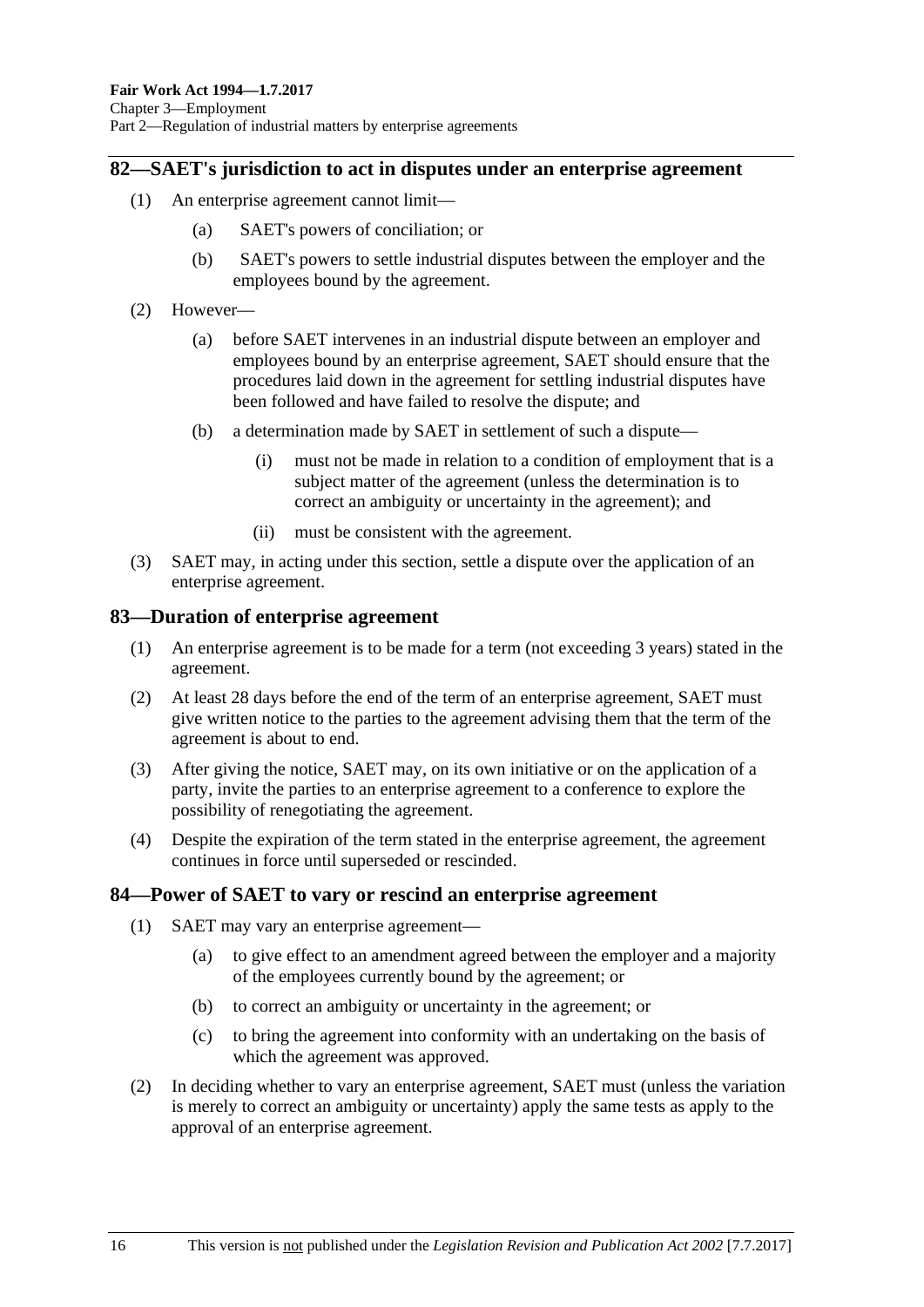## 82—SAET's jurisdiction to act in disputes under an enterprise agreement

(1) An enterprise agreement cannot limit—

(a) SAET's powers of conciliation; or

(b) SAET's powers to settle industrial disputes between the employer and the employees bound by the agreement.

(2) However—

(a) before SAET intervenes in an industrial dispute between an employer and employees bound by an enterprise agreement, SAET should ensure that the procedures laid down in the agreement for settling industrial disputes have been followed and have failed to resolve the dispute; and

(b) a determination made by SAET in settlement of such a dispute—

(i) must not be made in relation to a condition of employment that is a subject matter of the agreement (unless the determination is to correct an ambiguity or uncertainty in the agreement); and

(ii) must be consistent with the agreement.

(3) SAET may, in acting under this section, settle a dispute over the application of an enterprise agreement.

## 83—Duration of enterprise agreement

(1) An enterprise agreement is to be made for a term (not exceeding 3 years) stated in the agreement.

(2) At least 28 days before the end of the term of an enterprise agreement, SAET must give written notice to the parties to the agreement advising them that the term of the agreement is about to end.

(3) After giving the notice, SAET may, on its own initiative or on the application of a party, invite the parties to an enterprise agreement to a conference to explore the possibility of renegotiating the agreement.

(4) Despite the expiration of the term stated in the enterprise agreement, the agreement continues in force until superseded or rescinded.

## 84—Power of SAET to vary or rescind an enterprise agreement

(1) SAET may vary an enterprise agreement—

(a) to give effect to an amendment agreed between the employer and a majority of the employees currently bound by the agreement; or

(b) to correct an ambiguity or uncertainty in the agreement; or

(c) to bring the agreement into conformity with an undertaking on the basis of which the agreement was approved.

(2) In deciding whether to vary an enterprise agreement, SAET must (unless the variation is merely to correct an ambiguity or uncertainty) apply the same tests as apply to the approval of an enterprise agreement.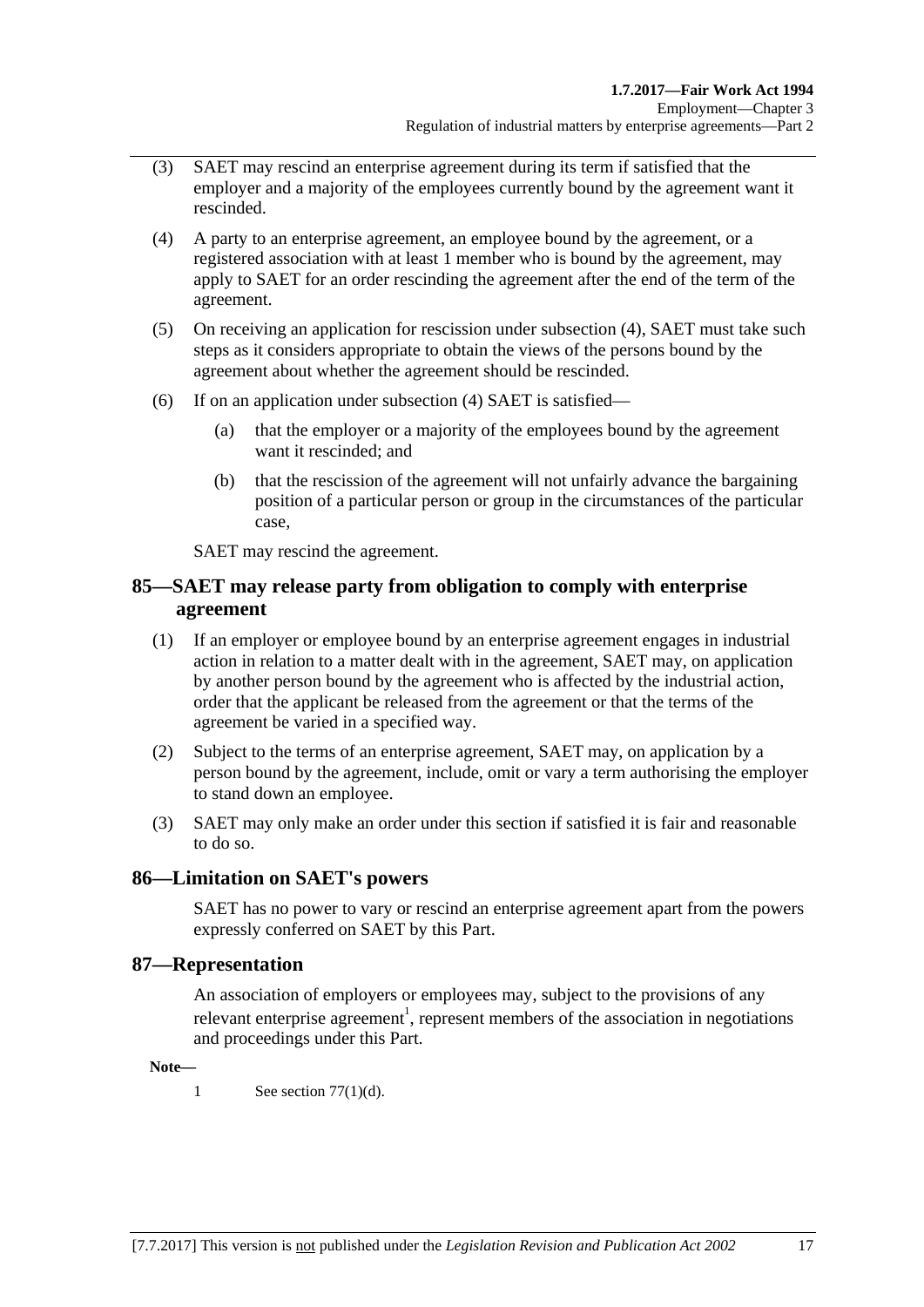(3) SAET may rescind an enterprise agreement during its term if satisfied that the employer and a majority of the employees currently bound by the agreement want it rescinded.

(4) A party to an enterprise agreement, an employee bound by the agreement, or a registered association with at least 1 member who is bound by the agreement, may apply to SAET for an order rescinding the agreement after the end of the term of the agreement.

(5) On receiving an application for rescission under subsection (4), SAET must take such steps as it considers appropriate to obtain the views of the persons bound by the agreement about whether the agreement should be rescinded.

(6) If on an application under subsection (4) SAET is satisfied—

(a) that the employer or a majority of the employees bound by the agreement want it rescinded; and

(b) that the rescission of the agreement will not unfairly advance the bargaining position of a particular person or group in the circumstances of the particular case,

SAET may rescind the agreement.

## 85—SAET may release party from obligation to comply with enterprise agreement

(1) If an employer or employee bound by an enterprise agreement engages in industrial action in relation to a matter dealt with in the agreement, SAET may, on application by another person bound by the agreement who is affected by the industrial action, order that the applicant be released from the agreement or that the terms of the agreement be varied in a specified way.

(2) Subject to the terms of an enterprise agreement, SAET may, on application by a person bound by the agreement, include, omit or vary a term authorising the employer to stand down an employee.

(3) SAET may only make an order under this section if satisfied it is fair and reasonable to do so.

## 86—Limitation on SAET's powers

SAET has no power to vary or rescind an enterprise agreement apart from the powers expressly conferred on SAET by this Part.

## 87—Representation

An association of employers or employees may, subject to the provisions of any relevant enterprise agreement[1], represent members of the association in negotiations and proceedings under this Part.

**Note—**

1 See section 77(1)(d).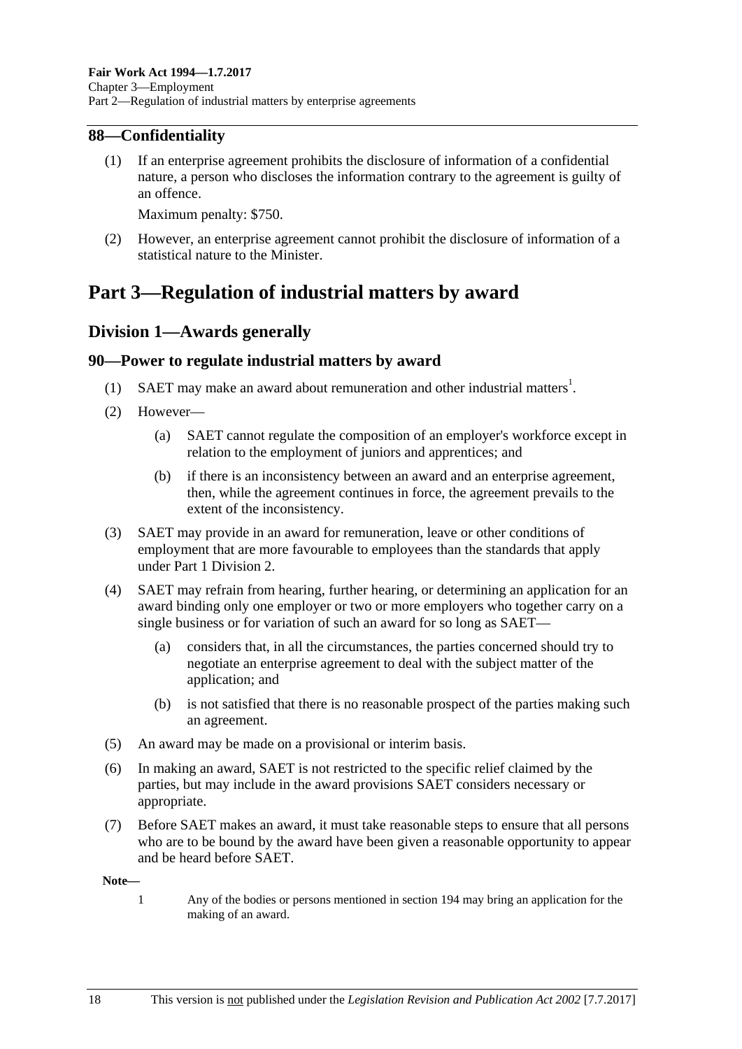## 88—Confidentiality

(1) If an enterprise agreement prohibits the disclosure of information of a confidential nature, a person who discloses the information contrary to the agreement is guilty of an offence.

Maximum penalty: $750.

(2) However, an enterprise agreement cannot prohibit the disclosure of information of a statistical nature to the Minister.

# Part 3—Regulation of industrial matters by award

## Division 1—Awards generally

### 90—Power to regulate industrial matters by award

(1) SAET may make an award about remuneration and other industrial matters[1].

(2) However—

(a) SAET cannot regulate the composition of an employer's workforce except in relation to the employment of juniors and apprentices; and

(b) if there is an inconsistency between an award and an enterprise agreement, then, while the agreement continues in force, the agreement prevails to the extent of the inconsistency.

(3) SAET may provide in an award for remuneration, leave or other conditions of employment that are more favourable to employees than the standards that apply under Part 1 Division 2.

(4) SAET may refrain from hearing, further hearing, or determining an application for an award binding only one employer or two or more employers who together carry on a single business or for variation of such an award for so long as SAET—

(a) considers that, in all the circumstances, the parties concerned should try to negotiate an enterprise agreement to deal with the subject matter of the application; and

(b) is not satisfied that there is no reasonable prospect of the parties making such an agreement.

(5) An award may be made on a provisional or interim basis.

(6) In making an award, SAET is not restricted to the specific relief claimed by the parties, but may include in the award provisions SAET considers necessary or appropriate.

(7) Before SAET makes an award, it must take reasonable steps to ensure that all persons who are to be bound by the award have been given a reasonable opportunity to appear and be heard before SAET.

**Note—**

1 Any of the bodies or persons mentioned in section 194 may bring an application for the making of an award.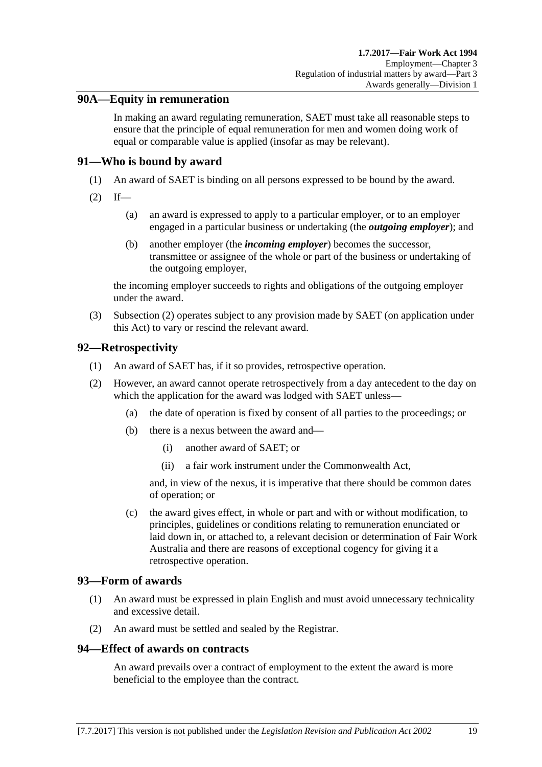## 90A—Equity in remuneration

In making an award regulating remuneration, SAET must take all reasonable steps to ensure that the principle of equal remuneration for men and women doing work of equal or comparable value is applied (insofar as may be relevant).

## 91—Who is bound by award

(1) An award of SAET is binding on all persons expressed to be bound by the award.

(2) If—

(a) an award is expressed to apply to a particular employer, or to an employer engaged in a particular business or undertaking (the ***outgoing employer***); and

(b) another employer (the ***incoming employer***) becomes the successor, transmittee or assignee of the whole or part of the business or undertaking of the outgoing employer,

the incoming employer succeeds to rights and obligations of the outgoing employer under the award.

(3) Subsection (2) operates subject to any provision made by SAET (on application under this Act) to vary or rescind the relevant award.

## 92—Retrospectivity

(1) An award of SAET has, if it so provides, retrospective operation.

(2) However, an award cannot operate retrospectively from a day antecedent to the day on which the application for the award was lodged with SAET unless—

(a) the date of operation is fixed by consent of all parties to the proceedings; or

(b) there is a nexus between the award and—

(i) another award of SAET; or

(ii) a fair work instrument under the Commonwealth Act,

and, in view of the nexus, it is imperative that there should be common dates of operation; or

(c) the award gives effect, in whole or part and with or without modification, to principles, guidelines or conditions relating to remuneration enunciated or laid down in, or attached to, a relevant decision or determination of Fair Work Australia and there are reasons of exceptional cogency for giving it a retrospective operation.

## 93—Form of awards

(1) An award must be expressed in plain English and must avoid unnecessary technicality and excessive detail.

(2) An award must be settled and sealed by the Registrar.

## 94—Effect of awards on contracts

An award prevails over a contract of employment to the extent the award is more beneficial to the employee than the contract.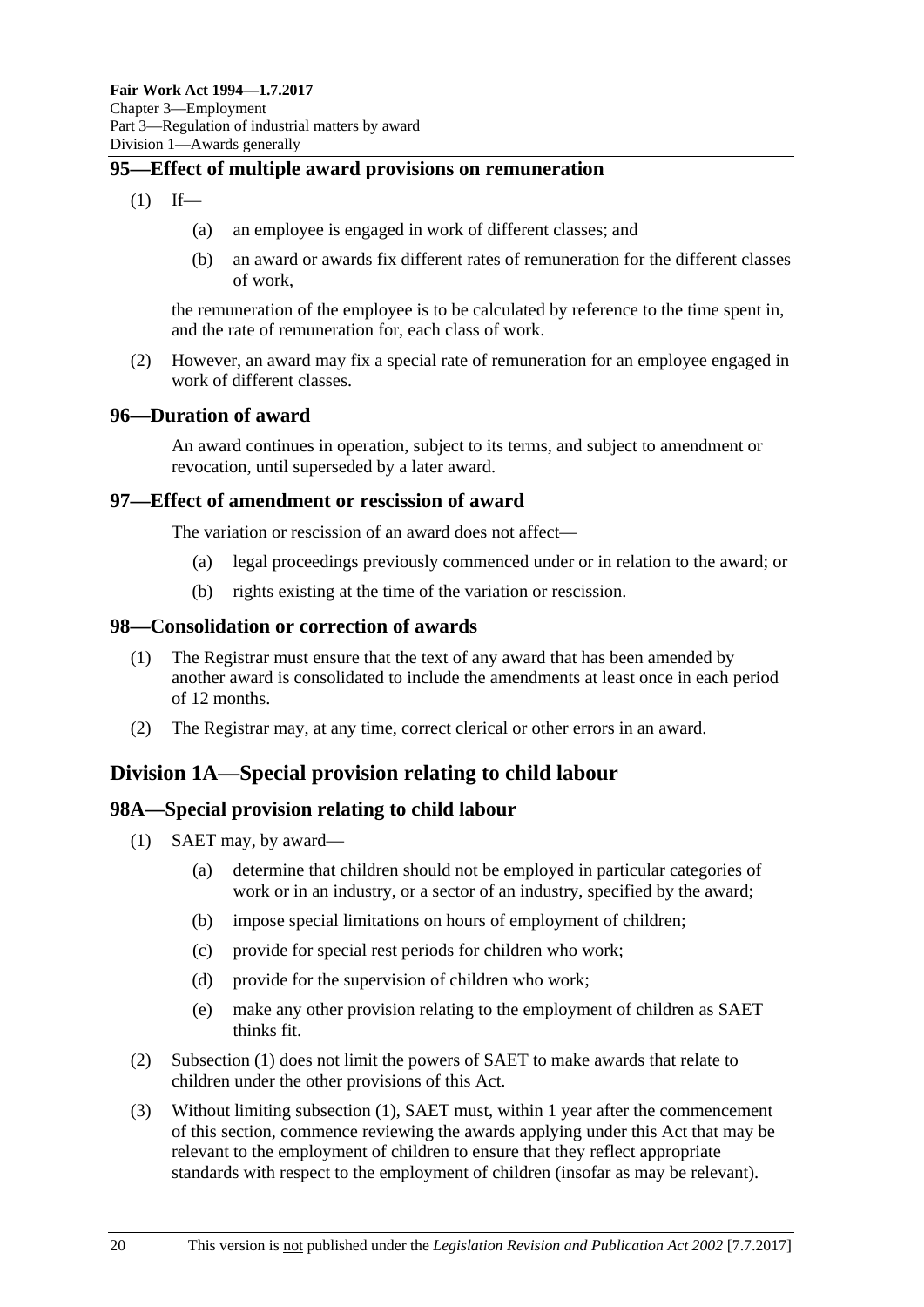## 95—Effect of multiple award provisions on remuneration

(1) If—

(a) an employee is engaged in work of different classes; and

(b) an award or awards fix different rates of remuneration for the different classes of work,

the remuneration of the employee is to be calculated by reference to the time spent in, and the rate of remuneration for, each class of work.

(2) However, an award may fix a special rate of remuneration for an employee engaged in work of different classes.

## 96—Duration of award

An award continues in operation, subject to its terms, and subject to amendment or revocation, until superseded by a later award.

## 97—Effect of amendment or rescission of award

The variation or rescission of an award does not affect—

(a) legal proceedings previously commenced under or in relation to the award; or

(b) rights existing at the time of the variation or rescission.

## 98—Consolidation or correction of awards

(1) The Registrar must ensure that the text of any award that has been amended by another award is consolidated to include the amendments at least once in each period of 12 months.

(2) The Registrar may, at any time, correct clerical or other errors in an award.

# Division 1A—Special provision relating to child labour

## 98A—Special provision relating to child labour

(1) SAET may, by award—

(a) determine that children should not be employed in particular categories of work or in an industry, or a sector of an industry, specified by the award;

(b) impose special limitations on hours of employment of children;

(c) provide for special rest periods for children who work;

(d) provide for the supervision of children who work;

(e) make any other provision relating to the employment of children as SAET thinks fit.

(2) Subsection (1) does not limit the powers of SAET to make awards that relate to children under the other provisions of this Act.

(3) Without limiting subsection (1), SAET must, within 1 year after the commencement of this section, commence reviewing the awards applying under this Act that may be relevant to the employment of children to ensure that they reflect appropriate standards with respect to the employment of children (insofar as may be relevant).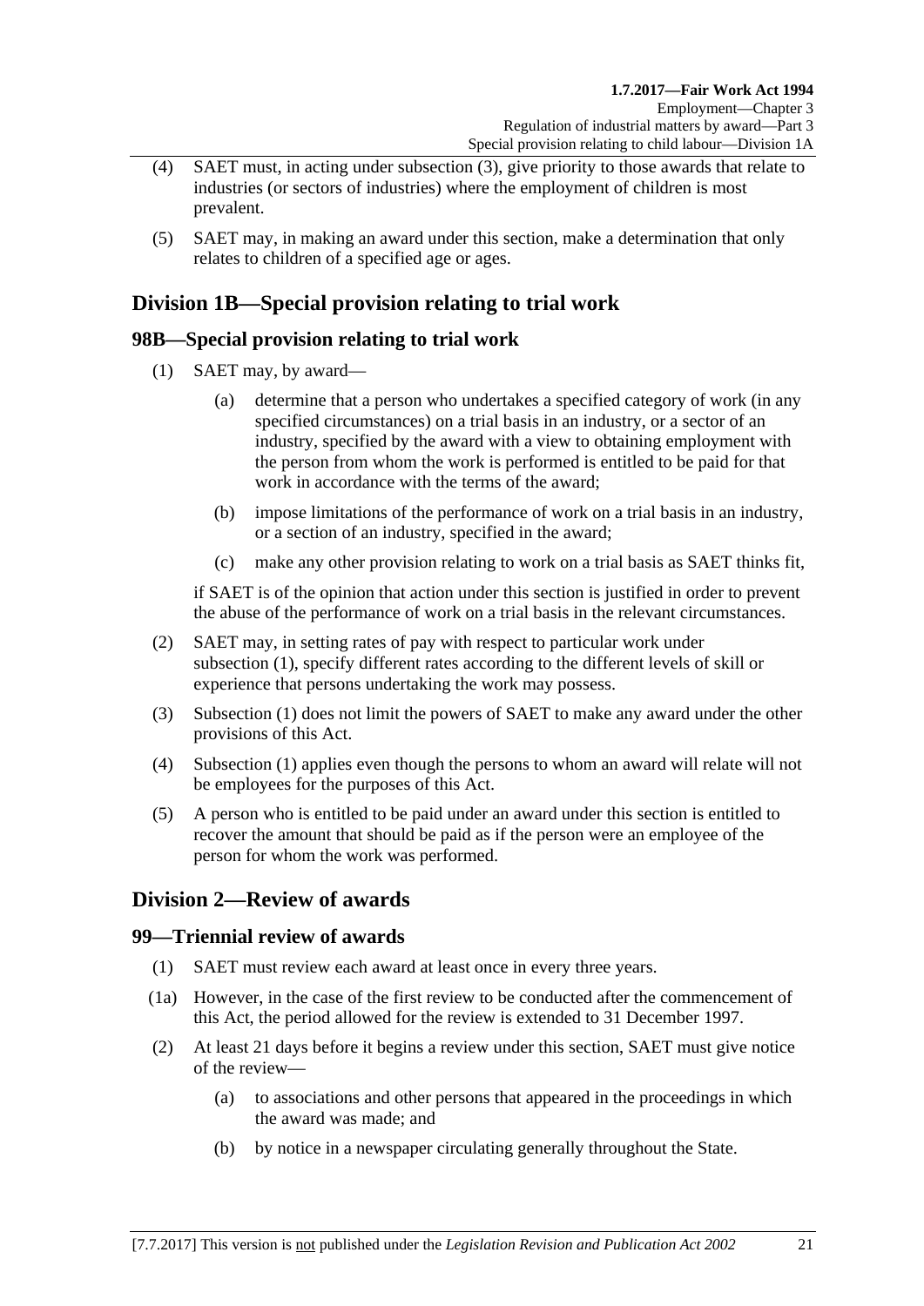(4) SAET must, in acting under subsection (3), give priority to those awards that relate to industries (or sectors of industries) where the employment of children is most prevalent.

(5) SAET may, in making an award under this section, make a determination that only relates to children of a specified age or ages.

## Division 1B—Special provision relating to trial work

### 98B—Special provision relating to trial work

(1) SAET may, by award—

(a) determine that a person who undertakes a specified category of work (in any specified circumstances) on a trial basis in an industry, or a sector of an industry, specified by the award with a view to obtaining employment with the person from whom the work is performed is entitled to be paid for that work in accordance with the terms of the award;

(b) impose limitations of the performance of work on a trial basis in an industry, or a section of an industry, specified in the award;

(c) make any other provision relating to work on a trial basis as SAET thinks fit,

if SAET is of the opinion that action under this section is justified in order to prevent the abuse of the performance of work on a trial basis in the relevant circumstances.

(2) SAET may, in setting rates of pay with respect to particular work under subsection (1), specify different rates according to the different levels of skill or experience that persons undertaking the work may possess.

(3) Subsection (1) does not limit the powers of SAET to make any award under the other provisions of this Act.

(4) Subsection (1) applies even though the persons to whom an award will relate will not be employees for the purposes of this Act.

(5) A person who is entitled to be paid under an award under this section is entitled to recover the amount that should be paid as if the person were an employee of the person for whom the work was performed.

## Division 2—Review of awards

### 99—Triennial review of awards

(1) SAET must review each award at least once in every three years.

(1a) However, in the case of the first review to be conducted after the commencement of this Act, the period allowed for the review is extended to 31 December 1997.

(2) At least 21 days before it begins a review under this section, SAET must give notice of the review—

(a) to associations and other persons that appeared in the proceedings in which the award was made; and

(b) by notice in a newspaper circulating generally throughout the State.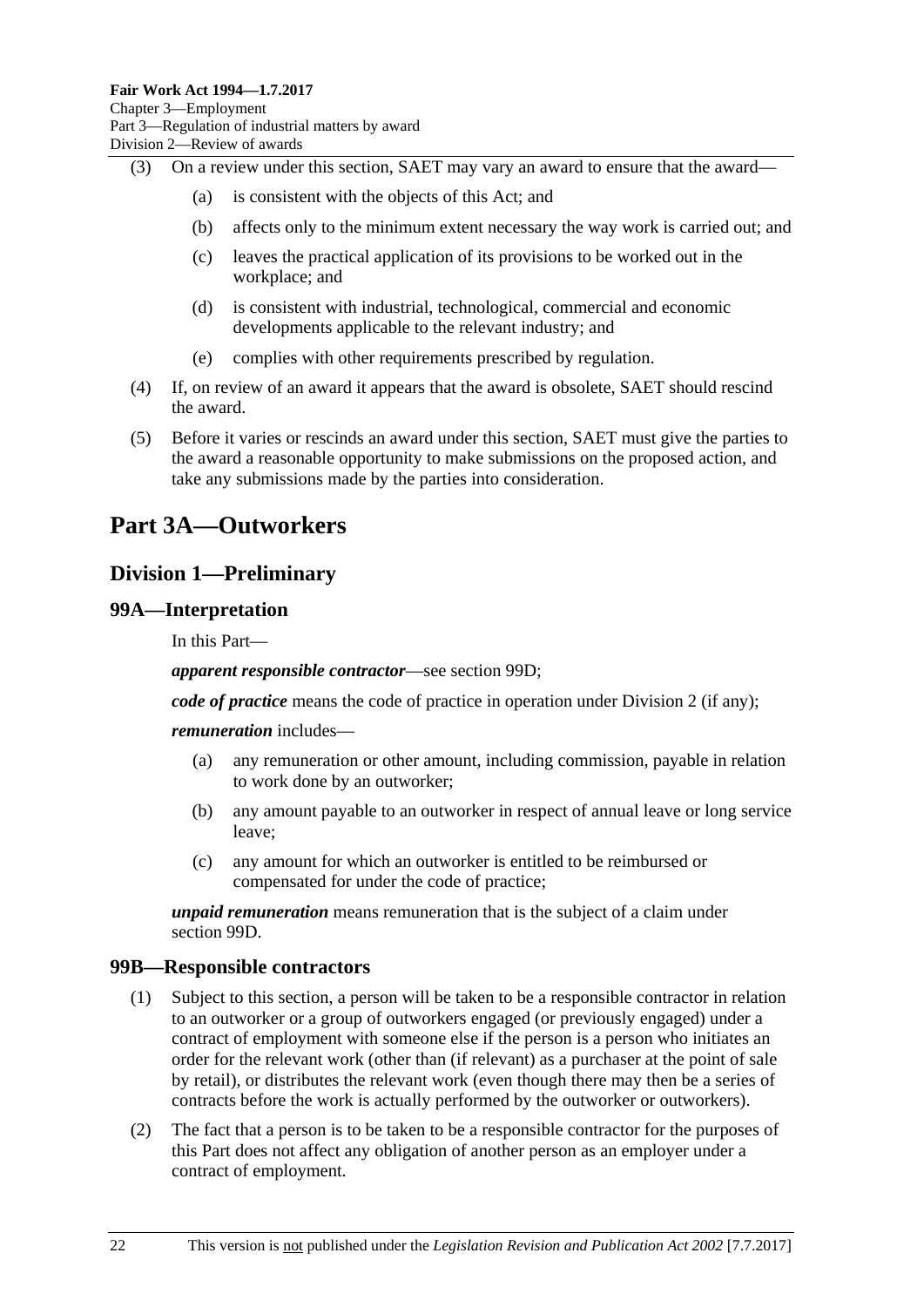(3) On a review under this section, SAET may vary an award to ensure that the award—

(a) is consistent with the objects of this Act; and

(b) affects only to the minimum extent necessary the way work is carried out; and

(c) leaves the practical application of its provisions to be worked out in the workplace; and

(d) is consistent with industrial, technological, commercial and economic developments applicable to the relevant industry; and

(e) complies with other requirements prescribed by regulation.

(4) If, on review of an award it appears that the award is obsolete, SAET should rescind the award.

(5) Before it varies or rescinds an award under this section, SAET must give the parties to the award a reasonable opportunity to make submissions on the proposed action, and take any submissions made by the parties into consideration.

# Part 3A—Outworkers

## Division 1—Preliminary

### 99A—Interpretation

In this Part—

***apparent responsible contractor***—see section 99D;

***code of practice*** means the code of practice in operation under Division 2 (if any);

***remuneration*** includes—

(a) any remuneration or other amount, including commission, payable in relation to work done by an outworker;

(b) any amount payable to an outworker in respect of annual leave or long service leave;

(c) any amount for which an outworker is entitled to be reimbursed or compensated for under the code of practice;

***unpaid remuneration*** means remuneration that is the subject of a claim under section 99D.

### 99B—Responsible contractors

(1) Subject to this section, a person will be taken to be a responsible contractor in relation to an outworker or a group of outworkers engaged (or previously engaged) under a contract of employment with someone else if the person is a person who initiates an order for the relevant work (other than (if relevant) as a purchaser at the point of sale by retail), or distributes the relevant work (even though there may then be a series of contracts before the work is actually performed by the outworker or outworkers).

(2) The fact that a person is to be taken to be a responsible contractor for the purposes of this Part does not affect any obligation of another person as an employer under a contract of employment.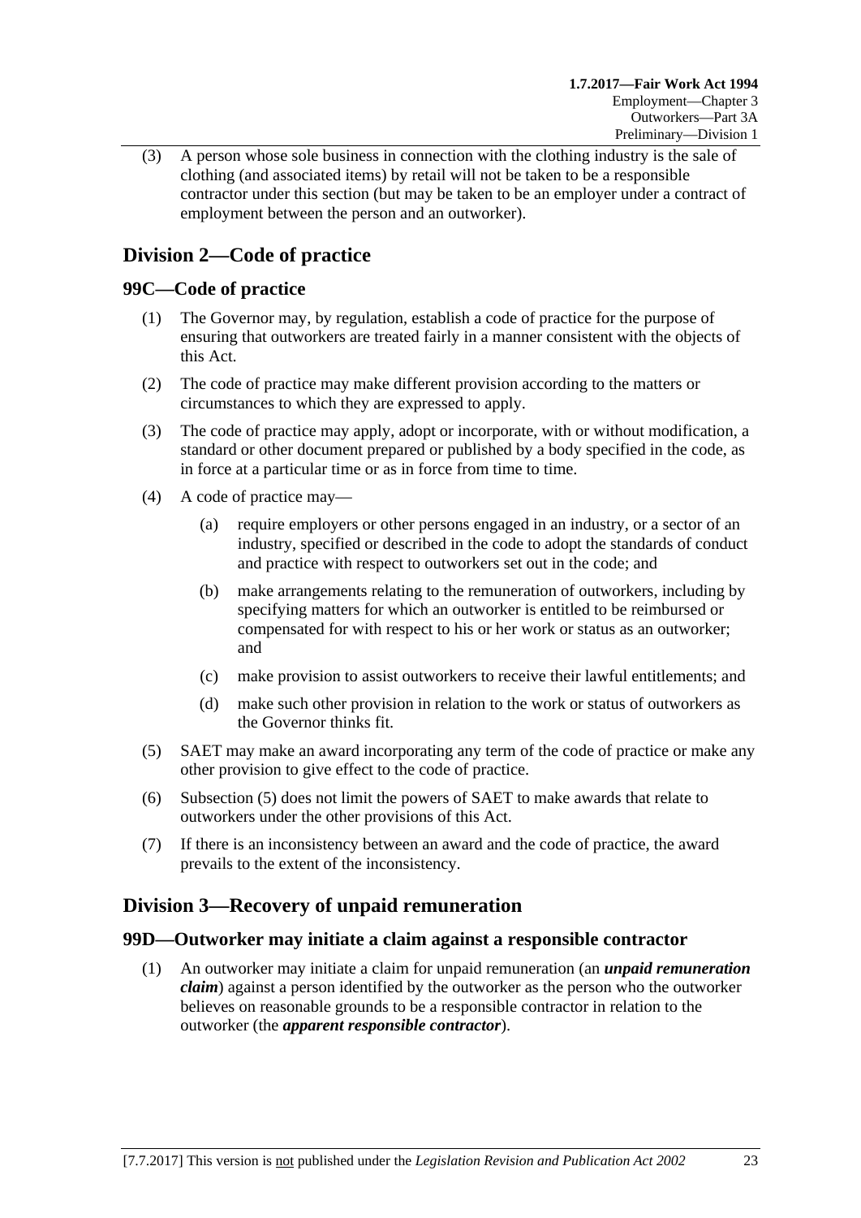(3) A person whose sole business in connection with the clothing industry is the sale of clothing (and associated items) by retail will not be taken to be a responsible contractor under this section (but may be taken to be an employer under a contract of employment between the person and an outworker).

## Division 2—Code of practice

### 99C—Code of practice

(1) The Governor may, by regulation, establish a code of practice for the purpose of ensuring that outworkers are treated fairly in a manner consistent with the objects of this Act.

(2) The code of practice may make different provision according to the matters or circumstances to which they are expressed to apply.

(3) The code of practice may apply, adopt or incorporate, with or without modification, a standard or other document prepared or published by a body specified in the code, as in force at a particular time or as in force from time to time.

(4) A code of practice may—

- (a) require employers or other persons engaged in an industry, or a sector of an industry, specified or described in the code to adopt the standards of conduct and practice with respect to outworkers set out in the code; and
- (b) make arrangements relating to the remuneration of outworkers, including by specifying matters for which an outworker is entitled to be reimbursed or compensated for with respect to his or her work or status as an outworker; and
- (c) make provision to assist outworkers to receive their lawful entitlements; and
- (d) make such other provision in relation to the work or status of outworkers as the Governor thinks fit.

(5) SAET may make an award incorporating any term of the code of practice or make any other provision to give effect to the code of practice.

(6) Subsection (5) does not limit the powers of SAET to make awards that relate to outworkers under the other provisions of this Act.

(7) If there is an inconsistency between an award and the code of practice, the award prevails to the extent of the inconsistency.

## Division 3—Recovery of unpaid remuneration

### 99D—Outworker may initiate a claim against a responsible contractor

(1) An outworker may initiate a claim for unpaid remuneration (an ***unpaid remuneration claim***) against a person identified by the outworker as the person who the outworker believes on reasonable grounds to be a responsible contractor in relation to the outworker (the ***apparent responsible contractor***).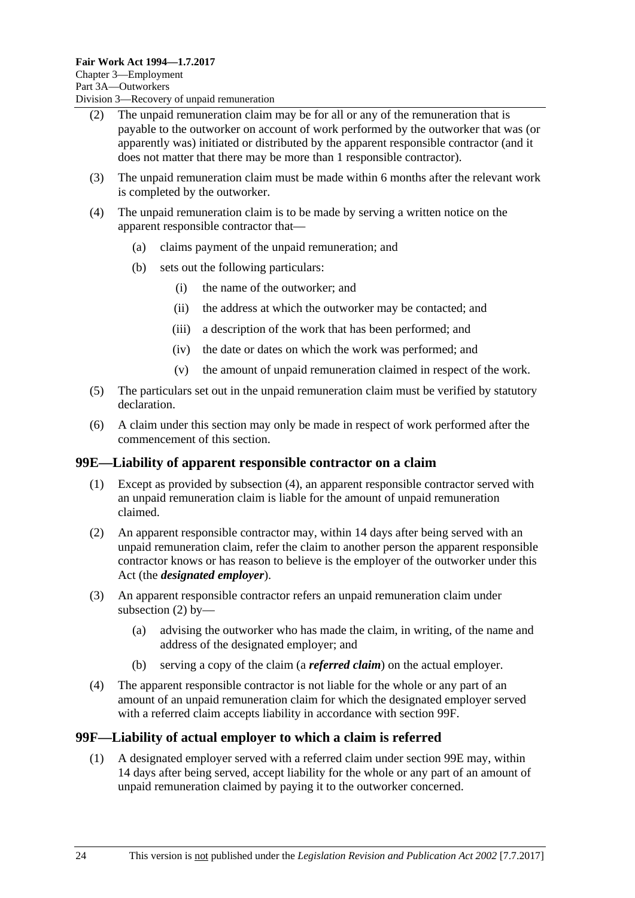(2) The unpaid remuneration claim may be for all or any of the remuneration that is payable to the outworker on account of work performed by the outworker that was (or apparently was) initiated or distributed by the apparent responsible contractor (and it does not matter that there may be more than 1 responsible contractor).

(3) The unpaid remuneration claim must be made within 6 months after the relevant work is completed by the outworker.

(4) The unpaid remuneration claim is to be made by serving a written notice on the apparent responsible contractor that—

(a) claims payment of the unpaid remuneration; and

(b) sets out the following particulars:

(i) the name of the outworker; and

(ii) the address at which the outworker may be contacted; and

(iii) a description of the work that has been performed; and

(iv) the date or dates on which the work was performed; and

(v) the amount of unpaid remuneration claimed in respect of the work.

(5) The particulars set out in the unpaid remuneration claim must be verified by statutory declaration.

(6) A claim under this section may only be made in respect of work performed after the commencement of this section.

## 99E—Liability of apparent responsible contractor on a claim

(1) Except as provided by subsection (4), an apparent responsible contractor served with an unpaid remuneration claim is liable for the amount of unpaid remuneration claimed.

(2) An apparent responsible contractor may, within 14 days after being served with an unpaid remuneration claim, refer the claim to another person the apparent responsible contractor knows or has reason to believe is the employer of the outworker under this Act (the ***designated employer***).

(3) An apparent responsible contractor refers an unpaid remuneration claim under subsection (2) by—

(a) advising the outworker who has made the claim, in writing, of the name and address of the designated employer; and

(b) serving a copy of the claim (a ***referred claim***) on the actual employer.

(4) The apparent responsible contractor is not liable for the whole or any part of an amount of an unpaid remuneration claim for which the designated employer served with a referred claim accepts liability in accordance with section 99F.

## 99F—Liability of actual employer to which a claim is referred

(1) A designated employer served with a referred claim under section 99E may, within 14 days after being served, accept liability for the whole or any part of an amount of unpaid remuneration claimed by paying it to the outworker concerned.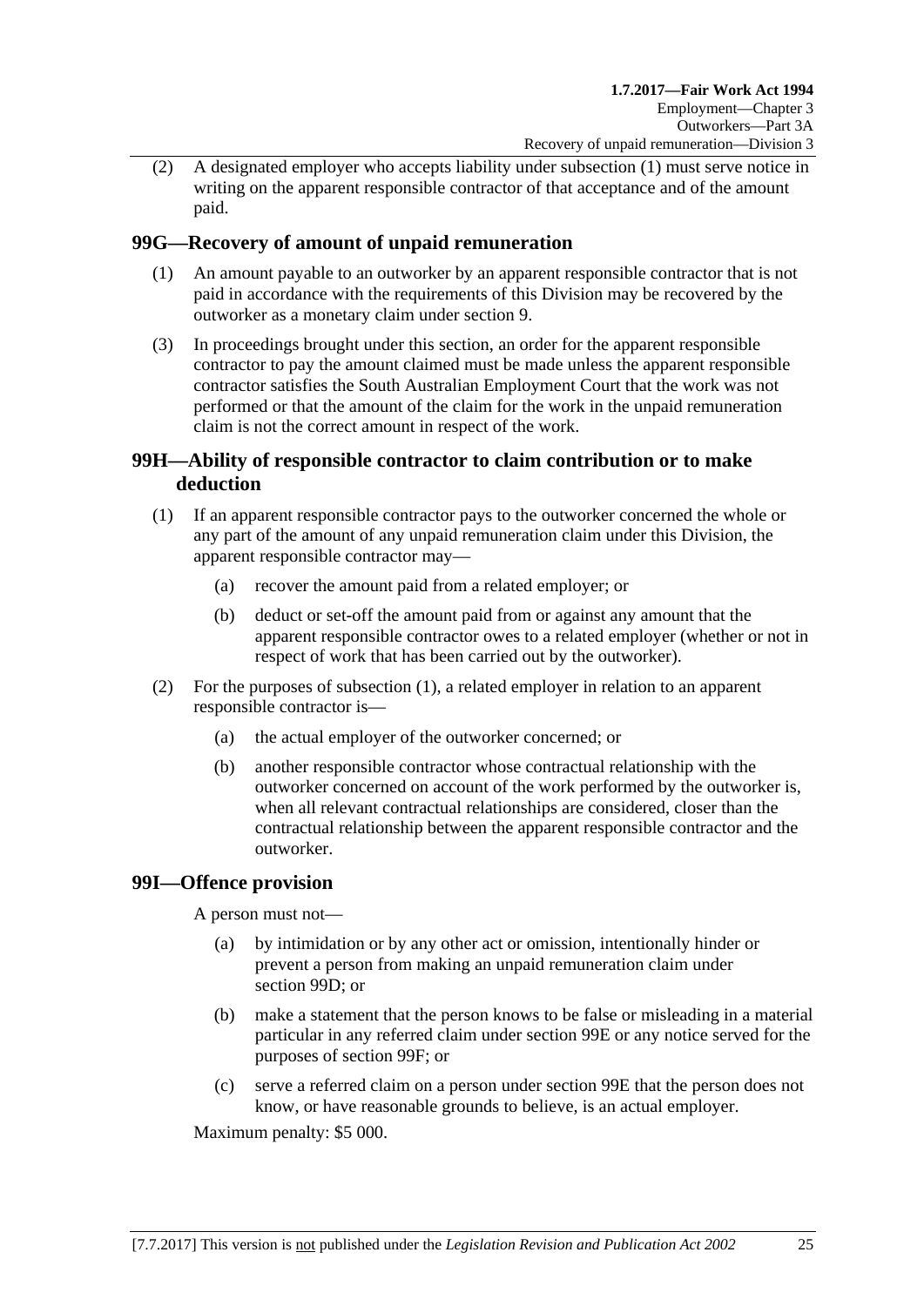(2) A designated employer who accepts liability under subsection (1) must serve notice in writing on the apparent responsible contractor of that acceptance and of the amount paid.

## 99G—Recovery of amount of unpaid remuneration

(1) An amount payable to an outworker by an apparent responsible contractor that is not paid in accordance with the requirements of this Division may be recovered by the outworker as a monetary claim under section 9.

(3) In proceedings brought under this section, an order for the apparent responsible contractor to pay the amount claimed must be made unless the apparent responsible contractor satisfies the South Australian Employment Court that the work was not performed or that the amount of the claim for the work in the unpaid remuneration claim is not the correct amount in respect of the work.

## 99H—Ability of responsible contractor to claim contribution or to make deduction

(1) If an apparent responsible contractor pays to the outworker concerned the whole or any part of the amount of any unpaid remuneration claim under this Division, the apparent responsible contractor may—

- (a) recover the amount paid from a related employer; or
- (b) deduct or set-off the amount paid from or against any amount that the apparent responsible contractor owes to a related employer (whether or not in respect of work that has been carried out by the outworker).

(2) For the purposes of subsection (1), a related employer in relation to an apparent responsible contractor is—

- (a) the actual employer of the outworker concerned; or
- (b) another responsible contractor whose contractual relationship with the outworker concerned on account of the work performed by the outworker is, when all relevant contractual relationships are considered, closer than the contractual relationship between the apparent responsible contractor and the outworker.

## 99I—Offence provision

A person must not—

- (a) by intimidation or by any other act or omission, intentionally hinder or prevent a person from making an unpaid remuneration claim under section 99D; or
- (b) make a statement that the person knows to be false or misleading in a material particular in any referred claim under section 99E or any notice served for the purposes of section 99F; or
- (c) serve a referred claim on a person under section 99E that the person does not know, or have reasonable grounds to believe, is an actual employer.

Maximum penalty: $5 000.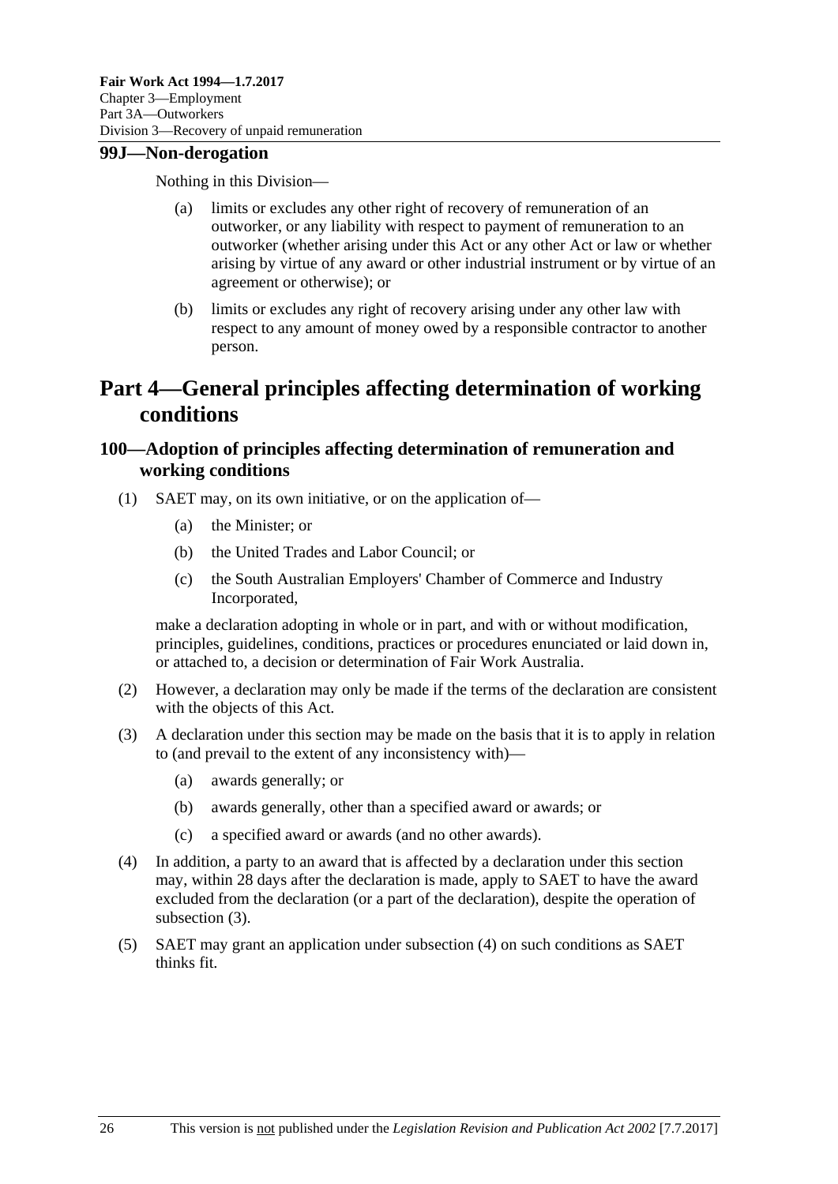### 99J—Non-derogation

Nothing in this Division—

(a) limits or excludes any other right of recovery of remuneration of an outworker, or any liability with respect to payment of remuneration to an outworker (whether arising under this Act or any other Act or law or whether arising by virtue of any award or other industrial instrument or by virtue of an agreement or otherwise); or

(b) limits or excludes any right of recovery arising under any other law with respect to any amount of money owed by a responsible contractor to another person.

# Part 4—General principles affecting determination of working conditions

### 100—Adoption of principles affecting determination of remuneration and working conditions

(1) SAET may, on its own initiative, or on the application of—

(a) the Minister; or

(b) the United Trades and Labor Council; or

(c) the South Australian Employers' Chamber of Commerce and Industry Incorporated,

make a declaration adopting in whole or in part, and with or without modification, principles, guidelines, conditions, practices or procedures enunciated or laid down in, or attached to, a decision or determination of Fair Work Australia.

(2) However, a declaration may only be made if the terms of the declaration are consistent with the objects of this Act.

(3) A declaration under this section may be made on the basis that it is to apply in relation to (and prevail to the extent of any inconsistency with)—

(a) awards generally; or

(b) awards generally, other than a specified award or awards; or

(c) a specified award or awards (and no other awards).

(4) In addition, a party to an award that is affected by a declaration under this section may, within 28 days after the declaration is made, apply to SAET to have the award excluded from the declaration (or a part of the declaration), despite the operation of subsection (3).

(5) SAET may grant an application under subsection (4) on such conditions as SAET thinks fit.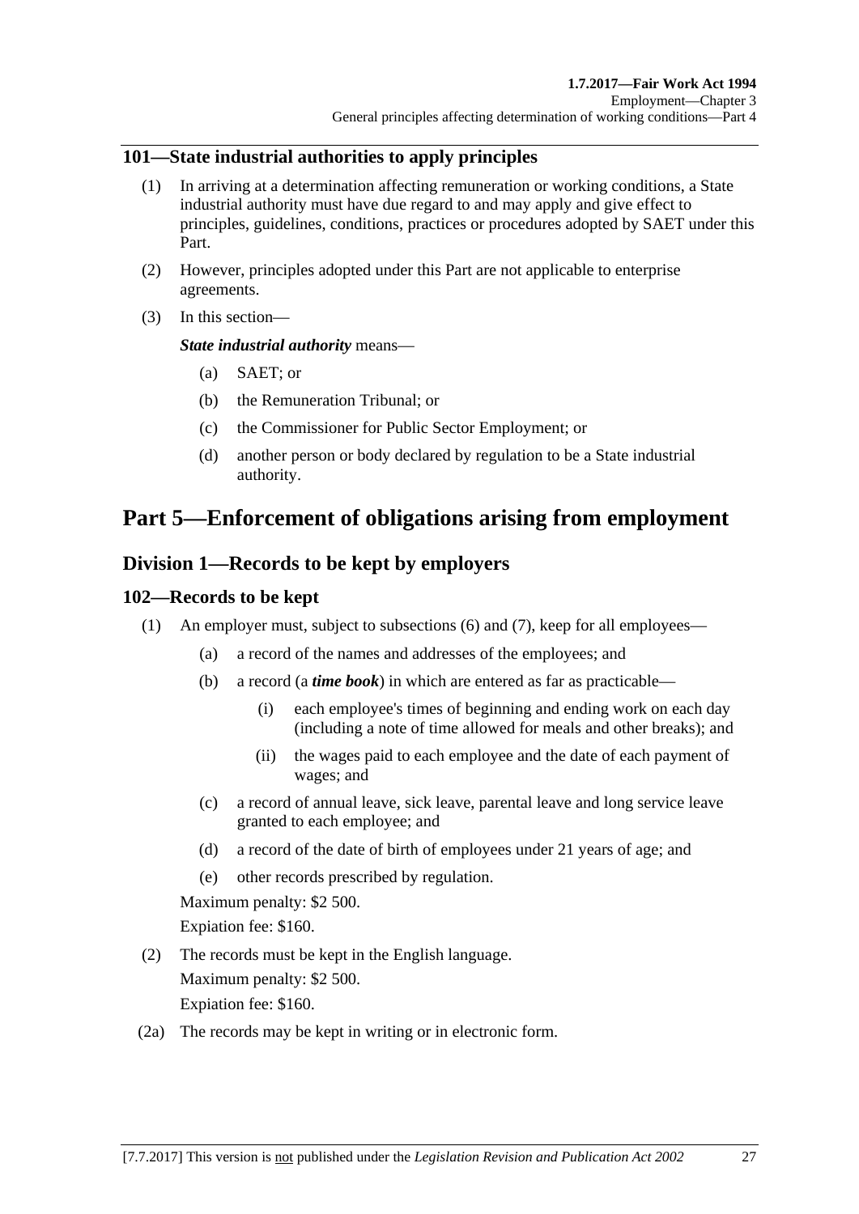### 101—State industrial authorities to apply principles

(1) In arriving at a determination affecting remuneration or working conditions, a State industrial authority must have due regard to and may apply and give effect to principles, guidelines, conditions, practices or procedures adopted by SAET under this Part.

(2) However, principles adopted under this Part are not applicable to enterprise agreements.

(3) In this section—

***State industrial authority*** means—

(a) SAET; or

(b) the Remuneration Tribunal; or

(c) the Commissioner for Public Sector Employment; or

(d) another person or body declared by regulation to be a State industrial authority.

# Part 5—Enforcement of obligations arising from employment

## Division 1—Records to be kept by employers

### 102—Records to be kept

(1) An employer must, subject to subsections (6) and (7), keep for all employees—

(a) a record of the names and addresses of the employees; and

(b) a record (a ***time book***) in which are entered as far as practicable—

(i) each employee's times of beginning and ending work on each day (including a note of time allowed for meals and other breaks); and

(ii) the wages paid to each employee and the date of each payment of wages; and

(c) a record of annual leave, sick leave, parental leave and long service leave granted to each employee; and

(d) a record of the date of birth of employees under 21 years of age; and

(e) other records prescribed by regulation.

Maximum penalty: $2 500.

Expiation fee: $160.

(2) The records must be kept in the English language.

Maximum penalty: $2 500.

Expiation fee: $160.

(2a) The records may be kept in writing or in electronic form.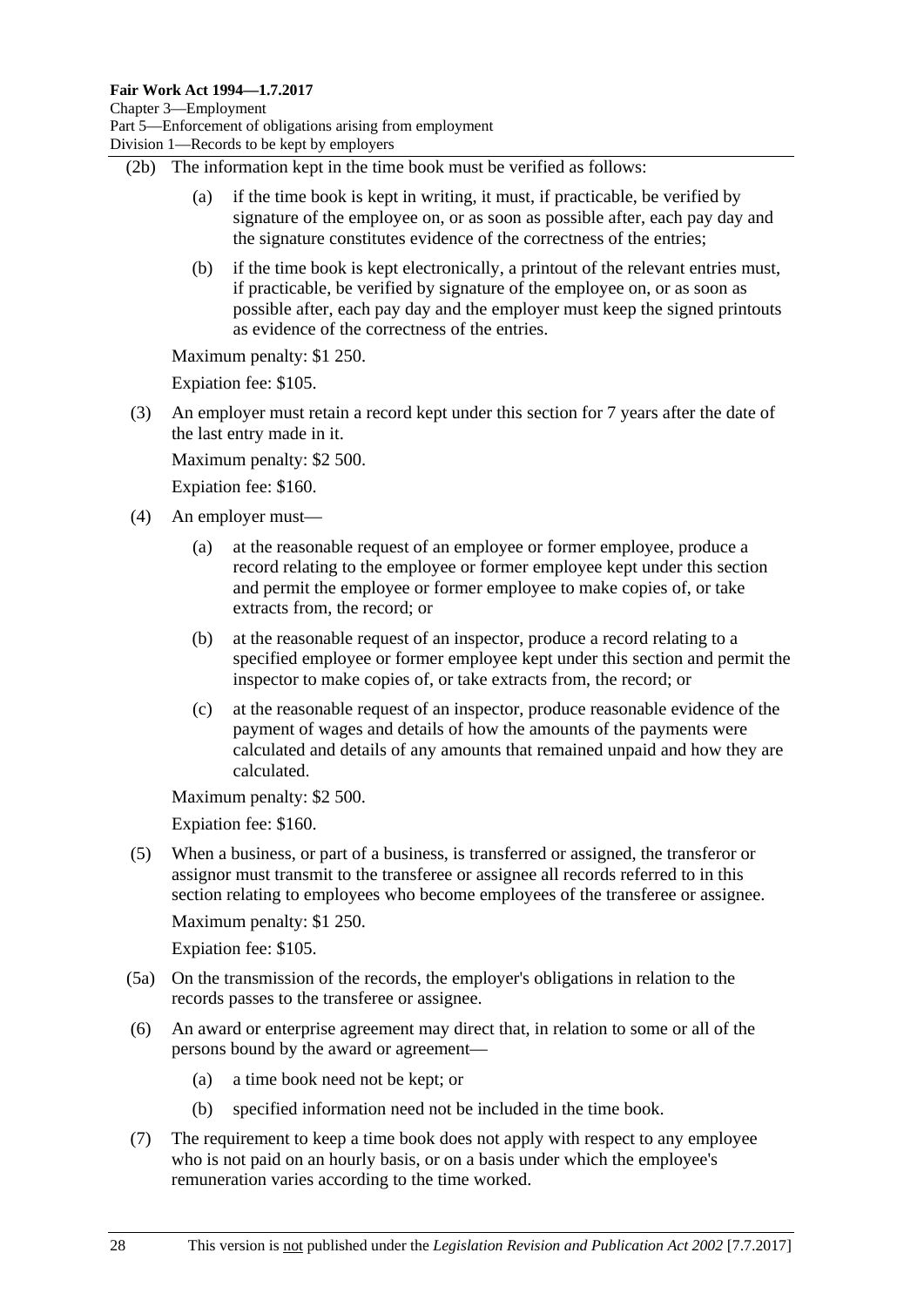(2b) The information kept in the time book must be verified as follows:

(a) if the time book is kept in writing, it must, if practicable, be verified by signature of the employee on, or as soon as possible after, each pay day and the signature constitutes evidence of the correctness of the entries;

(b) if the time book is kept electronically, a printout of the relevant entries must, if practicable, be verified by signature of the employee on, or as soon as possible after, each pay day and the employer must keep the signed printouts as evidence of the correctness of the entries.

Maximum penalty: $1 250.

Expiation fee: $105.

(3) An employer must retain a record kept under this section for 7 years after the date of the last entry made in it.

Maximum penalty: $2 500.

Expiation fee: $160.

(4) An employer must—

(a) at the reasonable request of an employee or former employee, produce a record relating to the employee or former employee kept under this section and permit the employee or former employee to make copies of, or take extracts from, the record; or

(b) at the reasonable request of an inspector, produce a record relating to a specified employee or former employee kept under this section and permit the inspector to make copies of, or take extracts from, the record; or

(c) at the reasonable request of an inspector, produce reasonable evidence of the payment of wages and details of how the amounts of the payments were calculated and details of any amounts that remained unpaid and how they are calculated.

Maximum penalty: $2 500.

Expiation fee: $160.

(5) When a business, or part of a business, is transferred or assigned, the transferor or assignor must transmit to the transferee or assignee all records referred to in this section relating to employees who become employees of the transferee or assignee.

Maximum penalty: $1 250.

Expiation fee: $105.

(5a) On the transmission of the records, the employer's obligations in relation to the records passes to the transferee or assignee.

(6) An award or enterprise agreement may direct that, in relation to some or all of the persons bound by the award or agreement—

(a) a time book need not be kept; or

(b) specified information need not be included in the time book.

(7) The requirement to keep a time book does not apply with respect to any employee who is not paid on an hourly basis, or on a basis under which the employee's remuneration varies according to the time worked.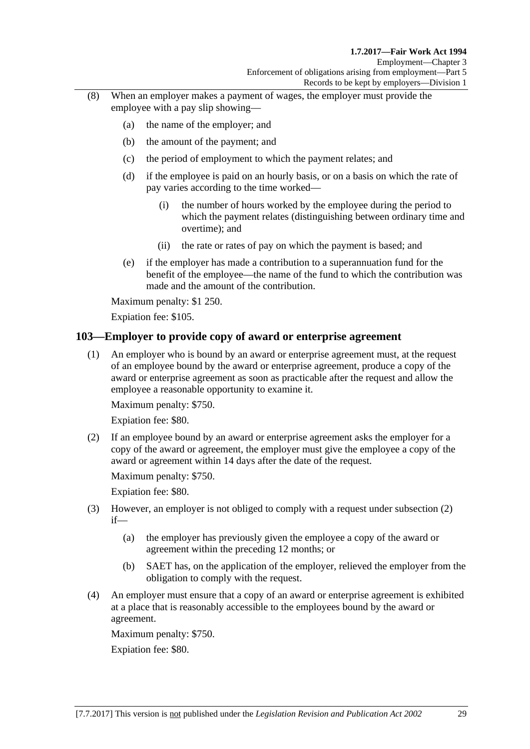(8) When an employer makes a payment of wages, the employer must provide the employee with a pay slip showing—

(a) the name of the employer; and

(b) the amount of the payment; and

(c) the period of employment to which the payment relates; and

(d) if the employee is paid on an hourly basis, or on a basis on which the rate of pay varies according to the time worked—

(i) the number of hours worked by the employee during the period to which the payment relates (distinguishing between ordinary time and overtime); and

(ii) the rate or rates of pay on which the payment is based; and

(e) if the employer has made a contribution to a superannuation fund for the benefit of the employee—the name of the fund to which the contribution was made and the amount of the contribution.

Maximum penalty: $1 250.

Expiation fee: $105.

## 103—Employer to provide copy of award or enterprise agreement

(1) An employer who is bound by an award or enterprise agreement must, at the request of an employee bound by the award or enterprise agreement, produce a copy of the award or enterprise agreement as soon as practicable after the request and allow the employee a reasonable opportunity to examine it.

Maximum penalty: $750.

Expiation fee: $80.

(2) If an employee bound by an award or enterprise agreement asks the employer for a copy of the award or agreement, the employer must give the employee a copy of the award or agreement within 14 days after the date of the request.

Maximum penalty: $750.

Expiation fee: $80.

(3) However, an employer is not obliged to comply with a request under subsection (2) if—

(a) the employer has previously given the employee a copy of the award or agreement within the preceding 12 months; or

(b) SAET has, on the application of the employer, relieved the employer from the obligation to comply with the request.

(4) An employer must ensure that a copy of an award or enterprise agreement is exhibited at a place that is reasonably accessible to the employees bound by the award or agreement.

Maximum penalty: $750.

Expiation fee: $80.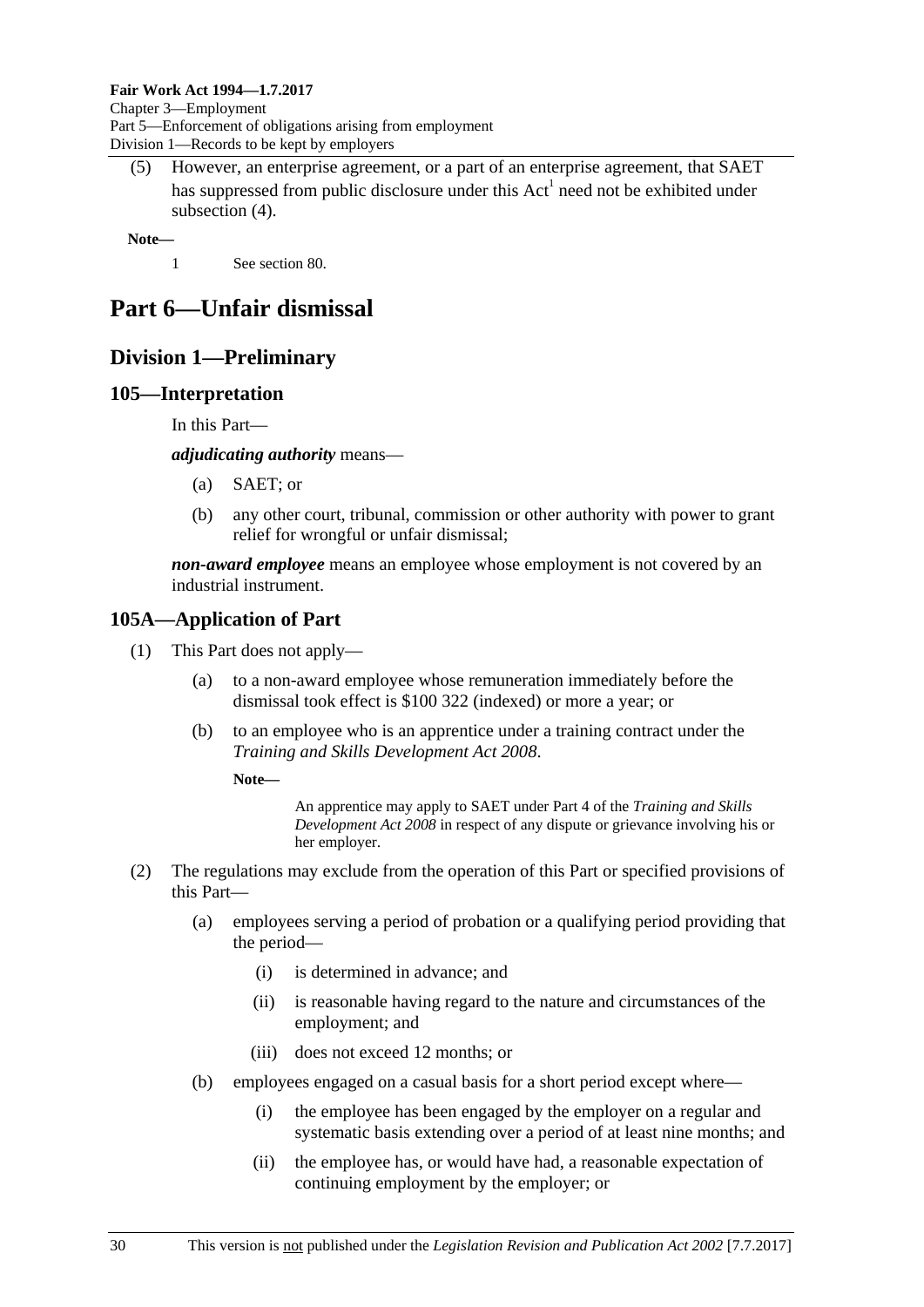(5) However, an enterprise agreement, or a part of an enterprise agreement, that SAET has suppressed from public disclosure under this Act[1] need not be exhibited under subsection (4).

**Note—**

1 See section 80.

# Part 6—Unfair dismissal

## Division 1—Preliminary

### 105—Interpretation

In this Part—

***adjudicating authority*** means—

(a) SAET; or

(b) any other court, tribunal, commission or other authority with power to grant relief for wrongful or unfair dismissal;

***non-award employee*** means an employee whose employment is not covered by an industrial instrument.

### 105A—Application of Part

(1) This Part does not apply—

(a) to a non-award employee whose remuneration immediately before the dismissal took effect is $100 322 (indexed) or more a year; or

(b) to an employee who is an apprentice under a training contract under the *Training and Skills Development Act 2008*.

**Note—**

An apprentice may apply to SAET under Part 4 of the *Training and Skills Development Act 2008* in respect of any dispute or grievance involving his or her employer.

(2) The regulations may exclude from the operation of this Part or specified provisions of this Part—

(a) employees serving a period of probation or a qualifying period providing that the period—

(i) is determined in advance; and

(ii) is reasonable having regard to the nature and circumstances of the employment; and

(iii) does not exceed 12 months; or

(b) employees engaged on a casual basis for a short period except where—

(i) the employee has been engaged by the employer on a regular and systematic basis extending over a period of at least nine months; and

(ii) the employee has, or would have had, a reasonable expectation of continuing employment by the employer; or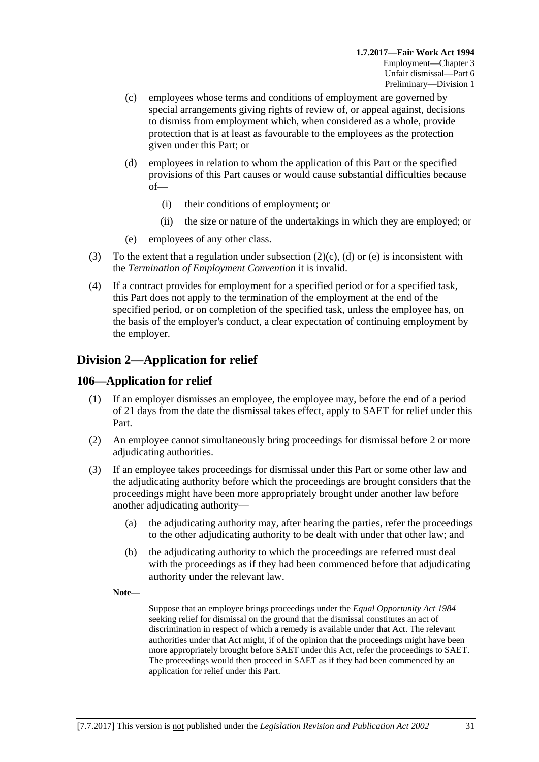(c) employees whose terms and conditions of employment are governed by special arrangements giving rights of review of, or appeal against, decisions to dismiss from employment which, when considered as a whole, provide protection that is at least as favourable to the employees as the protection given under this Part; or

(d) employees in relation to whom the application of this Part or the specified provisions of this Part causes or would cause substantial difficulties because of—

(i) their conditions of employment; or

(ii) the size or nature of the undertakings in which they are employed; or

(e) employees of any other class.

(3) To the extent that a regulation under subsection (2)(c), (d) or (e) is inconsistent with the *Termination of Employment Convention* it is invalid.

(4) If a contract provides for employment for a specified period or for a specified task, this Part does not apply to the termination of the employment at the end of the specified period, or on completion of the specified task, unless the employee has, on the basis of the employer's conduct, a clear expectation of continuing employment by the employer.

## Division 2—Application for relief

### 106—Application for relief

(1) If an employer dismisses an employee, the employee may, before the end of a period of 21 days from the date the dismissal takes effect, apply to SAET for relief under this Part.

(2) An employee cannot simultaneously bring proceedings for dismissal before 2 or more adjudicating authorities.

(3) If an employee takes proceedings for dismissal under this Part or some other law and the adjudicating authority before which the proceedings are brought considers that the proceedings might have been more appropriately brought under another law before another adjudicating authority—

(a) the adjudicating authority may, after hearing the parties, refer the proceedings to the other adjudicating authority to be dealt with under that other law; and

(b) the adjudicating authority to which the proceedings are referred must deal with the proceedings as if they had been commenced before that adjudicating authority under the relevant law.

**Note—**

Suppose that an employee brings proceedings under the *Equal Opportunity Act 1984* seeking relief for dismissal on the ground that the dismissal constitutes an act of discrimination in respect of which a remedy is available under that Act. The relevant authorities under that Act might, if of the opinion that the proceedings might have been more appropriately brought before SAET under this Act, refer the proceedings to SAET. The proceedings would then proceed in SAET as if they had been commenced by an application for relief under this Part.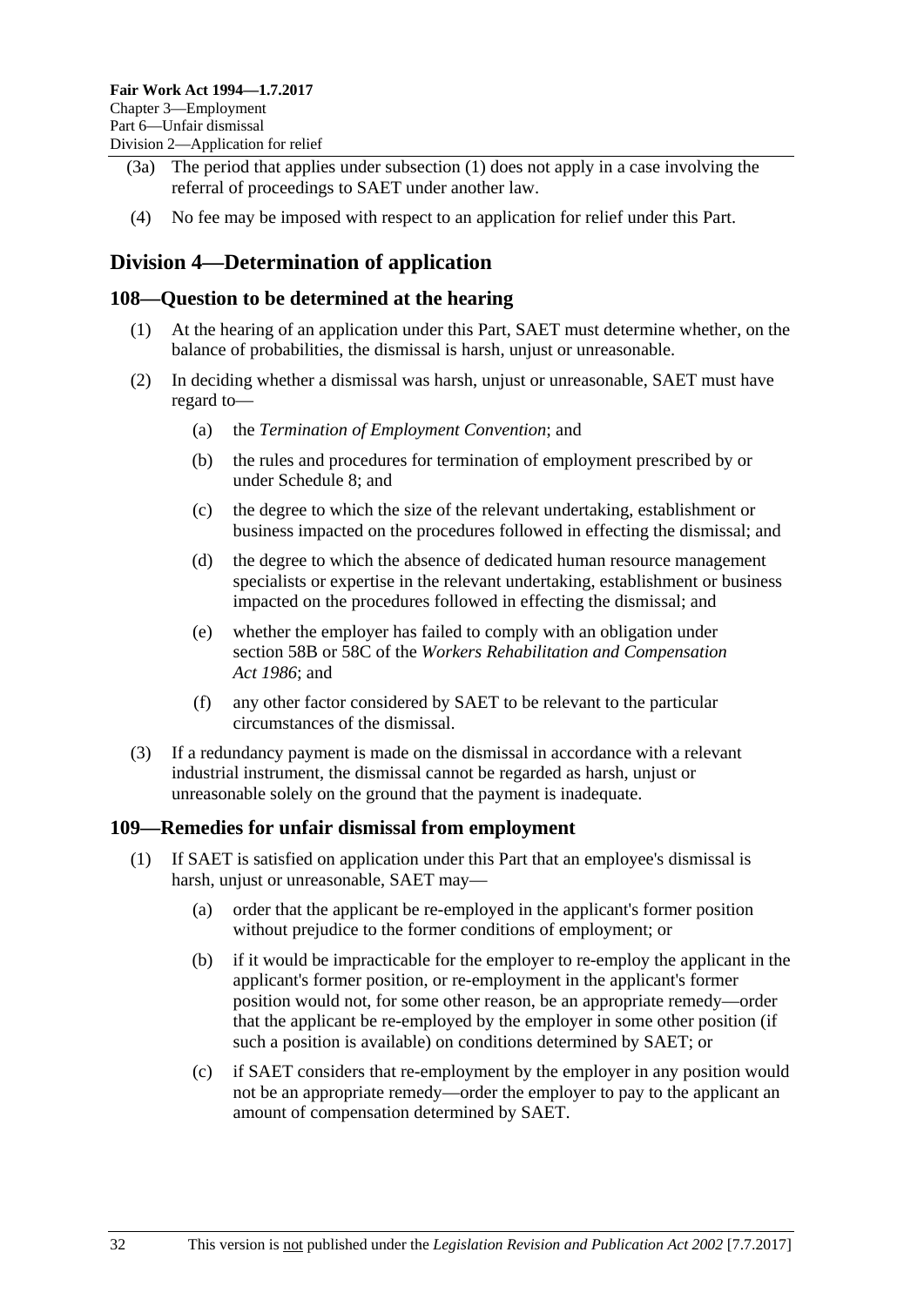(3a) The period that applies under subsection (1) does not apply in a case involving the referral of proceedings to SAET under another law.

(4) No fee may be imposed with respect to an application for relief under this Part.

## Division 4—Determination of application

### 108—Question to be determined at the hearing

(1) At the hearing of an application under this Part, SAET must determine whether, on the balance of probabilities, the dismissal is harsh, unjust or unreasonable.

(2) In deciding whether a dismissal was harsh, unjust or unreasonable, SAET must have regard to—

(a) the *Termination of Employment Convention*; and

(b) the rules and procedures for termination of employment prescribed by or under Schedule 8; and

(c) the degree to which the size of the relevant undertaking, establishment or business impacted on the procedures followed in effecting the dismissal; and

(d) the degree to which the absence of dedicated human resource management specialists or expertise in the relevant undertaking, establishment or business impacted on the procedures followed in effecting the dismissal; and

(e) whether the employer has failed to comply with an obligation under section 58B or 58C of the *Workers Rehabilitation and Compensation Act 1986*; and

(f) any other factor considered by SAET to be relevant to the particular circumstances of the dismissal.

(3) If a redundancy payment is made on the dismissal in accordance with a relevant industrial instrument, the dismissal cannot be regarded as harsh, unjust or unreasonable solely on the ground that the payment is inadequate.

### 109—Remedies for unfair dismissal from employment

(1) If SAET is satisfied on application under this Part that an employee's dismissal is harsh, unjust or unreasonable, SAET may—

(a) order that the applicant be re-employed in the applicant's former position without prejudice to the former conditions of employment; or

(b) if it would be impracticable for the employer to re-employ the applicant in the applicant's former position, or re-employment in the applicant's former position would not, for some other reason, be an appropriate remedy—order that the applicant be re-employed by the employer in some other position (if such a position is available) on conditions determined by SAET; or

(c) if SAET considers that re-employment by the employer in any position would not be an appropriate remedy—order the employer to pay to the applicant an amount of compensation determined by SAET.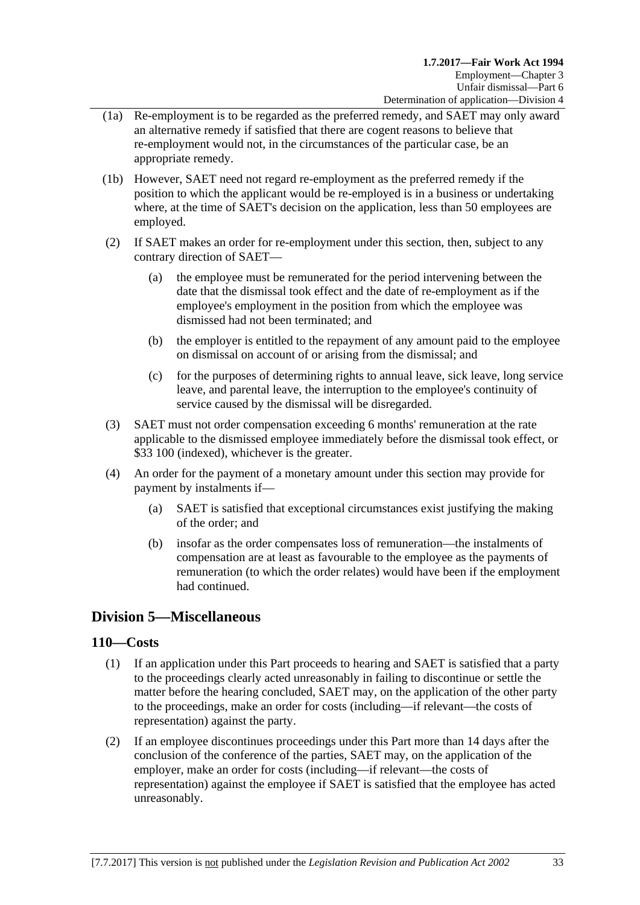(1a) Re-employment is to be regarded as the preferred remedy, and SAET may only award an alternative remedy if satisfied that there are cogent reasons to believe that re-employment would not, in the circumstances of the particular case, be an appropriate remedy.

(1b) However, SAET need not regard re-employment as the preferred remedy if the position to which the applicant would be re-employed is in a business or undertaking where, at the time of SAET's decision on the application, less than 50 employees are employed.

(2) If SAET makes an order for re-employment under this section, then, subject to any contrary direction of SAET—

(a) the employee must be remunerated for the period intervening between the date that the dismissal took effect and the date of re-employment as if the employee's employment in the position from which the employee was dismissed had not been terminated; and

(b) the employer is entitled to the repayment of any amount paid to the employee on dismissal on account of or arising from the dismissal; and

(c) for the purposes of determining rights to annual leave, sick leave, long service leave, and parental leave, the interruption to the employee's continuity of service caused by the dismissal will be disregarded.

(3) SAET must not order compensation exceeding 6 months' remuneration at the rate applicable to the dismissed employee immediately before the dismissal took effect, or $33 100 (indexed), whichever is the greater.

(4) An order for the payment of a monetary amount under this section may provide for payment by instalments if—

(a) SAET is satisfied that exceptional circumstances exist justifying the making of the order; and

(b) insofar as the order compensates loss of remuneration—the instalments of compensation are at least as favourable to the employee as the payments of remuneration (to which the order relates) would have been if the employment had continued.

## Division 5—Miscellaneous

### 110—Costs

(1) If an application under this Part proceeds to hearing and SAET is satisfied that a party to the proceedings clearly acted unreasonably in failing to discontinue or settle the matter before the hearing concluded, SAET may, on the application of the other party to the proceedings, make an order for costs (including—if relevant—the costs of representation) against the party.

(2) If an employee discontinues proceedings under this Part more than 14 days after the conclusion of the conference of the parties, SAET may, on the application of the employer, make an order for costs (including—if relevant—the costs of representation) against the employee if SAET is satisfied that the employee has acted unreasonably.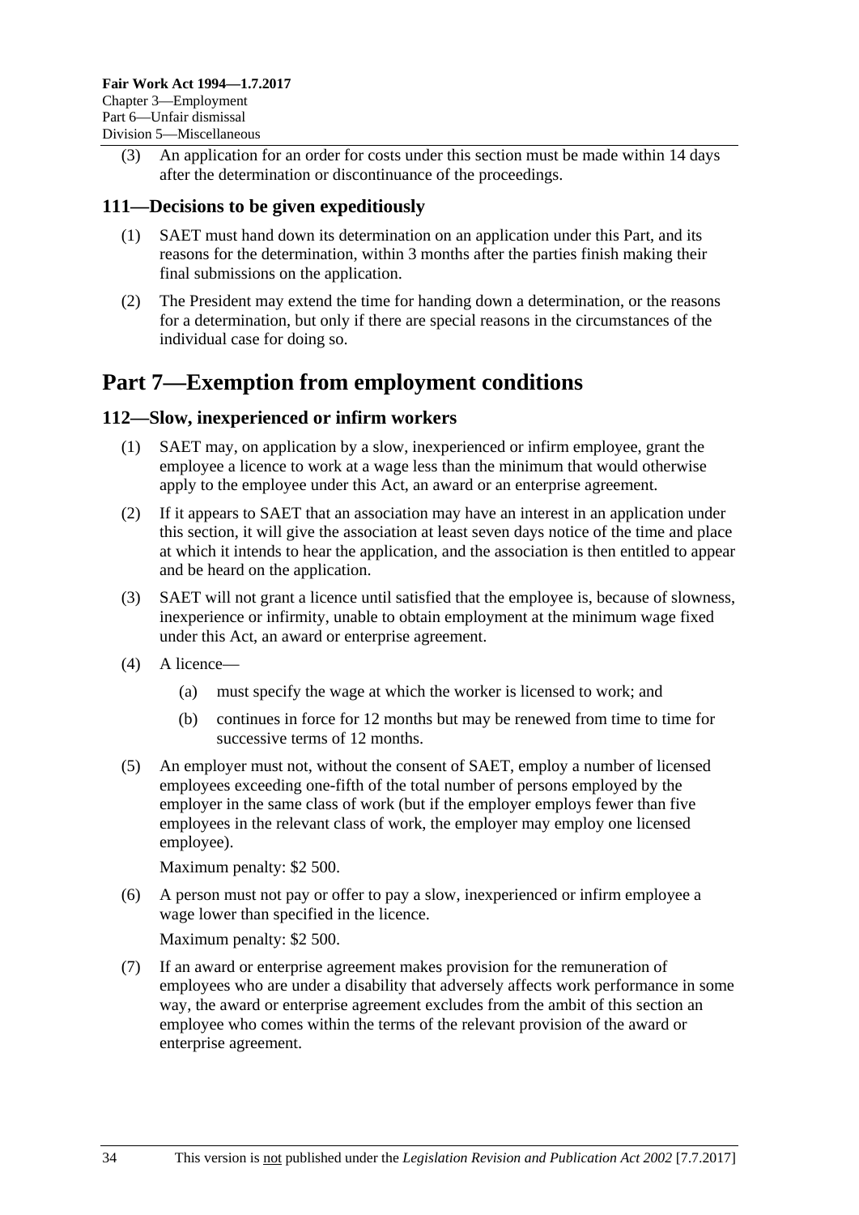(3) An application for an order for costs under this section must be made within 14 days after the determination or discontinuance of the proceedings.

### 111—Decisions to be given expeditiously

(1) SAET must hand down its determination on an application under this Part, and its reasons for the determination, within 3 months after the parties finish making their final submissions on the application.

(2) The President may extend the time for handing down a determination, or the reasons for a determination, but only if there are special reasons in the circumstances of the individual case for doing so.

## Part 7—Exemption from employment conditions

### 112—Slow, inexperienced or infirm workers

(1) SAET may, on application by a slow, inexperienced or infirm employee, grant the employee a licence to work at a wage less than the minimum that would otherwise apply to the employee under this Act, an award or an enterprise agreement.

(2) If it appears to SAET that an association may have an interest in an application under this section, it will give the association at least seven days notice of the time and place at which it intends to hear the application, and the association is then entitled to appear and be heard on the application.

(3) SAET will not grant a licence until satisfied that the employee is, because of slowness, inexperience or infirmity, unable to obtain employment at the minimum wage fixed under this Act, an award or enterprise agreement.

(4) A licence—

  (a) must specify the wage at which the worker is licensed to work; and

  (b) continues in force for 12 months but may be renewed from time to time for successive terms of 12 months.

(5) An employer must not, without the consent of SAET, employ a number of licensed employees exceeding one-fifth of the total number of persons employed by the employer in the same class of work (but if the employer employs fewer than five employees in the relevant class of work, the employer may employ one licensed employee).

Maximum penalty: $2 500.

(6) A person must not pay or offer to pay a slow, inexperienced or infirm employee a wage lower than specified in the licence.

Maximum penalty: $2 500.

(7) If an award or enterprise agreement makes provision for the remuneration of employees who are under a disability that adversely affects work performance in some way, the award or enterprise agreement excludes from the ambit of this section an employee who comes within the terms of the relevant provision of the award or enterprise agreement.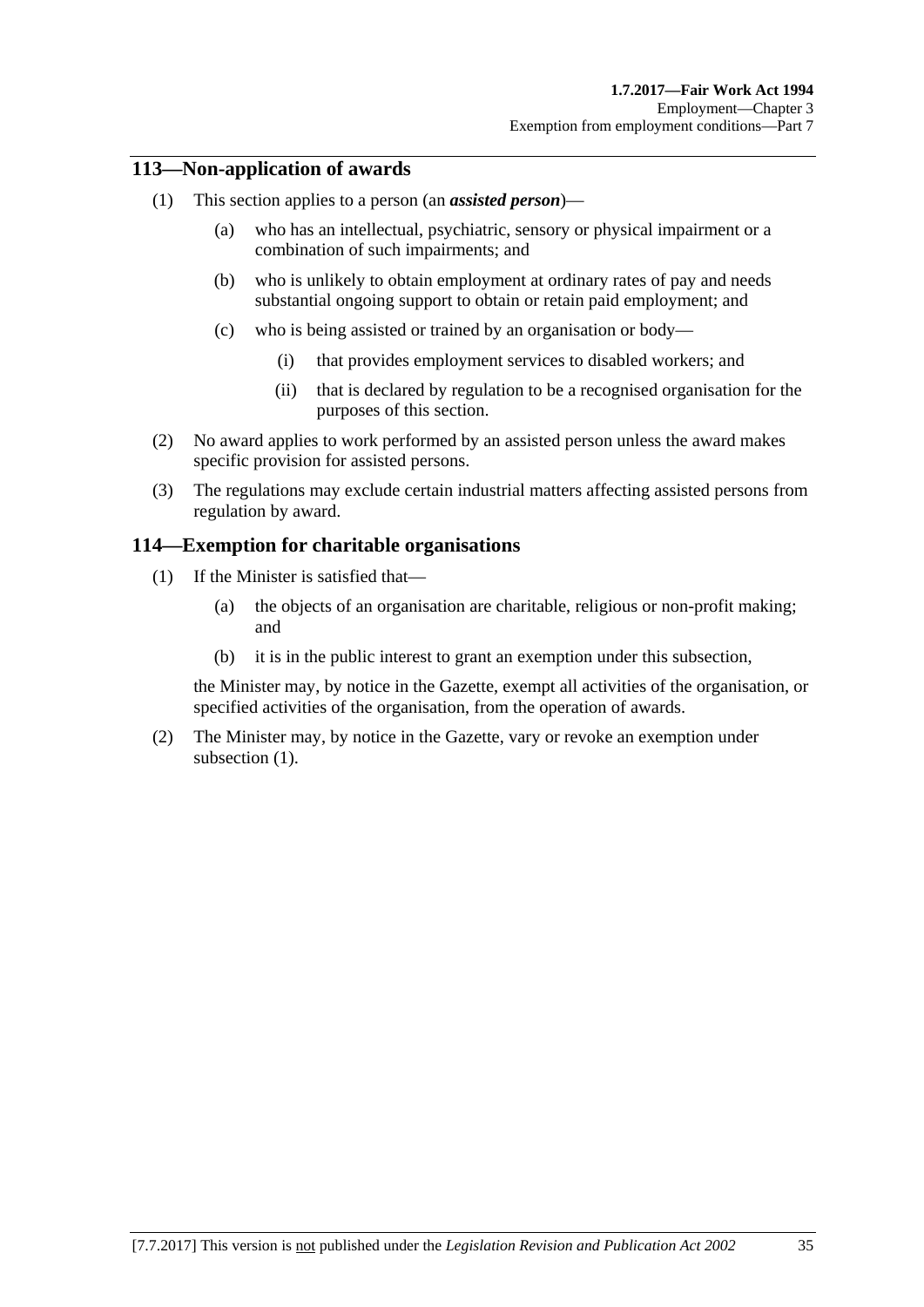## 113—Non-application of awards

(1) This section applies to a person (an ***assisted person***)—

(a) who has an intellectual, psychiatric, sensory or physical impairment or a combination of such impairments; and

(b) who is unlikely to obtain employment at ordinary rates of pay and needs substantial ongoing support to obtain or retain paid employment; and

(c) who is being assisted or trained by an organisation or body—

(i) that provides employment services to disabled workers; and

(ii) that is declared by regulation to be a recognised organisation for the purposes of this section.

(2) No award applies to work performed by an assisted person unless the award makes specific provision for assisted persons.

(3) The regulations may exclude certain industrial matters affecting assisted persons from regulation by award.

## 114—Exemption for charitable organisations

(1) If the Minister is satisfied that—

(a) the objects of an organisation are charitable, religious or non-profit making; and

(b) it is in the public interest to grant an exemption under this subsection,

the Minister may, by notice in the Gazette, exempt all activities of the organisation, or specified activities of the organisation, from the operation of awards.

(2) The Minister may, by notice in the Gazette, vary or revoke an exemption under subsection (1).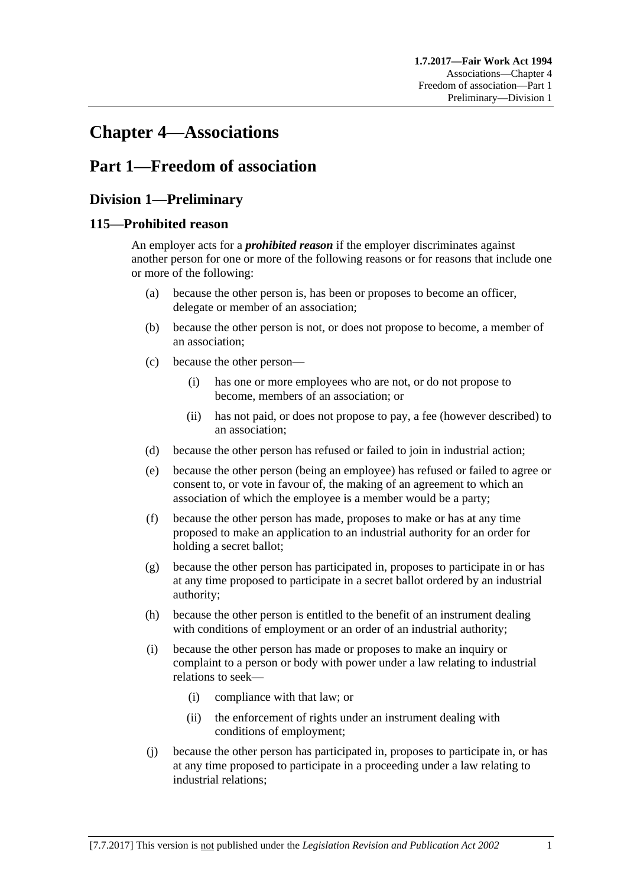# Chapter 4—Associations

## Part 1—Freedom of association

### Division 1—Preliminary

#### 115—Prohibited reason

An employer acts for a ***prohibited reason*** if the employer discriminates against another person for one or more of the following reasons or for reasons that include one or more of the following:

(a) because the other person is, has been or proposes to become an officer, delegate or member of an association;

(b) because the other person is not, or does not propose to become, a member of an association;

(c) because the other person—

  (i) has one or more employees who are not, or do not propose to become, members of an association; or

  (ii) has not paid, or does not propose to pay, a fee (however described) to an association;

(d) because the other person has refused or failed to join in industrial action;

(e) because the other person (being an employee) has refused or failed to agree or consent to, or vote in favour of, the making of an agreement to which an association of which the employee is a member would be a party;

(f) because the other person has made, proposes to make or has at any time proposed to make an application to an industrial authority for an order for holding a secret ballot;

(g) because the other person has participated in, proposes to participate in or has at any time proposed to participate in a secret ballot ordered by an industrial authority;

(h) because the other person is entitled to the benefit of an instrument dealing with conditions of employment or an order of an industrial authority;

(i) because the other person has made or proposes to make an inquiry or complaint to a person or body with power under a law relating to industrial relations to seek—

  (i) compliance with that law; or

  (ii) the enforcement of rights under an instrument dealing with conditions of employment;

(j) because the other person has participated in, proposes to participate in, or has at any time proposed to participate in a proceeding under a law relating to industrial relations;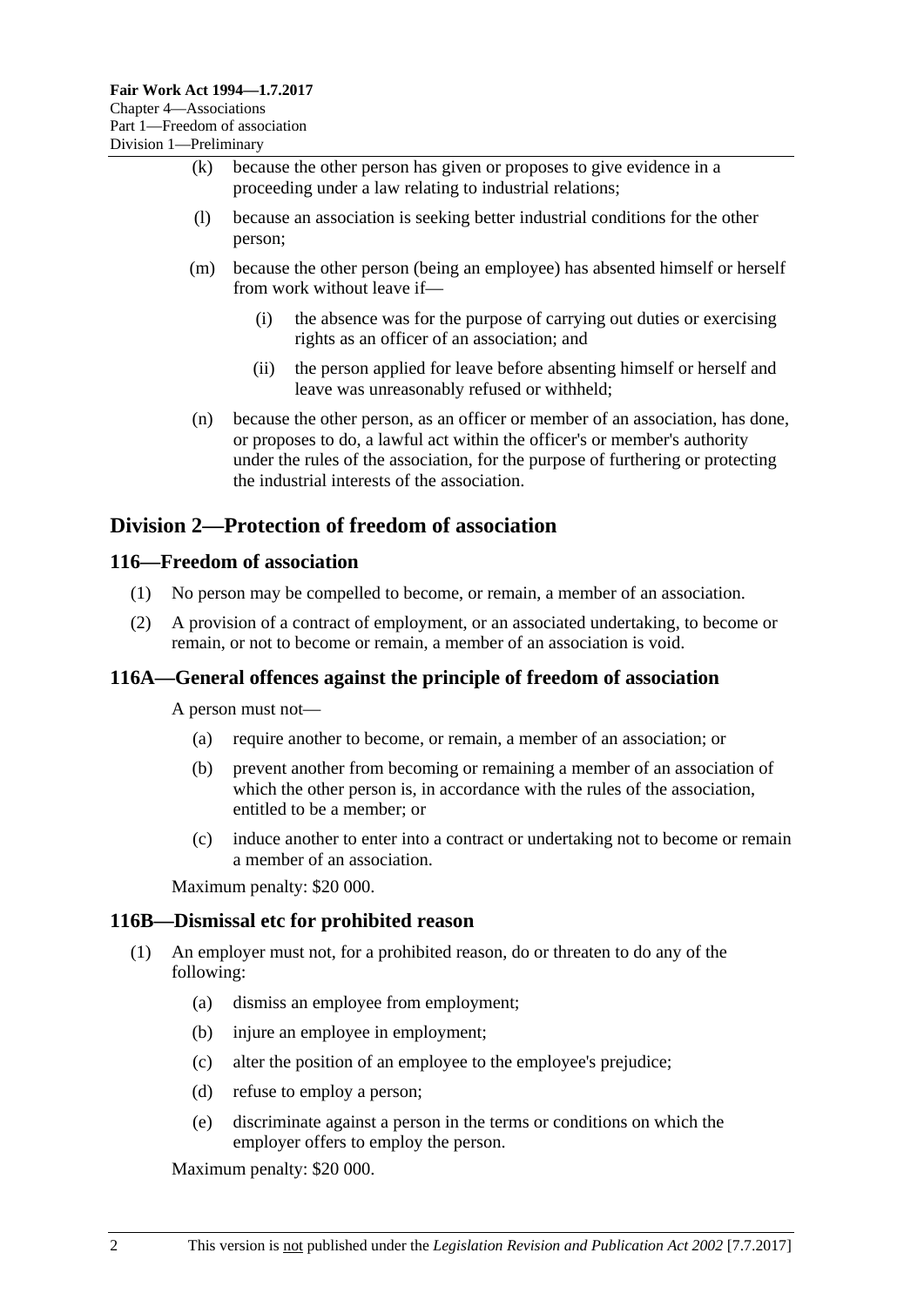(k) because the other person has given or proposes to give evidence in a proceeding under a law relating to industrial relations;

(l) because an association is seeking better industrial conditions for the other person;

(m) because the other person (being an employee) has absented himself or herself from work without leave if—

 (i) the absence was for the purpose of carrying out duties or exercising rights as an officer of an association; and

 (ii) the person applied for leave before absenting himself or herself and leave was unreasonably refused or withheld;

(n) because the other person, as an officer or member of an association, has done, or proposes to do, a lawful act within the officer's or member's authority under the rules of the association, for the purpose of furthering or protecting the industrial interests of the association.

## Division 2—Protection of freedom of association

### 116—Freedom of association

(1) No person may be compelled to become, or remain, a member of an association.

(2) A provision of a contract of employment, or an associated undertaking, to become or remain, or not to become or remain, a member of an association is void.

### 116A—General offences against the principle of freedom of association

A person must not—

(a) require another to become, or remain, a member of an association; or

(b) prevent another from becoming or remaining a member of an association of which the other person is, in accordance with the rules of the association, entitled to be a member; or

(c) induce another to enter into a contract or undertaking not to become or remain a member of an association.

Maximum penalty: $20 000.

### 116B—Dismissal etc for prohibited reason

(1) An employer must not, for a prohibited reason, do or threaten to do any of the following:

(a) dismiss an employee from employment;

(b) injure an employee in employment;

(c) alter the position of an employee to the employee's prejudice;

(d) refuse to employ a person;

(e) discriminate against a person in the terms or conditions on which the employer offers to employ the person.

Maximum penalty: $20 000.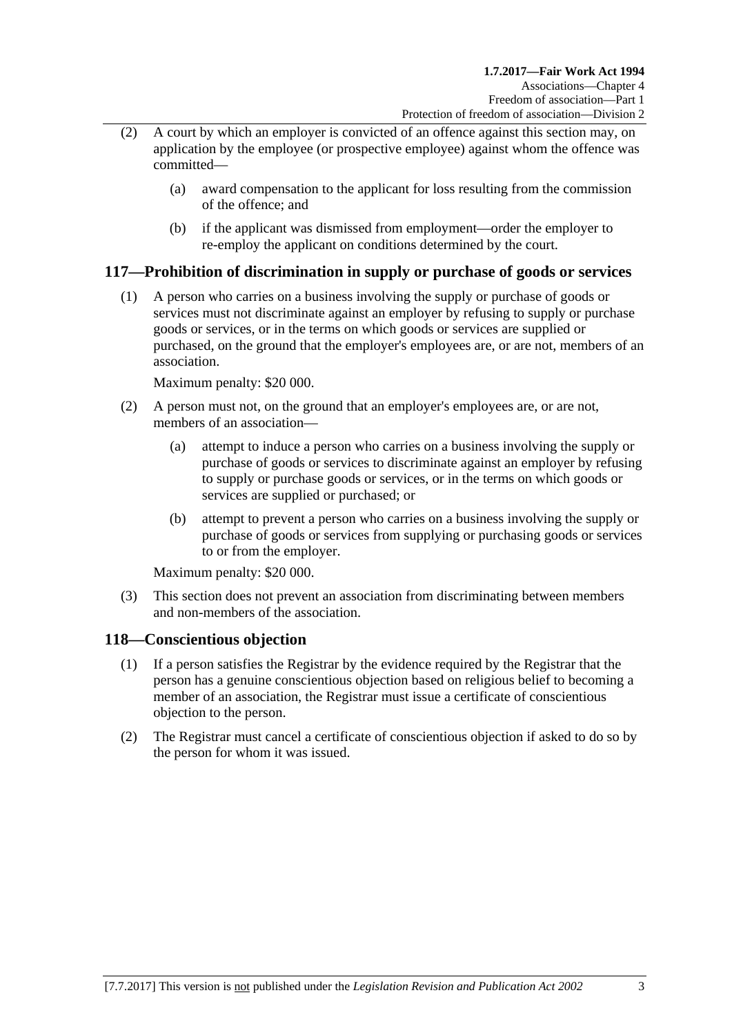(2) A court by which an employer is convicted of an offence against this section may, on application by the employee (or prospective employee) against whom the offence was committed—

(a) award compensation to the applicant for loss resulting from the commission of the offence; and

(b) if the applicant was dismissed from employment—order the employer to re-employ the applicant on conditions determined by the court.

## 117—Prohibition of discrimination in supply or purchase of goods or services

(1) A person who carries on a business involving the supply or purchase of goods or services must not discriminate against an employer by refusing to supply or purchase goods or services, or in the terms on which goods or services are supplied or purchased, on the ground that the employer's employees are, or are not, members of an association.

Maximum penalty: $20 000.

(2) A person must not, on the ground that an employer's employees are, or are not, members of an association—

(a) attempt to induce a person who carries on a business involving the supply or purchase of goods or services to discriminate against an employer by refusing to supply or purchase goods or services, or in the terms on which goods or services are supplied or purchased; or

(b) attempt to prevent a person who carries on a business involving the supply or purchase of goods or services from supplying or purchasing goods or services to or from the employer.

Maximum penalty: $20 000.

(3) This section does not prevent an association from discriminating between members and non-members of the association.

## 118—Conscientious objection

(1) If a person satisfies the Registrar by the evidence required by the Registrar that the person has a genuine conscientious objection based on religious belief to becoming a member of an association, the Registrar must issue a certificate of conscientious objection to the person.

(2) The Registrar must cancel a certificate of conscientious objection if asked to do so by the person for whom it was issued.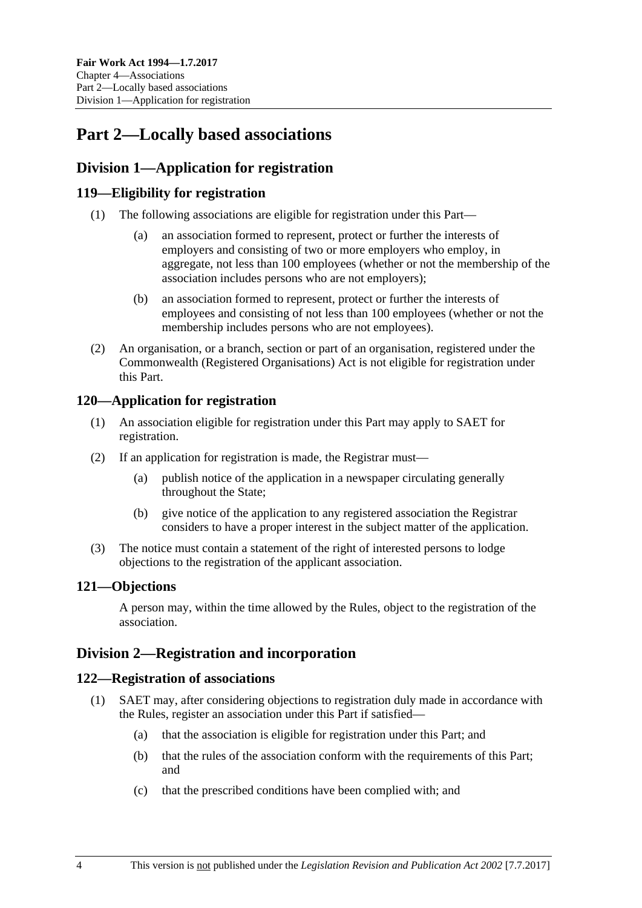# Part 2—Locally based associations

## Division 1—Application for registration

### 119—Eligibility for registration

(1) The following associations are eligible for registration under this Part—

(a) an association formed to represent, protect or further the interests of employers and consisting of two or more employers who employ, in aggregate, not less than 100 employees (whether or not the membership of the association includes persons who are not employers);

(b) an association formed to represent, protect or further the interests of employees and consisting of not less than 100 employees (whether or not the membership includes persons who are not employees).

(2) An organisation, or a branch, section or part of an organisation, registered under the Commonwealth (Registered Organisations) Act is not eligible for registration under this Part.

### 120—Application for registration

(1) An association eligible for registration under this Part may apply to SAET for registration.

(2) If an application for registration is made, the Registrar must—

(a) publish notice of the application in a newspaper circulating generally throughout the State;

(b) give notice of the application to any registered association the Registrar considers to have a proper interest in the subject matter of the application.

(3) The notice must contain a statement of the right of interested persons to lodge objections to the registration of the applicant association.

### 121—Objections

A person may, within the time allowed by the Rules, object to the registration of the association.

## Division 2—Registration and incorporation

### 122—Registration of associations

(1) SAET may, after considering objections to registration duly made in accordance with the Rules, register an association under this Part if satisfied—

(a) that the association is eligible for registration under this Part; and

(b) that the rules of the association conform with the requirements of this Part; and

(c) that the prescribed conditions have been complied with; and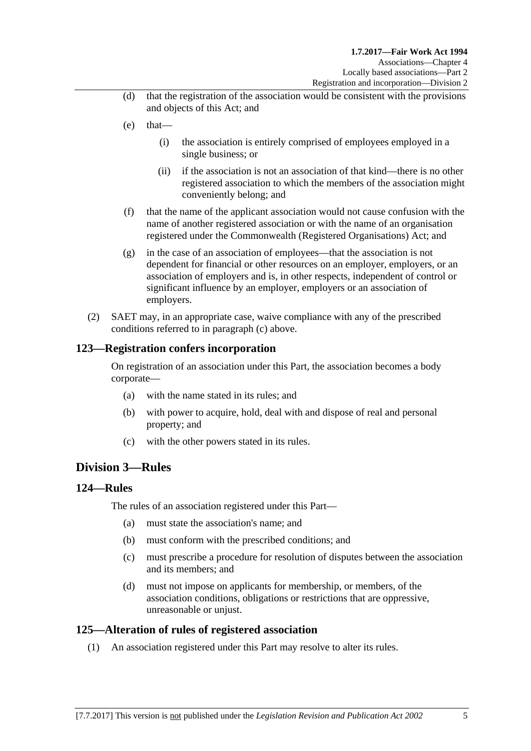(d) that the registration of the association would be consistent with the provisions and objects of this Act; and

(e) that—

(i) the association is entirely comprised of employees employed in a single business; or

(ii) if the association is not an association of that kind—there is no other registered association to which the members of the association might conveniently belong; and

(f) that the name of the applicant association would not cause confusion with the name of another registered association or with the name of an organisation registered under the Commonwealth (Registered Organisations) Act; and

(g) in the case of an association of employees—that the association is not dependent for financial or other resources on an employer, employers, or an association of employers and is, in other respects, independent of control or significant influence by an employer, employers or an association of employers.

(2) SAET may, in an appropriate case, waive compliance with any of the prescribed conditions referred to in paragraph (c) above.

## 123—Registration confers incorporation

On registration of an association under this Part, the association becomes a body corporate—

(a) with the name stated in its rules; and

(b) with power to acquire, hold, deal with and dispose of real and personal property; and

(c) with the other powers stated in its rules.

# Division 3—Rules

## 124—Rules

The rules of an association registered under this Part—

(a) must state the association's name; and

(b) must conform with the prescribed conditions; and

(c) must prescribe a procedure for resolution of disputes between the association and its members; and

(d) must not impose on applicants for membership, or members, of the association conditions, obligations or restrictions that are oppressive, unreasonable or unjust.

## 125—Alteration of rules of registered association

(1) An association registered under this Part may resolve to alter its rules.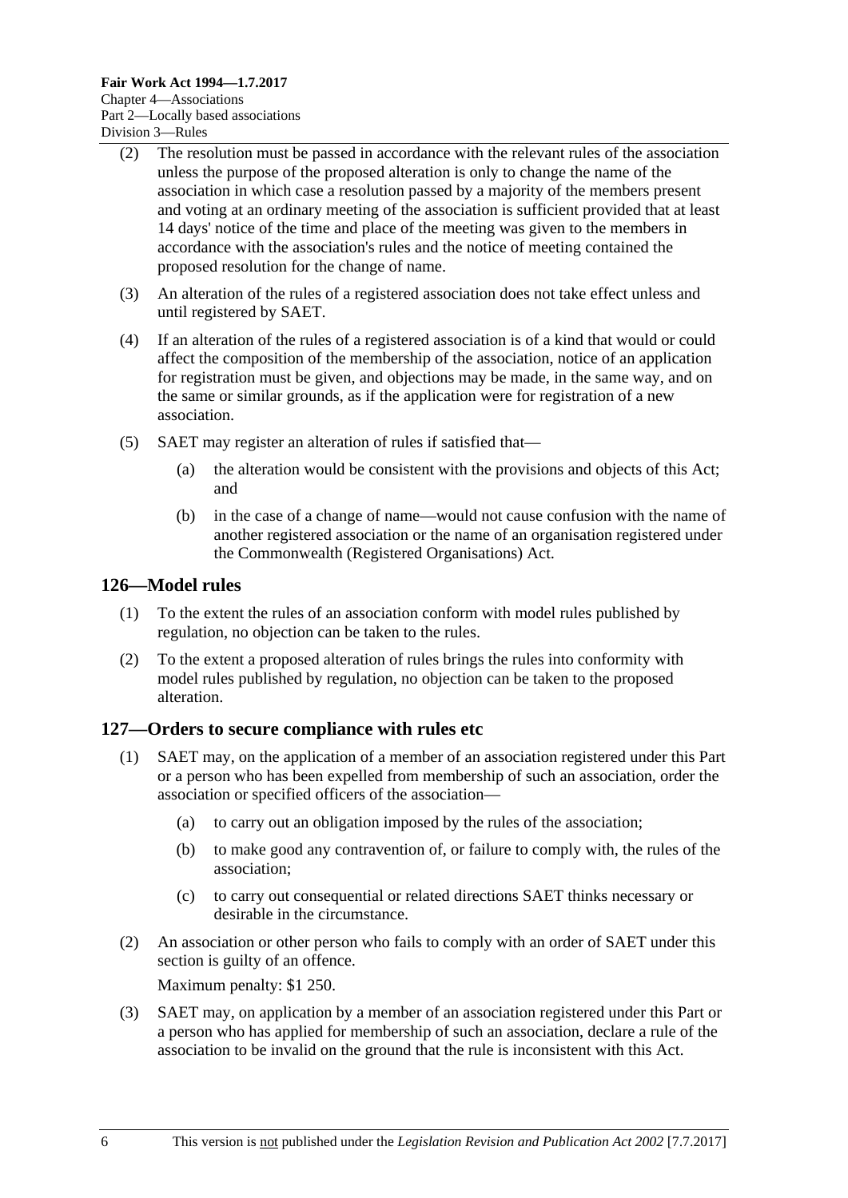(2) The resolution must be passed in accordance with the relevant rules of the association unless the purpose of the proposed alteration is only to change the name of the association in which case a resolution passed by a majority of the members present and voting at an ordinary meeting of the association is sufficient provided that at least 14 days' notice of the time and place of the meeting was given to the members in accordance with the association's rules and the notice of meeting contained the proposed resolution for the change of name.

(3) An alteration of the rules of a registered association does not take effect unless and until registered by SAET.

(4) If an alteration of the rules of a registered association is of a kind that would or could affect the composition of the membership of the association, notice of an application for registration must be given, and objections may be made, in the same way, and on the same or similar grounds, as if the application were for registration of a new association.

(5) SAET may register an alteration of rules if satisfied that—

(a) the alteration would be consistent with the provisions and objects of this Act; and

(b) in the case of a change of name—would not cause confusion with the name of another registered association or the name of an organisation registered under the Commonwealth (Registered Organisations) Act.

## 126—Model rules

(1) To the extent the rules of an association conform with model rules published by regulation, no objection can be taken to the rules.

(2) To the extent a proposed alteration of rules brings the rules into conformity with model rules published by regulation, no objection can be taken to the proposed alteration.

## 127—Orders to secure compliance with rules etc

(1) SAET may, on the application of a member of an association registered under this Part or a person who has been expelled from membership of such an association, order the association or specified officers of the association—

(a) to carry out an obligation imposed by the rules of the association;

(b) to make good any contravention of, or failure to comply with, the rules of the association;

(c) to carry out consequential or related directions SAET thinks necessary or desirable in the circumstance.

(2) An association or other person who fails to comply with an order of SAET under this section is guilty of an offence.

Maximum penalty: $1 250.

(3) SAET may, on application by a member of an association registered under this Part or a person who has applied for membership of such an association, declare a rule of the association to be invalid on the ground that the rule is inconsistent with this Act.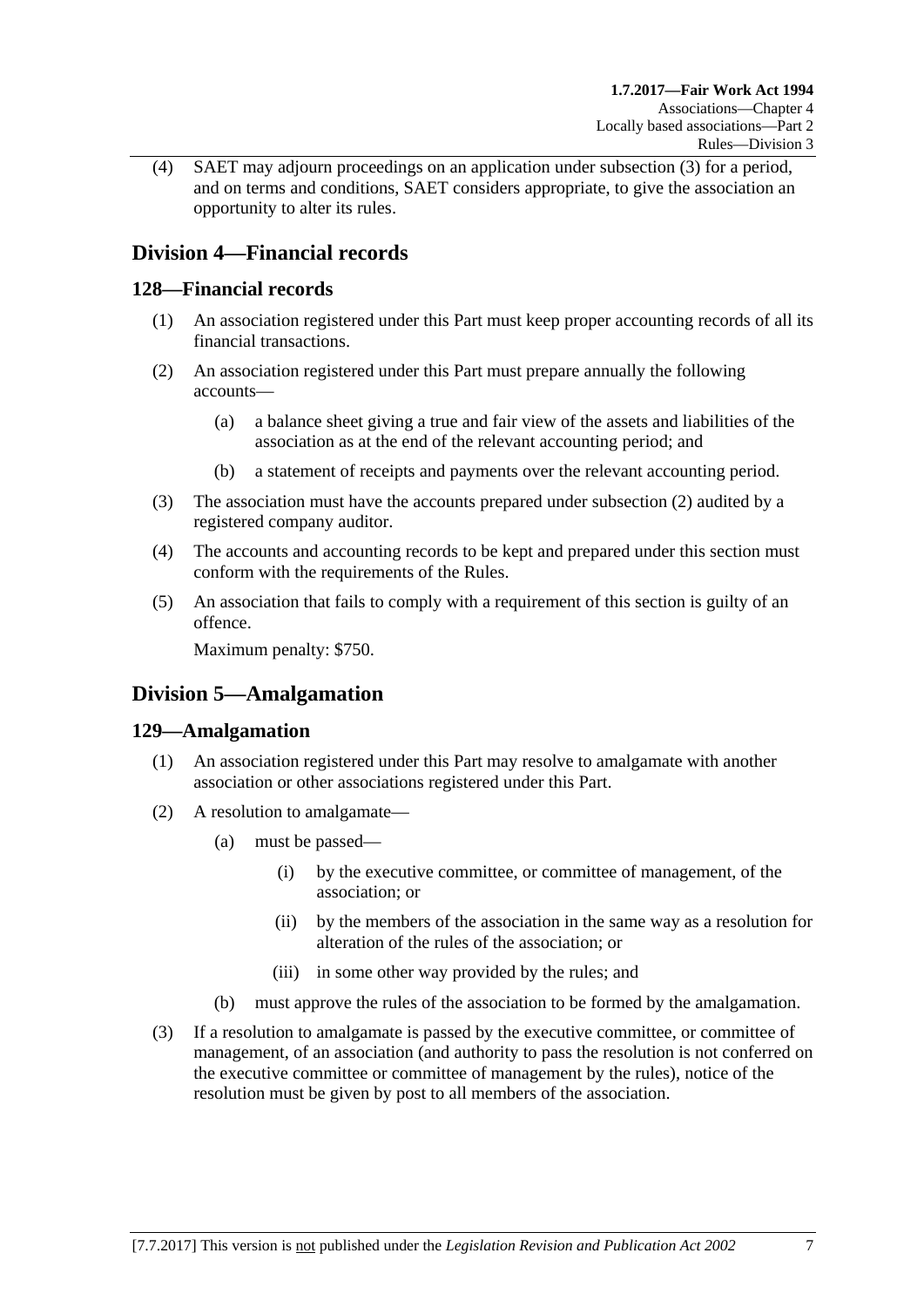(4) SAET may adjourn proceedings on an application under subsection (3) for a period, and on terms and conditions, SAET considers appropriate, to give the association an opportunity to alter its rules.

## Division 4—Financial records

### 128—Financial records

(1) An association registered under this Part must keep proper accounting records of all its financial transactions.

(2) An association registered under this Part must prepare annually the following accounts—

(a) a balance sheet giving a true and fair view of the assets and liabilities of the association as at the end of the relevant accounting period; and

(b) a statement of receipts and payments over the relevant accounting period.

(3) The association must have the accounts prepared under subsection (2) audited by a registered company auditor.

(4) The accounts and accounting records to be kept and prepared under this section must conform with the requirements of the Rules.

(5) An association that fails to comply with a requirement of this section is guilty of an offence.

Maximum penalty: $750.

## Division 5—Amalgamation

### 129—Amalgamation

(1) An association registered under this Part may resolve to amalgamate with another association or other associations registered under this Part.

(2) A resolution to amalgamate—

(a) must be passed—

(i) by the executive committee, or committee of management, of the association; or

(ii) by the members of the association in the same way as a resolution for alteration of the rules of the association; or

(iii) in some other way provided by the rules; and

(b) must approve the rules of the association to be formed by the amalgamation.

(3) If a resolution to amalgamate is passed by the executive committee, or committee of management, of an association (and authority to pass the resolution is not conferred on the executive committee or committee of management by the rules), notice of the resolution must be given by post to all members of the association.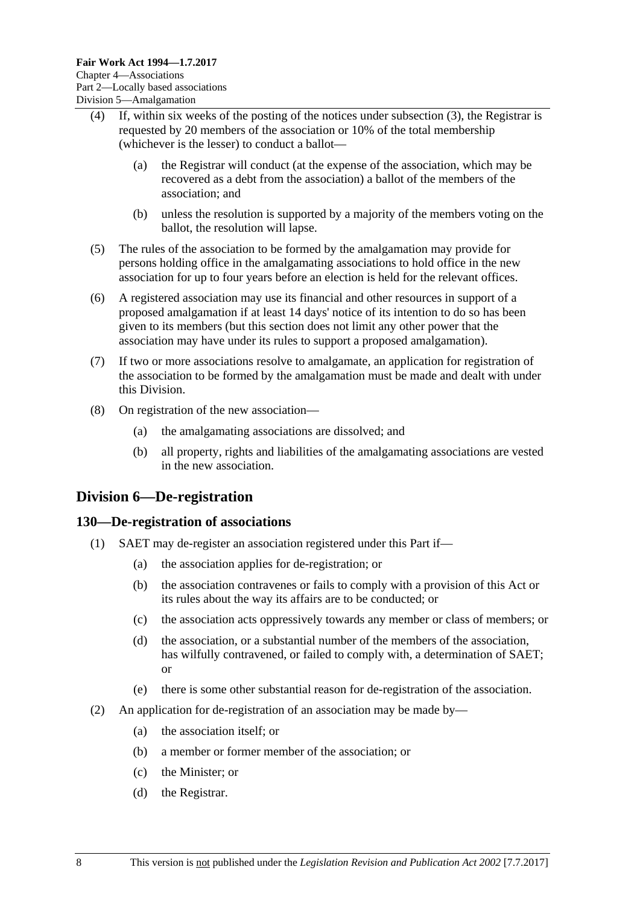(4) If, within six weeks of the posting of the notices under subsection (3), the Registrar is requested by 20 members of the association or 10% of the total membership (whichever is the lesser) to conduct a ballot—

(a) the Registrar will conduct (at the expense of the association, which may be recovered as a debt from the association) a ballot of the members of the association; and

(b) unless the resolution is supported by a majority of the members voting on the ballot, the resolution will lapse.

(5) The rules of the association to be formed by the amalgamation may provide for persons holding office in the amalgamating associations to hold office in the new association for up to four years before an election is held for the relevant offices.

(6) A registered association may use its financial and other resources in support of a proposed amalgamation if at least 14 days' notice of its intention to do so has been given to its members (but this section does not limit any other power that the association may have under its rules to support a proposed amalgamation).

(7) If two or more associations resolve to amalgamate, an application for registration of the association to be formed by the amalgamation must be made and dealt with under this Division.

(8) On registration of the new association—

(a) the amalgamating associations are dissolved; and

(b) all property, rights and liabilities of the amalgamating associations are vested in the new association.

## Division 6—De-registration

### 130—De-registration of associations

(1) SAET may de-register an association registered under this Part if—

(a) the association applies for de-registration; or

(b) the association contravenes or fails to comply with a provision of this Act or its rules about the way its affairs are to be conducted; or

(c) the association acts oppressively towards any member or class of members; or

(d) the association, or a substantial number of the members of the association, has wilfully contravened, or failed to comply with, a determination of SAET; or

(e) there is some other substantial reason for de-registration of the association.

(2) An application for de-registration of an association may be made by—

(a) the association itself; or

(b) a member or former member of the association; or

(c) the Minister; or

(d) the Registrar.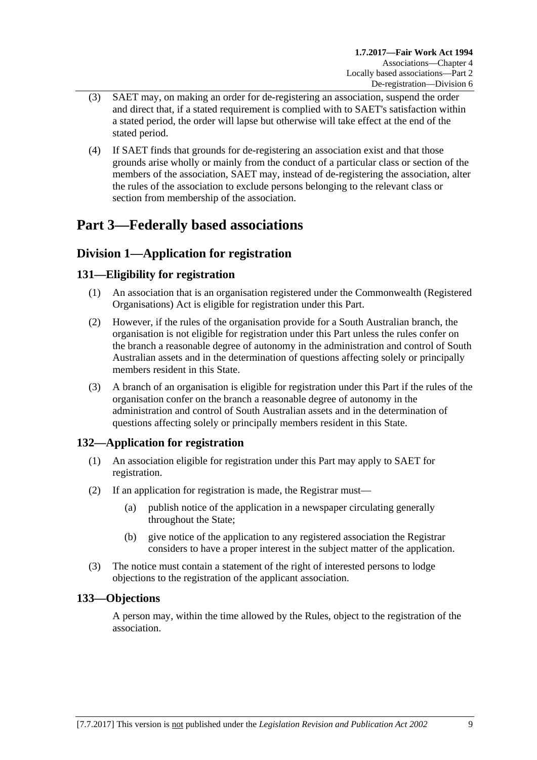(3) SAET may, on making an order for de-registering an association, suspend the order and direct that, if a stated requirement is complied with to SAET's satisfaction within a stated period, the order will lapse but otherwise will take effect at the end of the stated period.

(4) If SAET finds that grounds for de-registering an association exist and that those grounds arise wholly or mainly from the conduct of a particular class or section of the members of the association, SAET may, instead of de-registering the association, alter the rules of the association to exclude persons belonging to the relevant class or section from membership of the association.

# Part 3—Federally based associations

## Division 1—Application for registration

### 131—Eligibility for registration

(1) An association that is an organisation registered under the Commonwealth (Registered Organisations) Act is eligible for registration under this Part.

(2) However, if the rules of the organisation provide for a South Australian branch, the organisation is not eligible for registration under this Part unless the rules confer on the branch a reasonable degree of autonomy in the administration and control of South Australian assets and in the determination of questions affecting solely or principally members resident in this State.

(3) A branch of an organisation is eligible for registration under this Part if the rules of the organisation confer on the branch a reasonable degree of autonomy in the administration and control of South Australian assets and in the determination of questions affecting solely or principally members resident in this State.

### 132—Application for registration

(1) An association eligible for registration under this Part may apply to SAET for registration.

(2) If an application for registration is made, the Registrar must—

(a) publish notice of the application in a newspaper circulating generally throughout the State;

(b) give notice of the application to any registered association the Registrar considers to have a proper interest in the subject matter of the application.

(3) The notice must contain a statement of the right of interested persons to lodge objections to the registration of the applicant association.

### 133—Objections

A person may, within the time allowed by the Rules, object to the registration of the association.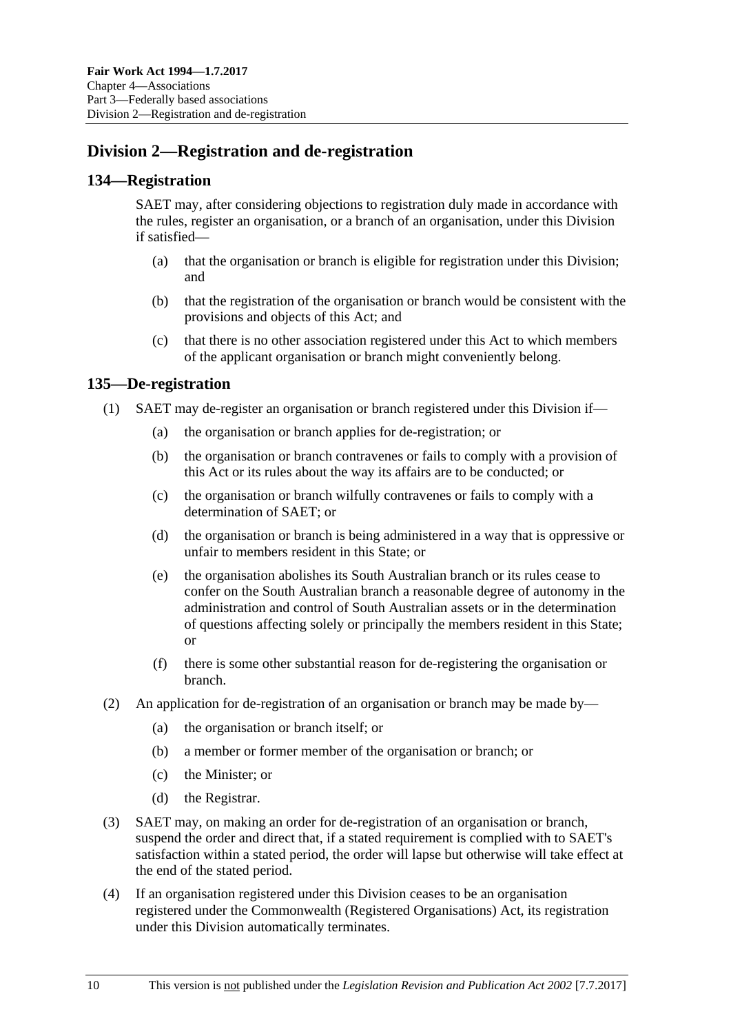## Division 2—Registration and de-registration

### 134—Registration

SAET may, after considering objections to registration duly made in accordance with the rules, register an organisation, or a branch of an organisation, under this Division if satisfied—

(a) that the organisation or branch is eligible for registration under this Division; and

(b) that the registration of the organisation or branch would be consistent with the provisions and objects of this Act; and

(c) that there is no other association registered under this Act to which members of the applicant organisation or branch might conveniently belong.

### 135—De-registration

(1) SAET may de-register an organisation or branch registered under this Division if—

(a) the organisation or branch applies for de-registration; or

(b) the organisation or branch contravenes or fails to comply with a provision of this Act or its rules about the way its affairs are to be conducted; or

(c) the organisation or branch wilfully contravenes or fails to comply with a determination of SAET; or

(d) the organisation or branch is being administered in a way that is oppressive or unfair to members resident in this State; or

(e) the organisation abolishes its South Australian branch or its rules cease to confer on the South Australian branch a reasonable degree of autonomy in the administration and control of South Australian assets or in the determination of questions affecting solely or principally the members resident in this State; or

(f) there is some other substantial reason for de-registering the organisation or branch.

(2) An application for de-registration of an organisation or branch may be made by—

(a) the organisation or branch itself; or

(b) a member or former member of the organisation or branch; or

(c) the Minister; or

(d) the Registrar.

(3) SAET may, on making an order for de-registration of an organisation or branch, suspend the order and direct that, if a stated requirement is complied with to SAET's satisfaction within a stated period, the order will lapse but otherwise will take effect at the end of the stated period.

(4) If an organisation registered under this Division ceases to be an organisation registered under the Commonwealth (Registered Organisations) Act, its registration under this Division automatically terminates.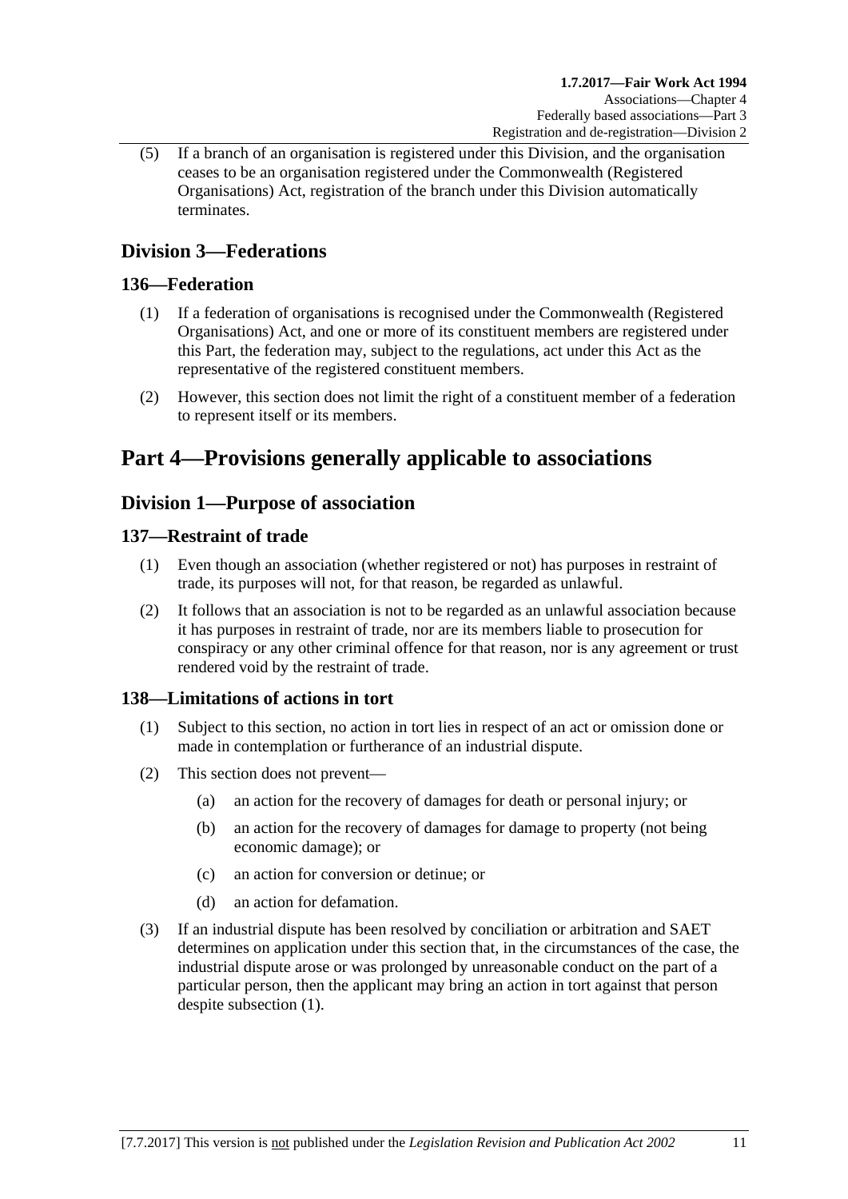(5) If a branch of an organisation is registered under this Division, and the organisation ceases to be an organisation registered under the Commonwealth (Registered Organisations) Act, registration of the branch under this Division automatically terminates.

## Division 3—Federations

### 136—Federation

(1) If a federation of organisations is recognised under the Commonwealth (Registered Organisations) Act, and one or more of its constituent members are registered under this Part, the federation may, subject to the regulations, act under this Act as the representative of the registered constituent members.

(2) However, this section does not limit the right of a constituent member of a federation to represent itself or its members.

# Part 4—Provisions generally applicable to associations

## Division 1—Purpose of association

### 137—Restraint of trade

(1) Even though an association (whether registered or not) has purposes in restraint of trade, its purposes will not, for that reason, be regarded as unlawful.

(2) It follows that an association is not to be regarded as an unlawful association because it has purposes in restraint of trade, nor are its members liable to prosecution for conspiracy or any other criminal offence for that reason, nor is any agreement or trust rendered void by the restraint of trade.

### 138—Limitations of actions in tort

(1) Subject to this section, no action in tort lies in respect of an act or omission done or made in contemplation or furtherance of an industrial dispute.

(2) This section does not prevent—

(a) an action for the recovery of damages for death or personal injury; or

(b) an action for the recovery of damages for damage to property (not being economic damage); or

(c) an action for conversion or detinue; or

(d) an action for defamation.

(3) If an industrial dispute has been resolved by conciliation or arbitration and SAET determines on application under this section that, in the circumstances of the case, the industrial dispute arose or was prolonged by unreasonable conduct on the part of a particular person, then the applicant may bring an action in tort against that person despite subsection (1).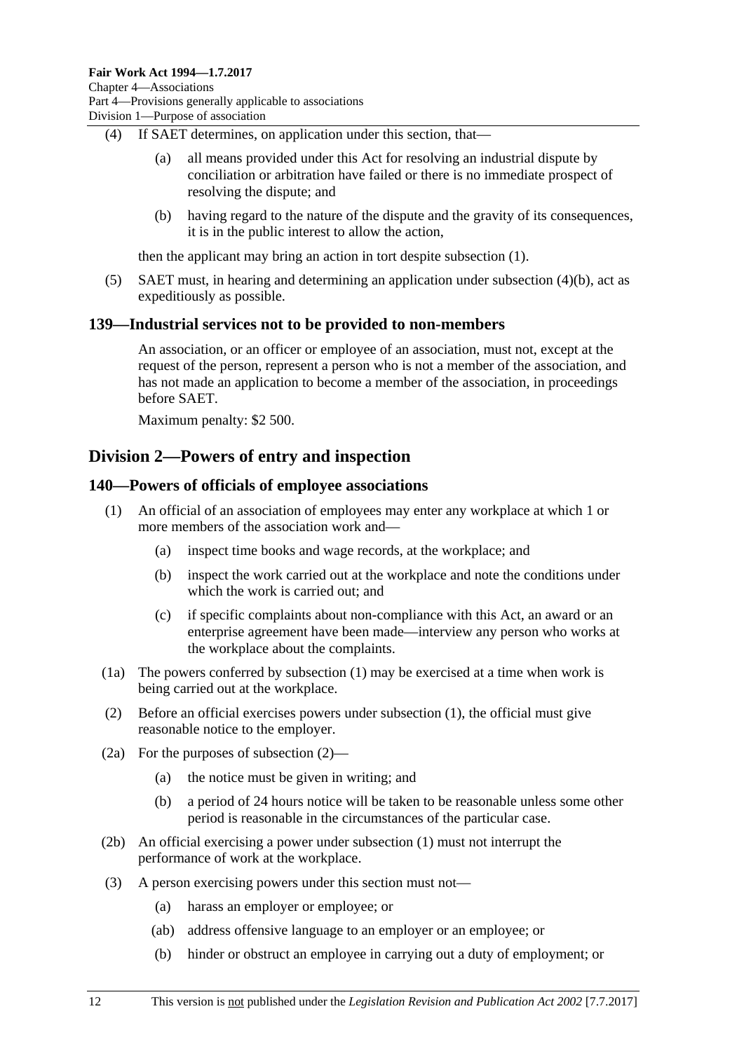(4) If SAET determines, on application under this section, that—

(a) all means provided under this Act for resolving an industrial dispute by conciliation or arbitration have failed or there is no immediate prospect of resolving the dispute; and

(b) having regard to the nature of the dispute and the gravity of its consequences, it is in the public interest to allow the action,

then the applicant may bring an action in tort despite subsection (1).

(5) SAET must, in hearing and determining an application under subsection (4)(b), act as expeditiously as possible.

### 139—Industrial services not to be provided to non-members

An association, or an officer or employee of an association, must not, except at the request of the person, represent a person who is not a member of the association, and has not made an application to become a member of the association, in proceedings before SAET.

Maximum penalty: $2 500.

## Division 2—Powers of entry and inspection

### 140—Powers of officials of employee associations

(1) An official of an association of employees may enter any workplace at which 1 or more members of the association work and—

(a) inspect time books and wage records, at the workplace; and

(b) inspect the work carried out at the workplace and note the conditions under which the work is carried out; and

(c) if specific complaints about non-compliance with this Act, an award or an enterprise agreement have been made—interview any person who works at the workplace about the complaints.

(1a) The powers conferred by subsection (1) may be exercised at a time when work is being carried out at the workplace.

(2) Before an official exercises powers under subsection (1), the official must give reasonable notice to the employer.

(2a) For the purposes of subsection (2)—

(a) the notice must be given in writing; and

(b) a period of 24 hours notice will be taken to be reasonable unless some other period is reasonable in the circumstances of the particular case.

(2b) An official exercising a power under subsection (1) must not interrupt the performance of work at the workplace.

(3) A person exercising powers under this section must not—

(a) harass an employer or employee; or

(ab) address offensive language to an employer or an employee; or

(b) hinder or obstruct an employee in carrying out a duty of employment; or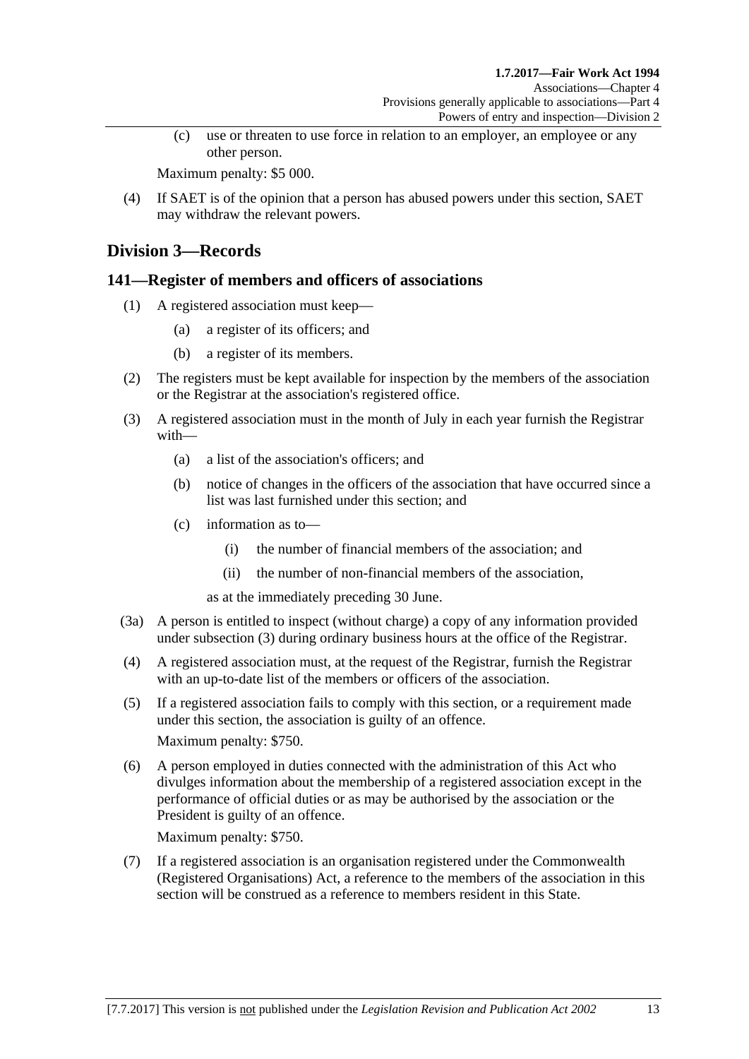(c) use or threaten to use force in relation to an employer, an employee or any other person.

Maximum penalty: $5 000.

(4) If SAET is of the opinion that a person has abused powers under this section, SAET may withdraw the relevant powers.

## Division 3—Records

### 141—Register of members and officers of associations

(1) A registered association must keep—

(a) a register of its officers; and

(b) a register of its members.

(2) The registers must be kept available for inspection by the members of the association or the Registrar at the association's registered office.

(3) A registered association must in the month of July in each year furnish the Registrar with—

(a) a list of the association's officers; and

(b) notice of changes in the officers of the association that have occurred since a list was last furnished under this section; and

(c) information as to—

(i) the number of financial members of the association; and

(ii) the number of non-financial members of the association,

as at the immediately preceding 30 June.

(3a) A person is entitled to inspect (without charge) a copy of any information provided under subsection (3) during ordinary business hours at the office of the Registrar.

(4) A registered association must, at the request of the Registrar, furnish the Registrar with an up-to-date list of the members or officers of the association.

(5) If a registered association fails to comply with this section, or a requirement made under this section, the association is guilty of an offence.

Maximum penalty: $750.

(6) A person employed in duties connected with the administration of this Act who divulges information about the membership of a registered association except in the performance of official duties or as may be authorised by the association or the President is guilty of an offence.

Maximum penalty: $750.

(7) If a registered association is an organisation registered under the Commonwealth (Registered Organisations) Act, a reference to the members of the association in this section will be construed as a reference to members resident in this State.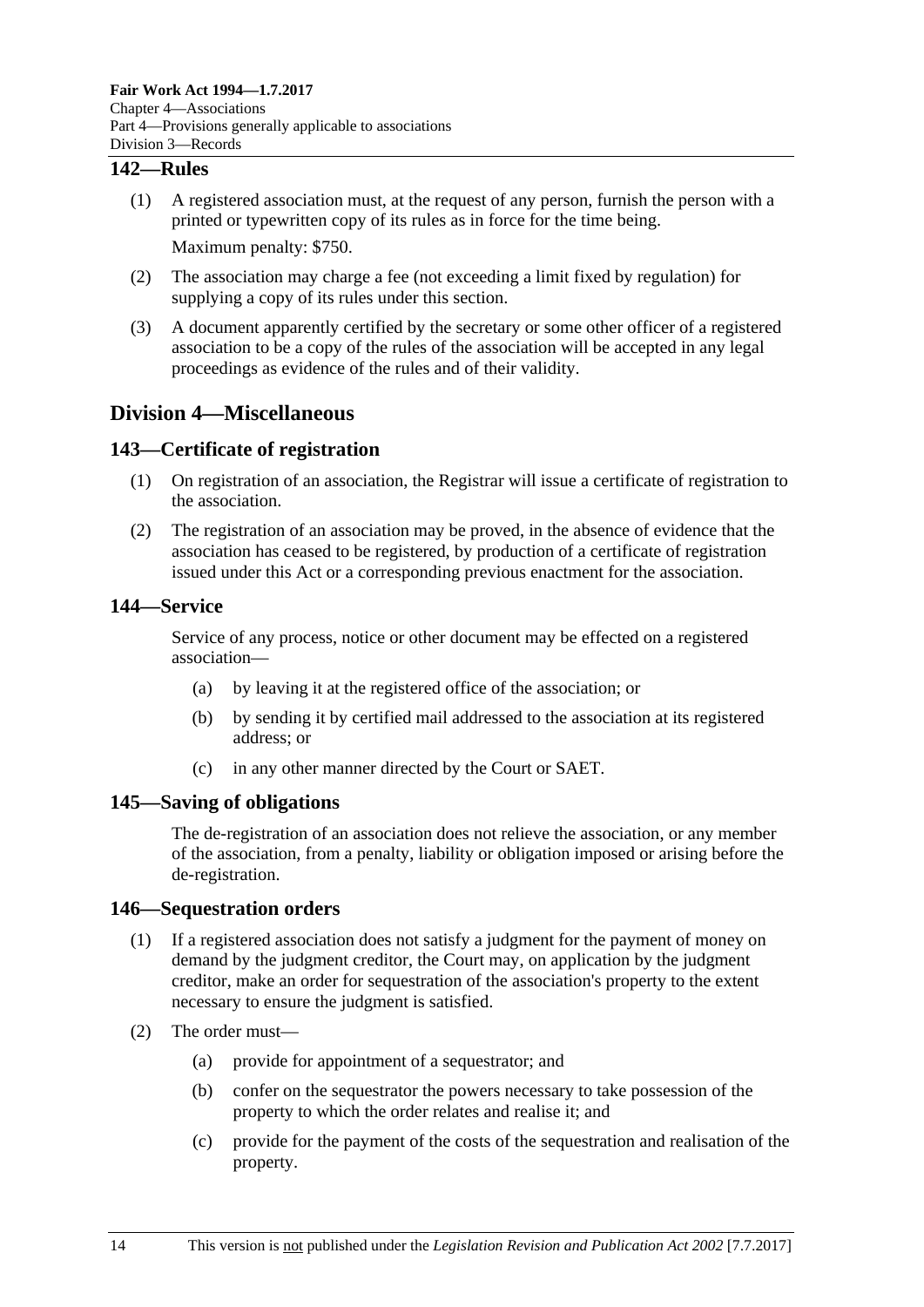## 142—Rules

(1) A registered association must, at the request of any person, furnish the person with a printed or typewritten copy of its rules as in force for the time being.

Maximum penalty: $750.

(2) The association may charge a fee (not exceeding a limit fixed by regulation) for supplying a copy of its rules under this section.

(3) A document apparently certified by the secretary or some other officer of a registered association to be a copy of the rules of the association will be accepted in any legal proceedings as evidence of the rules and of their validity.

# Division 4—Miscellaneous

## 143—Certificate of registration

(1) On registration of an association, the Registrar will issue a certificate of registration to the association.

(2) The registration of an association may be proved, in the absence of evidence that the association has ceased to be registered, by production of a certificate of registration issued under this Act or a corresponding previous enactment for the association.

## 144—Service

Service of any process, notice or other document may be effected on a registered association—

(a) by leaving it at the registered office of the association; or

(b) by sending it by certified mail addressed to the association at its registered address; or

(c) in any other manner directed by the Court or SAET.

## 145—Saving of obligations

The de-registration of an association does not relieve the association, or any member of the association, from a penalty, liability or obligation imposed or arising before the de-registration.

## 146—Sequestration orders

(1) If a registered association does not satisfy a judgment for the payment of money on demand by the judgment creditor, the Court may, on application by the judgment creditor, make an order for sequestration of the association's property to the extent necessary to ensure the judgment is satisfied.

(2) The order must—

(a) provide for appointment of a sequestrator; and

(b) confer on the sequestrator the powers necessary to take possession of the property to which the order relates and realise it; and

(c) provide for the payment of the costs of the sequestration and realisation of the property.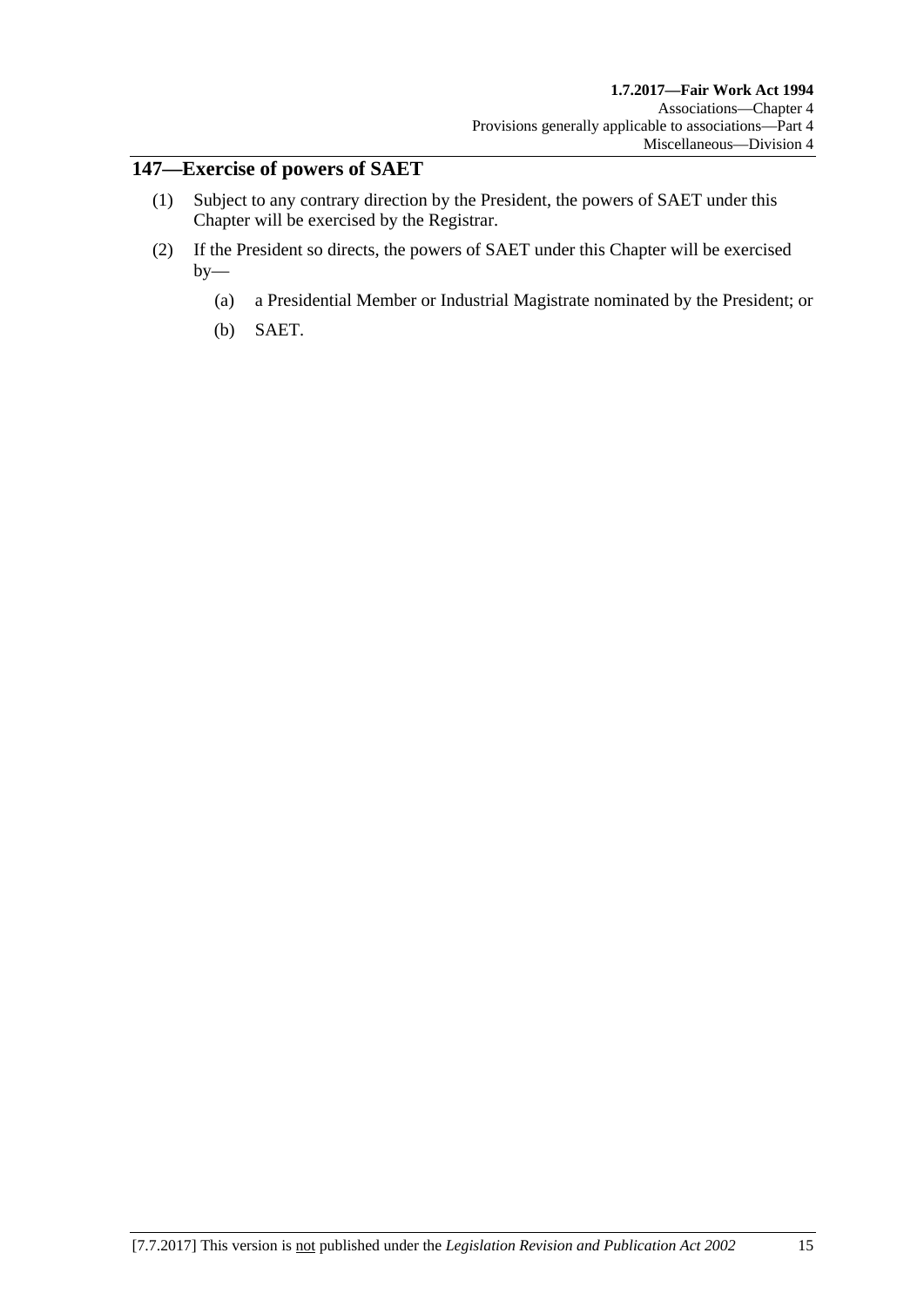## 147—Exercise of powers of SAET

(1) Subject to any contrary direction by the President, the powers of SAET under this Chapter will be exercised by the Registrar.

(2) If the President so directs, the powers of SAET under this Chapter will be exercised by—

(a) a Presidential Member or Industrial Magistrate nominated by the President; or

(b) SAET.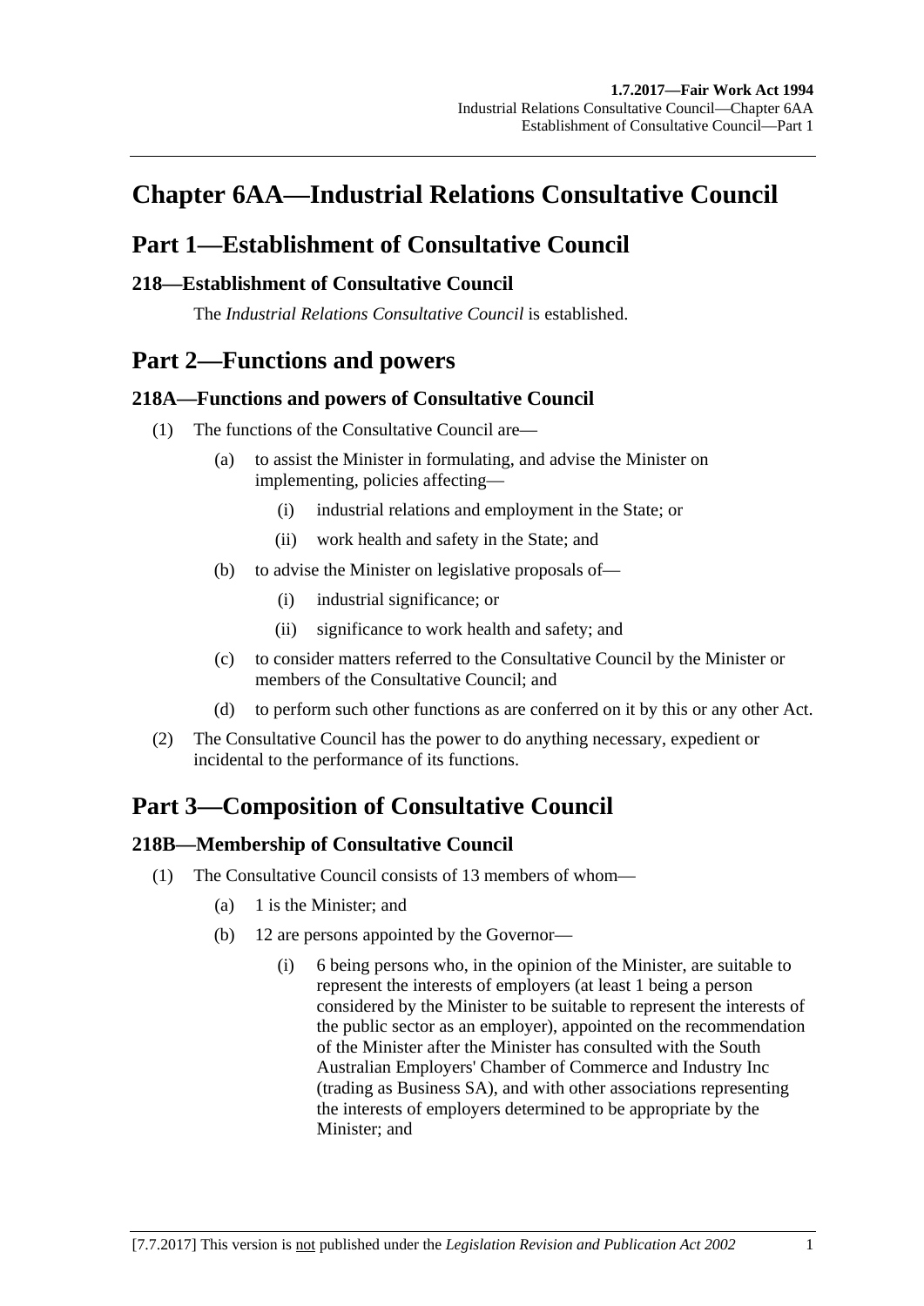# Chapter 6AA—Industrial Relations Consultative Council

## Part 1—Establishment of Consultative Council

### 218—Establishment of Consultative Council

The *Industrial Relations Consultative Council* is established.

## Part 2—Functions and powers

### 218A—Functions and powers of Consultative Council

(1) The functions of the Consultative Council are—

- (a) to assist the Minister in formulating, and advise the Minister on implementing, policies affecting—
  - (i) industrial relations and employment in the State; or
  - (ii) work health and safety in the State; and
- (b) to advise the Minister on legislative proposals of—
  - (i) industrial significance; or
  - (ii) significance to work health and safety; and
- (c) to consider matters referred to the Consultative Council by the Minister or members of the Consultative Council; and
- (d) to perform such other functions as are conferred on it by this or any other Act.

(2) The Consultative Council has the power to do anything necessary, expedient or incidental to the performance of its functions.

## Part 3—Composition of Consultative Council

### 218B—Membership of Consultative Council

(1) The Consultative Council consists of 13 members of whom—

- (a) 1 is the Minister; and
- (b) 12 are persons appointed by the Governor—
  - (i) 6 being persons who, in the opinion of the Minister, are suitable to represent the interests of employers (at least 1 being a person considered by the Minister to be suitable to represent the interests of the public sector as an employer), appointed on the recommendation of the Minister after the Minister has consulted with the South Australian Employers' Chamber of Commerce and Industry Inc (trading as Business SA), and with other associations representing the interests of employers determined to be appropriate by the Minister; and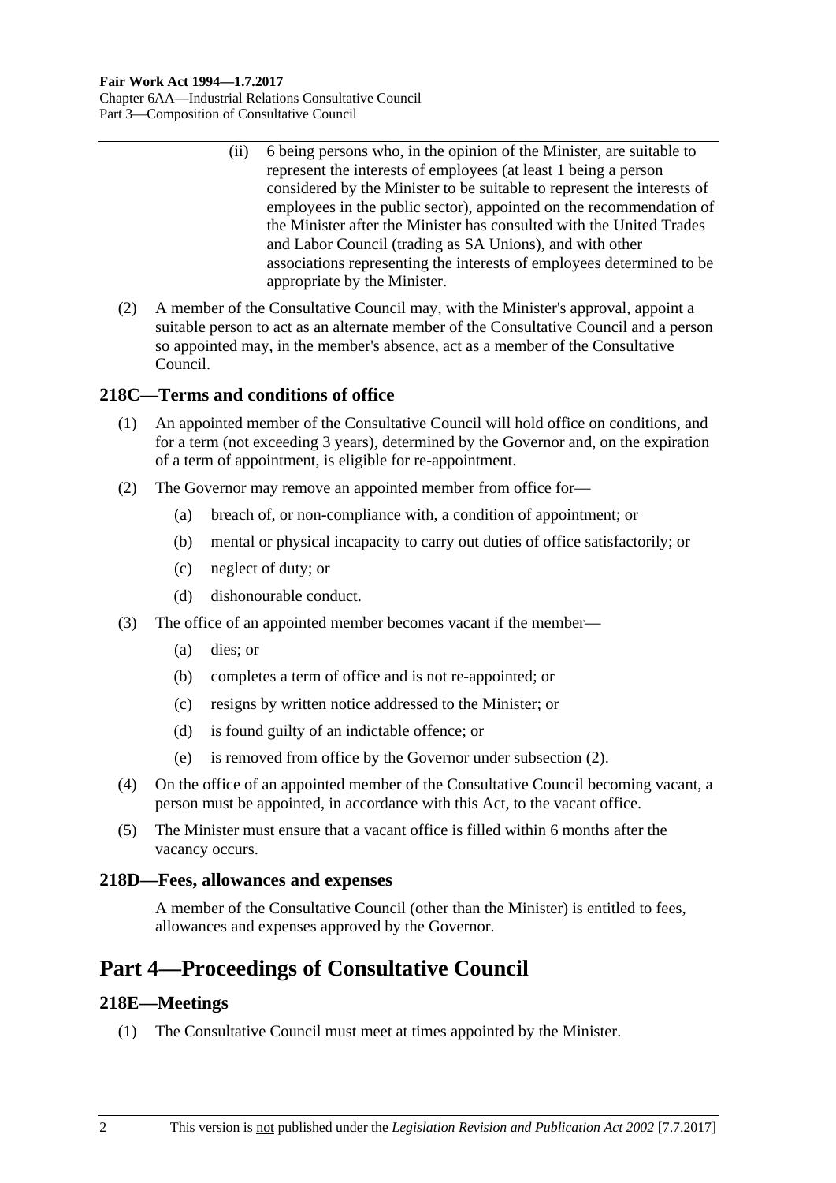(ii) 6 being persons who, in the opinion of the Minister, are suitable to represent the interests of employees (at least 1 being a person considered by the Minister to be suitable to represent the interests of employees in the public sector), appointed on the recommendation of the Minister after the Minister has consulted with the United Trades and Labor Council (trading as SA Unions), and with other associations representing the interests of employees determined to be appropriate by the Minister.

(2) A member of the Consultative Council may, with the Minister's approval, appoint a suitable person to act as an alternate member of the Consultative Council and a person so appointed may, in the member's absence, act as a member of the Consultative Council.

### 218C—Terms and conditions of office

(1) An appointed member of the Consultative Council will hold office on conditions, and for a term (not exceeding 3 years), determined by the Governor and, on the expiration of a term of appointment, is eligible for re-appointment.

(2) The Governor may remove an appointed member from office for—

(a) breach of, or non-compliance with, a condition of appointment; or

(b) mental or physical incapacity to carry out duties of office satisfactorily; or

(c) neglect of duty; or

(d) dishonourable conduct.

(3) The office of an appointed member becomes vacant if the member—

(a) dies; or

(b) completes a term of office and is not re-appointed; or

(c) resigns by written notice addressed to the Minister; or

(d) is found guilty of an indictable offence; or

(e) is removed from office by the Governor under subsection (2).

(4) On the office of an appointed member of the Consultative Council becoming vacant, a person must be appointed, in accordance with this Act, to the vacant office.

(5) The Minister must ensure that a vacant office is filled within 6 months after the vacancy occurs.

### 218D—Fees, allowances and expenses

A member of the Consultative Council (other than the Minister) is entitled to fees, allowances and expenses approved by the Governor.

## Part 4—Proceedings of Consultative Council

### 218E—Meetings

(1) The Consultative Council must meet at times appointed by the Minister.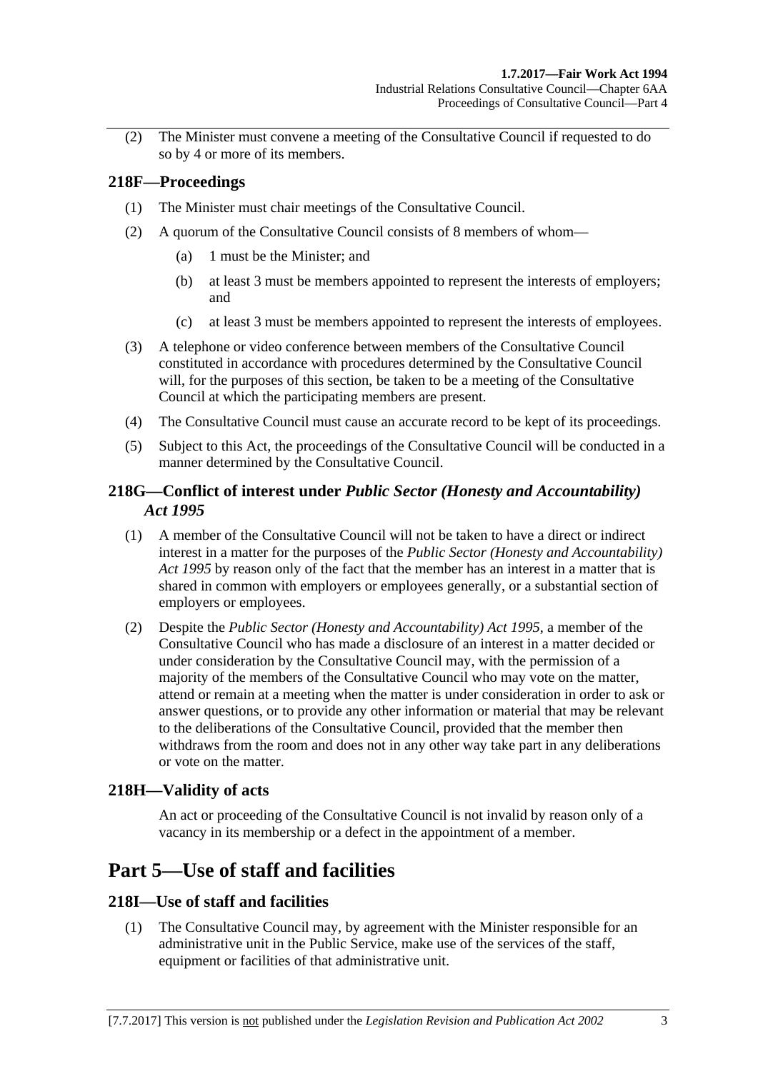(2) The Minister must convene a meeting of the Consultative Council if requested to do so by 4 or more of its members.

## 218F—Proceedings

(1) The Minister must chair meetings of the Consultative Council.

(2) A quorum of the Consultative Council consists of 8 members of whom—

(a) 1 must be the Minister; and

(b) at least 3 must be members appointed to represent the interests of employers; and

(c) at least 3 must be members appointed to represent the interests of employees.

(3) A telephone or video conference between members of the Consultative Council constituted in accordance with procedures determined by the Consultative Council will, for the purposes of this section, be taken to be a meeting of the Consultative Council at which the participating members are present.

(4) The Consultative Council must cause an accurate record to be kept of its proceedings.

(5) Subject to this Act, the proceedings of the Consultative Council will be conducted in a manner determined by the Consultative Council.

## 218G—Conflict of interest under *Public Sector (Honesty and Accountability) Act 1995*

(1) A member of the Consultative Council will not be taken to have a direct or indirect interest in a matter for the purposes of the *Public Sector (Honesty and Accountability) Act 1995* by reason only of the fact that the member has an interest in a matter that is shared in common with employers or employees generally, or a substantial section of employers or employees.

(2) Despite the *Public Sector (Honesty and Accountability) Act 1995*, a member of the Consultative Council who has made a disclosure of an interest in a matter decided or under consideration by the Consultative Council may, with the permission of a majority of the members of the Consultative Council who may vote on the matter, attend or remain at a meeting when the matter is under consideration in order to ask or answer questions, or to provide any other information or material that may be relevant to the deliberations of the Consultative Council, provided that the member then withdraws from the room and does not in any other way take part in any deliberations or vote on the matter.

## 218H—Validity of acts

An act or proceeding of the Consultative Council is not invalid by reason only of a vacancy in its membership or a defect in the appointment of a member.

# Part 5—Use of staff and facilities

## 218I—Use of staff and facilities

(1) The Consultative Council may, by agreement with the Minister responsible for an administrative unit in the Public Service, make use of the services of the staff, equipment or facilities of that administrative unit.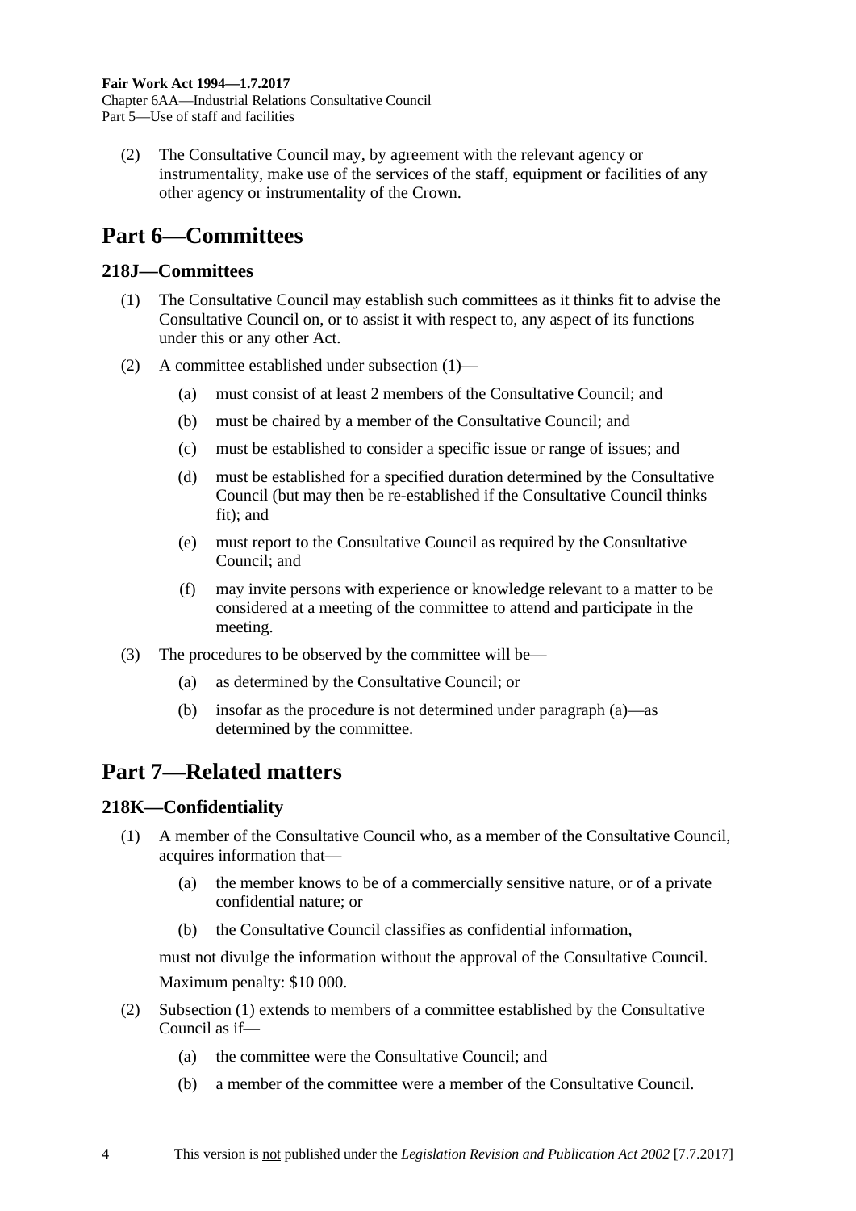(2) The Consultative Council may, by agreement with the relevant agency or instrumentality, make use of the services of the staff, equipment or facilities of any other agency or instrumentality of the Crown.

# Part 6—Committees

## 218J—Committees

(1) The Consultative Council may establish such committees as it thinks fit to advise the Consultative Council on, or to assist it with respect to, any aspect of its functions under this or any other Act.

(2) A committee established under subsection (1)—

(a) must consist of at least 2 members of the Consultative Council; and

(b) must be chaired by a member of the Consultative Council; and

(c) must be established to consider a specific issue or range of issues; and

(d) must be established for a specified duration determined by the Consultative Council (but may then be re-established if the Consultative Council thinks fit); and

(e) must report to the Consultative Council as required by the Consultative Council; and

(f) may invite persons with experience or knowledge relevant to a matter to be considered at a meeting of the committee to attend and participate in the meeting.

(3) The procedures to be observed by the committee will be—

(a) as determined by the Consultative Council; or

(b) insofar as the procedure is not determined under paragraph (a)—as determined by the committee.

# Part 7—Related matters

## 218K—Confidentiality

(1) A member of the Consultative Council who, as a member of the Consultative Council, acquires information that—

(a) the member knows to be of a commercially sensitive nature, or of a private confidential nature; or

(b) the Consultative Council classifies as confidential information,

must not divulge the information without the approval of the Consultative Council.

Maximum penalty: $10 000.

(2) Subsection (1) extends to members of a committee established by the Consultative Council as if—

(a) the committee were the Consultative Council; and

(b) a member of the committee were a member of the Consultative Council.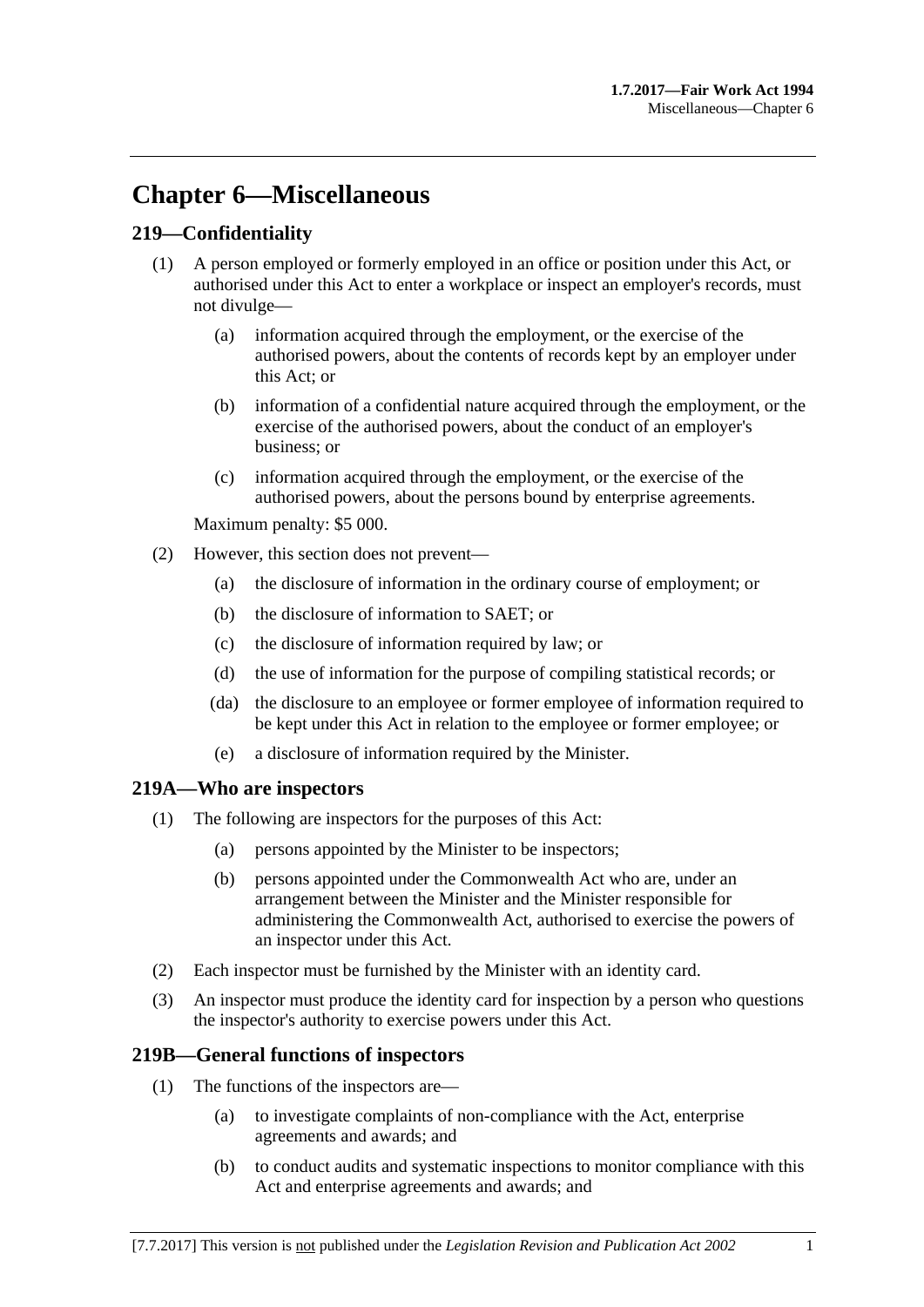# Chapter 6—Miscellaneous

## 219—Confidentiality

(1) A person employed or formerly employed in an office or position under this Act, or authorised under this Act to enter a workplace or inspect an employer's records, must not divulge—

(a) information acquired through the employment, or the exercise of the authorised powers, about the contents of records kept by an employer under this Act; or

(b) information of a confidential nature acquired through the employment, or the exercise of the authorised powers, about the conduct of an employer's business; or

(c) information acquired through the employment, or the exercise of the authorised powers, about the persons bound by enterprise agreements.

Maximum penalty: $5 000.

(2) However, this section does not prevent—

(a) the disclosure of information in the ordinary course of employment; or

(b) the disclosure of information to SAET; or

(c) the disclosure of information required by law; or

(d) the use of information for the purpose of compiling statistical records; or

(da) the disclosure to an employee or former employee of information required to be kept under this Act in relation to the employee or former employee; or

(e) a disclosure of information required by the Minister.

## 219A—Who are inspectors

(1) The following are inspectors for the purposes of this Act:

(a) persons appointed by the Minister to be inspectors;

(b) persons appointed under the Commonwealth Act who are, under an arrangement between the Minister and the Minister responsible for administering the Commonwealth Act, authorised to exercise the powers of an inspector under this Act.

(2) Each inspector must be furnished by the Minister with an identity card.

(3) An inspector must produce the identity card for inspection by a person who questions the inspector's authority to exercise powers under this Act.

## 219B—General functions of inspectors

(1) The functions of the inspectors are—

(a) to investigate complaints of non-compliance with the Act, enterprise agreements and awards; and

(b) to conduct audits and systematic inspections to monitor compliance with this Act and enterprise agreements and awards; and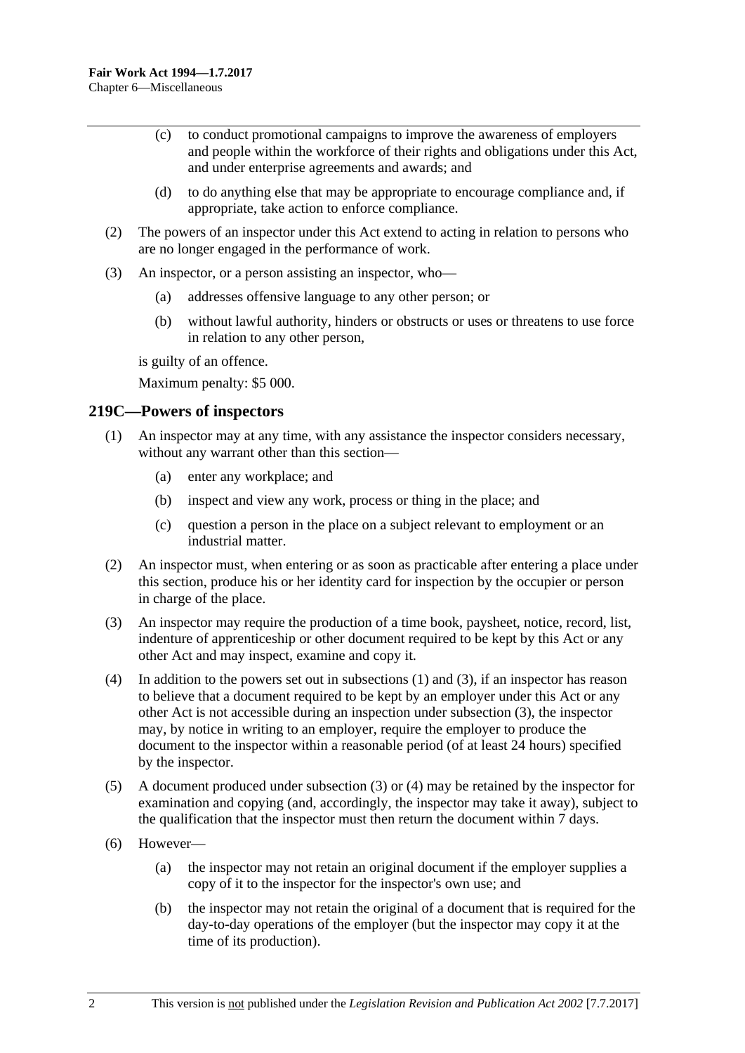(c) to conduct promotional campaigns to improve the awareness of employers and people within the workforce of their rights and obligations under this Act, and under enterprise agreements and awards; and

(d) to do anything else that may be appropriate to encourage compliance and, if appropriate, take action to enforce compliance.

(2) The powers of an inspector under this Act extend to acting in relation to persons who are no longer engaged in the performance of work.

(3) An inspector, or a person assisting an inspector, who—

(a) addresses offensive language to any other person; or

(b) without lawful authority, hinders or obstructs or uses or threatens to use force in relation to any other person,

is guilty of an offence.

Maximum penalty: $5 000.

## 219C—Powers of inspectors

(1) An inspector may at any time, with any assistance the inspector considers necessary, without any warrant other than this section—

(a) enter any workplace; and

(b) inspect and view any work, process or thing in the place; and

(c) question a person in the place on a subject relevant to employment or an industrial matter.

(2) An inspector must, when entering or as soon as practicable after entering a place under this section, produce his or her identity card for inspection by the occupier or person in charge of the place.

(3) An inspector may require the production of a time book, paysheet, notice, record, list, indenture of apprenticeship or other document required to be kept by this Act or any other Act and may inspect, examine and copy it.

(4) In addition to the powers set out in subsections (1) and (3), if an inspector has reason to believe that a document required to be kept by an employer under this Act or any other Act is not accessible during an inspection under subsection (3), the inspector may, by notice in writing to an employer, require the employer to produce the document to the inspector within a reasonable period (of at least 24 hours) specified by the inspector.

(5) A document produced under subsection (3) or (4) may be retained by the inspector for examination and copying (and, accordingly, the inspector may take it away), subject to the qualification that the inspector must then return the document within 7 days.

(6) However—

(a) the inspector may not retain an original document if the employer supplies a copy of it to the inspector for the inspector's own use; and

(b) the inspector may not retain the original of a document that is required for the day-to-day operations of the employer (but the inspector may copy it at the time of its production).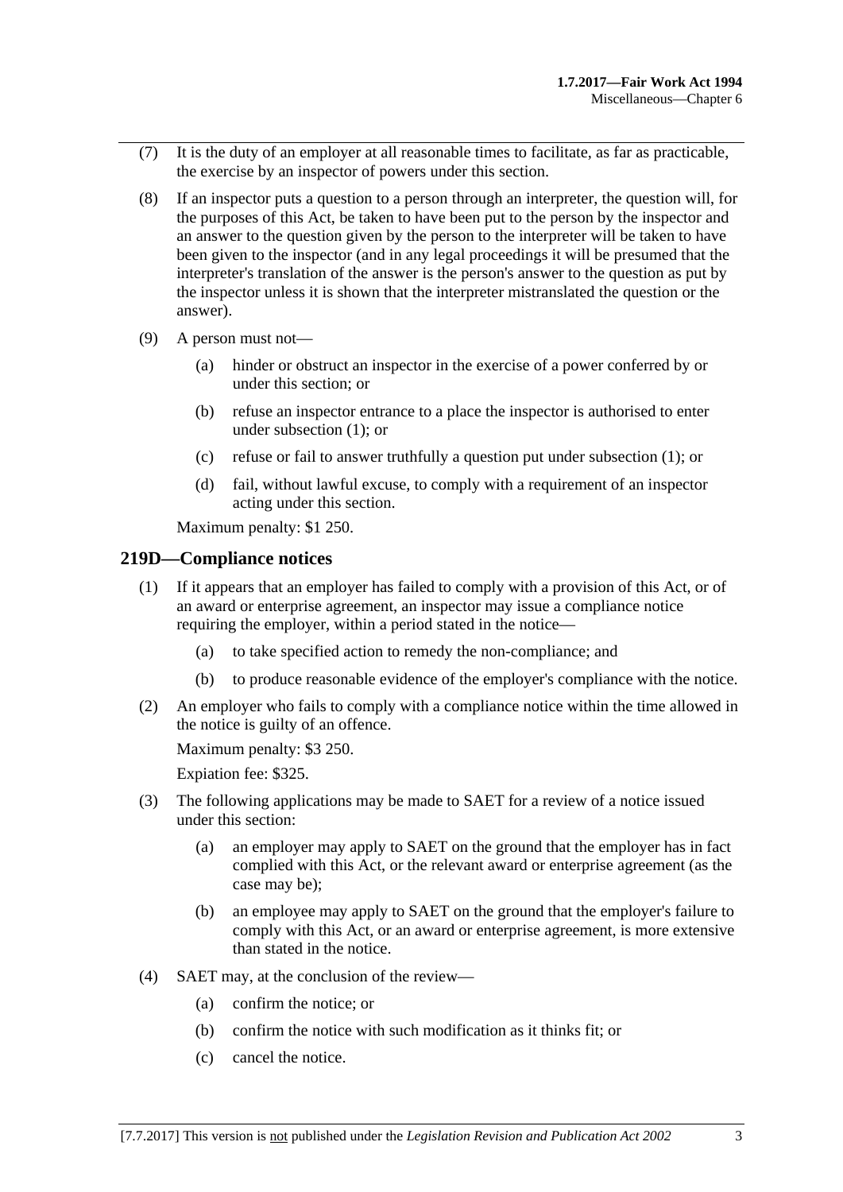(7) It is the duty of an employer at all reasonable times to facilitate, as far as practicable, the exercise by an inspector of powers under this section.

(8) If an inspector puts a question to a person through an interpreter, the question will, for the purposes of this Act, be taken to have been put to the person by the inspector and an answer to the question given by the person to the interpreter will be taken to have been given to the inspector (and in any legal proceedings it will be presumed that the interpreter's translation of the answer is the person's answer to the question as put by the inspector unless it is shown that the interpreter mistranslated the question or the answer).

(9) A person must not—

(a) hinder or obstruct an inspector in the exercise of a power conferred by or under this section; or

(b) refuse an inspector entrance to a place the inspector is authorised to enter under subsection (1); or

(c) refuse or fail to answer truthfully a question put under subsection (1); or

(d) fail, without lawful excuse, to comply with a requirement of an inspector acting under this section.

Maximum penalty: $1 250.

## 219D—Compliance notices

(1) If it appears that an employer has failed to comply with a provision of this Act, or of an award or enterprise agreement, an inspector may issue a compliance notice requiring the employer, within a period stated in the notice—

(a) to take specified action to remedy the non-compliance; and

(b) to produce reasonable evidence of the employer's compliance with the notice.

(2) An employer who fails to comply with a compliance notice within the time allowed in the notice is guilty of an offence.

Maximum penalty: $3 250.

Expiation fee: $325.

(3) The following applications may be made to SAET for a review of a notice issued under this section:

(a) an employer may apply to SAET on the ground that the employer has in fact complied with this Act, or the relevant award or enterprise agreement (as the case may be);

(b) an employee may apply to SAET on the ground that the employer's failure to comply with this Act, or an award or enterprise agreement, is more extensive than stated in the notice.

(4) SAET may, at the conclusion of the review—

(a) confirm the notice; or

(b) confirm the notice with such modification as it thinks fit; or

(c) cancel the notice.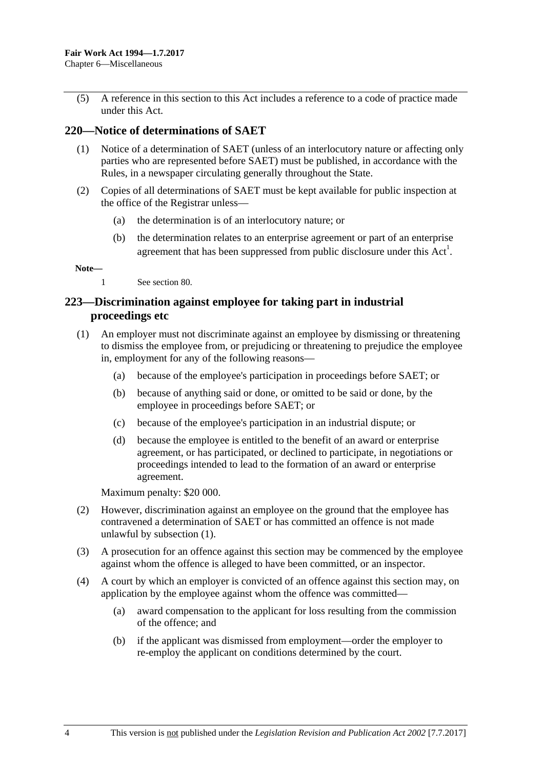(5) A reference in this section to this Act includes a reference to a code of practice made under this Act.

## 220—Notice of determinations of SAET

(1) Notice of a determination of SAET (unless of an interlocutory nature or affecting only parties who are represented before SAET) must be published, in accordance with the Rules, in a newspaper circulating generally throughout the State.

(2) Copies of all determinations of SAET must be kept available for public inspection at the office of the Registrar unless—

(a) the determination is of an interlocutory nature; or

(b) the determination relates to an enterprise agreement or part of an enterprise agreement that has been suppressed from public disclosure under this Act[1].

**Note—**

1 See section 80.

## 223—Discrimination against employee for taking part in industrial proceedings etc

(1) An employer must not discriminate against an employee by dismissing or threatening to dismiss the employee from, or prejudicing or threatening to prejudice the employee in, employment for any of the following reasons—

(a) because of the employee's participation in proceedings before SAET; or

(b) because of anything said or done, or omitted to be said or done, by the employee in proceedings before SAET; or

(c) because of the employee's participation in an industrial dispute; or

(d) because the employee is entitled to the benefit of an award or enterprise agreement, or has participated, or declined to participate, in negotiations or proceedings intended to lead to the formation of an award or enterprise agreement.

Maximum penalty: $20 000.

(2) However, discrimination against an employee on the ground that the employee has contravened a determination of SAET or has committed an offence is not made unlawful by subsection (1).

(3) A prosecution for an offence against this section may be commenced by the employee against whom the offence is alleged to have been committed, or an inspector.

(4) A court by which an employer is convicted of an offence against this section may, on application by the employee against whom the offence was committed—

(a) award compensation to the applicant for loss resulting from the commission of the offence; and

(b) if the applicant was dismissed from employment—order the employer to re-employ the applicant on conditions determined by the court.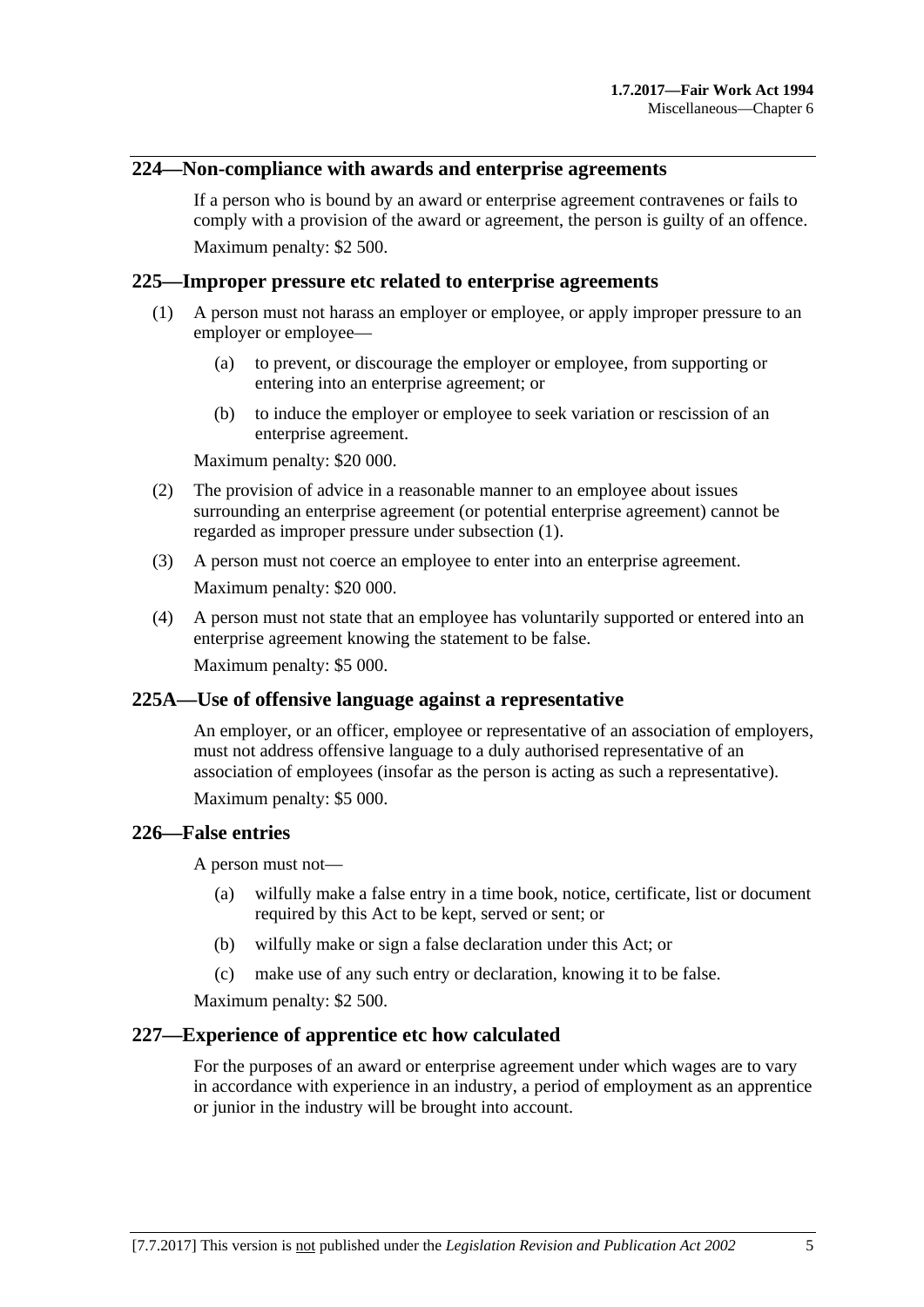## 224—Non-compliance with awards and enterprise agreements

If a person who is bound by an award or enterprise agreement contravenes or fails to comply with a provision of the award or agreement, the person is guilty of an offence.

Maximum penalty: $2 500.

## 225—Improper pressure etc related to enterprise agreements

(1) A person must not harass an employer or employee, or apply improper pressure to an employer or employee—

(a) to prevent, or discourage the employer or employee, from supporting or entering into an enterprise agreement; or

(b) to induce the employer or employee to seek variation or rescission of an enterprise agreement.

Maximum penalty: $20 000.

(2) The provision of advice in a reasonable manner to an employee about issues surrounding an enterprise agreement (or potential enterprise agreement) cannot be regarded as improper pressure under subsection (1).

(3) A person must not coerce an employee to enter into an enterprise agreement.

Maximum penalty: $20 000.

(4) A person must not state that an employee has voluntarily supported or entered into an enterprise agreement knowing the statement to be false.

Maximum penalty: $5 000.

## 225A—Use of offensive language against a representative

An employer, or an officer, employee or representative of an association of employers, must not address offensive language to a duly authorised representative of an association of employees (insofar as the person is acting as such a representative).

Maximum penalty: $5 000.

## 226—False entries

A person must not—

(a) wilfully make a false entry in a time book, notice, certificate, list or document required by this Act to be kept, served or sent; or

(b) wilfully make or sign a false declaration under this Act; or

(c) make use of any such entry or declaration, knowing it to be false.

Maximum penalty: $2 500.

## 227—Experience of apprentice etc how calculated

For the purposes of an award or enterprise agreement under which wages are to vary in accordance with experience in an industry, a period of employment as an apprentice or junior in the industry will be brought into account.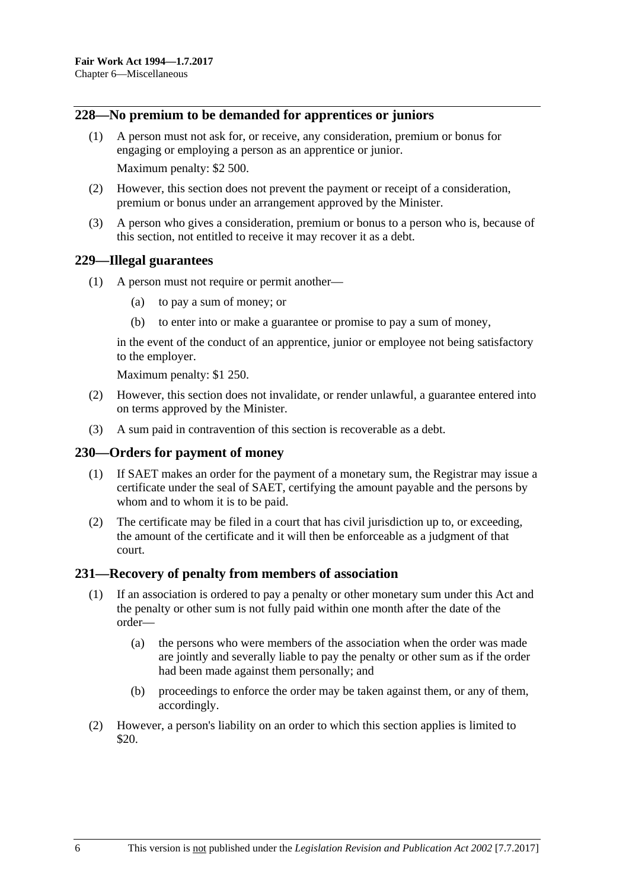## 228—No premium to be demanded for apprentices or juniors

(1) A person must not ask for, or receive, any consideration, premium or bonus for engaging or employing a person as an apprentice or junior.

Maximum penalty: $2 500.

(2) However, this section does not prevent the payment or receipt of a consideration, premium or bonus under an arrangement approved by the Minister.

(3) A person who gives a consideration, premium or bonus to a person who is, because of this section, not entitled to receive it may recover it as a debt.

## 229—Illegal guarantees

(1) A person must not require or permit another—

(a) to pay a sum of money; or

(b) to enter into or make a guarantee or promise to pay a sum of money,

in the event of the conduct of an apprentice, junior or employee not being satisfactory to the employer.

Maximum penalty: $1 250.

(2) However, this section does not invalidate, or render unlawful, a guarantee entered into on terms approved by the Minister.

(3) A sum paid in contravention of this section is recoverable as a debt.

## 230—Orders for payment of money

(1) If SAET makes an order for the payment of a monetary sum, the Registrar may issue a certificate under the seal of SAET, certifying the amount payable and the persons by whom and to whom it is to be paid.

(2) The certificate may be filed in a court that has civil jurisdiction up to, or exceeding, the amount of the certificate and it will then be enforceable as a judgment of that court.

## 231—Recovery of penalty from members of association

(1) If an association is ordered to pay a penalty or other monetary sum under this Act and the penalty or other sum is not fully paid within one month after the date of the order—

(a) the persons who were members of the association when the order was made are jointly and severally liable to pay the penalty or other sum as if the order had been made against them personally; and

(b) proceedings to enforce the order may be taken against them, or any of them, accordingly.

(2) However, a person's liability on an order to which this section applies is limited to $20.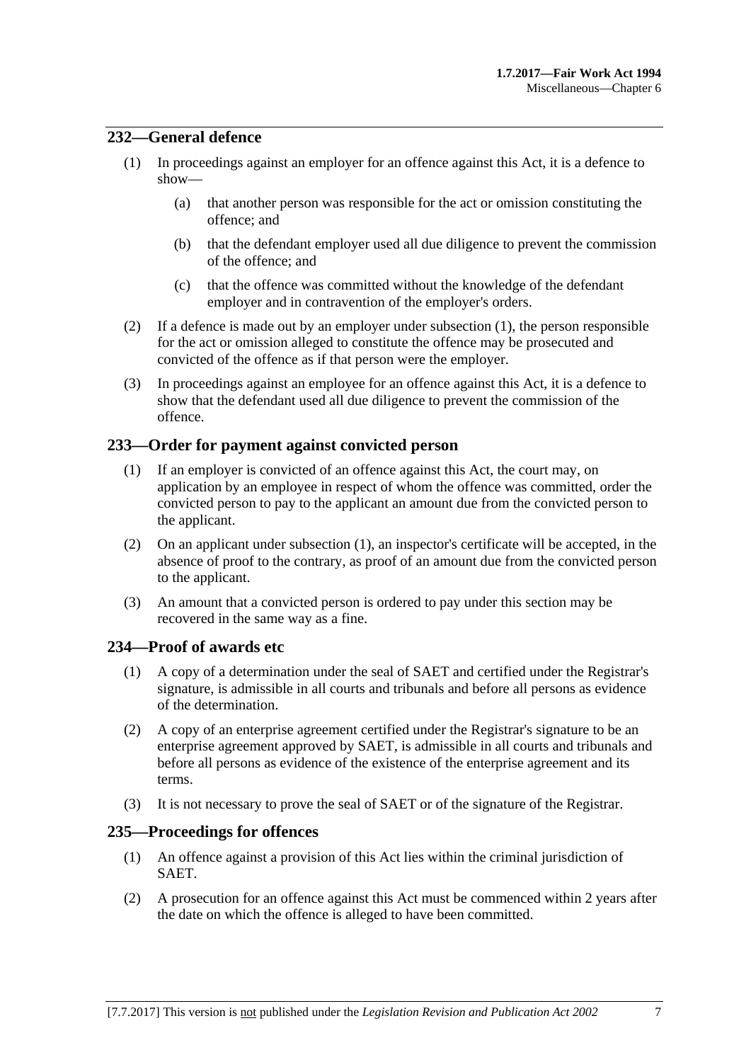## 232—General defence

(1) In proceedings against an employer for an offence against this Act, it is a defence to show—

(a) that another person was responsible for the act or omission constituting the offence; and

(b) that the defendant employer used all due diligence to prevent the commission of the offence; and

(c) that the offence was committed without the knowledge of the defendant employer and in contravention of the employer's orders.

(2) If a defence is made out by an employer under subsection (1), the person responsible for the act or omission alleged to constitute the offence may be prosecuted and convicted of the offence as if that person were the employer.

(3) In proceedings against an employee for an offence against this Act, it is a defence to show that the defendant used all due diligence to prevent the commission of the offence.

## 233—Order for payment against convicted person

(1) If an employer is convicted of an offence against this Act, the court may, on application by an employee in respect of whom the offence was committed, order the convicted person to pay to the applicant an amount due from the convicted person to the applicant.

(2) On an applicant under subsection (1), an inspector's certificate will be accepted, in the absence of proof to the contrary, as proof of an amount due from the convicted person to the applicant.

(3) An amount that a convicted person is ordered to pay under this section may be recovered in the same way as a fine.

## 234—Proof of awards etc

(1) A copy of a determination under the seal of SAET and certified under the Registrar's signature, is admissible in all courts and tribunals and before all persons as evidence of the determination.

(2) A copy of an enterprise agreement certified under the Registrar's signature to be an enterprise agreement approved by SAET, is admissible in all courts and tribunals and before all persons as evidence of the existence of the enterprise agreement and its terms.

(3) It is not necessary to prove the seal of SAET or of the signature of the Registrar.

## 235—Proceedings for offences

(1) An offence against a provision of this Act lies within the criminal jurisdiction of SAET.

(2) A prosecution for an offence against this Act must be commenced within 2 years after the date on which the offence is alleged to have been committed.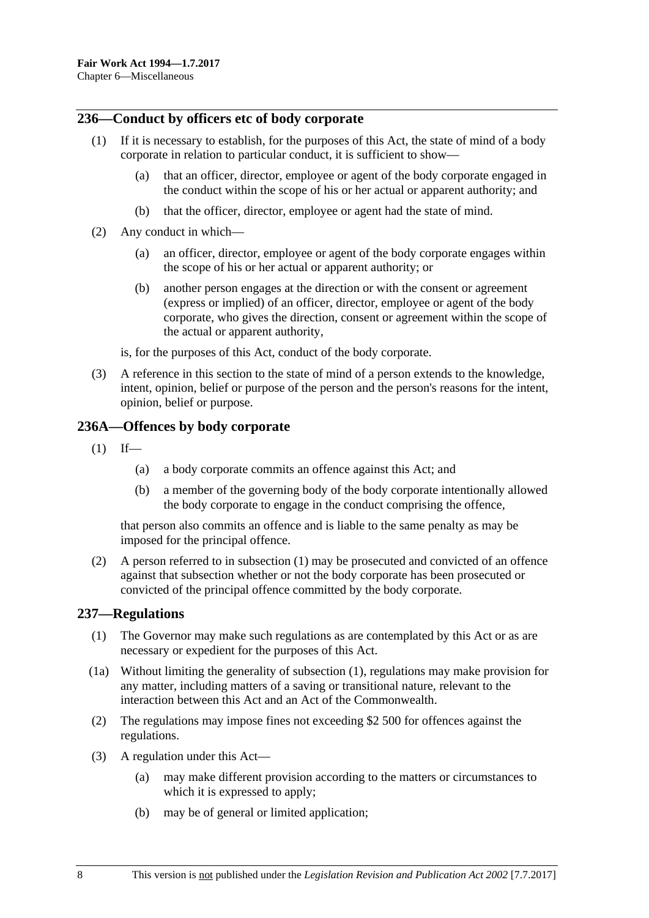## 236—Conduct by officers etc of body corporate

(1) If it is necessary to establish, for the purposes of this Act, the state of mind of a body corporate in relation to particular conduct, it is sufficient to show—

(a) that an officer, director, employee or agent of the body corporate engaged in the conduct within the scope of his or her actual or apparent authority; and

(b) that the officer, director, employee or agent had the state of mind.

(2) Any conduct in which—

(a) an officer, director, employee or agent of the body corporate engages within the scope of his or her actual or apparent authority; or

(b) another person engages at the direction or with the consent or agreement (express or implied) of an officer, director, employee or agent of the body corporate, who gives the direction, consent or agreement within the scope of the actual or apparent authority,

is, for the purposes of this Act, conduct of the body corporate.

(3) A reference in this section to the state of mind of a person extends to the knowledge, intent, opinion, belief or purpose of the person and the person's reasons for the intent, opinion, belief or purpose.

## 236A—Offences by body corporate

(1) If—

(a) a body corporate commits an offence against this Act; and

(b) a member of the governing body of the body corporate intentionally allowed the body corporate to engage in the conduct comprising the offence,

that person also commits an offence and is liable to the same penalty as may be imposed for the principal offence.

(2) A person referred to in subsection (1) may be prosecuted and convicted of an offence against that subsection whether or not the body corporate has been prosecuted or convicted of the principal offence committed by the body corporate.

## 237—Regulations

(1) The Governor may make such regulations as are contemplated by this Act or as are necessary or expedient for the purposes of this Act.

(1a) Without limiting the generality of subsection (1), regulations may make provision for any matter, including matters of a saving or transitional nature, relevant to the interaction between this Act and an Act of the Commonwealth.

(2) The regulations may impose fines not exceeding $2 500 for offences against the regulations.

(3) A regulation under this Act—

(a) may make different provision according to the matters or circumstances to which it is expressed to apply;

(b) may be of general or limited application;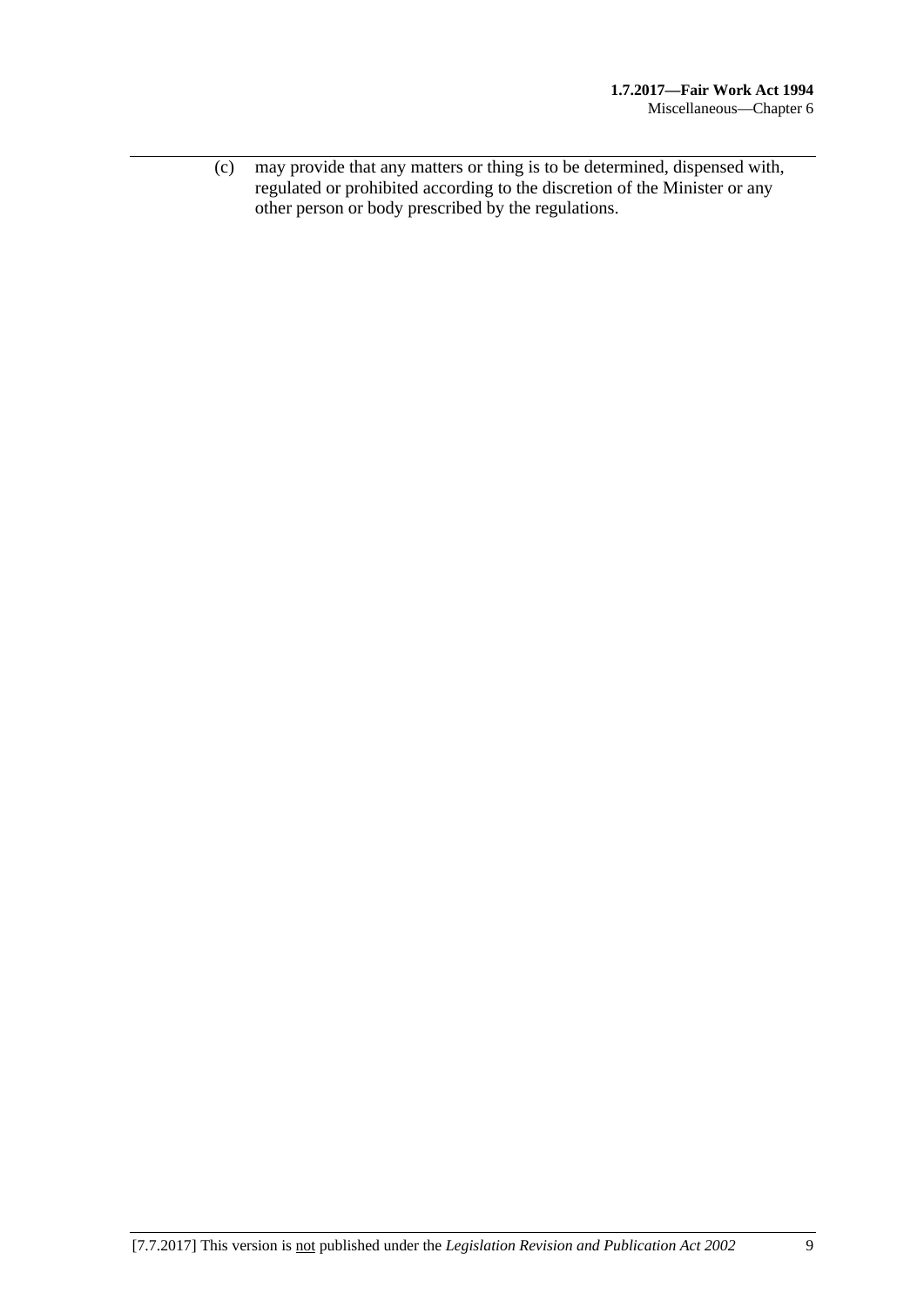(c) may provide that any matters or thing is to be determined, dispensed with, regulated or prohibited according to the discretion of the Minister or any other person or body prescribed by the regulations.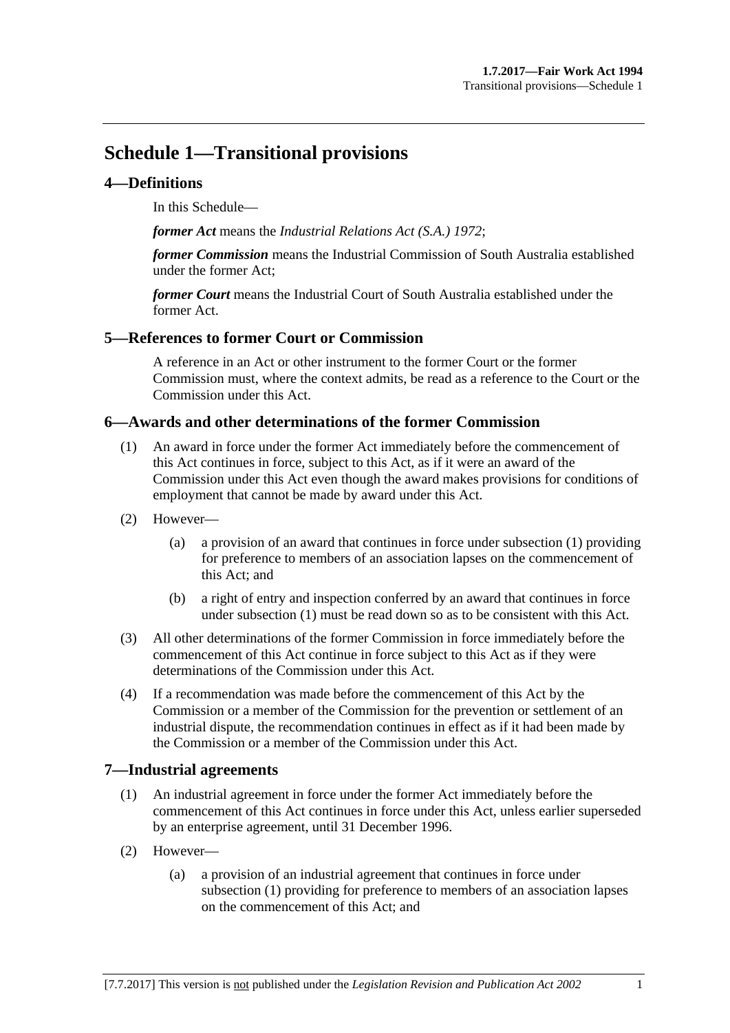# Schedule 1—Transitional provisions

## 4—Definitions

In this Schedule—

***former Act*** means the *Industrial Relations Act (S.A.) 1972*;

***former Commission*** means the Industrial Commission of South Australia established under the former Act;

***former Court*** means the Industrial Court of South Australia established under the former Act.

## 5—References to former Court or Commission

A reference in an Act or other instrument to the former Court or the former Commission must, where the context admits, be read as a reference to the Court or the Commission under this Act.

## 6—Awards and other determinations of the former Commission

(1) An award in force under the former Act immediately before the commencement of this Act continues in force, subject to this Act, as if it were an award of the Commission under this Act even though the award makes provisions for conditions of employment that cannot be made by award under this Act.

(2) However—

(a) a provision of an award that continues in force under subsection (1) providing for preference to members of an association lapses on the commencement of this Act; and

(b) a right of entry and inspection conferred by an award that continues in force under subsection (1) must be read down so as to be consistent with this Act.

(3) All other determinations of the former Commission in force immediately before the commencement of this Act continue in force subject to this Act as if they were determinations of the Commission under this Act.

(4) If a recommendation was made before the commencement of this Act by the Commission or a member of the Commission for the prevention or settlement of an industrial dispute, the recommendation continues in effect as if it had been made by the Commission or a member of the Commission under this Act.

## 7—Industrial agreements

(1) An industrial agreement in force under the former Act immediately before the commencement of this Act continues in force under this Act, unless earlier superseded by an enterprise agreement, until 31 December 1996.

(2) However—

(a) a provision of an industrial agreement that continues in force under subsection (1) providing for preference to members of an association lapses on the commencement of this Act; and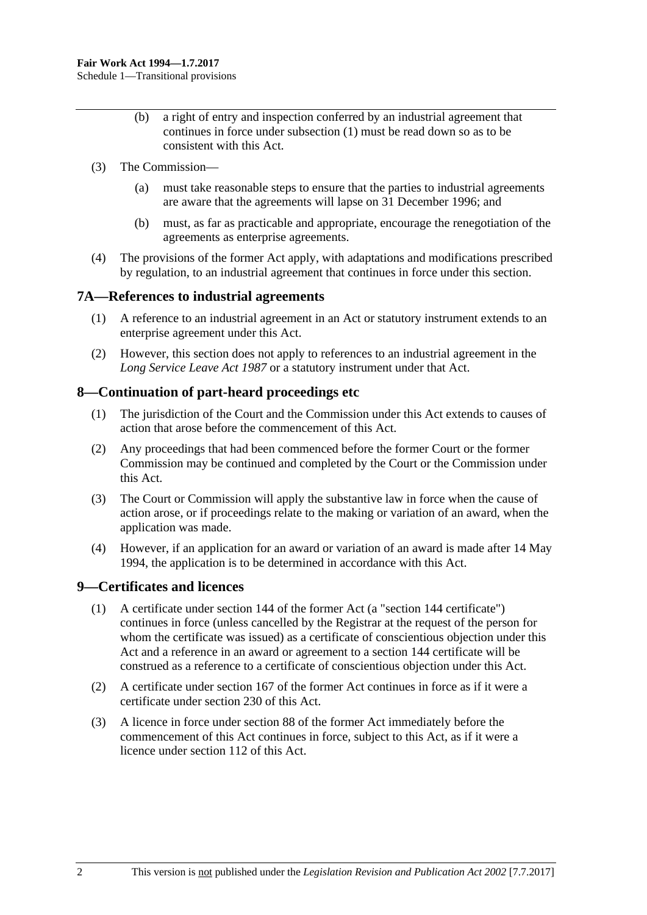(b) a right of entry and inspection conferred by an industrial agreement that continues in force under subsection (1) must be read down so as to be consistent with this Act.

(3) The Commission—

(a) must take reasonable steps to ensure that the parties to industrial agreements are aware that the agreements will lapse on 31 December 1996; and

(b) must, as far as practicable and appropriate, encourage the renegotiation of the agreements as enterprise agreements.

(4) The provisions of the former Act apply, with adaptations and modifications prescribed by regulation, to an industrial agreement that continues in force under this section.

## 7A—References to industrial agreements

(1) A reference to an industrial agreement in an Act or statutory instrument extends to an enterprise agreement under this Act.

(2) However, this section does not apply to references to an industrial agreement in the *Long Service Leave Act 1987* or a statutory instrument under that Act.

## 8—Continuation of part-heard proceedings etc

(1) The jurisdiction of the Court and the Commission under this Act extends to causes of action that arose before the commencement of this Act.

(2) Any proceedings that had been commenced before the former Court or the former Commission may be continued and completed by the Court or the Commission under this Act.

(3) The Court or Commission will apply the substantive law in force when the cause of action arose, or if proceedings relate to the making or variation of an award, when the application was made.

(4) However, if an application for an award or variation of an award is made after 14 May 1994, the application is to be determined in accordance with this Act.

## 9—Certificates and licences

(1) A certificate under section 144 of the former Act (a "section 144 certificate") continues in force (unless cancelled by the Registrar at the request of the person for whom the certificate was issued) as a certificate of conscientious objection under this Act and a reference in an award or agreement to a section 144 certificate will be construed as a reference to a certificate of conscientious objection under this Act.

(2) A certificate under section 167 of the former Act continues in force as if it were a certificate under section 230 of this Act.

(3) A licence in force under section 88 of the former Act immediately before the commencement of this Act continues in force, subject to this Act, as if it were a licence under section 112 of this Act.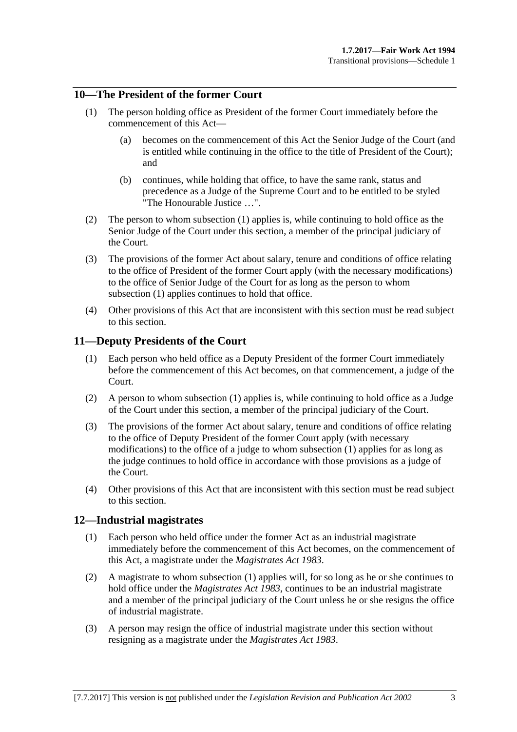## 10—The President of the former Court

(1) The person holding office as President of the former Court immediately before the commencement of this Act—

(a) becomes on the commencement of this Act the Senior Judge of the Court (and is entitled while continuing in the office to the title of President of the Court); and

(b) continues, while holding that office, to have the same rank, status and precedence as a Judge of the Supreme Court and to be entitled to be styled "The Honourable Justice …".

(2) The person to whom subsection (1) applies is, while continuing to hold office as the Senior Judge of the Court under this section, a member of the principal judiciary of the Court.

(3) The provisions of the former Act about salary, tenure and conditions of office relating to the office of President of the former Court apply (with the necessary modifications) to the office of Senior Judge of the Court for as long as the person to whom subsection (1) applies continues to hold that office.

(4) Other provisions of this Act that are inconsistent with this section must be read subject to this section.

## 11—Deputy Presidents of the Court

(1) Each person who held office as a Deputy President of the former Court immediately before the commencement of this Act becomes, on that commencement, a judge of the Court.

(2) A person to whom subsection (1) applies is, while continuing to hold office as a Judge of the Court under this section, a member of the principal judiciary of the Court.

(3) The provisions of the former Act about salary, tenure and conditions of office relating to the office of Deputy President of the former Court apply (with necessary modifications) to the office of a judge to whom subsection (1) applies for as long as the judge continues to hold office in accordance with those provisions as a judge of the Court.

(4) Other provisions of this Act that are inconsistent with this section must be read subject to this section.

## 12—Industrial magistrates

(1) Each person who held office under the former Act as an industrial magistrate immediately before the commencement of this Act becomes, on the commencement of this Act, a magistrate under the *Magistrates Act 1983*.

(2) A magistrate to whom subsection (1) applies will, for so long as he or she continues to hold office under the *Magistrates Act 1983*, continues to be an industrial magistrate and a member of the principal judiciary of the Court unless he or she resigns the office of industrial magistrate.

(3) A person may resign the office of industrial magistrate under this section without resigning as a magistrate under the *Magistrates Act 1983*.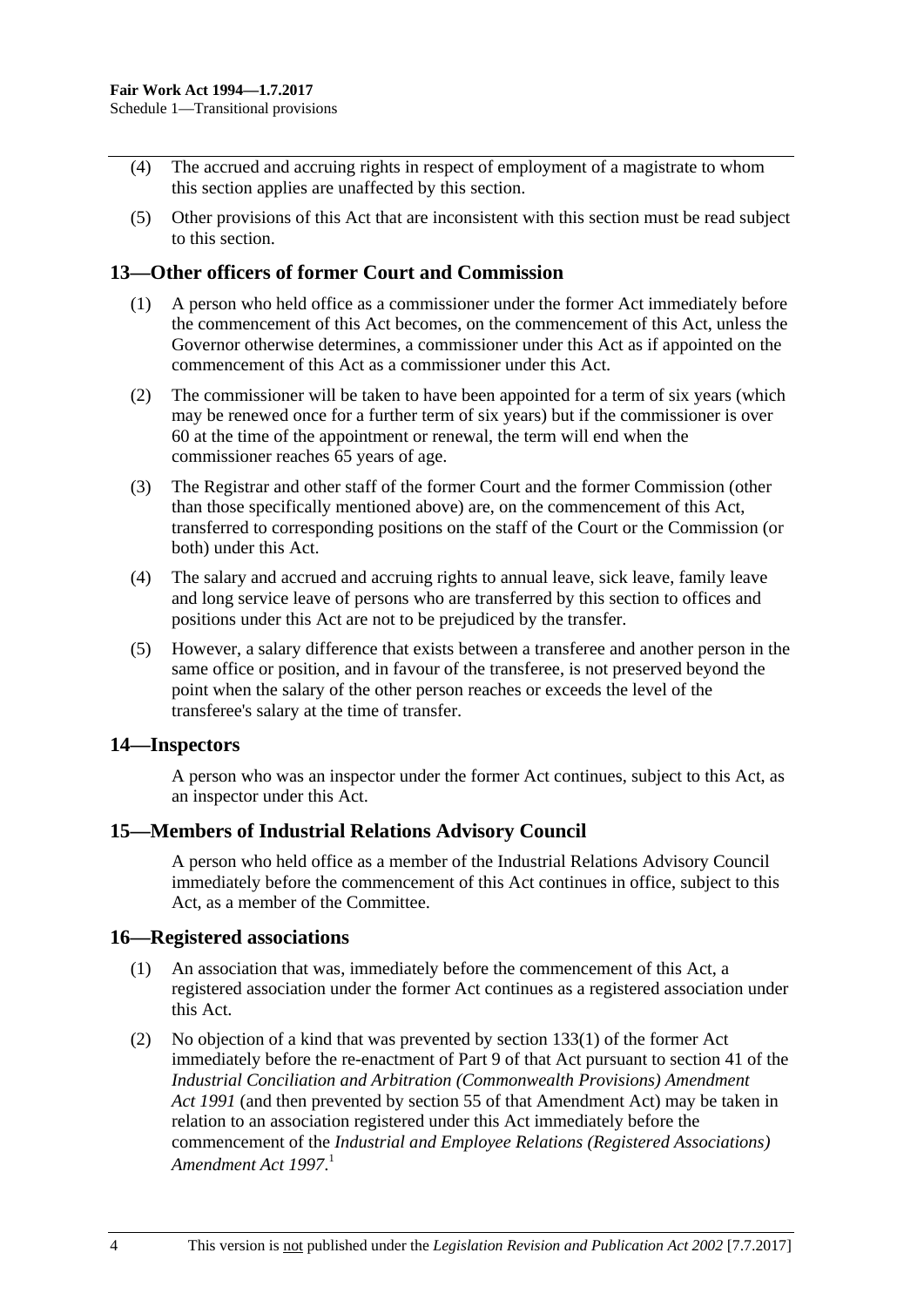(4) The accrued and accruing rights in respect of employment of a magistrate to whom this section applies are unaffected by this section.

(5) Other provisions of this Act that are inconsistent with this section must be read subject to this section.

## 13—Other officers of former Court and Commission

(1) A person who held office as a commissioner under the former Act immediately before the commencement of this Act becomes, on the commencement of this Act, unless the Governor otherwise determines, a commissioner under this Act as if appointed on the commencement of this Act as a commissioner under this Act.

(2) The commissioner will be taken to have been appointed for a term of six years (which may be renewed once for a further term of six years) but if the commissioner is over 60 at the time of the appointment or renewal, the term will end when the commissioner reaches 65 years of age.

(3) The Registrar and other staff of the former Court and the former Commission (other than those specifically mentioned above) are, on the commencement of this Act, transferred to corresponding positions on the staff of the Court or the Commission (or both) under this Act.

(4) The salary and accrued and accruing rights to annual leave, sick leave, family leave and long service leave of persons who are transferred by this section to offices and positions under this Act are not to be prejudiced by the transfer.

(5) However, a salary difference that exists between a transferee and another person in the same office or position, and in favour of the transferee, is not preserved beyond the point when the salary of the other person reaches or exceeds the level of the transferee's salary at the time of transfer.

## 14—Inspectors

A person who was an inspector under the former Act continues, subject to this Act, as an inspector under this Act.

## 15—Members of Industrial Relations Advisory Council

A person who held office as a member of the Industrial Relations Advisory Council immediately before the commencement of this Act continues in office, subject to this Act, as a member of the Committee.

## 16—Registered associations

(1) An association that was, immediately before the commencement of this Act, a registered association under the former Act continues as a registered association under this Act.

(2) No objection of a kind that was prevented by section 133(1) of the former Act immediately before the re-enactment of Part 9 of that Act pursuant to section 41 of the *Industrial Conciliation and Arbitration (Commonwealth Provisions) Amendment Act 1991* (and then prevented by section 55 of that Amendment Act) may be taken in relation to an association registered under this Act immediately before the commencement of the *Industrial and Employee Relations (Registered Associations) Amendment Act 1997*.[1]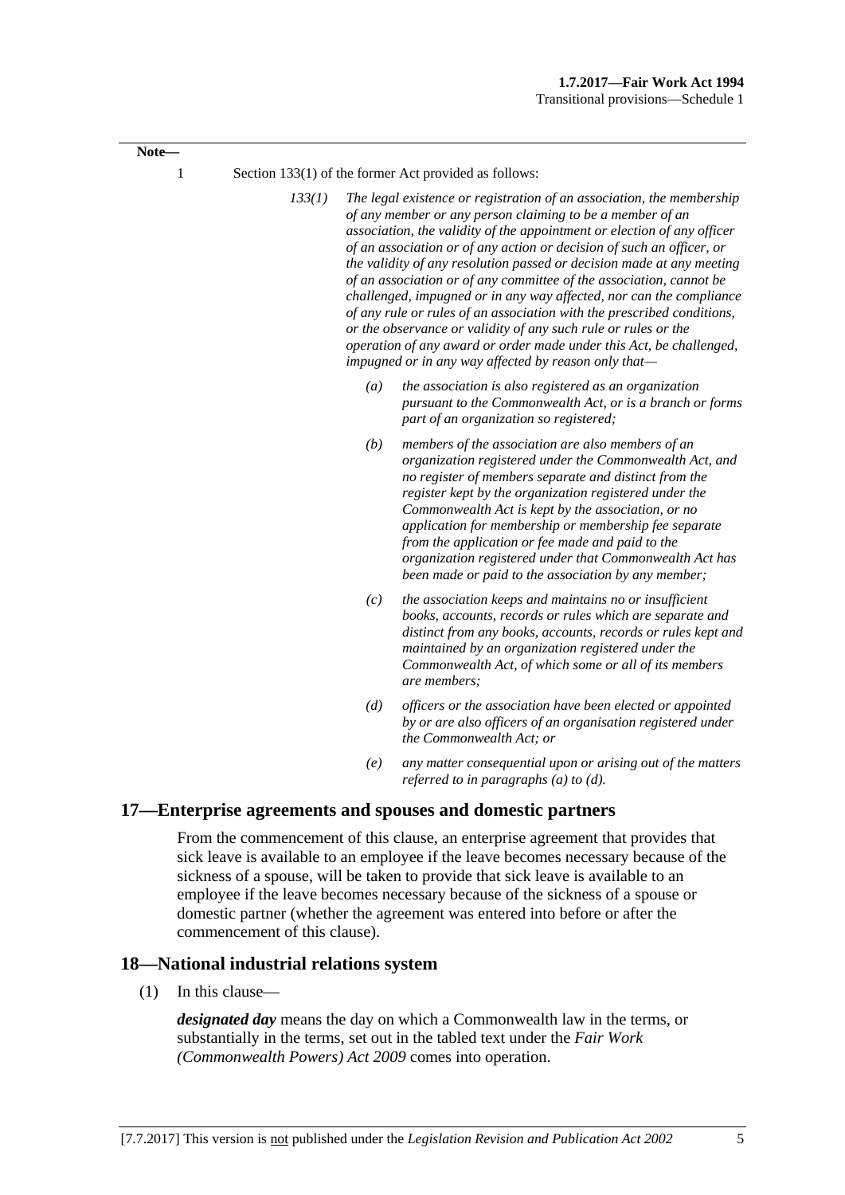**Note—**

1 Section 133(1) of the former Act provided as follows:

> *133(1) The legal existence or registration of an association, the membership of any member or any person claiming to be a member of an association, the validity of the appointment or election of any officer of an association or of any action or decision of such an officer, or the validity of any resolution passed or decision made at any meeting of an association or of any committee of the association, cannot be challenged, impugned or in any way affected, nor can the compliance of any rule or rules of an association with the prescribed conditions, or the observance or validity of any such rule or rules or the operation of any award or order made under this Act, be challenged, impugned or in any way affected by reason only that—*
>
> *(a) the association is also registered as an organization pursuant to the Commonwealth Act, or is a branch or forms part of an organization so registered;*
>
> *(b) members of the association are also members of an organization registered under the Commonwealth Act, and no register of members separate and distinct from the register kept by the organization registered under the Commonwealth Act is kept by the association, or no application for membership or membership fee separate from the application or fee made and paid to the organization registered under that Commonwealth Act has been made or paid to the association by any member;*
>
> *(c) the association keeps and maintains no or insufficient books, accounts, records or rules which are separate and distinct from any books, accounts, records or rules kept and maintained by an organization registered under the Commonwealth Act, of which some or all of its members are members;*
>
> *(d) officers or the association have been elected or appointed by or are also officers of an organisation registered under the Commonwealth Act; or*
>
> *(e) any matter consequential upon or arising out of the matters referred to in paragraphs (a) to (d).*

## 17—Enterprise agreements and spouses and domestic partners

From the commencement of this clause, an enterprise agreement that provides that sick leave is available to an employee if the leave becomes necessary because of the sickness of a spouse, will be taken to provide that sick leave is available to an employee if the leave becomes necessary because of the sickness of a spouse or domestic partner (whether the agreement was entered into before or after the commencement of this clause).

## 18—National industrial relations system

(1) In this clause—

***designated day*** means the day on which a Commonwealth law in the terms, or substantially in the terms, set out in the tabled text under the *Fair Work (Commonwealth Powers) Act 2009* comes into operation.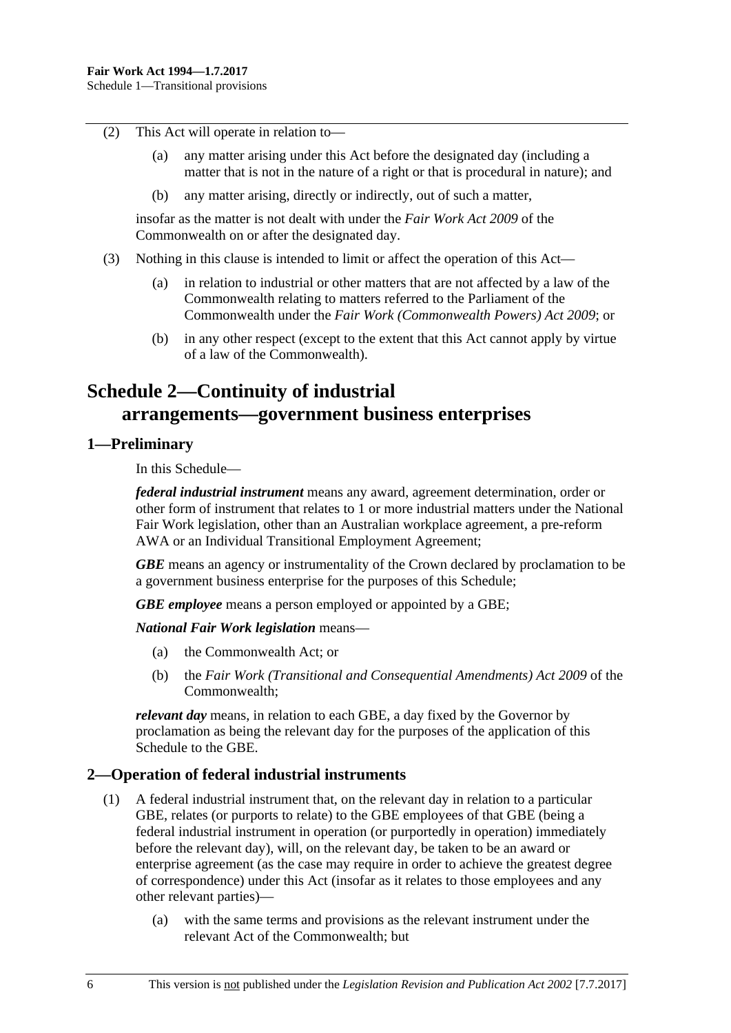(2) This Act will operate in relation to—

(a) any matter arising under this Act before the designated day (including a matter that is not in the nature of a right or that is procedural in nature); and

(b) any matter arising, directly or indirectly, out of such a matter,

insofar as the matter is not dealt with under the *Fair Work Act 2009* of the Commonwealth on or after the designated day.

(3) Nothing in this clause is intended to limit or affect the operation of this Act—

(a) in relation to industrial or other matters that are not affected by a law of the Commonwealth relating to matters referred to the Parliament of the Commonwealth under the *Fair Work (Commonwealth Powers) Act 2009*; or

(b) in any other respect (except to the extent that this Act cannot apply by virtue of a law of the Commonwealth).

# Schedule 2—Continuity of industrial arrangements—government business enterprises

## 1—Preliminary

In this Schedule—

***federal industrial instrument*** means any award, agreement determination, order or other form of instrument that relates to 1 or more industrial matters under the National Fair Work legislation, other than an Australian workplace agreement, a pre-reform AWA or an Individual Transitional Employment Agreement;

***GBE*** means an agency or instrumentality of the Crown declared by proclamation to be a government business enterprise for the purposes of this Schedule;

***GBE employee*** means a person employed or appointed by a GBE;

***National Fair Work legislation*** means—

(a) the Commonwealth Act; or

(b) the *Fair Work (Transitional and Consequential Amendments) Act 2009* of the Commonwealth;

***relevant day*** means, in relation to each GBE, a day fixed by the Governor by proclamation as being the relevant day for the purposes of the application of this Schedule to the GBE.

## 2—Operation of federal industrial instruments

(1) A federal industrial instrument that, on the relevant day in relation to a particular GBE, relates (or purports to relate) to the GBE employees of that GBE (being a federal industrial instrument in operation (or purportedly in operation) immediately before the relevant day), will, on the relevant day, be taken to be an award or enterprise agreement (as the case may require in order to achieve the greatest degree of correspondence) under this Act (insofar as it relates to those employees and any other relevant parties)—

(a) with the same terms and provisions as the relevant instrument under the relevant Act of the Commonwealth; but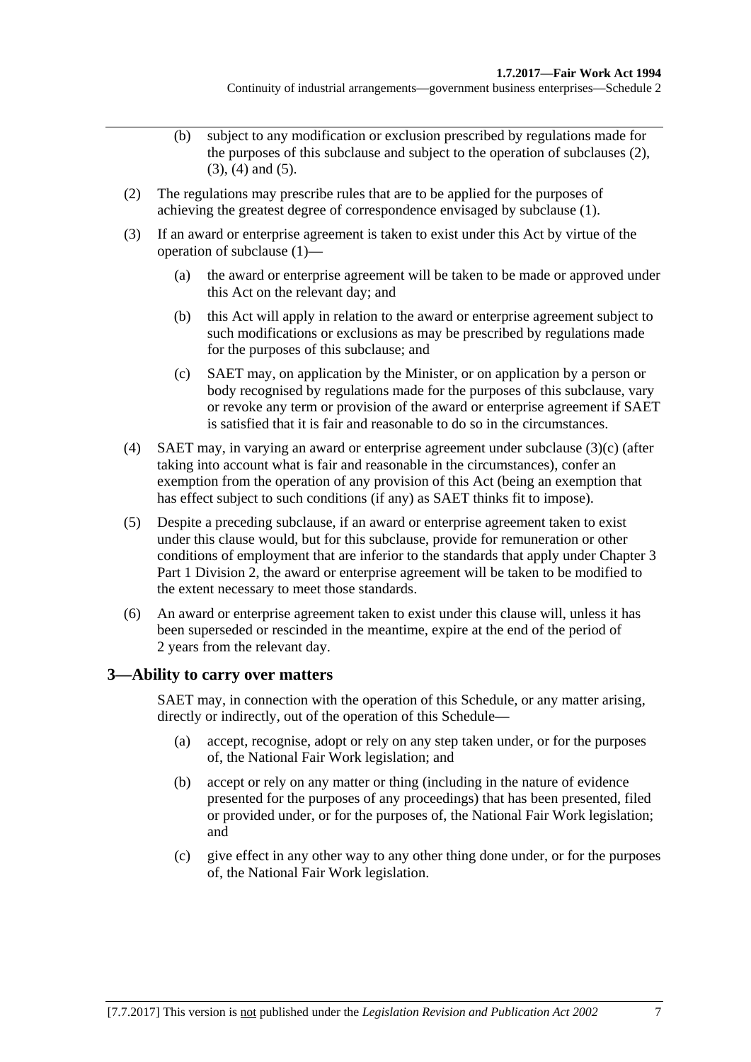(b) subject to any modification or exclusion prescribed by regulations made for the purposes of this subclause and subject to the operation of subclauses (2), (3), (4) and (5).

(2) The regulations may prescribe rules that are to be applied for the purposes of achieving the greatest degree of correspondence envisaged by subclause (1).

(3) If an award or enterprise agreement is taken to exist under this Act by virtue of the operation of subclause (1)—

(a) the award or enterprise agreement will be taken to be made or approved under this Act on the relevant day; and

(b) this Act will apply in relation to the award or enterprise agreement subject to such modifications or exclusions as may be prescribed by regulations made for the purposes of this subclause; and

(c) SAET may, on application by the Minister, or on application by a person or body recognised by regulations made for the purposes of this subclause, vary or revoke any term or provision of the award or enterprise agreement if SAET is satisfied that it is fair and reasonable to do so in the circumstances.

(4) SAET may, in varying an award or enterprise agreement under subclause (3)(c) (after taking into account what is fair and reasonable in the circumstances), confer an exemption from the operation of any provision of this Act (being an exemption that has effect subject to such conditions (if any) as SAET thinks fit to impose).

(5) Despite a preceding subclause, if an award or enterprise agreement taken to exist under this clause would, but for this subclause, provide for remuneration or other conditions of employment that are inferior to the standards that apply under Chapter 3 Part 1 Division 2, the award or enterprise agreement will be taken to be modified to the extent necessary to meet those standards.

(6) An award or enterprise agreement taken to exist under this clause will, unless it has been superseded or rescinded in the meantime, expire at the end of the period of 2 years from the relevant day.

## 3—Ability to carry over matters

SAET may, in connection with the operation of this Schedule, or any matter arising, directly or indirectly, out of the operation of this Schedule—

(a) accept, recognise, adopt or rely on any step taken under, or for the purposes of, the National Fair Work legislation; and

(b) accept or rely on any matter or thing (including in the nature of evidence presented for the purposes of any proceedings) that has been presented, filed or provided under, or for the purposes of, the National Fair Work legislation; and

(c) give effect in any other way to any other thing done under, or for the purposes of, the National Fair Work legislation.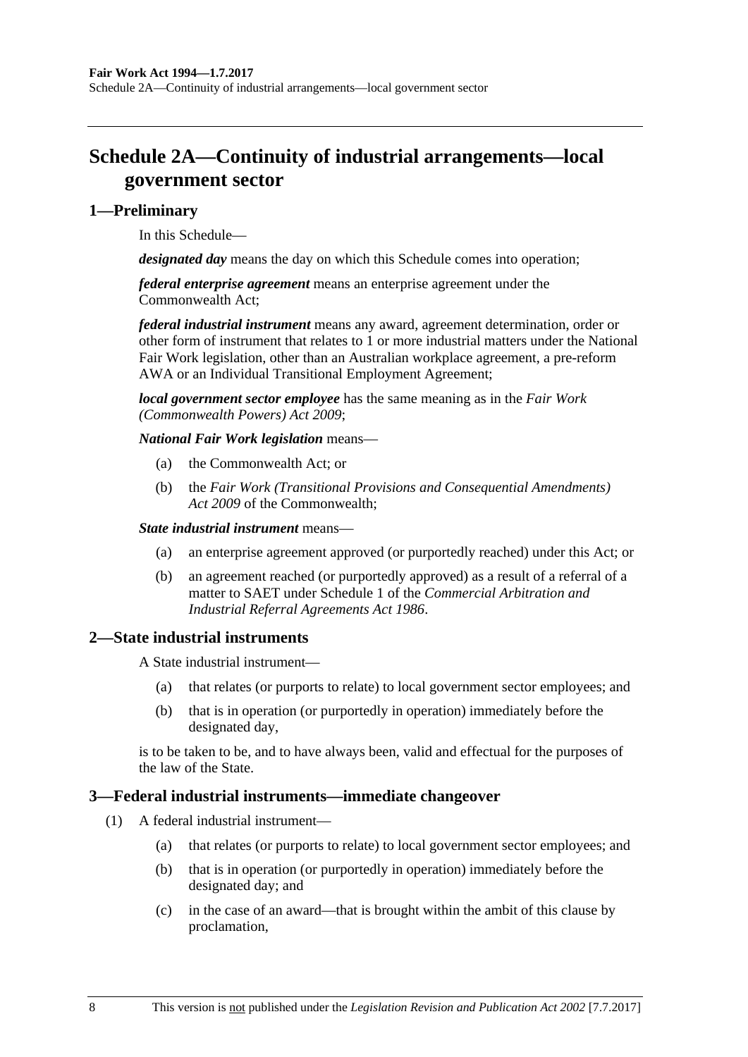# Schedule 2A—Continuity of industrial arrangements—local government sector

## 1—Preliminary

In this Schedule—

***designated day*** means the day on which this Schedule comes into operation;

***federal enterprise agreement*** means an enterprise agreement under the Commonwealth Act;

***federal industrial instrument*** means any award, agreement determination, order or other form of instrument that relates to 1 or more industrial matters under the National Fair Work legislation, other than an Australian workplace agreement, a pre-reform AWA or an Individual Transitional Employment Agreement;

***local government sector employee*** has the same meaning as in the *Fair Work (Commonwealth Powers) Act 2009*;

***National Fair Work legislation*** means—

- (a) the Commonwealth Act; or
- (b) the *Fair Work (Transitional Provisions and Consequential Amendments) Act 2009* of the Commonwealth;

***State industrial instrument*** means—

- (a) an enterprise agreement approved (or purportedly reached) under this Act; or
- (b) an agreement reached (or purportedly approved) as a result of a referral of a matter to SAET under Schedule 1 of the *Commercial Arbitration and Industrial Referral Agreements Act 1986*.

## 2—State industrial instruments

A State industrial instrument—

- (a) that relates (or purports to relate) to local government sector employees; and
- (b) that is in operation (or purportedly in operation) immediately before the designated day,

is to be taken to be, and to have always been, valid and effectual for the purposes of the law of the State.

## 3—Federal industrial instruments—immediate changeover

(1) A federal industrial instrument—

- (a) that relates (or purports to relate) to local government sector employees; and
- (b) that is in operation (or purportedly in operation) immediately before the designated day; and
- (c) in the case of an award—that is brought within the ambit of this clause by proclamation,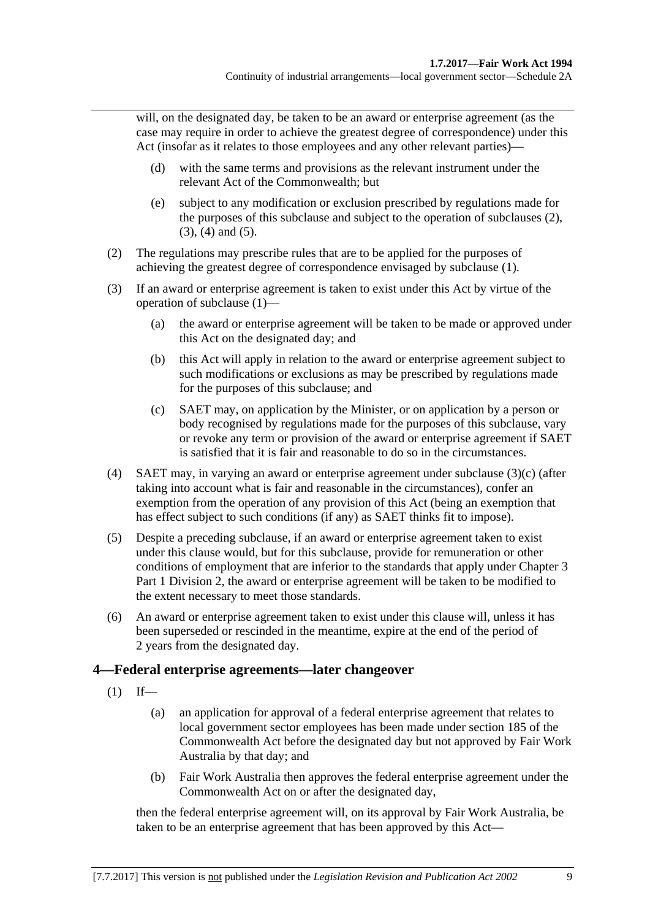will, on the designated day, be taken to be an award or enterprise agreement (as the case may require in order to achieve the greatest degree of correspondence) under this Act (insofar as it relates to those employees and any other relevant parties)—

(d) with the same terms and provisions as the relevant instrument under the relevant Act of the Commonwealth; but

(e) subject to any modification or exclusion prescribed by regulations made for the purposes of this subclause and subject to the operation of subclauses (2), (3), (4) and (5).

(2) The regulations may prescribe rules that are to be applied for the purposes of achieving the greatest degree of correspondence envisaged by subclause (1).

(3) If an award or enterprise agreement is taken to exist under this Act by virtue of the operation of subclause (1)—

(a) the award or enterprise agreement will be taken to be made or approved under this Act on the designated day; and

(b) this Act will apply in relation to the award or enterprise agreement subject to such modifications or exclusions as may be prescribed by regulations made for the purposes of this subclause; and

(c) SAET may, on application by the Minister, or on application by a person or body recognised by regulations made for the purposes of this subclause, vary or revoke any term or provision of the award or enterprise agreement if SAET is satisfied that it is fair and reasonable to do so in the circumstances.

(4) SAET may, in varying an award or enterprise agreement under subclause (3)(c) (after taking into account what is fair and reasonable in the circumstances), confer an exemption from the operation of any provision of this Act (being an exemption that has effect subject to such conditions (if any) as SAET thinks fit to impose).

(5) Despite a preceding subclause, if an award or enterprise agreement taken to exist under this clause would, but for this subclause, provide for remuneration or other conditions of employment that are inferior to the standards that apply under Chapter 3 Part 1 Division 2, the award or enterprise agreement will be taken to be modified to the extent necessary to meet those standards.

(6) An award or enterprise agreement taken to exist under this clause will, unless it has been superseded or rescinded in the meantime, expire at the end of the period of 2 years from the designated day.

## 4—Federal enterprise agreements—later changeover

(1) If—

(a) an application for approval of a federal enterprise agreement that relates to local government sector employees has been made under section 185 of the Commonwealth Act before the designated day but not approved by Fair Work Australia by that day; and

(b) Fair Work Australia then approves the federal enterprise agreement under the Commonwealth Act on or after the designated day,

then the federal enterprise agreement will, on its approval by Fair Work Australia, be taken to be an enterprise agreement that has been approved by this Act—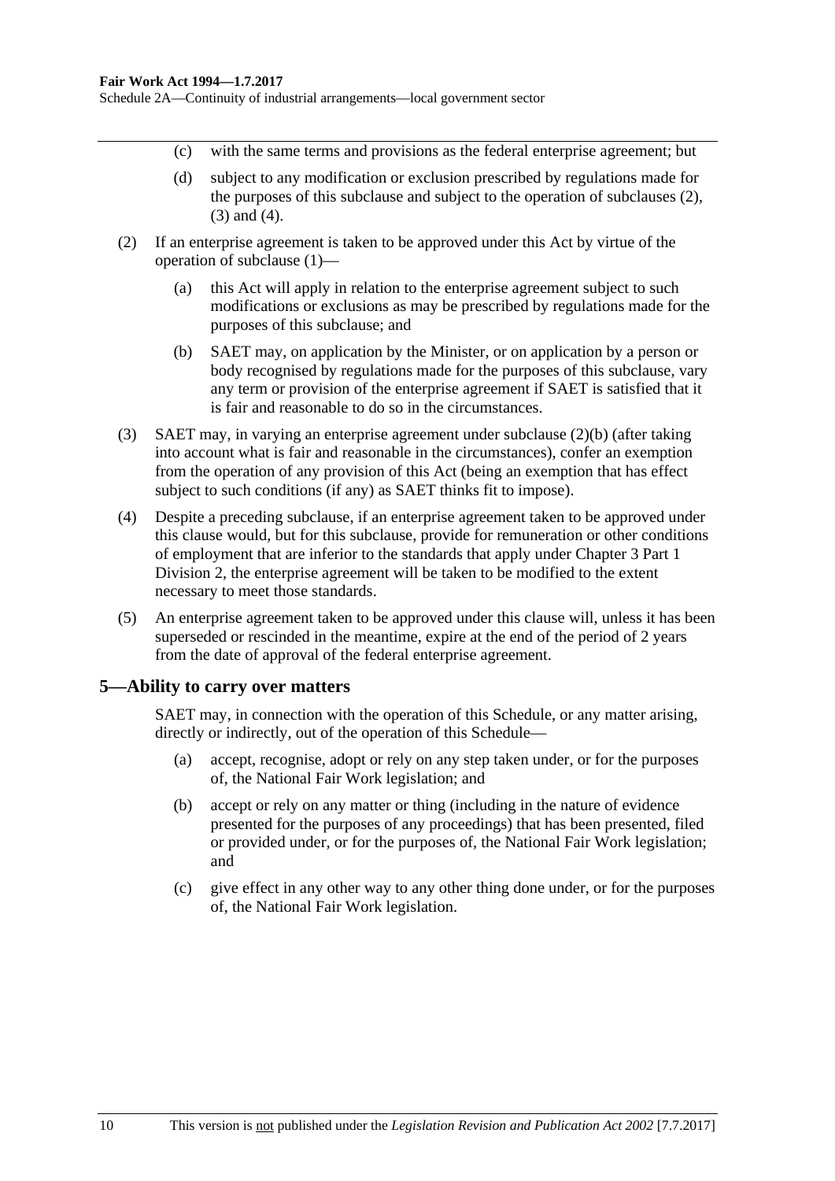(c) with the same terms and provisions as the federal enterprise agreement; but

(d) subject to any modification or exclusion prescribed by regulations made for the purposes of this subclause and subject to the operation of subclauses (2), (3) and (4).

(2) If an enterprise agreement is taken to be approved under this Act by virtue of the operation of subclause (1)—

(a) this Act will apply in relation to the enterprise agreement subject to such modifications or exclusions as may be prescribed by regulations made for the purposes of this subclause; and

(b) SAET may, on application by the Minister, or on application by a person or body recognised by regulations made for the purposes of this subclause, vary any term or provision of the enterprise agreement if SAET is satisfied that it is fair and reasonable to do so in the circumstances.

(3) SAET may, in varying an enterprise agreement under subclause (2)(b) (after taking into account what is fair and reasonable in the circumstances), confer an exemption from the operation of any provision of this Act (being an exemption that has effect subject to such conditions (if any) as SAET thinks fit to impose).

(4) Despite a preceding subclause, if an enterprise agreement taken to be approved under this clause would, but for this subclause, provide for remuneration or other conditions of employment that are inferior to the standards that apply under Chapter 3 Part 1 Division 2, the enterprise agreement will be taken to be modified to the extent necessary to meet those standards.

(5) An enterprise agreement taken to be approved under this clause will, unless it has been superseded or rescinded in the meantime, expire at the end of the period of 2 years from the date of approval of the federal enterprise agreement.

## 5—Ability to carry over matters

SAET may, in connection with the operation of this Schedule, or any matter arising, directly or indirectly, out of the operation of this Schedule—

(a) accept, recognise, adopt or rely on any step taken under, or for the purposes of, the National Fair Work legislation; and

(b) accept or rely on any matter or thing (including in the nature of evidence presented for the purposes of any proceedings) that has been presented, filed or provided under, or for the purposes of, the National Fair Work legislation; and

(c) give effect in any other way to any other thing done under, or for the purposes of, the National Fair Work legislation.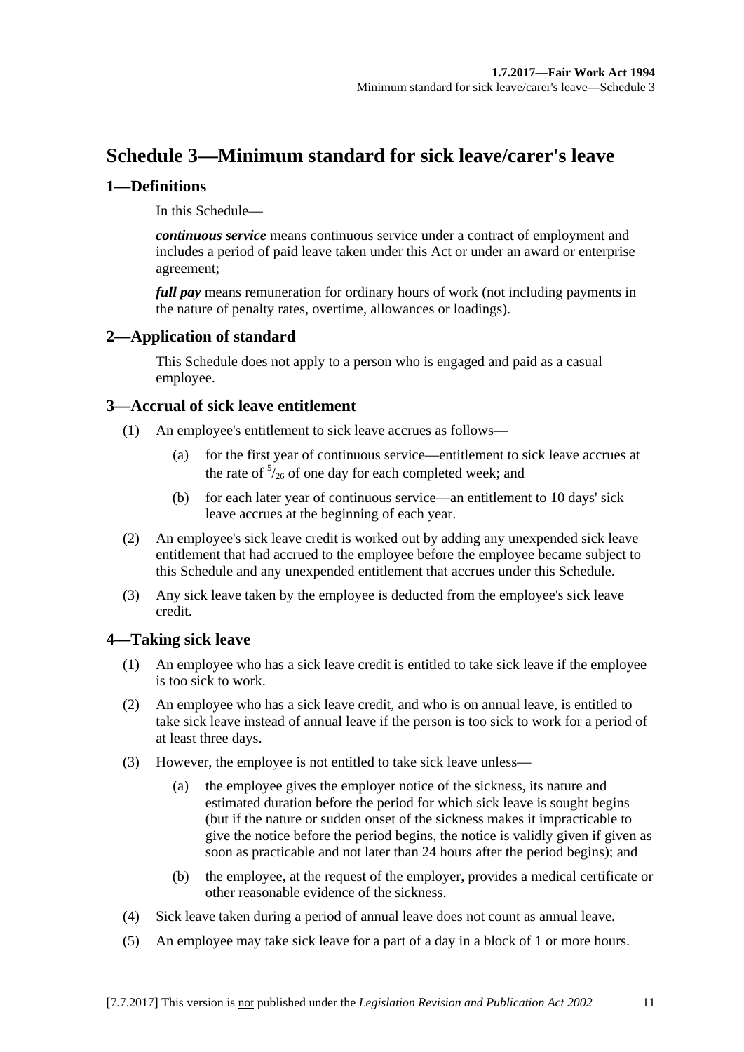# Schedule 3—Minimum standard for sick leave/carer's leave

## 1—Definitions

In this Schedule—

***continuous service*** means continuous service under a contract of employment and includes a period of paid leave taken under this Act or under an award or enterprise agreement;

***full pay*** means remuneration for ordinary hours of work (not including payments in the nature of penalty rates, overtime, allowances or loadings).

## 2—Application of standard

This Schedule does not apply to a person who is engaged and paid as a casual employee.

## 3—Accrual of sick leave entitlement

(1) An employee's entitlement to sick leave accrues as follows—

(a) for the first year of continuous service—entitlement to sick leave accrues at the rate of $^{5}/_{26}$ of one day for each completed week; and

(b) for each later year of continuous service—an entitlement to 10 days' sick leave accrues at the beginning of each year.

(2) An employee's sick leave credit is worked out by adding any unexpended sick leave entitlement that had accrued to the employee before the employee became subject to this Schedule and any unexpended entitlement that accrues under this Schedule.

(3) Any sick leave taken by the employee is deducted from the employee's sick leave credit.

## 4—Taking sick leave

(1) An employee who has a sick leave credit is entitled to take sick leave if the employee is too sick to work.

(2) An employee who has a sick leave credit, and who is on annual leave, is entitled to take sick leave instead of annual leave if the person is too sick to work for a period of at least three days.

(3) However, the employee is not entitled to take sick leave unless—

(a) the employee gives the employer notice of the sickness, its nature and estimated duration before the period for which sick leave is sought begins (but if the nature or sudden onset of the sickness makes it impracticable to give the notice before the period begins, the notice is validly given if given as soon as practicable and not later than 24 hours after the period begins); and

(b) the employee, at the request of the employer, provides a medical certificate or other reasonable evidence of the sickness.

(4) Sick leave taken during a period of annual leave does not count as annual leave.

(5) An employee may take sick leave for a part of a day in a block of 1 or more hours.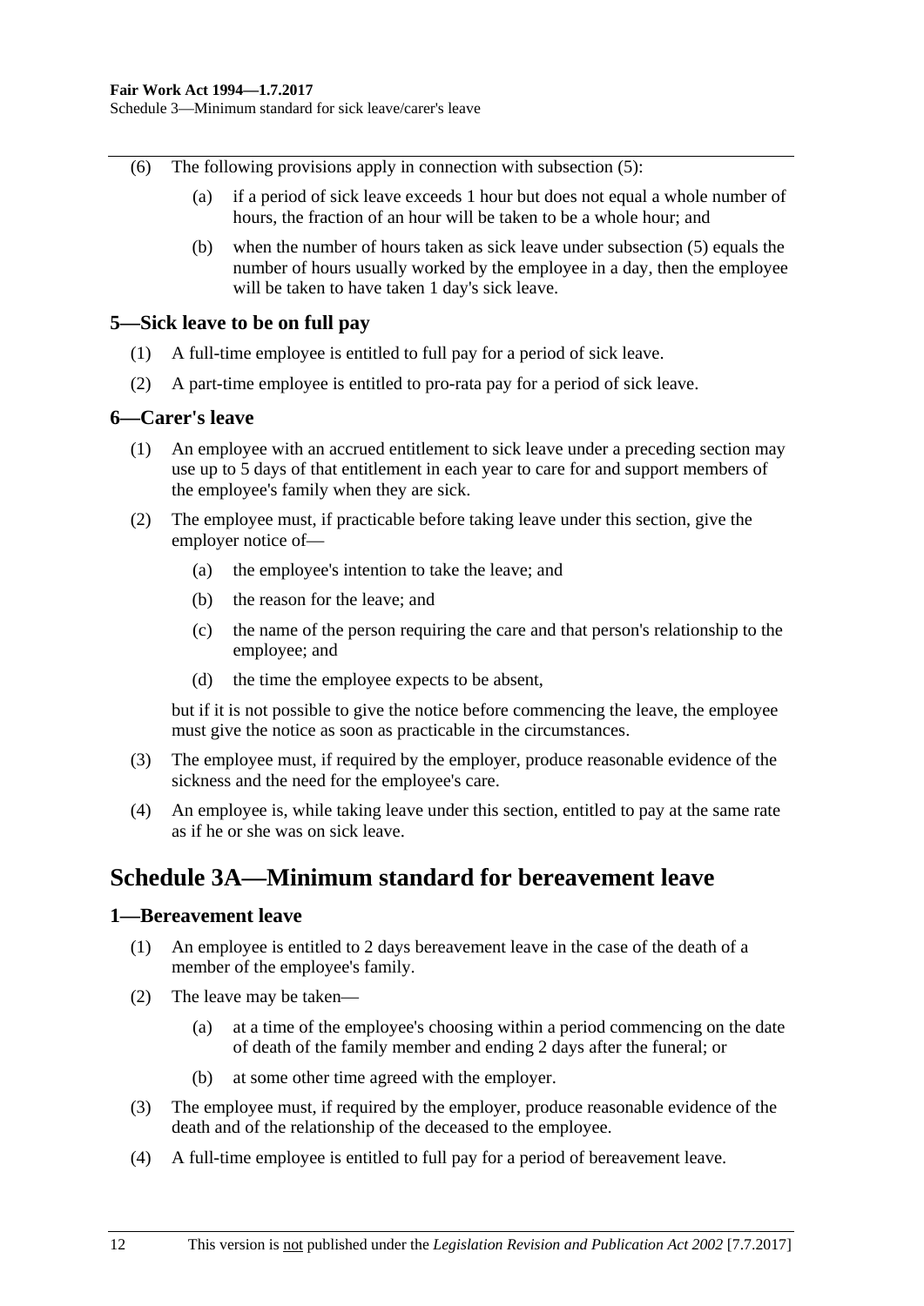(6) The following provisions apply in connection with subsection (5):

(a) if a period of sick leave exceeds 1 hour but does not equal a whole number of hours, the fraction of an hour will be taken to be a whole hour; and

(b) when the number of hours taken as sick leave under subsection (5) equals the number of hours usually worked by the employee in a day, then the employee will be taken to have taken 1 day's sick leave.

### 5—Sick leave to be on full pay

(1) A full-time employee is entitled to full pay for a period of sick leave.

(2) A part-time employee is entitled to pro-rata pay for a period of sick leave.

### 6—Carer's leave

(1) An employee with an accrued entitlement to sick leave under a preceding section may use up to 5 days of that entitlement in each year to care for and support members of the employee's family when they are sick.

(2) The employee must, if practicable before taking leave under this section, give the employer notice of—

(a) the employee's intention to take the leave; and

(b) the reason for the leave; and

(c) the name of the person requiring the care and that person's relationship to the employee; and

(d) the time the employee expects to be absent,

but if it is not possible to give the notice before commencing the leave, the employee must give the notice as soon as practicable in the circumstances.

(3) The employee must, if required by the employer, produce reasonable evidence of the sickness and the need for the employee's care.

(4) An employee is, while taking leave under this section, entitled to pay at the same rate as if he or she was on sick leave.

## Schedule 3A—Minimum standard for bereavement leave

### 1—Bereavement leave

(1) An employee is entitled to 2 days bereavement leave in the case of the death of a member of the employee's family.

(2) The leave may be taken—

(a) at a time of the employee's choosing within a period commencing on the date of death of the family member and ending 2 days after the funeral; or

(b) at some other time agreed with the employer.

(3) The employee must, if required by the employer, produce reasonable evidence of the death and of the relationship of the deceased to the employee.

(4) A full-time employee is entitled to full pay for a period of bereavement leave.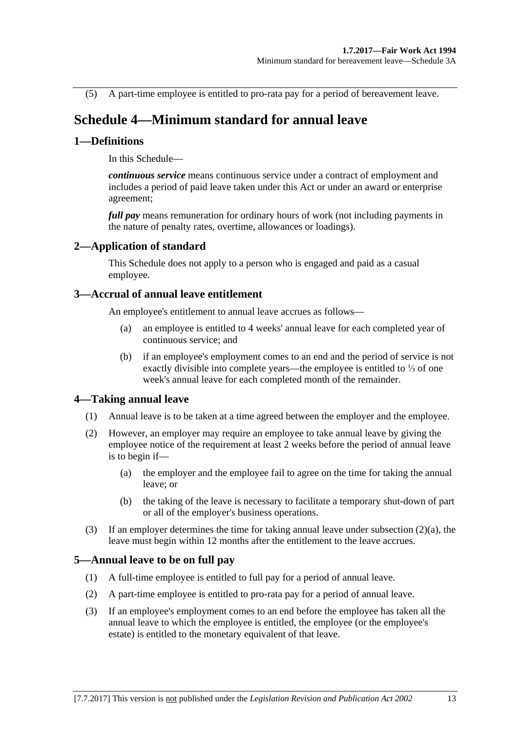(5) A part-time employee is entitled to pro-rata pay for a period of bereavement leave.

# Schedule 4—Minimum standard for annual leave

## 1—Definitions

In this Schedule—

***continuous service*** means continuous service under a contract of employment and includes a period of paid leave taken under this Act or under an award or enterprise agreement;

***full pay*** means remuneration for ordinary hours of work (not including payments in the nature of penalty rates, overtime, allowances or loadings).

## 2—Application of standard

This Schedule does not apply to a person who is engaged and paid as a casual employee.

## 3—Accrual of annual leave entitlement

An employee's entitlement to annual leave accrues as follows—

(a) an employee is entitled to 4 weeks' annual leave for each completed year of continuous service; and

(b) if an employee's employment comes to an end and the period of service is not exactly divisible into complete years—the employee is entitled to ⅓ of one week's annual leave for each completed month of the remainder.

## 4—Taking annual leave

(1) Annual leave is to be taken at a time agreed between the employer and the employee.

(2) However, an employer may require an employee to take annual leave by giving the employee notice of the requirement at least 2 weeks before the period of annual leave is to begin if—

(a) the employer and the employee fail to agree on the time for taking the annual leave; or

(b) the taking of the leave is necessary to facilitate a temporary shut-down of part or all of the employer's business operations.

(3) If an employer determines the time for taking annual leave under subsection (2)(a), the leave must begin within 12 months after the entitlement to the leave accrues.

## 5—Annual leave to be on full pay

(1) A full-time employee is entitled to full pay for a period of annual leave.

(2) A part-time employee is entitled to pro-rata pay for a period of annual leave.

(3) If an employee's employment comes to an end before the employee has taken all the annual leave to which the employee is entitled, the employee (or the employee's estate) is entitled to the monetary equivalent of that leave.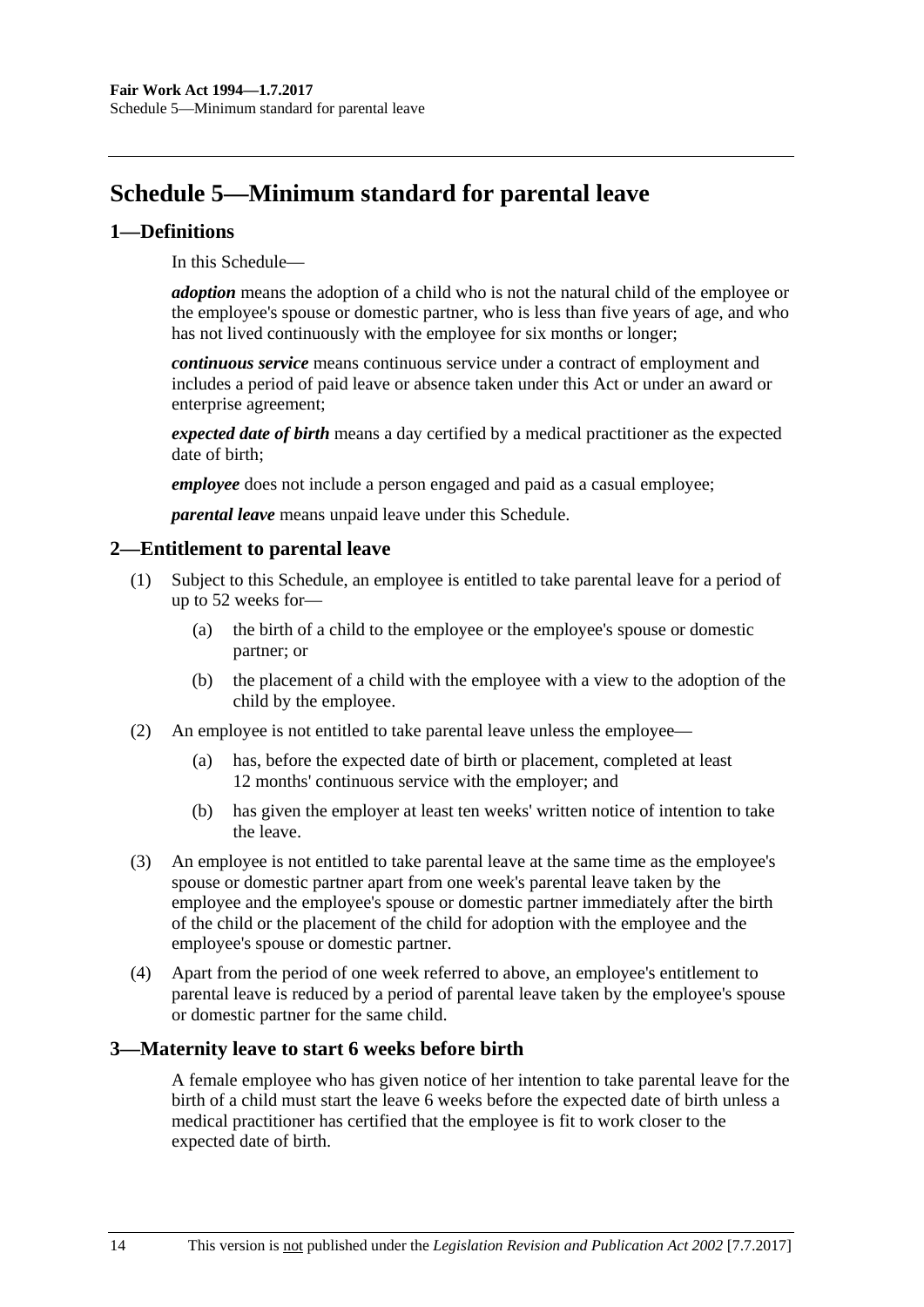# Schedule 5—Minimum standard for parental leave

## 1—Definitions

In this Schedule—

***adoption*** means the adoption of a child who is not the natural child of the employee or the employee's spouse or domestic partner, who is less than five years of age, and who has not lived continuously with the employee for six months or longer;

***continuous service*** means continuous service under a contract of employment and includes a period of paid leave or absence taken under this Act or under an award or enterprise agreement;

***expected date of birth*** means a day certified by a medical practitioner as the expected date of birth;

***employee*** does not include a person engaged and paid as a casual employee;

***parental leave*** means unpaid leave under this Schedule.

## 2—Entitlement to parental leave

(1) Subject to this Schedule, an employee is entitled to take parental leave for a period of up to 52 weeks for—

(a) the birth of a child to the employee or the employee's spouse or domestic partner; or

(b) the placement of a child with the employee with a view to the adoption of the child by the employee.

(2) An employee is not entitled to take parental leave unless the employee—

(a) has, before the expected date of birth or placement, completed at least 12 months' continuous service with the employer; and

(b) has given the employer at least ten weeks' written notice of intention to take the leave.

(3) An employee is not entitled to take parental leave at the same time as the employee's spouse or domestic partner apart from one week's parental leave taken by the employee and the employee's spouse or domestic partner immediately after the birth of the child or the placement of the child for adoption with the employee and the employee's spouse or domestic partner.

(4) Apart from the period of one week referred to above, an employee's entitlement to parental leave is reduced by a period of parental leave taken by the employee's spouse or domestic partner for the same child.

## 3—Maternity leave to start 6 weeks before birth

A female employee who has given notice of her intention to take parental leave for the birth of a child must start the leave 6 weeks before the expected date of birth unless a medical practitioner has certified that the employee is fit to work closer to the expected date of birth.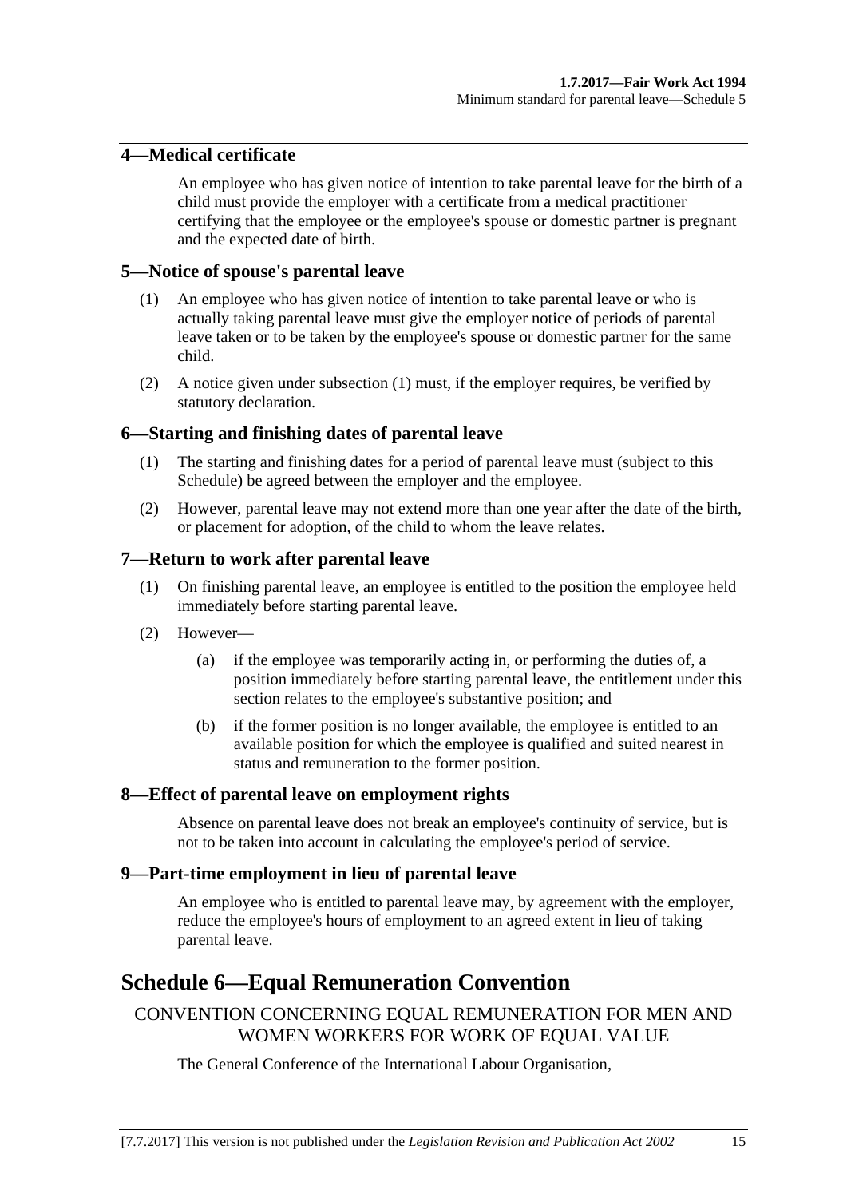### 4—Medical certificate

An employee who has given notice of intention to take parental leave for the birth of a child must provide the employer with a certificate from a medical practitioner certifying that the employee or the employee's spouse or domestic partner is pregnant and the expected date of birth.

### 5—Notice of spouse's parental leave

(1) An employee who has given notice of intention to take parental leave or who is actually taking parental leave must give the employer notice of periods of parental leave taken or to be taken by the employee's spouse or domestic partner for the same child.

(2) A notice given under subsection (1) must, if the employer requires, be verified by statutory declaration.

### 6—Starting and finishing dates of parental leave

(1) The starting and finishing dates for a period of parental leave must (subject to this Schedule) be agreed between the employer and the employee.

(2) However, parental leave may not extend more than one year after the date of the birth, or placement for adoption, of the child to whom the leave relates.

### 7—Return to work after parental leave

(1) On finishing parental leave, an employee is entitled to the position the employee held immediately before starting parental leave.

(2) However—

   (a) if the employee was temporarily acting in, or performing the duties of, a position immediately before starting parental leave, the entitlement under this section relates to the employee's substantive position; and

   (b) if the former position is no longer available, the employee is entitled to an available position for which the employee is qualified and suited nearest in status and remuneration to the former position.

### 8—Effect of parental leave on employment rights

Absence on parental leave does not break an employee's continuity of service, but is not to be taken into account in calculating the employee's period of service.

### 9—Part-time employment in lieu of parental leave

An employee who is entitled to parental leave may, by agreement with the employer, reduce the employee's hours of employment to an agreed extent in lieu of taking parental leave.

## Schedule 6—Equal Remuneration Convention

CONVENTION CONCERNING EQUAL REMUNERATION FOR MEN AND WOMEN WORKERS FOR WORK OF EQUAL VALUE

The General Conference of the International Labour Organisation,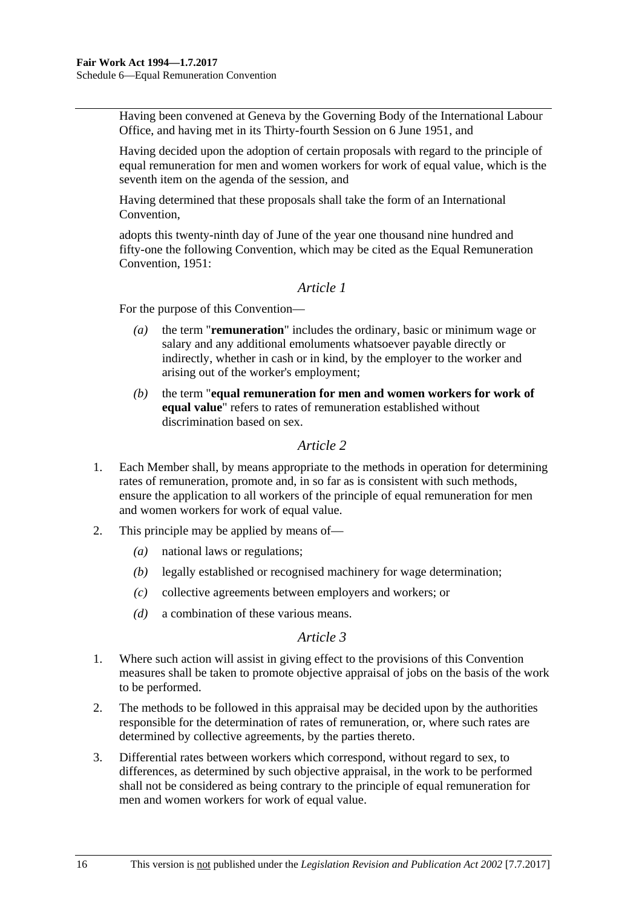Having been convened at Geneva by the Governing Body of the International Labour Office, and having met in its Thirty-fourth Session on 6 June 1951, and

Having decided upon the adoption of certain proposals with regard to the principle of equal remuneration for men and women workers for work of equal value, which is the seventh item on the agenda of the session, and

Having determined that these proposals shall take the form of an International Convention,

adopts this twenty-ninth day of June of the year one thousand nine hundred and fifty-one the following Convention, which may be cited as the Equal Remuneration Convention, 1951:

### *Article 1*

For the purpose of this Convention—

- *(a)* the term "**remuneration**" includes the ordinary, basic or minimum wage or salary and any additional emoluments whatsoever payable directly or indirectly, whether in cash or in kind, by the employer to the worker and arising out of the worker's employment;
- *(b)* the term "**equal remuneration for men and women workers for work of equal value**" refers to rates of remuneration established without discrimination based on sex.

### *Article 2*

1. Each Member shall, by means appropriate to the methods in operation for determining rates of remuneration, promote and, in so far as is consistent with such methods, ensure the application to all workers of the principle of equal remuneration for men and women workers for work of equal value.
2. This principle may be applied by means of—
   - *(a)* national laws or regulations;
   - *(b)* legally established or recognised machinery for wage determination;
   - *(c)* collective agreements between employers and workers; or
   - *(d)* a combination of these various means.

### *Article 3*

1. Where such action will assist in giving effect to the provisions of this Convention measures shall be taken to promote objective appraisal of jobs on the basis of the work to be performed.
2. The methods to be followed in this appraisal may be decided upon by the authorities responsible for the determination of rates of remuneration, or, where such rates are determined by collective agreements, by the parties thereto.
3. Differential rates between workers which correspond, without regard to sex, to differences, as determined by such objective appraisal, in the work to be performed shall not be considered as being contrary to the principle of equal remuneration for men and women workers for work of equal value.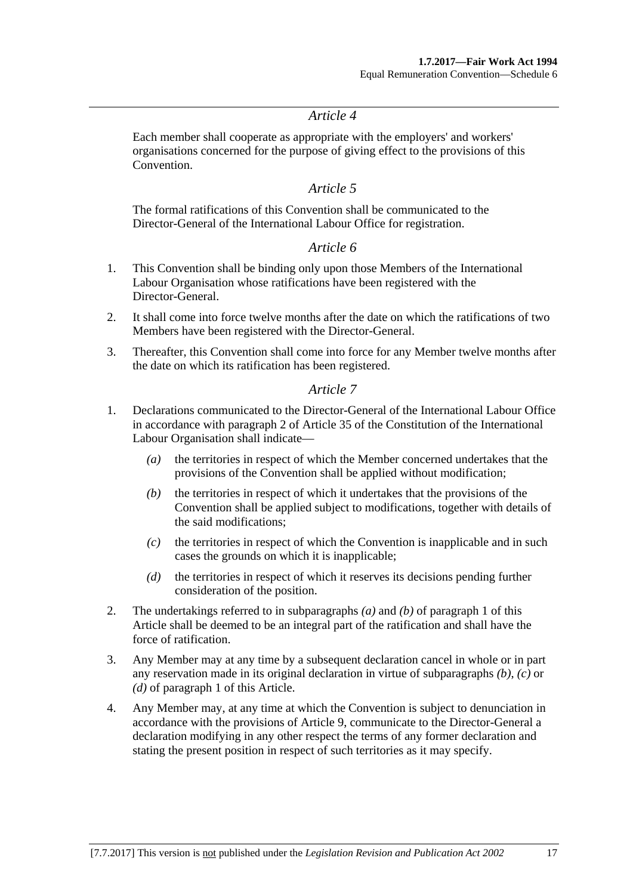## *Article 4*

Each member shall cooperate as appropriate with the employers' and workers' organisations concerned for the purpose of giving effect to the provisions of this Convention.

## *Article 5*

The formal ratifications of this Convention shall be communicated to the Director-General of the International Labour Office for registration.

## *Article 6*

1. This Convention shall be binding only upon those Members of the International Labour Organisation whose ratifications have been registered with the Director-General.
2. It shall come into force twelve months after the date on which the ratifications of two Members have been registered with the Director-General.
3. Thereafter, this Convention shall come into force for any Member twelve months after the date on which its ratification has been registered.

## *Article 7*

1. Declarations communicated to the Director-General of the International Labour Office in accordance with paragraph 2 of Article 35 of the Constitution of the International Labour Organisation shall indicate—
   - *(a)* the territories in respect of which the Member concerned undertakes that the provisions of the Convention shall be applied without modification;
   - *(b)* the territories in respect of which it undertakes that the provisions of the Convention shall be applied subject to modifications, together with details of the said modifications;
   - *(c)* the territories in respect of which the Convention is inapplicable and in such cases the grounds on which it is inapplicable;
   - *(d)* the territories in respect of which it reserves its decisions pending further consideration of the position.
2. The undertakings referred to in subparagraphs *(a)* and *(b)* of paragraph 1 of this Article shall be deemed to be an integral part of the ratification and shall have the force of ratification.
3. Any Member may at any time by a subsequent declaration cancel in whole or in part any reservation made in its original declaration in virtue of subparagraphs *(b)*, *(c)* or *(d)* of paragraph 1 of this Article.
4. Any Member may, at any time at which the Convention is subject to denunciation in accordance with the provisions of Article 9, communicate to the Director-General a declaration modifying in any other respect the terms of any former declaration and stating the present position in respect of such territories as it may specify.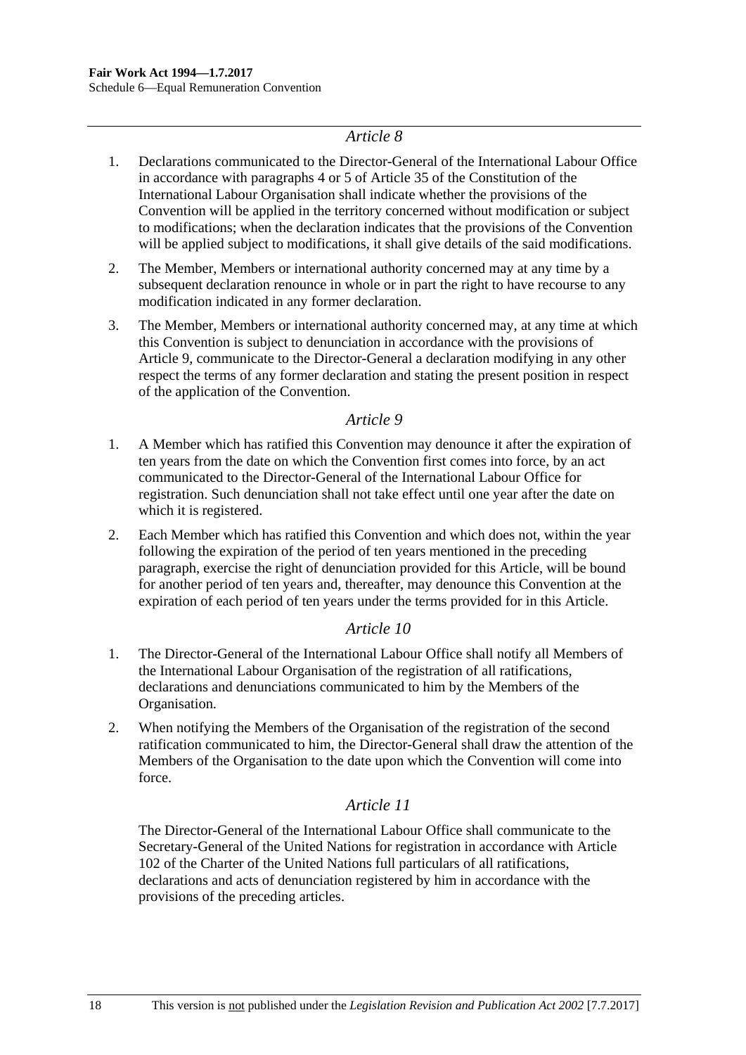### *Article 8*

1. Declarations communicated to the Director-General of the International Labour Office in accordance with paragraphs 4 or 5 of Article 35 of the Constitution of the International Labour Organisation shall indicate whether the provisions of the Convention will be applied in the territory concerned without modification or subject to modifications; when the declaration indicates that the provisions of the Convention will be applied subject to modifications, it shall give details of the said modifications.

2. The Member, Members or international authority concerned may at any time by a subsequent declaration renounce in whole or in part the right to have recourse to any modification indicated in any former declaration.

3. The Member, Members or international authority concerned may, at any time at which this Convention is subject to denunciation in accordance with the provisions of Article 9, communicate to the Director-General a declaration modifying in any other respect the terms of any former declaration and stating the present position in respect of the application of the Convention.

### *Article 9*

1. A Member which has ratified this Convention may denounce it after the expiration of ten years from the date on which the Convention first comes into force, by an act communicated to the Director-General of the International Labour Office for registration. Such denunciation shall not take effect until one year after the date on which it is registered.

2. Each Member which has ratified this Convention and which does not, within the year following the expiration of the period of ten years mentioned in the preceding paragraph, exercise the right of denunciation provided for this Article, will be bound for another period of ten years and, thereafter, may denounce this Convention at the expiration of each period of ten years under the terms provided for in this Article.

### *Article 10*

1. The Director-General of the International Labour Office shall notify all Members of the International Labour Organisation of the registration of all ratifications, declarations and denunciations communicated to him by the Members of the Organisation.

2. When notifying the Members of the Organisation of the registration of the second ratification communicated to him, the Director-General shall draw the attention of the Members of the Organisation to the date upon which the Convention will come into force.

### *Article 11*

The Director-General of the International Labour Office shall communicate to the Secretary-General of the United Nations for registration in accordance with Article 102 of the Charter of the United Nations full particulars of all ratifications, declarations and acts of denunciation registered by him in accordance with the provisions of the preceding articles.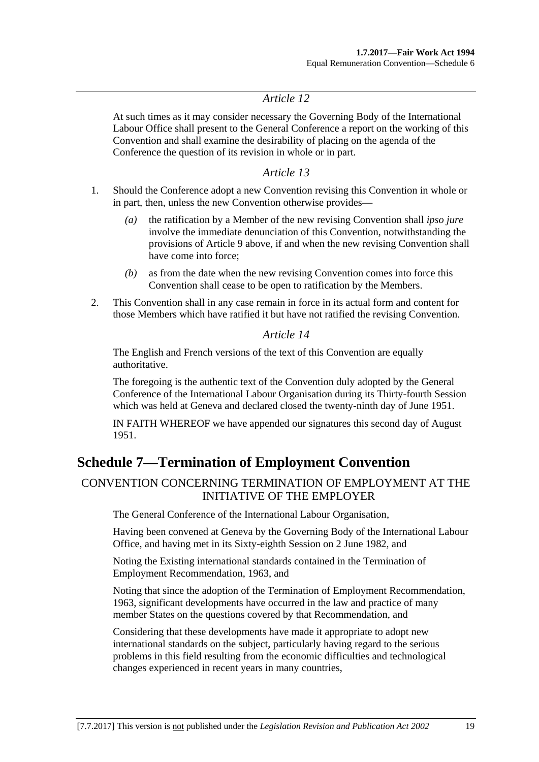*Article 12*

At such times as it may consider necessary the Governing Body of the International Labour Office shall present to the General Conference a report on the working of this Convention and shall examine the desirability of placing on the agenda of the Conference the question of its revision in whole or in part.

*Article 13*

1. Should the Conference adopt a new Convention revising this Convention in whole or in part, then, unless the new Convention otherwise provides—
   - *(a)* the ratification by a Member of the new revising Convention shall *ipso jure* involve the immediate denunciation of this Convention, notwithstanding the provisions of Article 9 above, if and when the new revising Convention shall have come into force;
   - *(b)* as from the date when the new revising Convention comes into force this Convention shall cease to be open to ratification by the Members.
2. This Convention shall in any case remain in force in its actual form and content for those Members which have ratified it but have not ratified the revising Convention.

*Article 14*

The English and French versions of the text of this Convention are equally authoritative.

The foregoing is the authentic text of the Convention duly adopted by the General Conference of the International Labour Organisation during its Thirty-fourth Session which was held at Geneva and declared closed the twenty-ninth day of June 1951.

IN FAITH WHEREOF we have appended our signatures this second day of August 1951.

# Schedule 7—Termination of Employment Convention

CONVENTION CONCERNING TERMINATION OF EMPLOYMENT AT THE INITIATIVE OF THE EMPLOYER

The General Conference of the International Labour Organisation,

Having been convened at Geneva by the Governing Body of the International Labour Office, and having met in its Sixty-eighth Session on 2 June 1982, and

Noting the Existing international standards contained in the Termination of Employment Recommendation, 1963, and

Noting that since the adoption of the Termination of Employment Recommendation, 1963, significant developments have occurred in the law and practice of many member States on the questions covered by that Recommendation, and

Considering that these developments have made it appropriate to adopt new international standards on the subject, particularly having regard to the serious problems in this field resulting from the economic difficulties and technological changes experienced in recent years in many countries,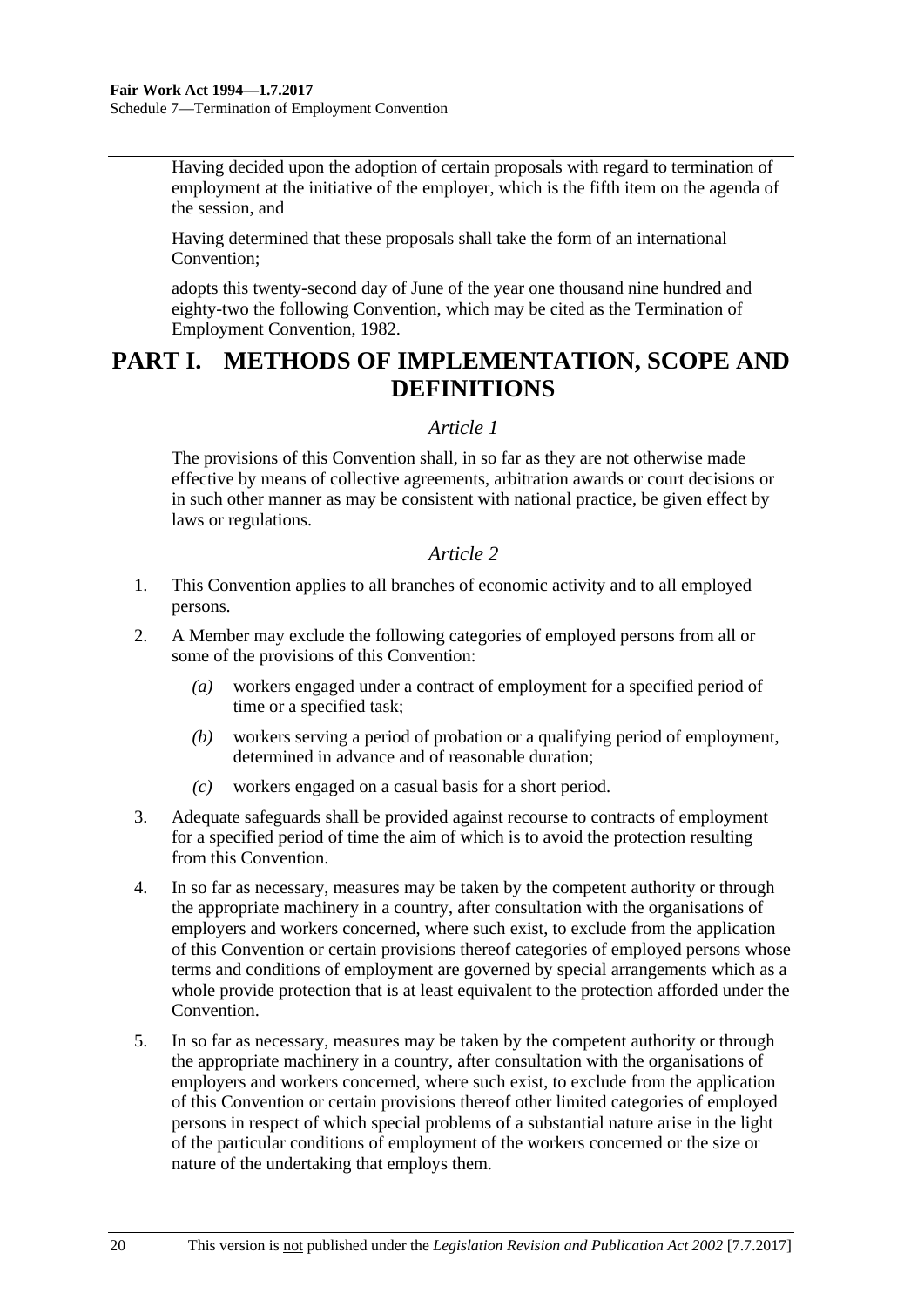Having decided upon the adoption of certain proposals with regard to termination of employment at the initiative of the employer, which is the fifth item on the agenda of the session, and

Having determined that these proposals shall take the form of an international Convention;

adopts this twenty-second day of June of the year one thousand nine hundred and eighty-two the following Convention, which may be cited as the Termination of Employment Convention, 1982.

# PART I. METHODS OF IMPLEMENTATION, SCOPE AND DEFINITIONS

*Article 1*

The provisions of this Convention shall, in so far as they are not otherwise made effective by means of collective agreements, arbitration awards or court decisions or in such other manner as may be consistent with national practice, be given effect by laws or regulations.

*Article 2*

1. This Convention applies to all branches of economic activity and to all employed persons.

2. A Member may exclude the following categories of employed persons from all or some of the provisions of this Convention:

   *(a)* workers engaged under a contract of employment for a specified period of time or a specified task;

   *(b)* workers serving a period of probation or a qualifying period of employment, determined in advance and of reasonable duration;

   *(c)* workers engaged on a casual basis for a short period.

3. Adequate safeguards shall be provided against recourse to contracts of employment for a specified period of time the aim of which is to avoid the protection resulting from this Convention.

4. In so far as necessary, measures may be taken by the competent authority or through the appropriate machinery in a country, after consultation with the organisations of employers and workers concerned, where such exist, to exclude from the application of this Convention or certain provisions thereof categories of employed persons whose terms and conditions of employment are governed by special arrangements which as a whole provide protection that is at least equivalent to the protection afforded under the Convention.

5. In so far as necessary, measures may be taken by the competent authority or through the appropriate machinery in a country, after consultation with the organisations of employers and workers concerned, where such exist, to exclude from the application of this Convention or certain provisions thereof other limited categories of employed persons in respect of which special problems of a substantial nature arise in the light of the particular conditions of employment of the workers concerned or the size or nature of the undertaking that employs them.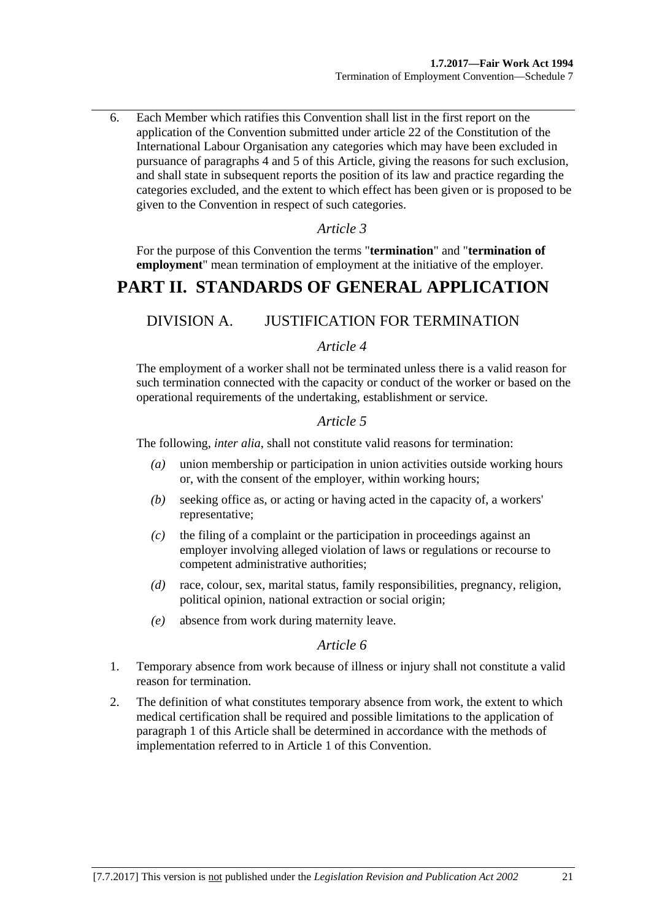6. Each Member which ratifies this Convention shall list in the first report on the application of the Convention submitted under article 22 of the Constitution of the International Labour Organisation any categories which may have been excluded in pursuance of paragraphs 4 and 5 of this Article, giving the reasons for such exclusion, and shall state in subsequent reports the position of its law and practice regarding the categories excluded, and the extent to which effect has been given or is proposed to be given to the Convention in respect of such categories.

### *Article 3*

For the purpose of this Convention the terms "**termination**" and "**termination of employment**" mean termination of employment at the initiative of the employer.

# PART II. STANDARDS OF GENERAL APPLICATION

## DIVISION A. JUSTIFICATION FOR TERMINATION

### *Article 4*

The employment of a worker shall not be terminated unless there is a valid reason for such termination connected with the capacity or conduct of the worker or based on the operational requirements of the undertaking, establishment or service.

### *Article 5*

The following, *inter alia*, shall not constitute valid reasons for termination:

*(a)* union membership or participation in union activities outside working hours or, with the consent of the employer, within working hours;

*(b)* seeking office as, or acting or having acted in the capacity of, a workers' representative;

*(c)* the filing of a complaint or the participation in proceedings against an employer involving alleged violation of laws or regulations or recourse to competent administrative authorities;

*(d)* race, colour, sex, marital status, family responsibilities, pregnancy, religion, political opinion, national extraction or social origin;

*(e)* absence from work during maternity leave.

### *Article 6*

1. Temporary absence from work because of illness or injury shall not constitute a valid reason for termination.
2. The definition of what constitutes temporary absence from work, the extent to which medical certification shall be required and possible limitations to the application of paragraph 1 of this Article shall be determined in accordance with the methods of implementation referred to in Article 1 of this Convention.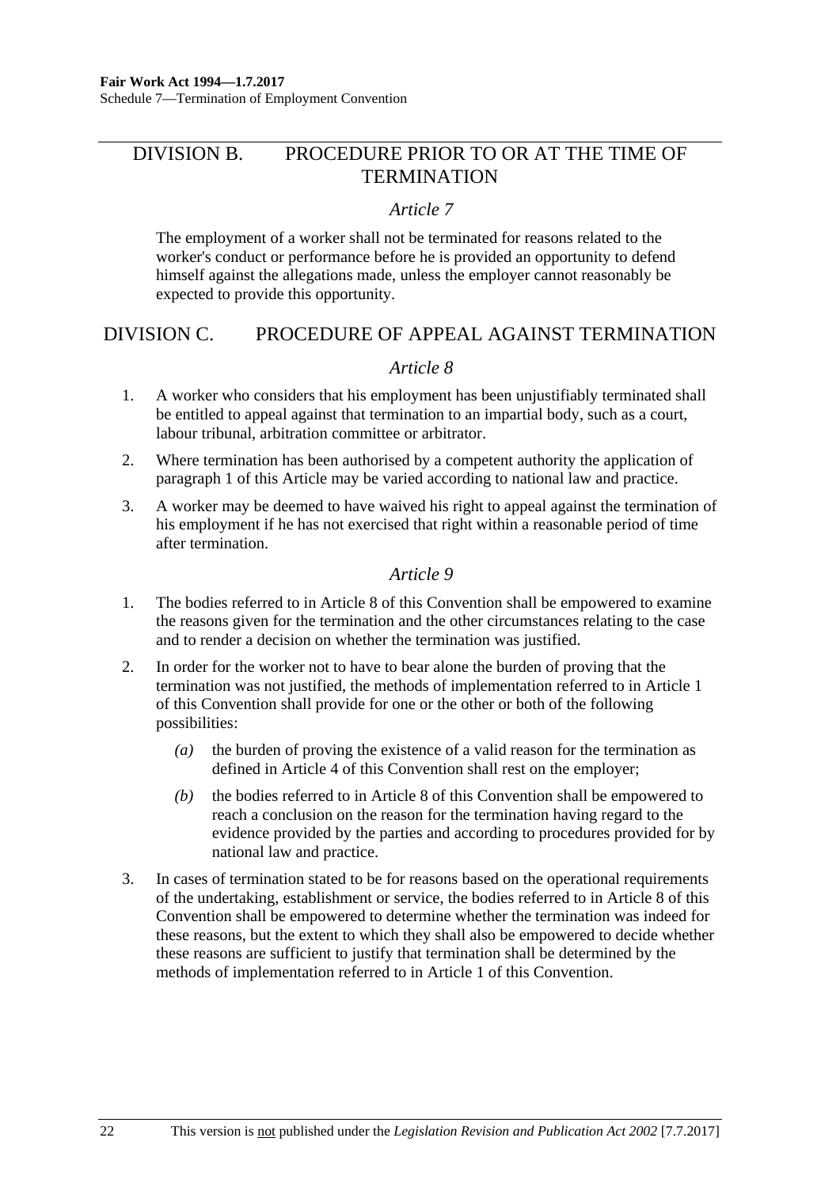## DIVISION B. PROCEDURE PRIOR TO OR AT THE TIME OF TERMINATION

### *Article 7*

The employment of a worker shall not be terminated for reasons related to the worker's conduct or performance before he is provided an opportunity to defend himself against the allegations made, unless the employer cannot reasonably be expected to provide this opportunity.

## DIVISION C. PROCEDURE OF APPEAL AGAINST TERMINATION

### *Article 8*

1. A worker who considers that his employment has been unjustifiably terminated shall be entitled to appeal against that termination to an impartial body, such as a court, labour tribunal, arbitration committee or arbitrator.
2. Where termination has been authorised by a competent authority the application of paragraph 1 of this Article may be varied according to national law and practice.
3. A worker may be deemed to have waived his right to appeal against the termination of his employment if he has not exercised that right within a reasonable period of time after termination.

### *Article 9*

1. The bodies referred to in Article 8 of this Convention shall be empowered to examine the reasons given for the termination and the other circumstances relating to the case and to render a decision on whether the termination was justified.
2. In order for the worker not to have to bear alone the burden of proving that the termination was not justified, the methods of implementation referred to in Article 1 of this Convention shall provide for one or the other or both of the following possibilities:
   - *(a)* the burden of proving the existence of a valid reason for the termination as defined in Article 4 of this Convention shall rest on the employer;
   - *(b)* the bodies referred to in Article 8 of this Convention shall be empowered to reach a conclusion on the reason for the termination having regard to the evidence provided by the parties and according to procedures provided for by national law and practice.
3. In cases of termination stated to be for reasons based on the operational requirements of the undertaking, establishment or service, the bodies referred to in Article 8 of this Convention shall be empowered to determine whether the termination was indeed for these reasons, but the extent to which they shall also be empowered to decide whether these reasons are sufficient to justify that termination shall be determined by the methods of implementation referred to in Article 1 of this Convention.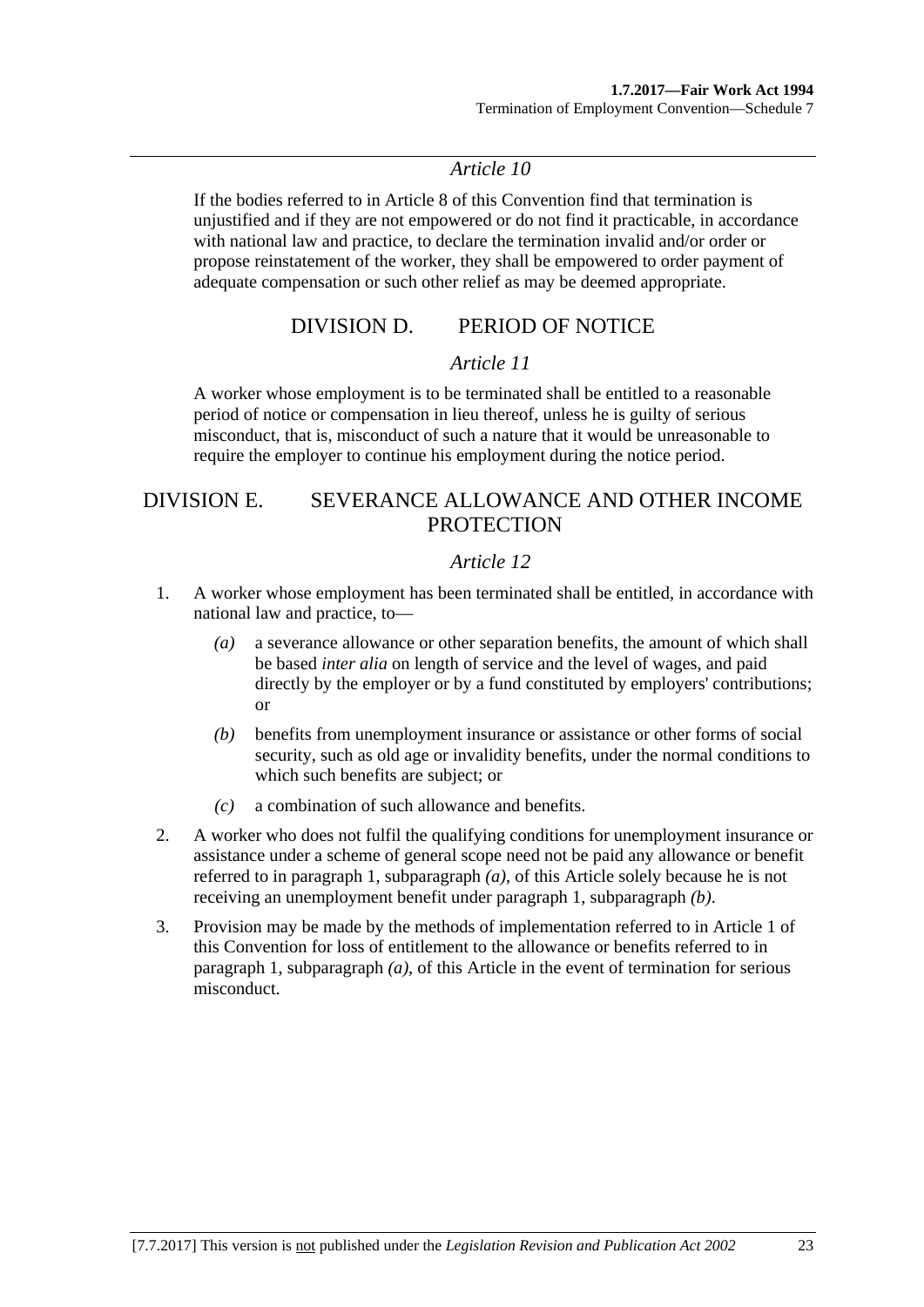### *Article 10*

If the bodies referred to in Article 8 of this Convention find that termination is unjustified and if they are not empowered or do not find it practicable, in accordance with national law and practice, to declare the termination invalid and/or order or propose reinstatement of the worker, they shall be empowered to order payment of adequate compensation or such other relief as may be deemed appropriate.

## DIVISION D. PERIOD OF NOTICE

### *Article 11*

A worker whose employment is to be terminated shall be entitled to a reasonable period of notice or compensation in lieu thereof, unless he is guilty of serious misconduct, that is, misconduct of such a nature that it would be unreasonable to require the employer to continue his employment during the notice period.

## DIVISION E. SEVERANCE ALLOWANCE AND OTHER INCOME PROTECTION

### *Article 12*

1. A worker whose employment has been terminated shall be entitled, in accordance with national law and practice, to—

    *(a)* a severance allowance or other separation benefits, the amount of which shall be based *inter alia* on length of service and the level of wages, and paid directly by the employer or by a fund constituted by employers' contributions; or

    *(b)* benefits from unemployment insurance or assistance or other forms of social security, such as old age or invalidity benefits, under the normal conditions to which such benefits are subject; or

    *(c)* a combination of such allowance and benefits.

2. A worker who does not fulfil the qualifying conditions for unemployment insurance or assistance under a scheme of general scope need not be paid any allowance or benefit referred to in paragraph 1, subparagraph *(a)*, of this Article solely because he is not receiving an unemployment benefit under paragraph 1, subparagraph *(b)*.

3. Provision may be made by the methods of implementation referred to in Article 1 of this Convention for loss of entitlement to the allowance or benefits referred to in paragraph 1, subparagraph *(a)*, of this Article in the event of termination for serious misconduct.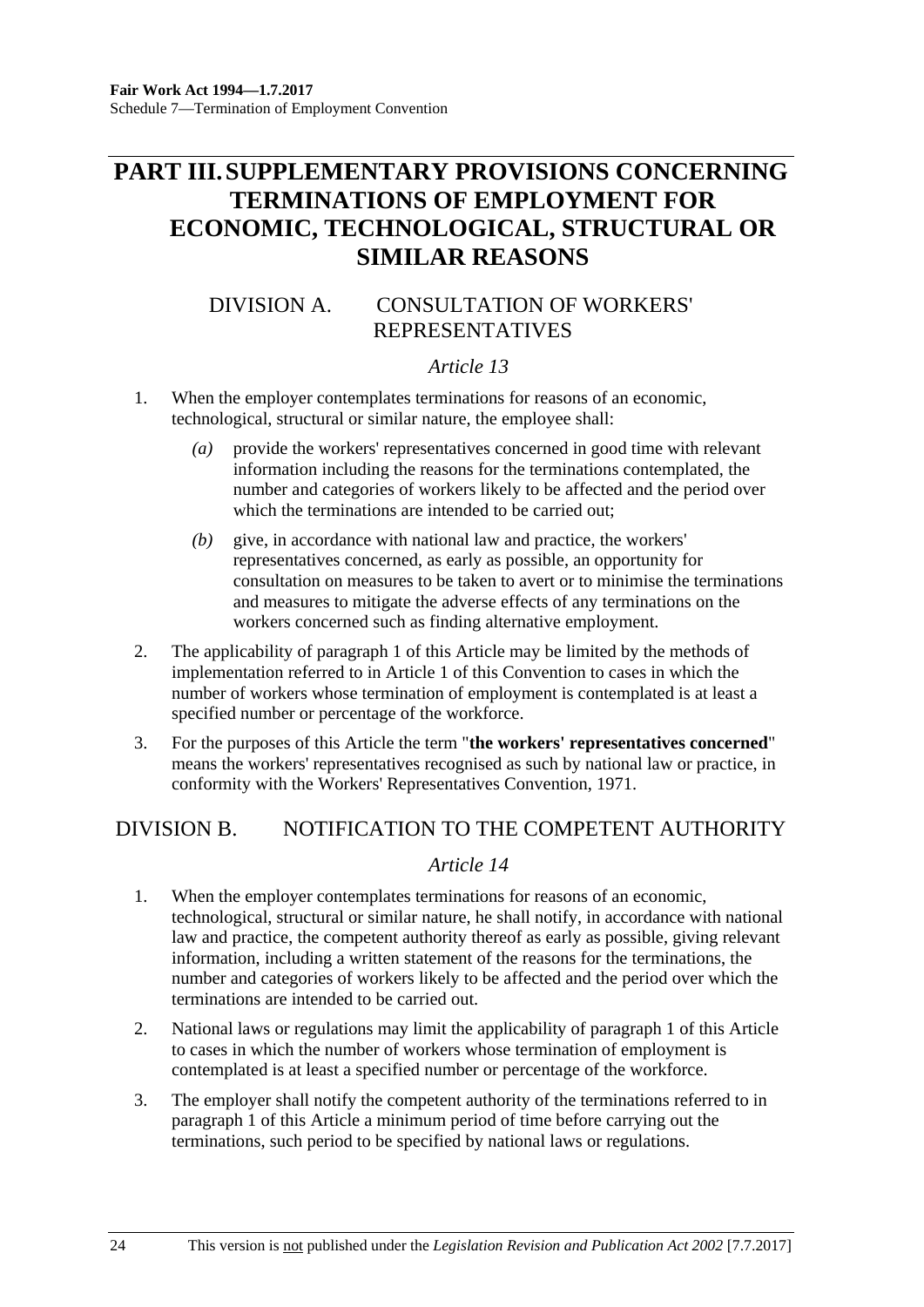# PART III. SUPPLEMENTARY PROVISIONS CONCERNING TERMINATIONS OF EMPLOYMENT FOR ECONOMIC, TECHNOLOGICAL, STRUCTURAL OR SIMILAR REASONS

## DIVISION A. CONSULTATION OF WORKERS' REPRESENTATIVES

### *Article 13*

1. When the employer contemplates terminations for reasons of an economic, technological, structural or similar nature, the employee shall:

    *(a)* provide the workers' representatives concerned in good time with relevant information including the reasons for the terminations contemplated, the number and categories of workers likely to be affected and the period over which the terminations are intended to be carried out;

    *(b)* give, in accordance with national law and practice, the workers' representatives concerned, as early as possible, an opportunity for consultation on measures to be taken to avert or to minimise the terminations and measures to mitigate the adverse effects of any terminations on the workers concerned such as finding alternative employment.

2. The applicability of paragraph 1 of this Article may be limited by the methods of implementation referred to in Article 1 of this Convention to cases in which the number of workers whose termination of employment is contemplated is at least a specified number or percentage of the workforce.

3. For the purposes of this Article the term "**the workers' representatives concerned**" means the workers' representatives recognised as such by national law or practice, in conformity with the Workers' Representatives Convention, 1971.

## DIVISION B. NOTIFICATION TO THE COMPETENT AUTHORITY

### *Article 14*

1. When the employer contemplates terminations for reasons of an economic, technological, structural or similar nature, he shall notify, in accordance with national law and practice, the competent authority thereof as early as possible, giving relevant information, including a written statement of the reasons for the terminations, the number and categories of workers likely to be affected and the period over which the terminations are intended to be carried out.

2. National laws or regulations may limit the applicability of paragraph 1 of this Article to cases in which the number of workers whose termination of employment is contemplated is at least a specified number or percentage of the workforce.

3. The employer shall notify the competent authority of the terminations referred to in paragraph 1 of this Article a minimum period of time before carrying out the terminations, such period to be specified by national laws or regulations.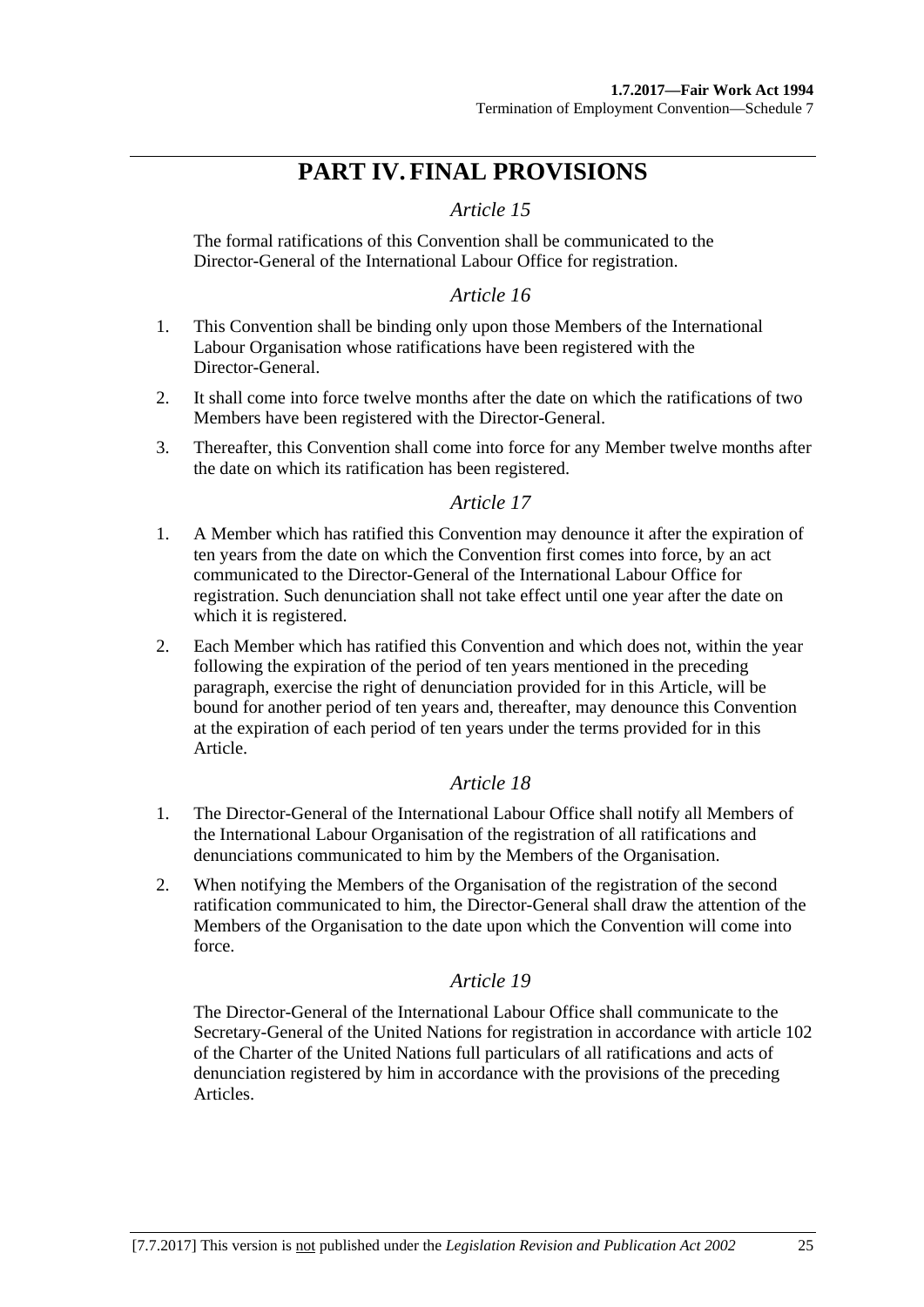# PART IV. FINAL PROVISIONS

### *Article 15*

The formal ratifications of this Convention shall be communicated to the Director-General of the International Labour Office for registration.

### *Article 16*

1. This Convention shall be binding only upon those Members of the International Labour Organisation whose ratifications have been registered with the Director-General.

2. It shall come into force twelve months after the date on which the ratifications of two Members have been registered with the Director-General.

3. Thereafter, this Convention shall come into force for any Member twelve months after the date on which its ratification has been registered.

### *Article 17*

1. A Member which has ratified this Convention may denounce it after the expiration of ten years from the date on which the Convention first comes into force, by an act communicated to the Director-General of the International Labour Office for registration. Such denunciation shall not take effect until one year after the date on which it is registered.

2. Each Member which has ratified this Convention and which does not, within the year following the expiration of the period of ten years mentioned in the preceding paragraph, exercise the right of denunciation provided for in this Article, will be bound for another period of ten years and, thereafter, may denounce this Convention at the expiration of each period of ten years under the terms provided for in this Article.

### *Article 18*

1. The Director-General of the International Labour Office shall notify all Members of the International Labour Organisation of the registration of all ratifications and denunciations communicated to him by the Members of the Organisation.

2. When notifying the Members of the Organisation of the registration of the second ratification communicated to him, the Director-General shall draw the attention of the Members of the Organisation to the date upon which the Convention will come into force.

### *Article 19*

The Director-General of the International Labour Office shall communicate to the Secretary-General of the United Nations for registration in accordance with article 102 of the Charter of the United Nations full particulars of all ratifications and acts of denunciation registered by him in accordance with the provisions of the preceding Articles.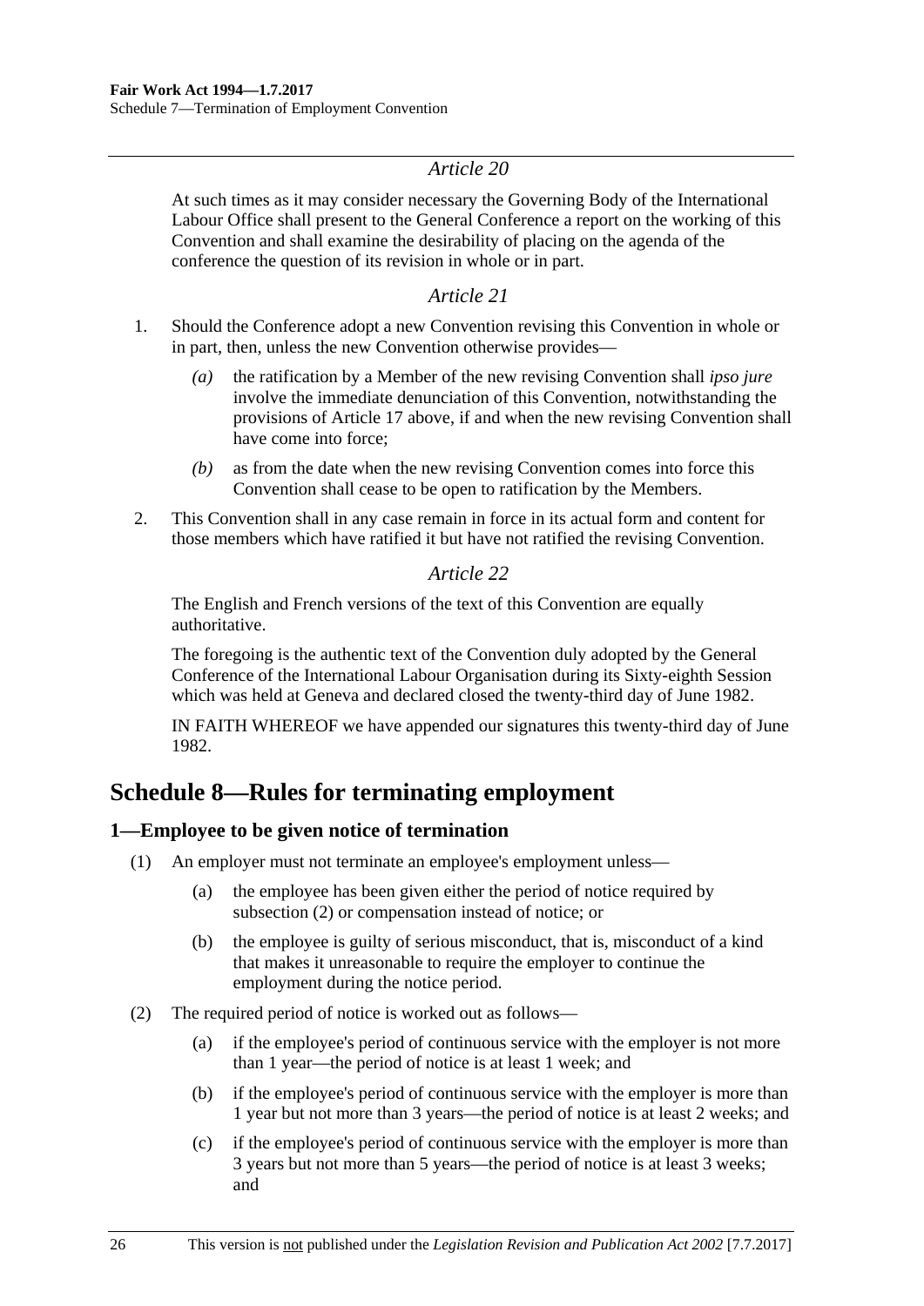*Article 20*

At such times as it may consider necessary the Governing Body of the International Labour Office shall present to the General Conference a report on the working of this Convention and shall examine the desirability of placing on the agenda of the conference the question of its revision in whole or in part.

*Article 21*

1. Should the Conference adopt a new Convention revising this Convention in whole or in part, then, unless the new Convention otherwise provides—
   - *(a)* the ratification by a Member of the new revising Convention shall *ipso jure* involve the immediate denunciation of this Convention, notwithstanding the provisions of Article 17 above, if and when the new revising Convention shall have come into force;
   - *(b)* as from the date when the new revising Convention comes into force this Convention shall cease to be open to ratification by the Members.
2. This Convention shall in any case remain in force in its actual form and content for those members which have ratified it but have not ratified the revising Convention.

*Article 22*

The English and French versions of the text of this Convention are equally authoritative.

The foregoing is the authentic text of the Convention duly adopted by the General Conference of the International Labour Organisation during its Sixty-eighth Session which was held at Geneva and declared closed the twenty-third day of June 1982.

IN FAITH WHEREOF we have appended our signatures this twenty-third day of June 1982.

# Schedule 8—Rules for terminating employment

## 1—Employee to be given notice of termination

(1) An employer must not terminate an employee's employment unless—

   (a) the employee has been given either the period of notice required by subsection (2) or compensation instead of notice; or

   (b) the employee is guilty of serious misconduct, that is, misconduct of a kind that makes it unreasonable to require the employer to continue the employment during the notice period.

(2) The required period of notice is worked out as follows—

   (a) if the employee's period of continuous service with the employer is not more than 1 year—the period of notice is at least 1 week; and

   (b) if the employee's period of continuous service with the employer is more than 1 year but not more than 3 years—the period of notice is at least 2 weeks; and

   (c) if the employee's period of continuous service with the employer is more than 3 years but not more than 5 years—the period of notice is at least 3 weeks; and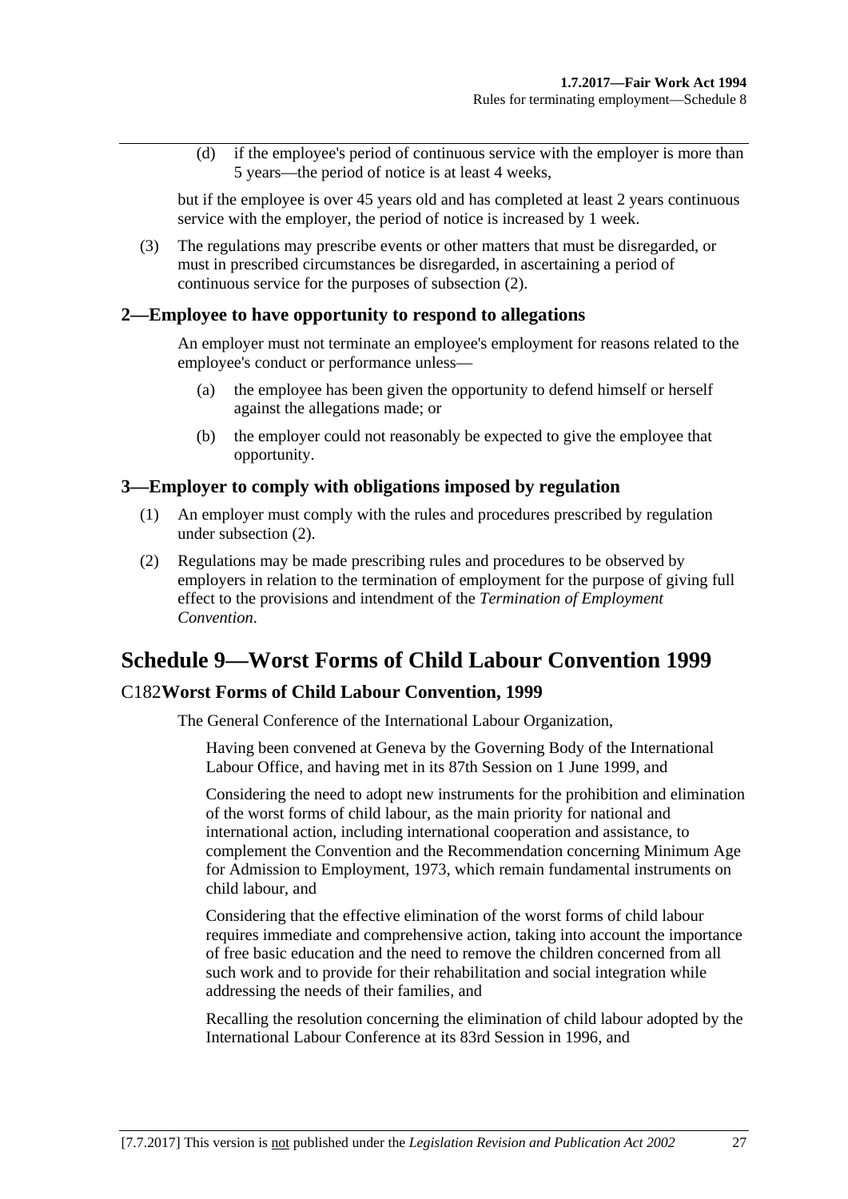(d) if the employee's period of continuous service with the employer is more than 5 years—the period of notice is at least 4 weeks,

but if the employee is over 45 years old and has completed at least 2 years continuous service with the employer, the period of notice is increased by 1 week.

(3) The regulations may prescribe events or other matters that must be disregarded, or must in prescribed circumstances be disregarded, in ascertaining a period of continuous service for the purposes of subsection (2).

### 2—Employee to have opportunity to respond to allegations

An employer must not terminate an employee's employment for reasons related to the employee's conduct or performance unless—

(a) the employee has been given the opportunity to defend himself or herself against the allegations made; or

(b) the employer could not reasonably be expected to give the employee that opportunity.

### 3—Employer to comply with obligations imposed by regulation

(1) An employer must comply with the rules and procedures prescribed by regulation under subsection (2).

(2) Regulations may be made prescribing rules and procedures to be observed by employers in relation to the termination of employment for the purpose of giving full effect to the provisions and intendment of the *Termination of Employment Convention*.

## Schedule 9—Worst Forms of Child Labour Convention 1999

### C182**Worst Forms of Child Labour Convention, 1999**

The General Conference of the International Labour Organization,

Having been convened at Geneva by the Governing Body of the International Labour Office, and having met in its 87th Session on 1 June 1999, and

Considering the need to adopt new instruments for the prohibition and elimination of the worst forms of child labour, as the main priority for national and international action, including international cooperation and assistance, to complement the Convention and the Recommendation concerning Minimum Age for Admission to Employment, 1973, which remain fundamental instruments on child labour, and

Considering that the effective elimination of the worst forms of child labour requires immediate and comprehensive action, taking into account the importance of free basic education and the need to remove the children concerned from all such work and to provide for their rehabilitation and social integration while addressing the needs of their families, and

Recalling the resolution concerning the elimination of child labour adopted by the International Labour Conference at its 83rd Session in 1996, and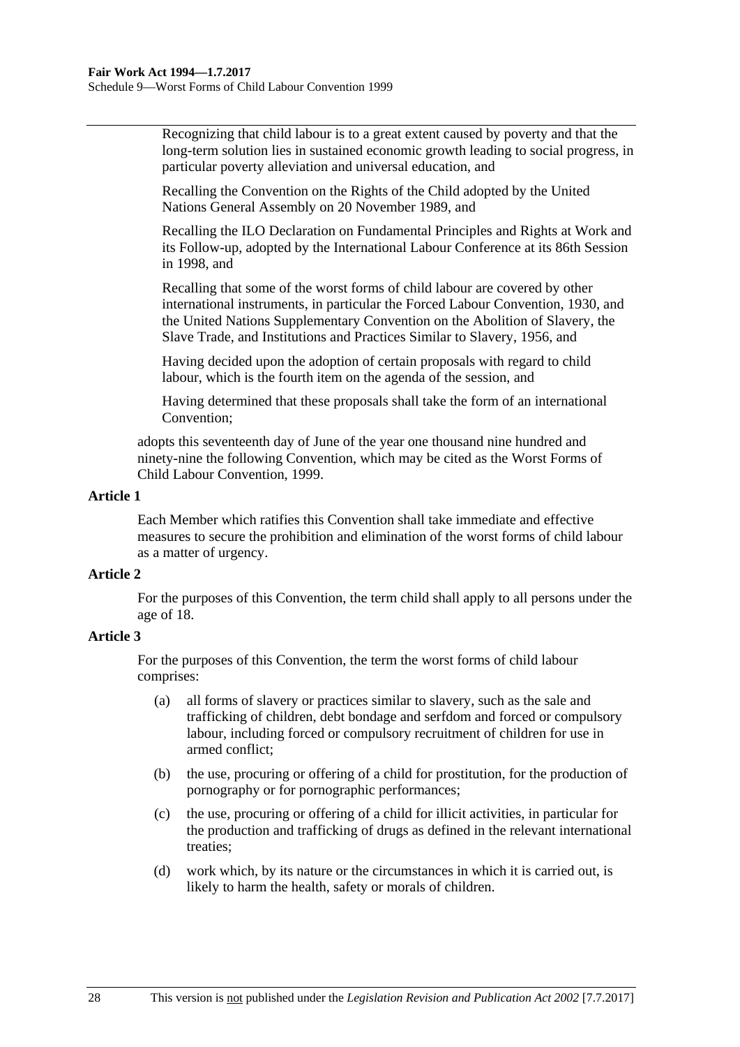Recognizing that child labour is to a great extent caused by poverty and that the long-term solution lies in sustained economic growth leading to social progress, in particular poverty alleviation and universal education, and

Recalling the Convention on the Rights of the Child adopted by the United Nations General Assembly on 20 November 1989, and

Recalling the ILO Declaration on Fundamental Principles and Rights at Work and its Follow-up, adopted by the International Labour Conference at its 86th Session in 1998, and

Recalling that some of the worst forms of child labour are covered by other international instruments, in particular the Forced Labour Convention, 1930, and the United Nations Supplementary Convention on the Abolition of Slavery, the Slave Trade, and Institutions and Practices Similar to Slavery, 1956, and

Having decided upon the adoption of certain proposals with regard to child labour, which is the fourth item on the agenda of the session, and

Having determined that these proposals shall take the form of an international Convention;

adopts this seventeenth day of June of the year one thousand nine hundred and ninety-nine the following Convention, which may be cited as the Worst Forms of Child Labour Convention, 1999.

**Article 1**

Each Member which ratifies this Convention shall take immediate and effective measures to secure the prohibition and elimination of the worst forms of child labour as a matter of urgency.

**Article 2**

For the purposes of this Convention, the term child shall apply to all persons under the age of 18.

**Article 3**

For the purposes of this Convention, the term the worst forms of child labour comprises:

(a) all forms of slavery or practices similar to slavery, such as the sale and trafficking of children, debt bondage and serfdom and forced or compulsory labour, including forced or compulsory recruitment of children for use in armed conflict;

(b) the use, procuring or offering of a child for prostitution, for the production of pornography or for pornographic performances;

(c) the use, procuring or offering of a child for illicit activities, in particular for the production and trafficking of drugs as defined in the relevant international treaties;

(d) work which, by its nature or the circumstances in which it is carried out, is likely to harm the health, safety or morals of children.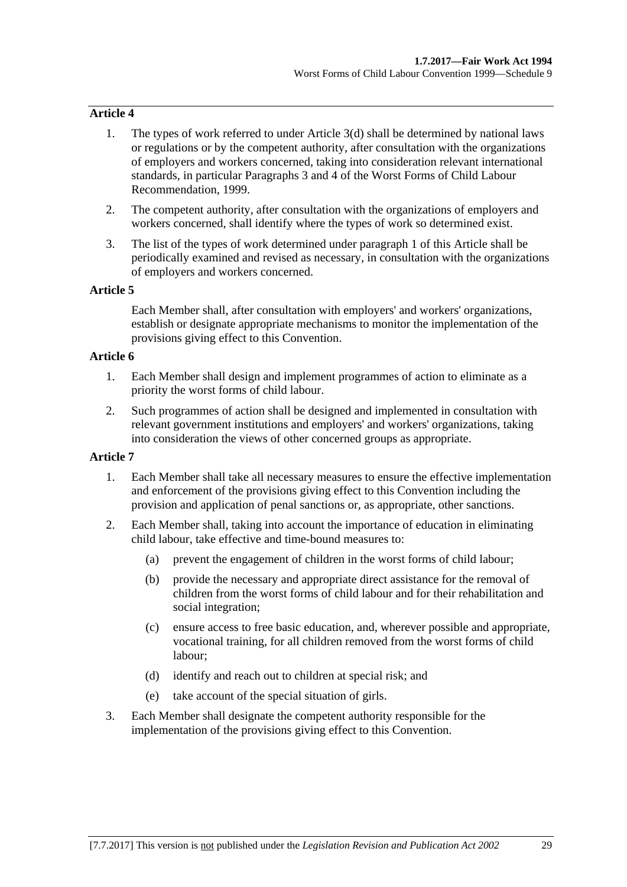**Article 4**

1. The types of work referred to under Article 3(d) shall be determined by national laws or regulations or by the competent authority, after consultation with the organizations of employers and workers concerned, taking into consideration relevant international standards, in particular Paragraphs 3 and 4 of the Worst Forms of Child Labour Recommendation, 1999.

2. The competent authority, after consultation with the organizations of employers and workers concerned, shall identify where the types of work so determined exist.

3. The list of the types of work determined under paragraph 1 of this Article shall be periodically examined and revised as necessary, in consultation with the organizations of employers and workers concerned.

**Article 5**

Each Member shall, after consultation with employers' and workers' organizations, establish or designate appropriate mechanisms to monitor the implementation of the provisions giving effect to this Convention.

**Article 6**

1. Each Member shall design and implement programmes of action to eliminate as a priority the worst forms of child labour.

2. Such programmes of action shall be designed and implemented in consultation with relevant government institutions and employers' and workers' organizations, taking into consideration the views of other concerned groups as appropriate.

**Article 7**

1. Each Member shall take all necessary measures to ensure the effective implementation and enforcement of the provisions giving effect to this Convention including the provision and application of penal sanctions or, as appropriate, other sanctions.

2. Each Member shall, taking into account the importance of education in eliminating child labour, take effective and time-bound measures to:

   (a) prevent the engagement of children in the worst forms of child labour;

   (b) provide the necessary and appropriate direct assistance for the removal of children from the worst forms of child labour and for their rehabilitation and social integration;

   (c) ensure access to free basic education, and, wherever possible and appropriate, vocational training, for all children removed from the worst forms of child labour;

   (d) identify and reach out to children at special risk; and

   (e) take account of the special situation of girls.

3. Each Member shall designate the competent authority responsible for the implementation of the provisions giving effect to this Convention.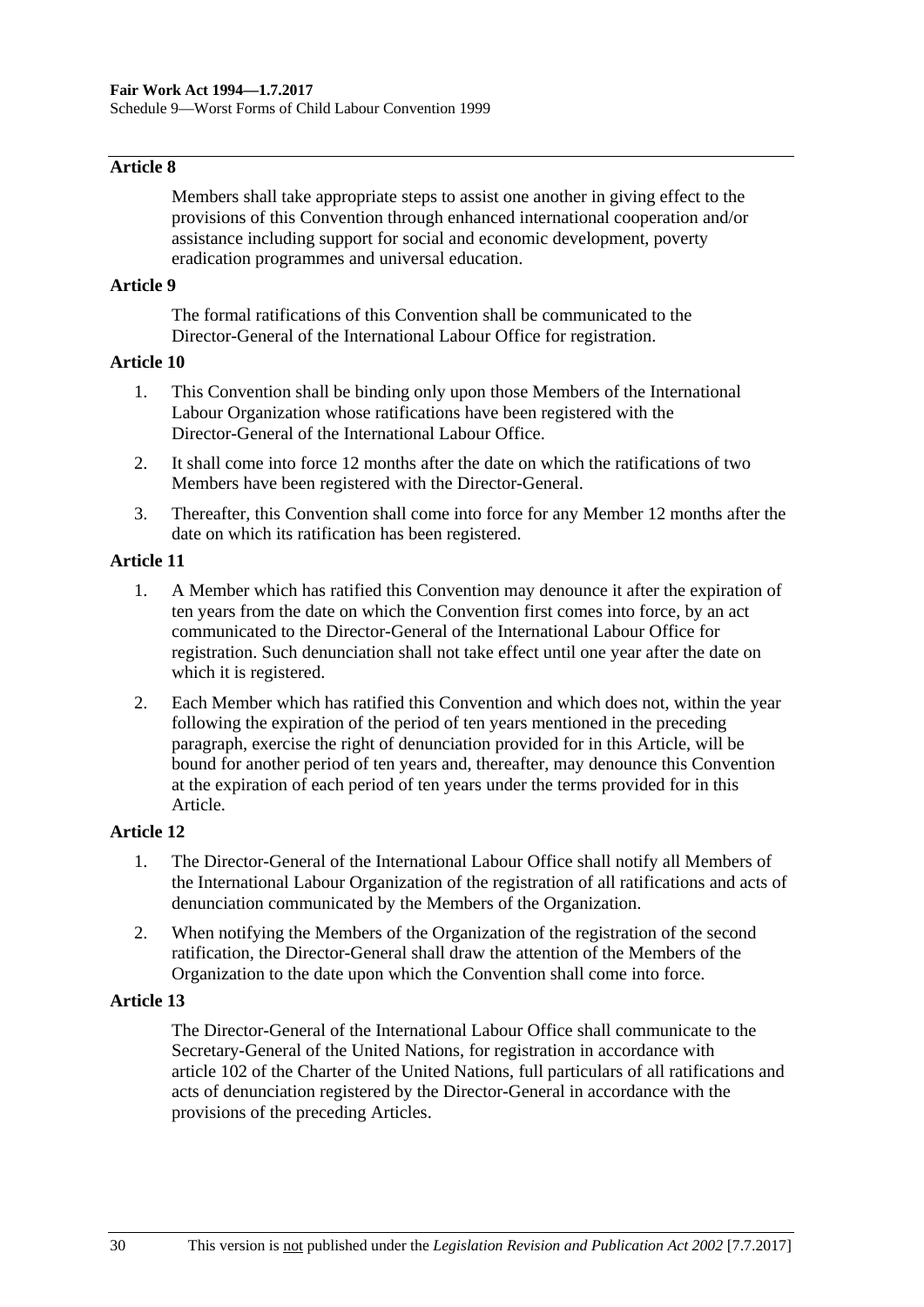#### Article 8

Members shall take appropriate steps to assist one another in giving effect to the provisions of this Convention through enhanced international cooperation and/or assistance including support for social and economic development, poverty eradication programmes and universal education.

#### Article 9

The formal ratifications of this Convention shall be communicated to the Director-General of the International Labour Office for registration.

#### Article 10

1. This Convention shall be binding only upon those Members of the International Labour Organization whose ratifications have been registered with the Director-General of the International Labour Office.
2. It shall come into force 12 months after the date on which the ratifications of two Members have been registered with the Director-General.
3. Thereafter, this Convention shall come into force for any Member 12 months after the date on which its ratification has been registered.

#### Article 11

1. A Member which has ratified this Convention may denounce it after the expiration of ten years from the date on which the Convention first comes into force, by an act communicated to the Director-General of the International Labour Office for registration. Such denunciation shall not take effect until one year after the date on which it is registered.
2. Each Member which has ratified this Convention and which does not, within the year following the expiration of the period of ten years mentioned in the preceding paragraph, exercise the right of denunciation provided for in this Article, will be bound for another period of ten years and, thereafter, may denounce this Convention at the expiration of each period of ten years under the terms provided for in this Article.

#### Article 12

1. The Director-General of the International Labour Office shall notify all Members of the International Labour Organization of the registration of all ratifications and acts of denunciation communicated by the Members of the Organization.
2. When notifying the Members of the Organization of the registration of the second ratification, the Director-General shall draw the attention of the Members of the Organization to the date upon which the Convention shall come into force.

#### Article 13

The Director-General of the International Labour Office shall communicate to the Secretary-General of the United Nations, for registration in accordance with article 102 of the Charter of the United Nations, full particulars of all ratifications and acts of denunciation registered by the Director-General in accordance with the provisions of the preceding Articles.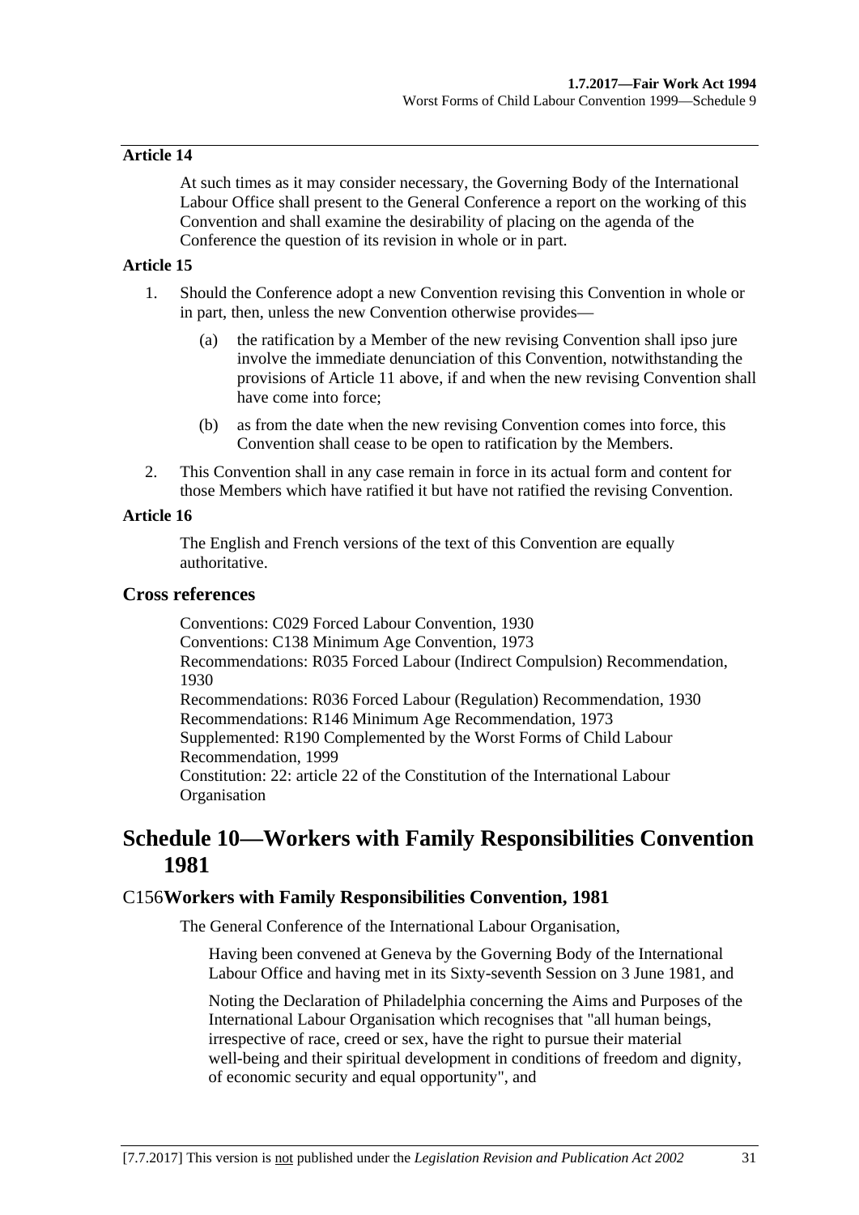#### Article 14

At such times as it may consider necessary, the Governing Body of the International Labour Office shall present to the General Conference a report on the working of this Convention and shall examine the desirability of placing on the agenda of the Conference the question of its revision in whole or in part.

#### Article 15

1. Should the Conference adopt a new Convention revising this Convention in whole or in part, then, unless the new Convention otherwise provides—
   - (a) the ratification by a Member of the new revising Convention shall ipso jure involve the immediate denunciation of this Convention, notwithstanding the provisions of Article 11 above, if and when the new revising Convention shall have come into force;
   - (b) as from the date when the new revising Convention comes into force, this Convention shall cease to be open to ratification by the Members.
2. This Convention shall in any case remain in force in its actual form and content for those Members which have ratified it but have not ratified the revising Convention.

#### Article 16

The English and French versions of the text of this Convention are equally authoritative.

### Cross references

Conventions: C029 Forced Labour Convention, 1930
Conventions: C138 Minimum Age Convention, 1973
Recommendations: R035 Forced Labour (Indirect Compulsion) Recommendation, 1930
Recommendations: R036 Forced Labour (Regulation) Recommendation, 1930
Recommendations: R146 Minimum Age Recommendation, 1973
Supplemented: R190 Complemented by the Worst Forms of Child Labour Recommendation, 1999
Constitution: 22: article 22 of the Constitution of the International Labour Organisation

## Schedule 10—Workers with Family Responsibilities Convention 1981

### C156Workers with Family Responsibilities Convention, 1981

The General Conference of the International Labour Organisation,

Having been convened at Geneva by the Governing Body of the International Labour Office and having met in its Sixty-seventh Session on 3 June 1981, and

Noting the Declaration of Philadelphia concerning the Aims and Purposes of the International Labour Organisation which recognises that "all human beings, irrespective of race, creed or sex, have the right to pursue their material well-being and their spiritual development in conditions of freedom and dignity, of economic security and equal opportunity", and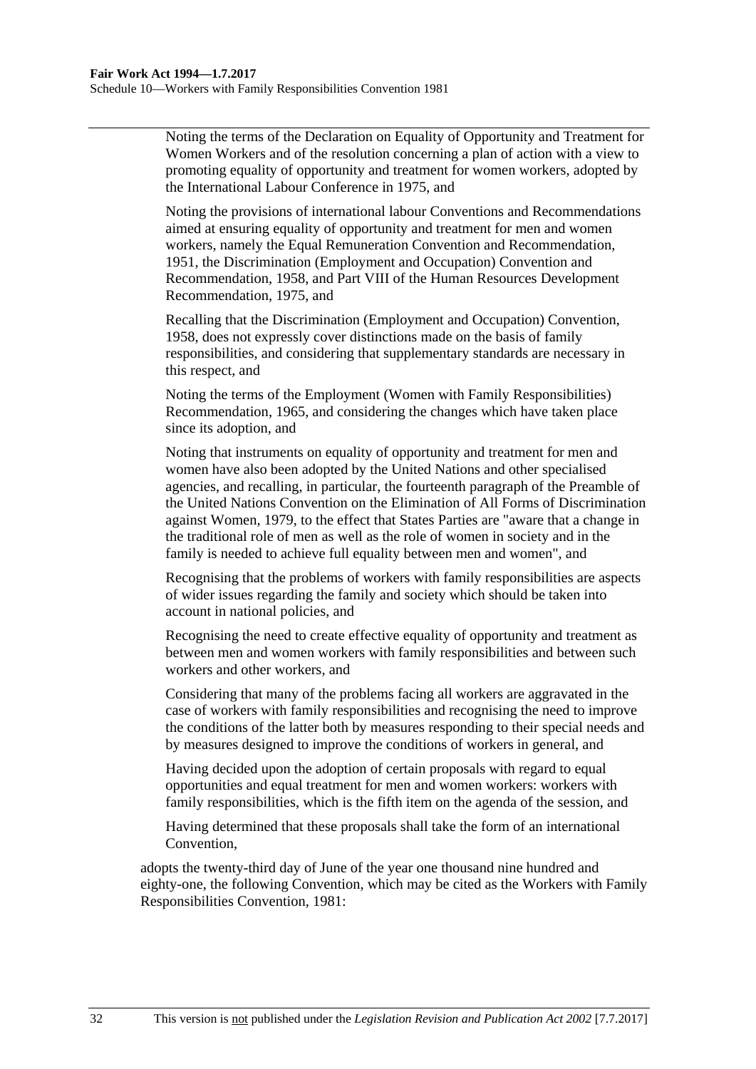Noting the terms of the Declaration on Equality of Opportunity and Treatment for Women Workers and of the resolution concerning a plan of action with a view to promoting equality of opportunity and treatment for women workers, adopted by the International Labour Conference in 1975, and

Noting the provisions of international labour Conventions and Recommendations aimed at ensuring equality of opportunity and treatment for men and women workers, namely the Equal Remuneration Convention and Recommendation, 1951, the Discrimination (Employment and Occupation) Convention and Recommendation, 1958, and Part VIII of the Human Resources Development Recommendation, 1975, and

Recalling that the Discrimination (Employment and Occupation) Convention, 1958, does not expressly cover distinctions made on the basis of family responsibilities, and considering that supplementary standards are necessary in this respect, and

Noting the terms of the Employment (Women with Family Responsibilities) Recommendation, 1965, and considering the changes which have taken place since its adoption, and

Noting that instruments on equality of opportunity and treatment for men and women have also been adopted by the United Nations and other specialised agencies, and recalling, in particular, the fourteenth paragraph of the Preamble of the United Nations Convention on the Elimination of All Forms of Discrimination against Women, 1979, to the effect that States Parties are "aware that a change in the traditional role of men as well as the role of women in society and in the family is needed to achieve full equality between men and women", and

Recognising that the problems of workers with family responsibilities are aspects of wider issues regarding the family and society which should be taken into account in national policies, and

Recognising the need to create effective equality of opportunity and treatment as between men and women workers with family responsibilities and between such workers and other workers, and

Considering that many of the problems facing all workers are aggravated in the case of workers with family responsibilities and recognising the need to improve the conditions of the latter both by measures responding to their special needs and by measures designed to improve the conditions of workers in general, and

Having decided upon the adoption of certain proposals with regard to equal opportunities and equal treatment for men and women workers: workers with family responsibilities, which is the fifth item on the agenda of the session, and

Having determined that these proposals shall take the form of an international Convention,

adopts the twenty-third day of June of the year one thousand nine hundred and eighty-one, the following Convention, which may be cited as the Workers with Family Responsibilities Convention, 1981: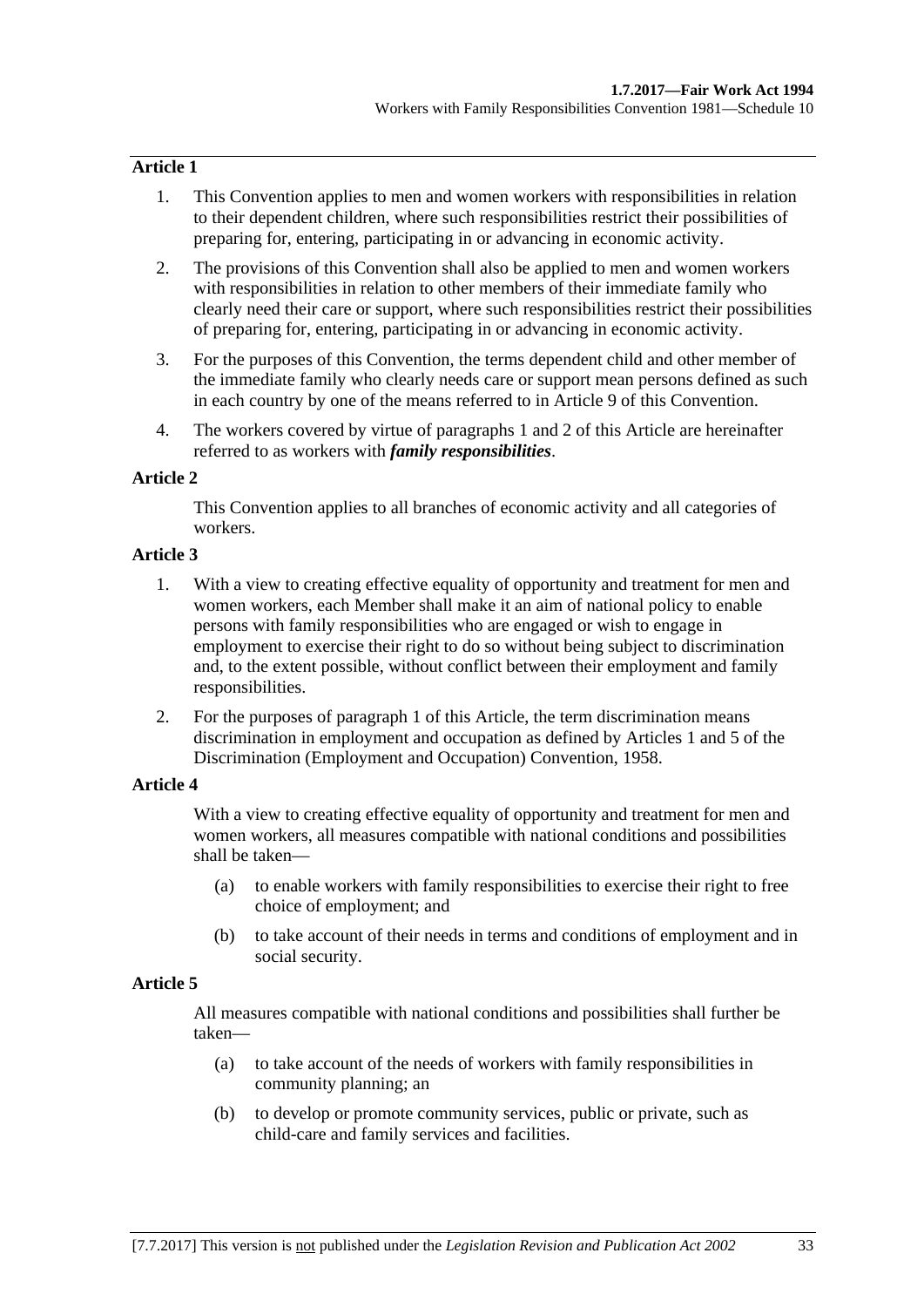**Article 1**

1. This Convention applies to men and women workers with responsibilities in relation to their dependent children, where such responsibilities restrict their possibilities of preparing for, entering, participating in or advancing in economic activity.

2. The provisions of this Convention shall also be applied to men and women workers with responsibilities in relation to other members of their immediate family who clearly need their care or support, where such responsibilities restrict their possibilities of preparing for, entering, participating in or advancing in economic activity.

3. For the purposes of this Convention, the terms dependent child and other member of the immediate family who clearly needs care or support mean persons defined as such in each country by one of the means referred to in Article 9 of this Convention.

4. The workers covered by virtue of paragraphs 1 and 2 of this Article are hereinafter referred to as workers with ***family responsibilities***.

**Article 2**

This Convention applies to all branches of economic activity and all categories of workers.

**Article 3**

1. With a view to creating effective equality of opportunity and treatment for men and women workers, each Member shall make it an aim of national policy to enable persons with family responsibilities who are engaged or wish to engage in employment to exercise their right to do so without being subject to discrimination and, to the extent possible, without conflict between their employment and family responsibilities.

2. For the purposes of paragraph 1 of this Article, the term discrimination means discrimination in employment and occupation as defined by Articles 1 and 5 of the Discrimination (Employment and Occupation) Convention, 1958.

**Article 4**

With a view to creating effective equality of opportunity and treatment for men and women workers, all measures compatible with national conditions and possibilities shall be taken—

(a) to enable workers with family responsibilities to exercise their right to free choice of employment; and

(b) to take account of their needs in terms and conditions of employment and in social security.

**Article 5**

All measures compatible with national conditions and possibilities shall further be taken—

(a) to take account of the needs of workers with family responsibilities in community planning; an

(b) to develop or promote community services, public or private, such as child-care and family services and facilities.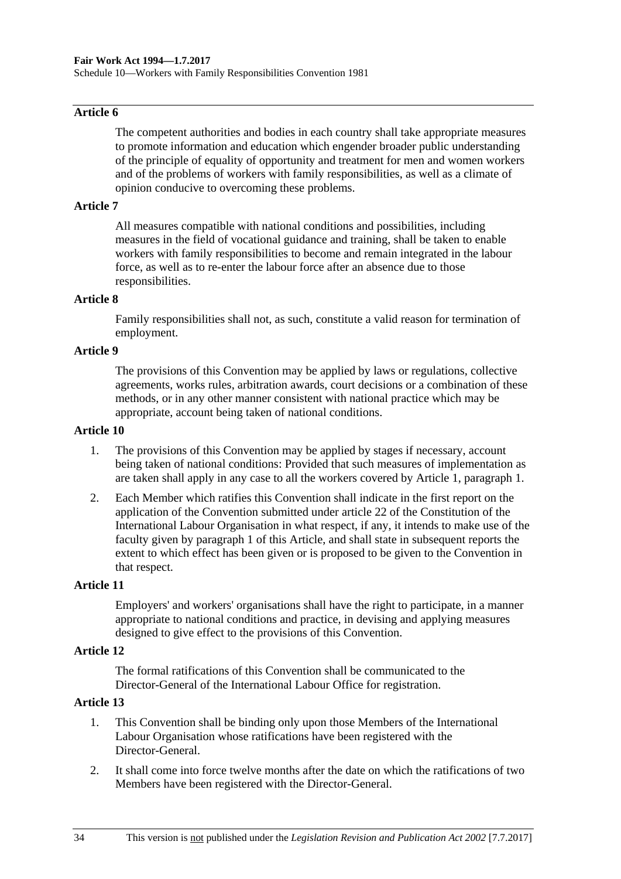### Article 6

The competent authorities and bodies in each country shall take appropriate measures to promote information and education which engender broader public understanding of the principle of equality of opportunity and treatment for men and women workers and of the problems of workers with family responsibilities, as well as a climate of opinion conducive to overcoming these problems.

### Article 7

All measures compatible with national conditions and possibilities, including measures in the field of vocational guidance and training, shall be taken to enable workers with family responsibilities to become and remain integrated in the labour force, as well as to re-enter the labour force after an absence due to those responsibilities.

### Article 8

Family responsibilities shall not, as such, constitute a valid reason for termination of employment.

### Article 9

The provisions of this Convention may be applied by laws or regulations, collective agreements, works rules, arbitration awards, court decisions or a combination of these methods, or in any other manner consistent with national practice which may be appropriate, account being taken of national conditions.

### Article 10

1. The provisions of this Convention may be applied by stages if necessary, account being taken of national conditions: Provided that such measures of implementation as are taken shall apply in any case to all the workers covered by Article 1, paragraph 1.

2. Each Member which ratifies this Convention shall indicate in the first report on the application of the Convention submitted under article 22 of the Constitution of the International Labour Organisation in what respect, if any, it intends to make use of the faculty given by paragraph 1 of this Article, and shall state in subsequent reports the extent to which effect has been given or is proposed to be given to the Convention in that respect.

### Article 11

Employers' and workers' organisations shall have the right to participate, in a manner appropriate to national conditions and practice, in devising and applying measures designed to give effect to the provisions of this Convention.

### Article 12

The formal ratifications of this Convention shall be communicated to the Director-General of the International Labour Office for registration.

### Article 13

1. This Convention shall be binding only upon those Members of the International Labour Organisation whose ratifications have been registered with the Director-General.

2. It shall come into force twelve months after the date on which the ratifications of two Members have been registered with the Director-General.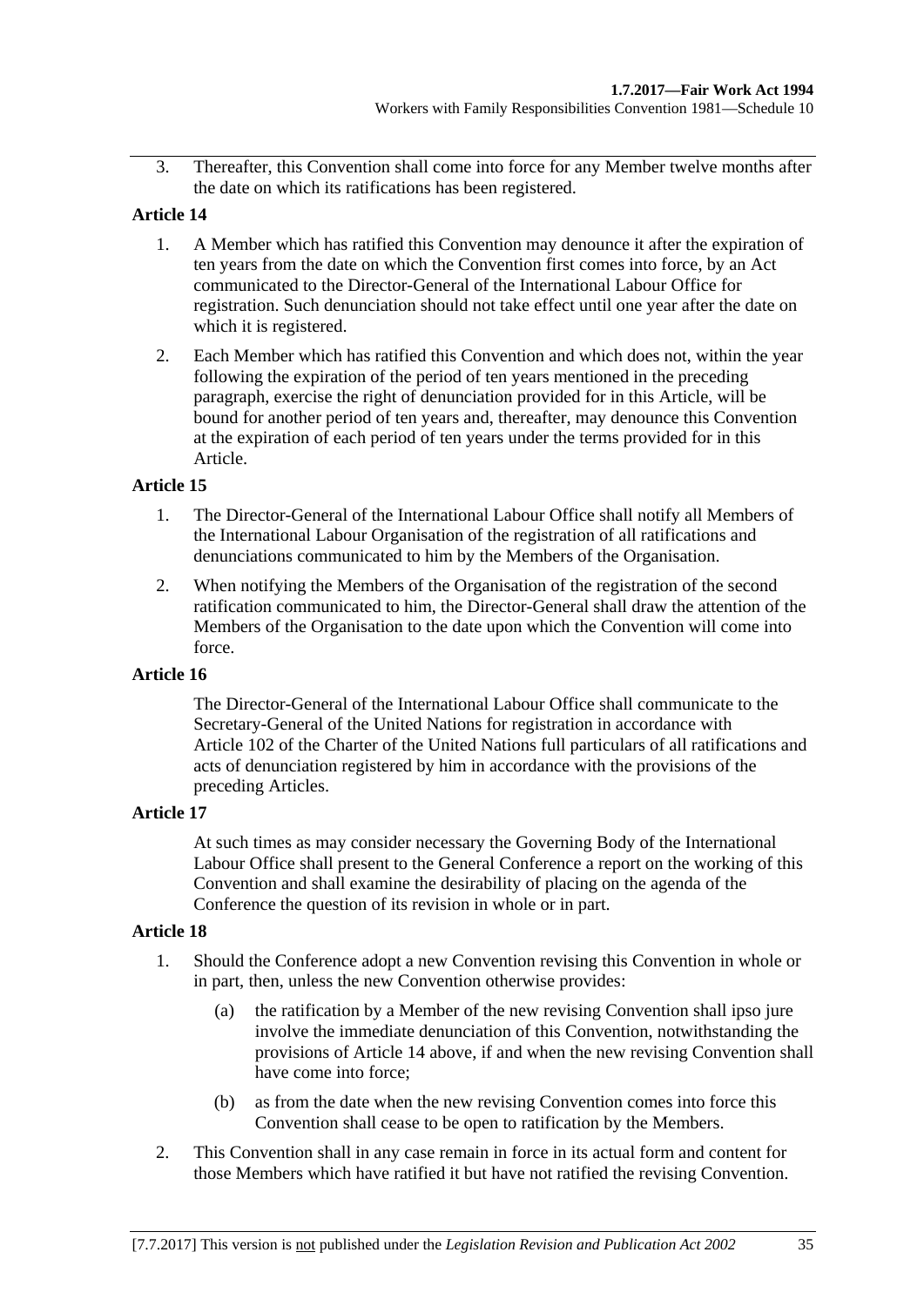3. Thereafter, this Convention shall come into force for any Member twelve months after the date on which its ratifications has been registered.

**Article 14**

1. A Member which has ratified this Convention may denounce it after the expiration of ten years from the date on which the Convention first comes into force, by an Act communicated to the Director-General of the International Labour Office for registration. Such denunciation should not take effect until one year after the date on which it is registered.

2. Each Member which has ratified this Convention and which does not, within the year following the expiration of the period of ten years mentioned in the preceding paragraph, exercise the right of denunciation provided for in this Article, will be bound for another period of ten years and, thereafter, may denounce this Convention at the expiration of each period of ten years under the terms provided for in this Article.

**Article 15**

1. The Director-General of the International Labour Office shall notify all Members of the International Labour Organisation of the registration of all ratifications and denunciations communicated to him by the Members of the Organisation.

2. When notifying the Members of the Organisation of the registration of the second ratification communicated to him, the Director-General shall draw the attention of the Members of the Organisation to the date upon which the Convention will come into force.

**Article 16**

The Director-General of the International Labour Office shall communicate to the Secretary-General of the United Nations for registration in accordance with Article 102 of the Charter of the United Nations full particulars of all ratifications and acts of denunciation registered by him in accordance with the provisions of the preceding Articles.

**Article 17**

At such times as may consider necessary the Governing Body of the International Labour Office shall present to the General Conference a report on the working of this Convention and shall examine the desirability of placing on the agenda of the Conference the question of its revision in whole or in part.

**Article 18**

1. Should the Conference adopt a new Convention revising this Convention in whole or in part, then, unless the new Convention otherwise provides:

    (a) the ratification by a Member of the new revising Convention shall ipso jure involve the immediate denunciation of this Convention, notwithstanding the provisions of Article 14 above, if and when the new revising Convention shall have come into force;

    (b) as from the date when the new revising Convention comes into force this Convention shall cease to be open to ratification by the Members.

2. This Convention shall in any case remain in force in its actual form and content for those Members which have ratified it but have not ratified the revising Convention.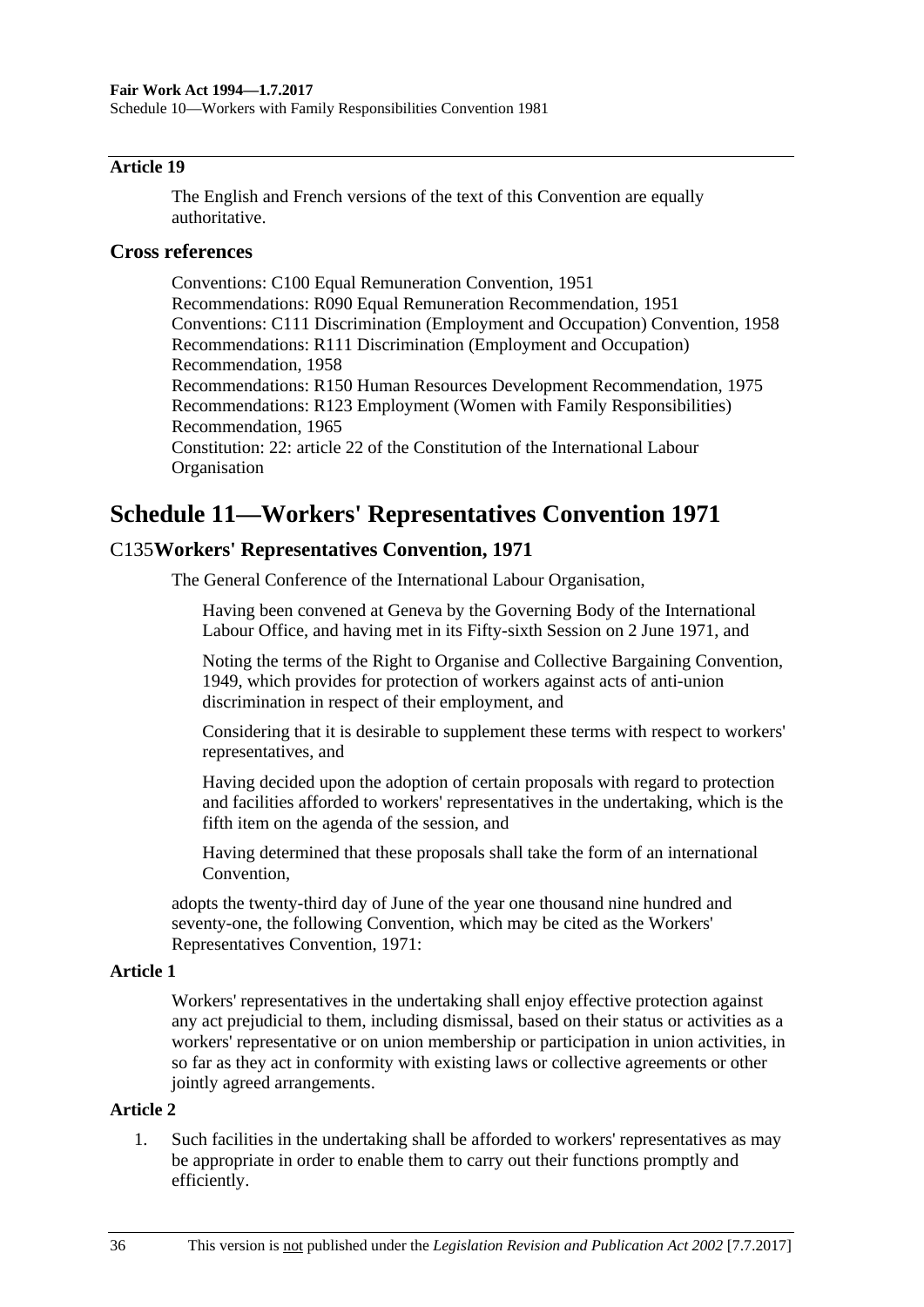### Article 19

The English and French versions of the text of this Convention are equally authoritative.

### Cross references

Conventions: C100 Equal Remuneration Convention, 1951
Recommendations: R090 Equal Remuneration Recommendation, 1951
Conventions: C111 Discrimination (Employment and Occupation) Convention, 1958
Recommendations: R111 Discrimination (Employment and Occupation) Recommendation, 1958
Recommendations: R150 Human Resources Development Recommendation, 1975
Recommendations: R123 Employment (Women with Family Responsibilities) Recommendation, 1965
Constitution: 22: article 22 of the Constitution of the International Labour Organisation

# Schedule 11—Workers' Representatives Convention 1971

## C135**Workers' Representatives Convention, 1971**

The General Conference of the International Labour Organisation,

Having been convened at Geneva by the Governing Body of the International Labour Office, and having met in its Fifty-sixth Session on 2 June 1971, and

Noting the terms of the Right to Organise and Collective Bargaining Convention, 1949, which provides for protection of workers against acts of anti-union discrimination in respect of their employment, and

Considering that it is desirable to supplement these terms with respect to workers' representatives, and

Having decided upon the adoption of certain proposals with regard to protection and facilities afforded to workers' representatives in the undertaking, which is the fifth item on the agenda of the session, and

Having determined that these proposals shall take the form of an international Convention,

adopts the twenty-third day of June of the year one thousand nine hundred and seventy-one, the following Convention, which may be cited as the Workers' Representatives Convention, 1971:

### Article 1

Workers' representatives in the undertaking shall enjoy effective protection against any act prejudicial to them, including dismissal, based on their status or activities as a workers' representative or on union membership or participation in union activities, in so far as they act in conformity with existing laws or collective agreements or other jointly agreed arrangements.

### Article 2

1. Such facilities in the undertaking shall be afforded to workers' representatives as may be appropriate in order to enable them to carry out their functions promptly and efficiently.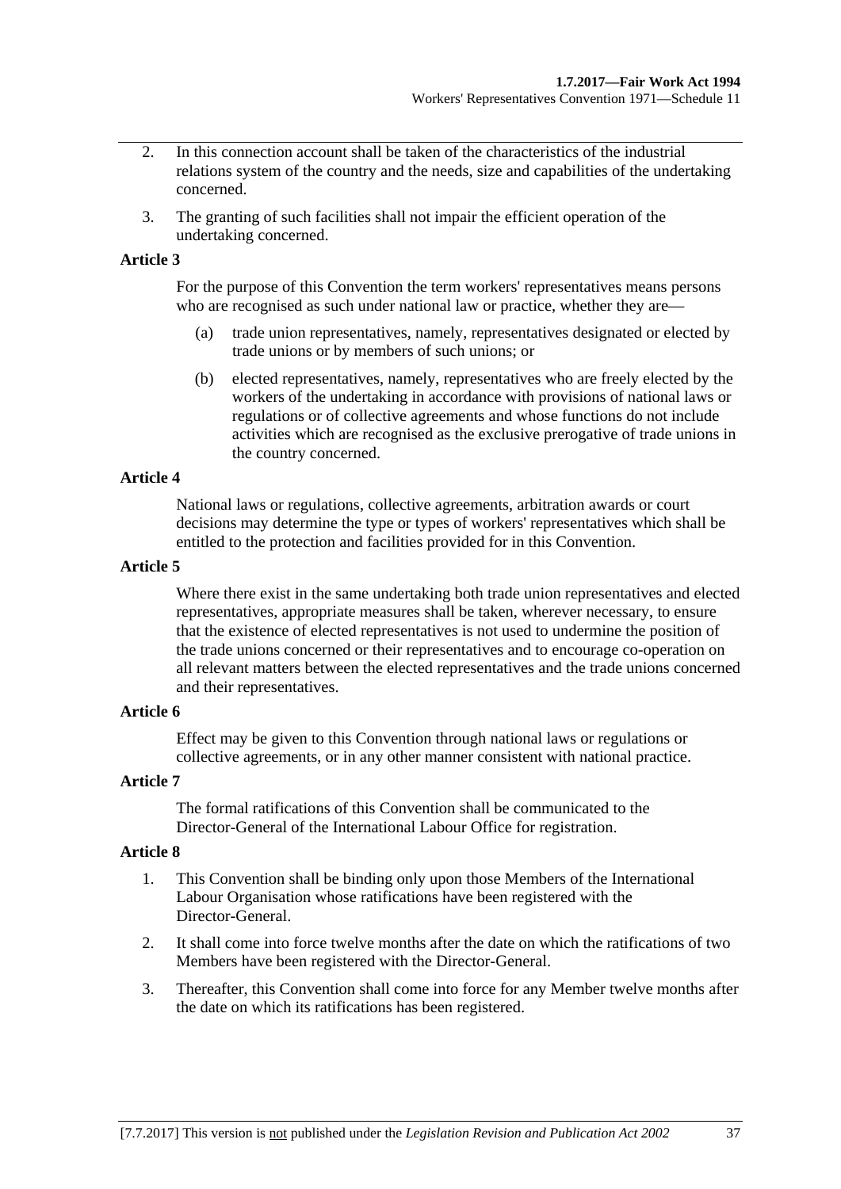2. In this connection account shall be taken of the characteristics of the industrial relations system of the country and the needs, size and capabilities of the undertaking concerned.

3. The granting of such facilities shall not impair the efficient operation of the undertaking concerned.

**Article 3**

For the purpose of this Convention the term workers' representatives means persons who are recognised as such under national law or practice, whether they are—

(a) trade union representatives, namely, representatives designated or elected by trade unions or by members of such unions; or

(b) elected representatives, namely, representatives who are freely elected by the workers of the undertaking in accordance with provisions of national laws or regulations or of collective agreements and whose functions do not include activities which are recognised as the exclusive prerogative of trade unions in the country concerned.

**Article 4**

National laws or regulations, collective agreements, arbitration awards or court decisions may determine the type or types of workers' representatives which shall be entitled to the protection and facilities provided for in this Convention.

**Article 5**

Where there exist in the same undertaking both trade union representatives and elected representatives, appropriate measures shall be taken, wherever necessary, to ensure that the existence of elected representatives is not used to undermine the position of the trade unions concerned or their representatives and to encourage co-operation on all relevant matters between the elected representatives and the trade unions concerned and their representatives.

**Article 6**

Effect may be given to this Convention through national laws or regulations or collective agreements, or in any other manner consistent with national practice.

**Article 7**

The formal ratifications of this Convention shall be communicated to the Director-General of the International Labour Office for registration.

**Article 8**

1. This Convention shall be binding only upon those Members of the International Labour Organisation whose ratifications have been registered with the Director-General.

2. It shall come into force twelve months after the date on which the ratifications of two Members have been registered with the Director-General.

3. Thereafter, this Convention shall come into force for any Member twelve months after the date on which its ratifications has been registered.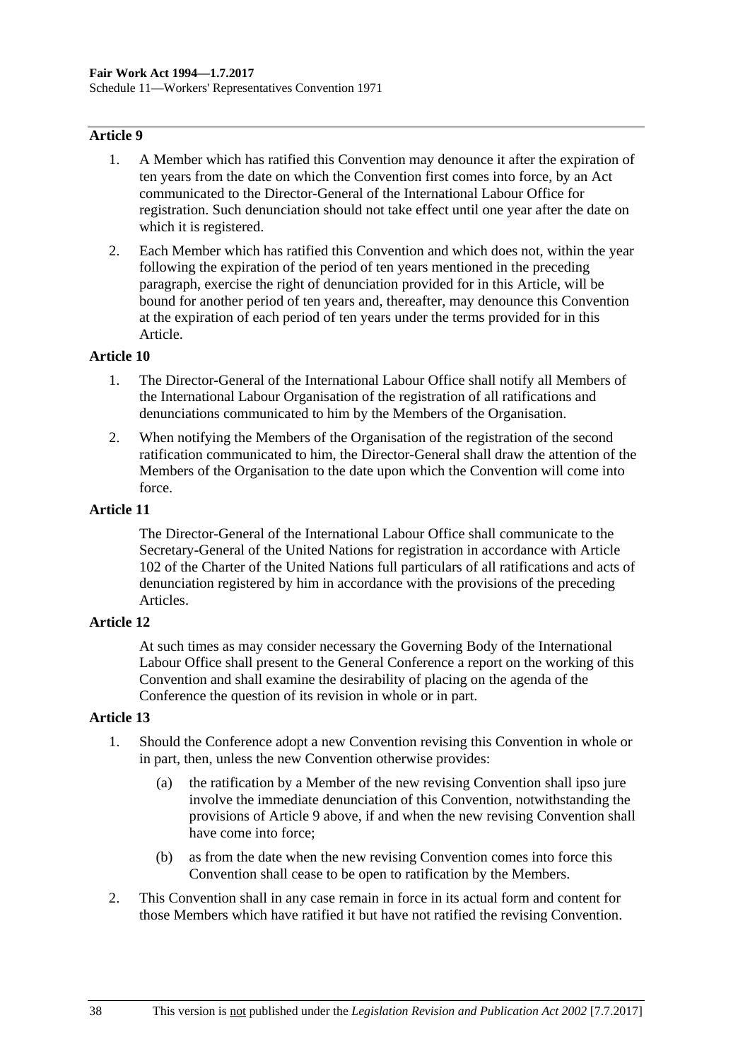**Article 9**

1. A Member which has ratified this Convention may denounce it after the expiration of ten years from the date on which the Convention first comes into force, by an Act communicated to the Director-General of the International Labour Office for registration. Such denunciation should not take effect until one year after the date on which it is registered.

2. Each Member which has ratified this Convention and which does not, within the year following the expiration of the period of ten years mentioned in the preceding paragraph, exercise the right of denunciation provided for in this Article, will be bound for another period of ten years and, thereafter, may denounce this Convention at the expiration of each period of ten years under the terms provided for in this Article.

**Article 10**

1. The Director-General of the International Labour Office shall notify all Members of the International Labour Organisation of the registration of all ratifications and denunciations communicated to him by the Members of the Organisation.

2. When notifying the Members of the Organisation of the registration of the second ratification communicated to him, the Director-General shall draw the attention of the Members of the Organisation to the date upon which the Convention will come into force.

**Article 11**

The Director-General of the International Labour Office shall communicate to the Secretary-General of the United Nations for registration in accordance with Article 102 of the Charter of the United Nations full particulars of all ratifications and acts of denunciation registered by him in accordance with the provisions of the preceding Articles.

**Article 12**

At such times as may consider necessary the Governing Body of the International Labour Office shall present to the General Conference a report on the working of this Convention and shall examine the desirability of placing on the agenda of the Conference the question of its revision in whole or in part.

**Article 13**

1. Should the Conference adopt a new Convention revising this Convention in whole or in part, then, unless the new Convention otherwise provides:

    (a) the ratification by a Member of the new revising Convention shall ipso jure involve the immediate denunciation of this Convention, notwithstanding the provisions of Article 9 above, if and when the new revising Convention shall have come into force;

    (b) as from the date when the new revising Convention comes into force this Convention shall cease to be open to ratification by the Members.

2. This Convention shall in any case remain in force in its actual form and content for those Members which have ratified it but have not ratified the revising Convention.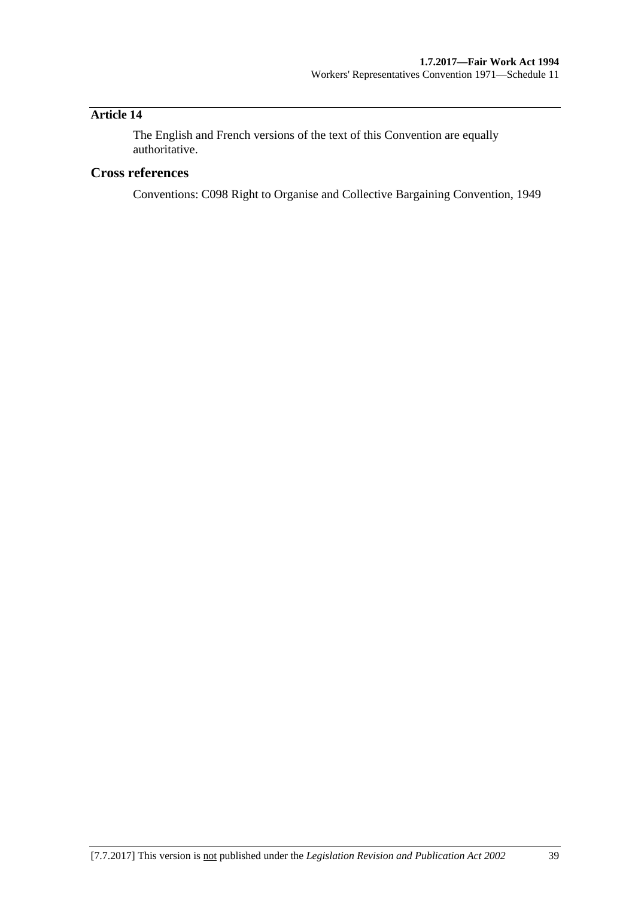## Article 14

The English and French versions of the text of this Convention are equally authoritative.

## Cross references

Conventions: C098 Right to Organise and Collective Bargaining Convention, 1949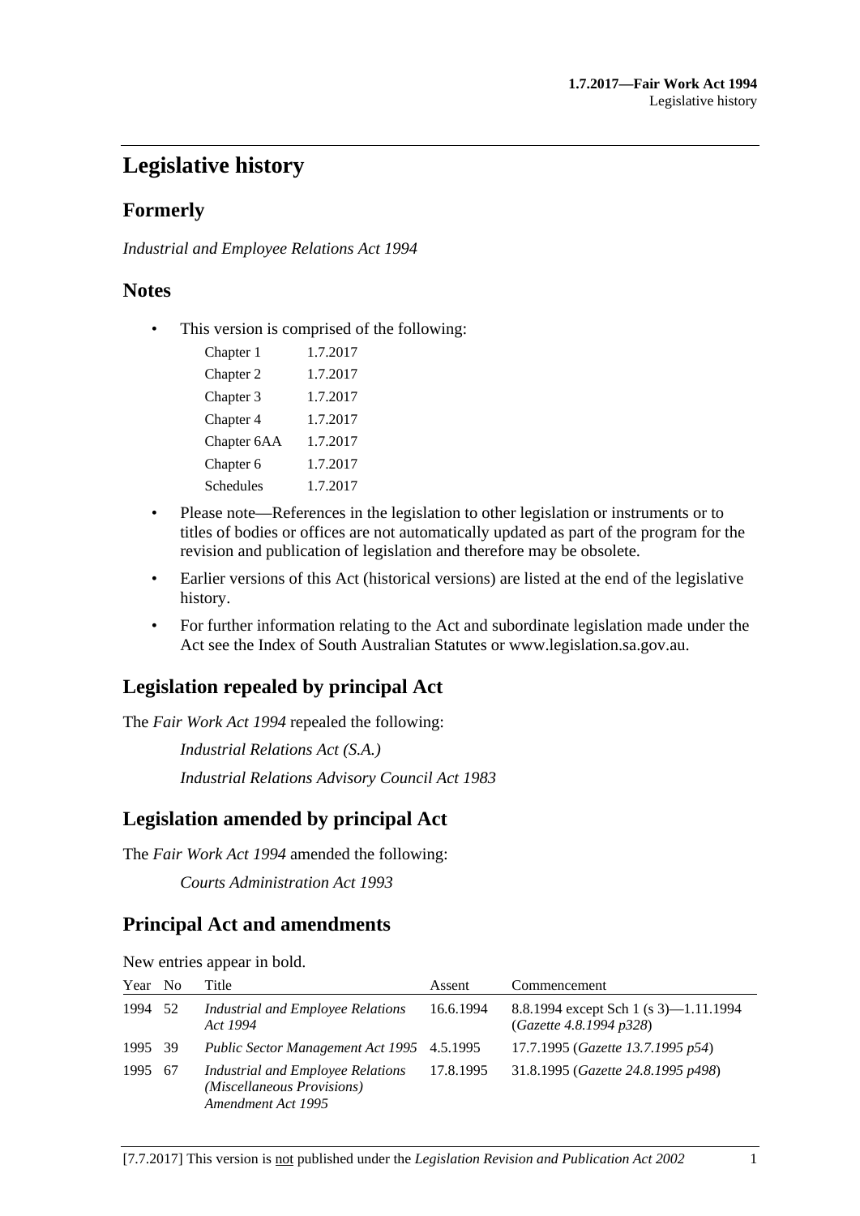# Legislative history

## Formerly

*Industrial and Employee Relations Act 1994*

## Notes

- This version is comprised of the following:

| | |
|---|---|
| Chapter 1 | 1.7.2017 |
| Chapter 2 | 1.7.2017 |
| Chapter 3 | 1.7.2017 |
| Chapter 4 | 1.7.2017 |
| Chapter 6AA | 1.7.2017 |
| Chapter 6 | 1.7.2017 |
| Schedules | 1.7.2017 |

- Please note—References in the legislation to other legislation or instruments or to titles of bodies or offices are not automatically updated as part of the program for the revision and publication of legislation and therefore may be obsolete.
- Earlier versions of this Act (historical versions) are listed at the end of the legislative history.
- For further information relating to the Act and subordinate legislation made under the Act see the Index of South Australian Statutes or www.legislation.sa.gov.au.

## Legislation repealed by principal Act

The *Fair Work Act 1994* repealed the following:

*Industrial Relations Act (S.A.)*

*Industrial Relations Advisory Council Act 1983*

## Legislation amended by principal Act

The *Fair Work Act 1994* amended the following:

*Courts Administration Act 1993*

## Principal Act and amendments

New entries appear in bold.

| Year | No | Title | Assent | Commencement |
|---|---|---|---|---|
| 1994 | 52 | *Industrial and Employee Relations Act 1994* | 16.6.1994 | 8.8.1994 except Sch 1 (s 3)—1.11.1994 (*Gazette 4.8.1994 p328*) |
| 1995 | 39 | *Public Sector Management Act 1995* | 4.5.1995 | 17.7.1995 (*Gazette 13.7.1995 p54*) |
| 1995 | 67 | *Industrial and Employee Relations (Miscellaneous Provisions) Amendment Act 1995* | 17.8.1995 | 31.8.1995 (*Gazette 24.8.1995 p498*) |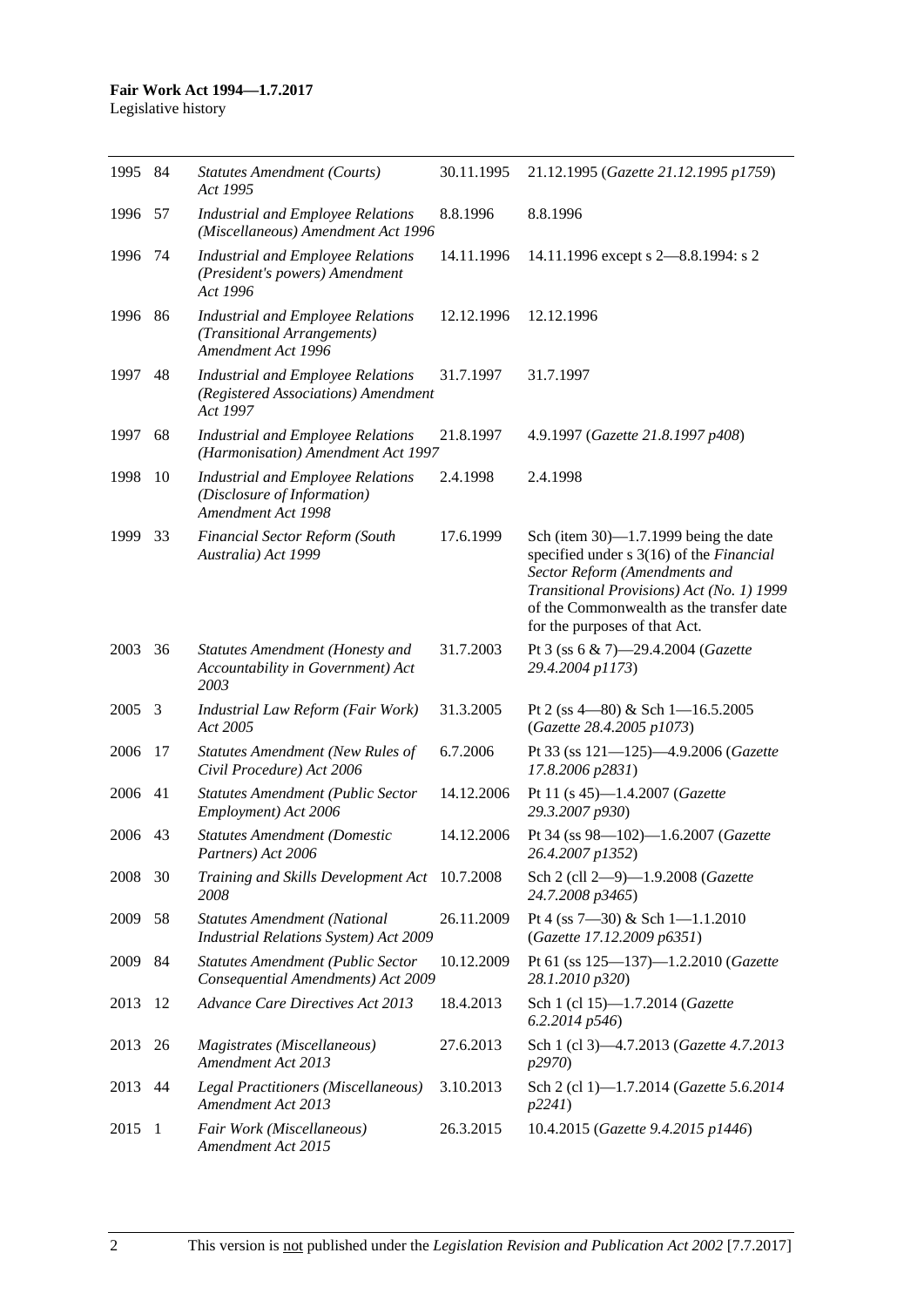| | | | | |
|---|---|---|---|---|
| 1995 | 84 | *Statutes Amendment (Courts) Act 1995* | 30.11.1995 | 21.12.1995 (*Gazette 21.12.1995 p1759*) |
| 1996 | 57 | *Industrial and Employee Relations (Miscellaneous) Amendment Act 1996* | 8.8.1996 | 8.8.1996 |
| 1996 | 74 | *Industrial and Employee Relations (President's powers) Amendment Act 1996* | 14.11.1996 | 14.11.1996 except s 2—8.8.1994: s 2 |
| 1996 | 86 | *Industrial and Employee Relations (Transitional Arrangements) Amendment Act 1996* | 12.12.1996 | 12.12.1996 |
| 1997 | 48 | *Industrial and Employee Relations (Registered Associations) Amendment Act 1997* | 31.7.1997 | 31.7.1997 |
| 1997 | 68 | *Industrial and Employee Relations (Harmonisation) Amendment Act 1997* | 21.8.1997 | 4.9.1997 (*Gazette 21.8.1997 p408*) |
| 1998 | 10 | *Industrial and Employee Relations (Disclosure of Information) Amendment Act 1998* | 2.4.1998 | 2.4.1998 |
| 1999 | 33 | *Financial Sector Reform (South Australia) Act 1999* | 17.6.1999 | Sch (item 30)—1.7.1999 being the date specified under s 3(16) of the *Financial Sector Reform (Amendments and Transitional Provisions) Act (No. 1) 1999* of the Commonwealth as the transfer date for the purposes of that Act. |
| 2003 | 36 | *Statutes Amendment (Honesty and Accountability in Government) Act 2003* | 31.7.2003 | Pt 3 (ss 6 & 7)—29.4.2004 (*Gazette 29.4.2004 p1173*) |
| 2005 | 3 | *Industrial Law Reform (Fair Work) Act 2005* | 31.3.2005 | Pt 2 (ss 4—80) & Sch 1—16.5.2005 (*Gazette 28.4.2005 p1073*) |
| 2006 | 17 | *Statutes Amendment (New Rules of Civil Procedure) Act 2006* | 6.7.2006 | Pt 33 (ss 121—125)—4.9.2006 (*Gazette 17.8.2006 p2831*) |
| 2006 | 41 | *Statutes Amendment (Public Sector Employment) Act 2006* | 14.12.2006 | Pt 11 (s 45)—1.4.2007 (*Gazette 29.3.2007 p930*) |
| 2006 | 43 | *Statutes Amendment (Domestic Partners) Act 2006* | 14.12.2006 | Pt 34 (ss 98—102)—1.6.2007 (*Gazette 26.4.2007 p1352*) |
| 2008 | 30 | *Training and Skills Development Act 2008* | 10.7.2008 | Sch 2 (cll 2—9)—1.9.2008 (*Gazette 24.7.2008 p3465*) |
| 2009 | 58 | *Statutes Amendment (National Industrial Relations System) Act 2009* | 26.11.2009 | Pt 4 (ss 7—30) & Sch 1—1.1.2010 (*Gazette 17.12.2009 p6351*) |
| 2009 | 84 | *Statutes Amendment (Public Sector Consequential Amendments) Act 2009* | 10.12.2009 | Pt 61 (ss 125—137)—1.2.2010 (*Gazette 28.1.2010 p320*) |
| 2013 | 12 | *Advance Care Directives Act 2013* | 18.4.2013 | Sch 1 (cl 15)—1.7.2014 (*Gazette 6.2.2014 p546*) |
| 2013 | 26 | *Magistrates (Miscellaneous) Amendment Act 2013* | 27.6.2013 | Sch 1 (cl 3)—4.7.2013 (*Gazette 4.7.2013 p2970*) |
| 2013 | 44 | *Legal Practitioners (Miscellaneous) Amendment Act 2013* | 3.10.2013 | Sch 2 (cl 1)—1.7.2014 (*Gazette 5.6.2014 p2241*) |
| 2015 | 1 | *Fair Work (Miscellaneous) Amendment Act 2015* | 26.3.2015 | 10.4.2015 (*Gazette 9.4.2015 p1446*) |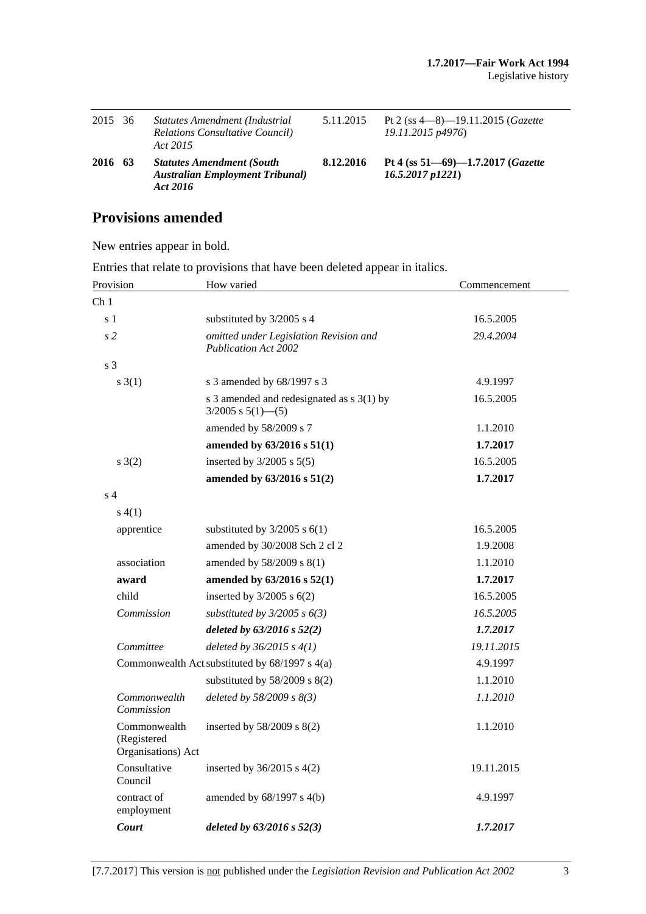| | | | | |
|---|---|---|---|---|
| 2015 | 36 | *Statutes Amendment (Industrial Relations Consultative Council) Act 2015* | 5.11.2015 | Pt 2 (ss 4—8)—19.11.2015 (*Gazette 19.11.2015 p4976*) |
| **2016** | **63** | ***Statutes Amendment (South Australian Employment Tribunal) Act 2016*** | **8.12.2016** | **Pt 4 (ss 51—69)—1.7.2017 (*Gazette 16.5.2017 p1221*)** |

## Provisions amended

New entries appear in bold.

Entries that relate to provisions that have been deleted appear in italics.

| Provision | How varied | Commencement |
|---|---|---|
| Ch 1 | | |
| s 1 | substituted by 3/2005 s 4 | 16.5.2005 |
| *s 2* | *omitted under Legislation Revision and Publication Act 2002* | *29.4.2004* |
| s 3 | | |
| s 3(1) | s 3 amended by 68/1997 s 3 | 4.9.1997 |
| | s 3 amended and redesignated as s 3(1) by 3/2005 s 5(1)—(5) | 16.5.2005 |
| | amended by 58/2009 s 7 | 1.1.2010 |
| | **amended by 63/2016 s 51(1)** | **1.7.2017** |
| s 3(2) | inserted by 3/2005 s 5(5) | 16.5.2005 |
| | **amended by 63/2016 s 51(2)** | **1.7.2017** |
| s 4 | | |
| s 4(1) | | |
| apprentice | substituted by 3/2005 s 6(1) | 16.5.2005 |
| | amended by 30/2008 Sch 2 cl 2 | 1.9.2008 |
| association | amended by 58/2009 s 8(1) | 1.1.2010 |
| **award** | **amended by 63/2016 s 52(1)** | **1.7.2017** |
| child | inserted by 3/2005 s 6(2) | 16.5.2005 |
| *Commission* | *substituted by 3/2005 s 6(3)* | *16.5.2005* |
| | ***deleted by 63/2016 s 52(2)*** | ***1.7.2017*** |
| *Committee* | *deleted by 36/2015 s 4(1)* | *19.11.2015* |
| Commonwealth Act | substituted by 68/1997 s 4(a) | 4.9.1997 |
| | substituted by 58/2009 s 8(2) | 1.1.2010 |
| *Commonwealth Commission* | *deleted by 58/2009 s 8(3)* | *1.1.2010* |
| Commonwealth (Registered Organisations) Act | inserted by 58/2009 s 8(2) | 1.1.2010 |
| Consultative Council | inserted by 36/2015 s 4(2) | 19.11.2015 |
| contract of employment | amended by 68/1997 s 4(b) | 4.9.1997 |
| ***Court*** | ***deleted by 63/2016 s 52(3)*** | ***1.7.2017*** |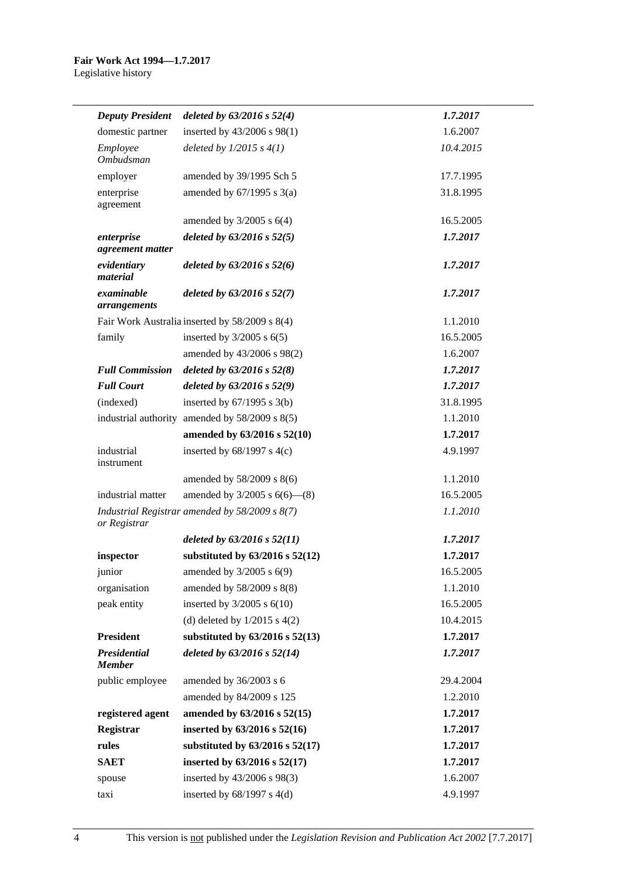| | | |
|---|---|---|
| ***Deputy President*** | *deleted by 63/2016 s 52(4)* | *1.7.2017* |
| domestic partner | inserted by 43/2006 s 98(1) | 1.6.2007 |
| *Employee Ombudsman* | *deleted by 1/2015 s 4(1)* | *10.4.2015* |
| employer | amended by 39/1995 Sch 5 | 17.7.1995 |
| enterprise agreement | amended by 67/1995 s 3(a) | 31.8.1995 |
| | amended by 3/2005 s 6(4) | 16.5.2005 |
| ***enterprise agreement matter*** | *deleted by 63/2016 s 52(5)* | *1.7.2017* |
| ***evidentiary material*** | *deleted by 63/2016 s 52(6)* | *1.7.2017* |
| ***examinable arrangements*** | *deleted by 63/2016 s 52(7)* | *1.7.2017* |
| Fair Work Australia | inserted by 58/2009 s 8(4) | 1.1.2010 |
| family | inserted by 3/2005 s 6(5) | 16.5.2005 |
| | amended by 43/2006 s 98(2) | 1.6.2007 |
| ***Full Commission*** | *deleted by 63/2016 s 52(8)* | *1.7.2017* |
| ***Full Court*** | *deleted by 63/2016 s 52(9)* | *1.7.2017* |
| (indexed) | inserted by 67/1995 s 3(b) | 31.8.1995 |
| industrial authority | amended by 58/2009 s 8(5) | 1.1.2010 |
| | **amended by 63/2016 s 52(10)** | **1.7.2017** |
| industrial instrument | inserted by 68/1997 s 4(c) | 4.9.1997 |
| | amended by 58/2009 s 8(6) | 1.1.2010 |
| industrial matter | amended by 3/2005 s 6(6)—(8) | 16.5.2005 |
| *Industrial Registrar or Registrar* | *amended by 58/2009 s 8(7)* | *1.1.2010* |
| | *deleted by 63/2016 s 52(11)* | *1.7.2017* |
| **inspector** | **substituted by 63/2016 s 52(12)** | **1.7.2017** |
| junior | amended by 3/2005 s 6(9) | 16.5.2005 |
| organisation | amended by 58/2009 s 8(8) | 1.1.2010 |
| peak entity | inserted by 3/2005 s 6(10) | 16.5.2005 |
| | (d) deleted by 1/2015 s 4(2) | 10.4.2015 |
| **President** | **substituted by 63/2016 s 52(13)** | **1.7.2017** |
| ***Presidential Member*** | *deleted by 63/2016 s 52(14)* | *1.7.2017* |
| public employee | amended by 36/2003 s 6 | 29.4.2004 |
| | amended by 84/2009 s 125 | 1.2.2010 |
| **registered agent** | **amended by 63/2016 s 52(15)** | **1.7.2017** |
| **Registrar** | **inserted by 63/2016 s 52(16)** | **1.7.2017** |
| **rules** | **substituted by 63/2016 s 52(17)** | **1.7.2017** |
| **SAET** | **inserted by 63/2016 s 52(17)** | **1.7.2017** |
| spouse | inserted by 43/2006 s 98(3) | 1.6.2007 |
| taxi | inserted by 68/1997 s 4(d) | 4.9.1997 |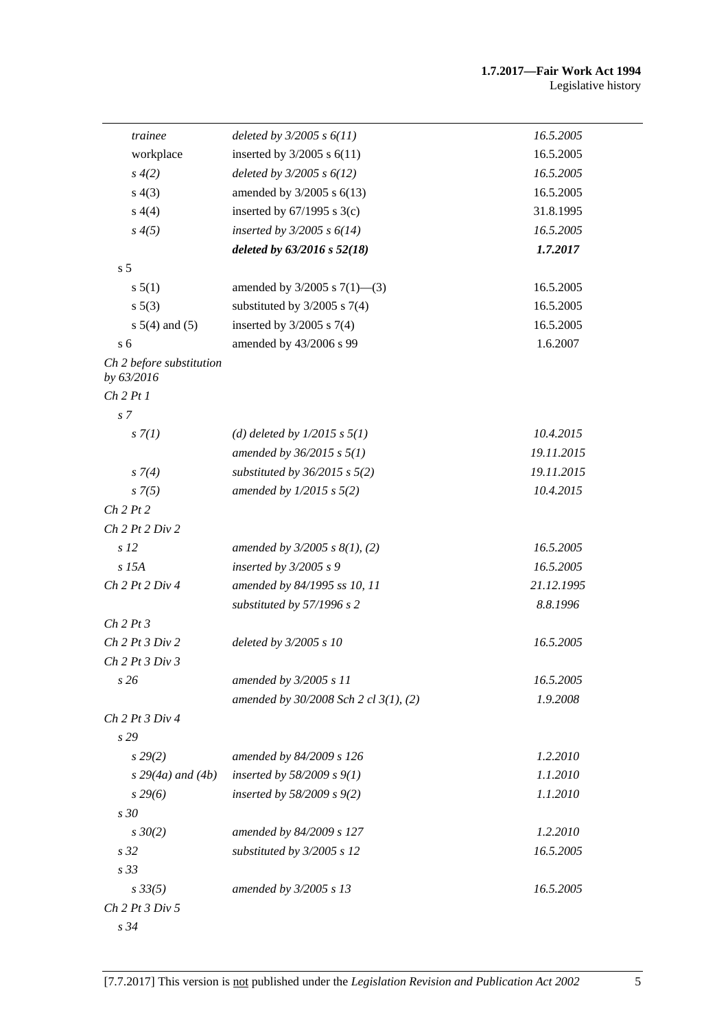| | | |
|---|---|---|
| *trainee* | *deleted by 3/2005 s 6(11)* | *16.5.2005* |
| workplace | inserted by 3/2005 s 6(11) | 16.5.2005 |
| *s 4(2)* | *deleted by 3/2005 s 6(12)* | *16.5.2005* |
| s 4(3) | amended by 3/2005 s 6(13) | 16.5.2005 |
| s 4(4) | inserted by 67/1995 s 3(c) | 31.8.1995 |
| *s 4(5)* | *inserted by 3/2005 s 6(14)* | *16.5.2005* |
| | ***deleted by 63/2016 s 52(18)*** | ***1.7.2017*** |
| s 5 | | |
| s 5(1) | amended by 3/2005 s 7(1)—(3) | 16.5.2005 |
| s 5(3) | substituted by 3/2005 s 7(4) | 16.5.2005 |
| s 5(4) and (5) | inserted by 3/2005 s 7(4) | 16.5.2005 |
| s 6 | amended by 43/2006 s 99 | 1.6.2007 |
| *Ch 2 before substitution by 63/2016* | | |
| *Ch 2 Pt 1* | | |
| *s 7* | | |
| *s 7(1)* | *(d) deleted by 1/2015 s 5(1)* | *10.4.2015* |
| | *amended by 36/2015 s 5(1)* | *19.11.2015* |
| *s 7(4)* | *substituted by 36/2015 s 5(2)* | *19.11.2015* |
| *s 7(5)* | *amended by 1/2015 s 5(2)* | *10.4.2015* |
| *Ch 2 Pt 2* | | |
| *Ch 2 Pt 2 Div 2* | | |
| *s 12* | *amended by 3/2005 s 8(1), (2)* | *16.5.2005* |
| *s 15A* | *inserted by 3/2005 s 9* | *16.5.2005* |
| *Ch 2 Pt 2 Div 4* | *amended by 84/1995 ss 10, 11* | *21.12.1995* |
| | *substituted by 57/1996 s 2* | *8.8.1996* |
| *Ch 2 Pt 3* | | |
| *Ch 2 Pt 3 Div 2* | *deleted by 3/2005 s 10* | *16.5.2005* |
| *Ch 2 Pt 3 Div 3* | | |
| *s 26* | *amended by 3/2005 s 11* | *16.5.2005* |
| | *amended by 30/2008 Sch 2 cl 3(1), (2)* | *1.9.2008* |
| *Ch 2 Pt 3 Div 4* | | |
| *s 29* | | |
| *s 29(2)* | *amended by 84/2009 s 126* | *1.2.2010* |
| *s 29(4a) and (4b)* | *inserted by 58/2009 s 9(1)* | *1.1.2010* |
| *s 29(6)* | *inserted by 58/2009 s 9(2)* | *1.1.2010* |
| *s 30* | | |
| *s 30(2)* | *amended by 84/2009 s 127* | *1.2.2010* |
| *s 32* | *substituted by 3/2005 s 12* | *16.5.2005* |
| *s 33* | | |
| *s 33(5)* | *amended by 3/2005 s 13* | *16.5.2005* |
| *Ch 2 Pt 3 Div 5* | | |
| *s 34* | | |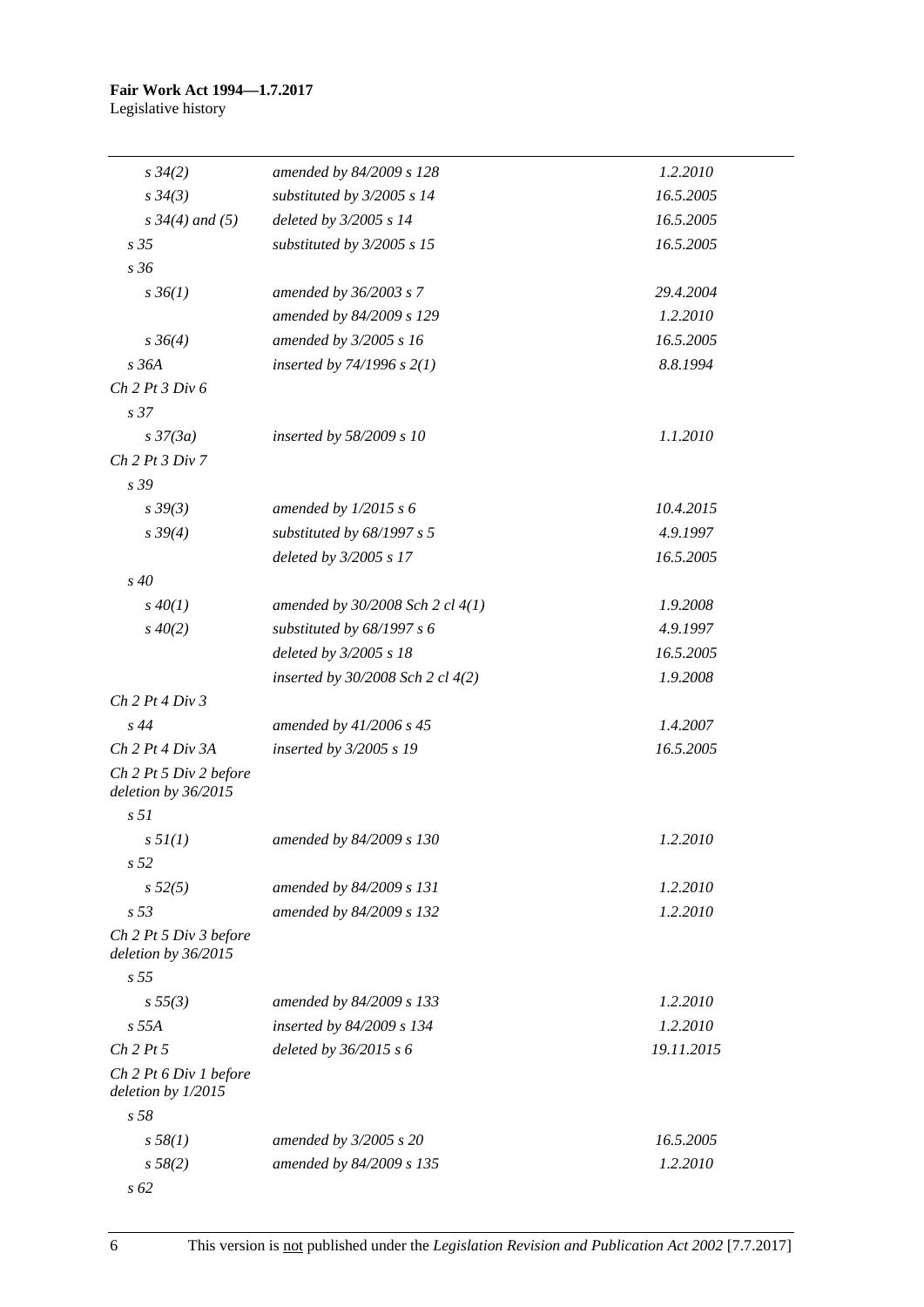| | | |
|---|---|---|
| *s 34(2)* | *amended by 84/2009 s 128* | *1.2.2010* |
| *s 34(3)* | *substituted by 3/2005 s 14* | *16.5.2005* |
| *s 34(4) and (5)* | *deleted by 3/2005 s 14* | *16.5.2005* |
| *s 35* | *substituted by 3/2005 s 15* | *16.5.2005* |
| *s 36* | | |
| *s 36(1)* | *amended by 36/2003 s 7* | *29.4.2004* |
| | *amended by 84/2009 s 129* | *1.2.2010* |
| *s 36(4)* | *amended by 3/2005 s 16* | *16.5.2005* |
| *s 36A* | *inserted by 74/1996 s 2(1)* | *8.8.1994* |
| *Ch 2 Pt 3 Div 6* | | |
| *s 37* | | |
| *s 37(3a)* | *inserted by 58/2009 s 10* | *1.1.2010* |
| *Ch 2 Pt 3 Div 7* | | |
| *s 39* | | |
| *s 39(3)* | *amended by 1/2015 s 6* | *10.4.2015* |
| *s 39(4)* | *substituted by 68/1997 s 5* | *4.9.1997* |
| | *deleted by 3/2005 s 17* | *16.5.2005* |
| *s 40* | | |
| *s 40(1)* | *amended by 30/2008 Sch 2 cl 4(1)* | *1.9.2008* |
| *s 40(2)* | *substituted by 68/1997 s 6* | *4.9.1997* |
| | *deleted by 3/2005 s 18* | *16.5.2005* |
| | *inserted by 30/2008 Sch 2 cl 4(2)* | *1.9.2008* |
| *Ch 2 Pt 4 Div 3* | | |
| *s 44* | *amended by 41/2006 s 45* | *1.4.2007* |
| *Ch 2 Pt 4 Div 3A* | *inserted by 3/2005 s 19* | *16.5.2005* |
| *Ch 2 Pt 5 Div 2 before deletion by 36/2015* | | |
| *s 51* | | |
| *s 51(1)* | *amended by 84/2009 s 130* | *1.2.2010* |
| *s 52* | | |
| *s 52(5)* | *amended by 84/2009 s 131* | *1.2.2010* |
| *s 53* | *amended by 84/2009 s 132* | *1.2.2010* |
| *Ch 2 Pt 5 Div 3 before deletion by 36/2015* | | |
| *s 55* | | |
| *s 55(3)* | *amended by 84/2009 s 133* | *1.2.2010* |
| *s 55A* | *inserted by 84/2009 s 134* | *1.2.2010* |
| *Ch 2 Pt 5* | *deleted by 36/2015 s 6* | *19.11.2015* |
| *Ch 2 Pt 6 Div 1 before deletion by 1/2015* | | |
| *s 58* | | |
| *s 58(1)* | *amended by 3/2005 s 20* | *16.5.2005* |
| *s 58(2)* | *amended by 84/2009 s 135* | *1.2.2010* |
| *s 62* | | |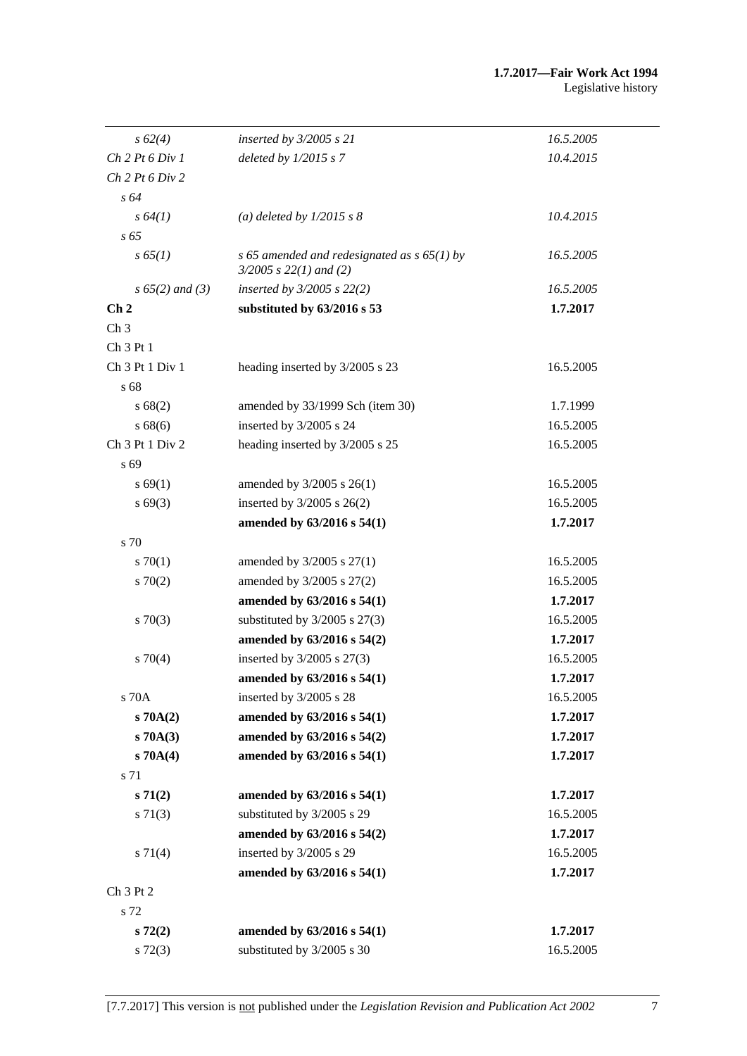| | | |
|---|---|---|
| *s 62(4)* | *inserted by 3/2005 s 21* | *16.5.2005* |
| *Ch 2 Pt 6 Div 1* | *deleted by 1/2015 s 7* | *10.4.2015* |
| *Ch 2 Pt 6 Div 2* | | |
| *s 64* | | |
| *s 64(1)* | *(a) deleted by 1/2015 s 8* | *10.4.2015* |
| *s 65* | | |
| *s 65(1)* | *s 65 amended and redesignated as s 65(1) by 3/2005 s 22(1) and (2)* | *16.5.2005* |
| *s 65(2) and (3)* | *inserted by 3/2005 s 22(2)* | *16.5.2005* |
| **Ch 2** | **substituted by 63/2016 s 53** | **1.7.2017** |
| Ch 3 | | |
| Ch 3 Pt 1 | | |
| Ch 3 Pt 1 Div 1 | heading inserted by 3/2005 s 23 | 16.5.2005 |
| s 68 | | |
| s 68(2) | amended by 33/1999 Sch (item 30) | 1.7.1999 |
| s 68(6) | inserted by 3/2005 s 24 | 16.5.2005 |
| Ch 3 Pt 1 Div 2 | heading inserted by 3/2005 s 25 | 16.5.2005 |
| s 69 | | |
| s 69(1) | amended by 3/2005 s 26(1) | 16.5.2005 |
| s 69(3) | inserted by 3/2005 s 26(2) | 16.5.2005 |
| | **amended by 63/2016 s 54(1)** | **1.7.2017** |
| s 70 | | |
| s 70(1) | amended by 3/2005 s 27(1) | 16.5.2005 |
| s 70(2) | amended by 3/2005 s 27(2) | 16.5.2005 |
| | **amended by 63/2016 s 54(1)** | **1.7.2017** |
| s 70(3) | substituted by 3/2005 s 27(3) | 16.5.2005 |
| | **amended by 63/2016 s 54(2)** | **1.7.2017** |
| s 70(4) | inserted by 3/2005 s 27(3) | 16.5.2005 |
| | **amended by 63/2016 s 54(1)** | **1.7.2017** |
| s 70A | inserted by 3/2005 s 28 | 16.5.2005 |
| **s 70A(2)** | **amended by 63/2016 s 54(1)** | **1.7.2017** |
| **s 70A(3)** | **amended by 63/2016 s 54(2)** | **1.7.2017** |
| **s 70A(4)** | **amended by 63/2016 s 54(1)** | **1.7.2017** |
| s 71 | | |
| **s 71(2)** | **amended by 63/2016 s 54(1)** | **1.7.2017** |
| s 71(3) | substituted by 3/2005 s 29 | 16.5.2005 |
| | **amended by 63/2016 s 54(2)** | **1.7.2017** |
| s 71(4) | inserted by 3/2005 s 29 | 16.5.2005 |
| | **amended by 63/2016 s 54(1)** | **1.7.2017** |
| Ch 3 Pt 2 | | |
| s 72 | | |
| **s 72(2)** | **amended by 63/2016 s 54(1)** | **1.7.2017** |
| s 72(3) | substituted by 3/2005 s 30 | 16.5.2005 |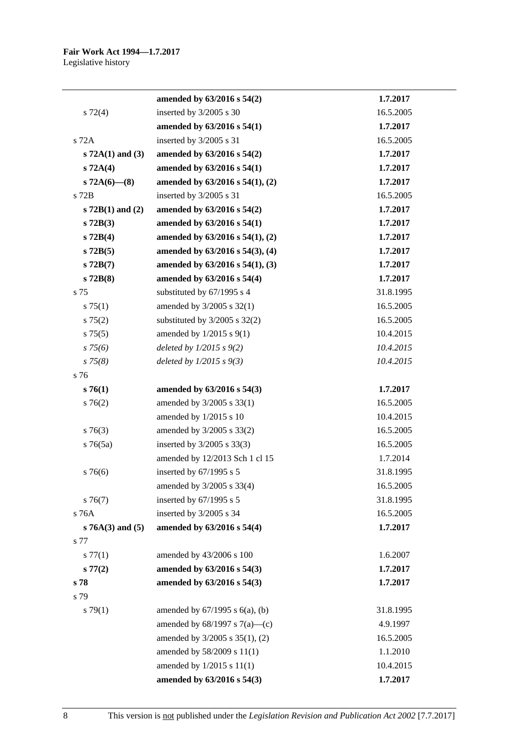| | | |
|---|---|---|
| | **amended by 63/2016 s 54(2)** | **1.7.2017** |
| s 72(4) | inserted by 3/2005 s 30 | 16.5.2005 |
| | **amended by 63/2016 s 54(1)** | **1.7.2017** |
| s 72A | inserted by 3/2005 s 31 | 16.5.2005 |
| **s 72A(1) and (3)** | **amended by 63/2016 s 54(2)** | **1.7.2017** |
| **s 72A(4)** | **amended by 63/2016 s 54(1)** | **1.7.2017** |
| **s 72A(6)—(8)** | **amended by 63/2016 s 54(1), (2)** | **1.7.2017** |
| s 72B | inserted by 3/2005 s 31 | 16.5.2005 |
| **s 72B(1) and (2)** | **amended by 63/2016 s 54(2)** | **1.7.2017** |
| **s 72B(3)** | **amended by 63/2016 s 54(1)** | **1.7.2017** |
| **s 72B(4)** | **amended by 63/2016 s 54(1), (2)** | **1.7.2017** |
| **s 72B(5)** | **amended by 63/2016 s 54(3), (4)** | **1.7.2017** |
| **s 72B(7)** | **amended by 63/2016 s 54(1), (3)** | **1.7.2017** |
| **s 72B(8)** | **amended by 63/2016 s 54(4)** | **1.7.2017** |
| s 75 | substituted by 67/1995 s 4 | 31.8.1995 |
| s 75(1) | amended by 3/2005 s 32(1) | 16.5.2005 |
| s 75(2) | substituted by 3/2005 s 32(2) | 16.5.2005 |
| s 75(5) | amended by 1/2015 s 9(1) | 10.4.2015 |
| *s 75(6)* | *deleted by 1/2015 s 9(2)* | *10.4.2015* |
| *s 75(8)* | *deleted by 1/2015 s 9(3)* | *10.4.2015* |
| s 76 | | |
| **s 76(1)** | **amended by 63/2016 s 54(3)** | **1.7.2017** |
| s 76(2) | amended by 3/2005 s 33(1) | 16.5.2005 |
| | amended by 1/2015 s 10 | 10.4.2015 |
| s 76(3) | amended by 3/2005 s 33(2) | 16.5.2005 |
| s 76(5a) | inserted by 3/2005 s 33(3) | 16.5.2005 |
| | amended by 12/2013 Sch 1 cl 15 | 1.7.2014 |
| s 76(6) | inserted by 67/1995 s 5 | 31.8.1995 |
| | amended by 3/2005 s 33(4) | 16.5.2005 |
| s 76(7) | inserted by 67/1995 s 5 | 31.8.1995 |
| s 76A | inserted by 3/2005 s 34 | 16.5.2005 |
| **s 76A(3) and (5)** | **amended by 63/2016 s 54(4)** | **1.7.2017** |
| s 77 | | |
| s 77(1) | amended by 43/2006 s 100 | 1.6.2007 |
| **s 77(2)** | **amended by 63/2016 s 54(3)** | **1.7.2017** |
| **s 78** | **amended by 63/2016 s 54(3)** | **1.7.2017** |
| s 79 | | |
| s 79(1) | amended by 67/1995 s 6(a), (b) | 31.8.1995 |
| | amended by 68/1997 s 7(a)—(c) | 4.9.1997 |
| | amended by 3/2005 s 35(1), (2) | 16.5.2005 |
| | amended by 58/2009 s 11(1) | 1.1.2010 |
| | amended by 1/2015 s 11(1) | 10.4.2015 |
| | **amended by 63/2016 s 54(3)** | **1.7.2017** |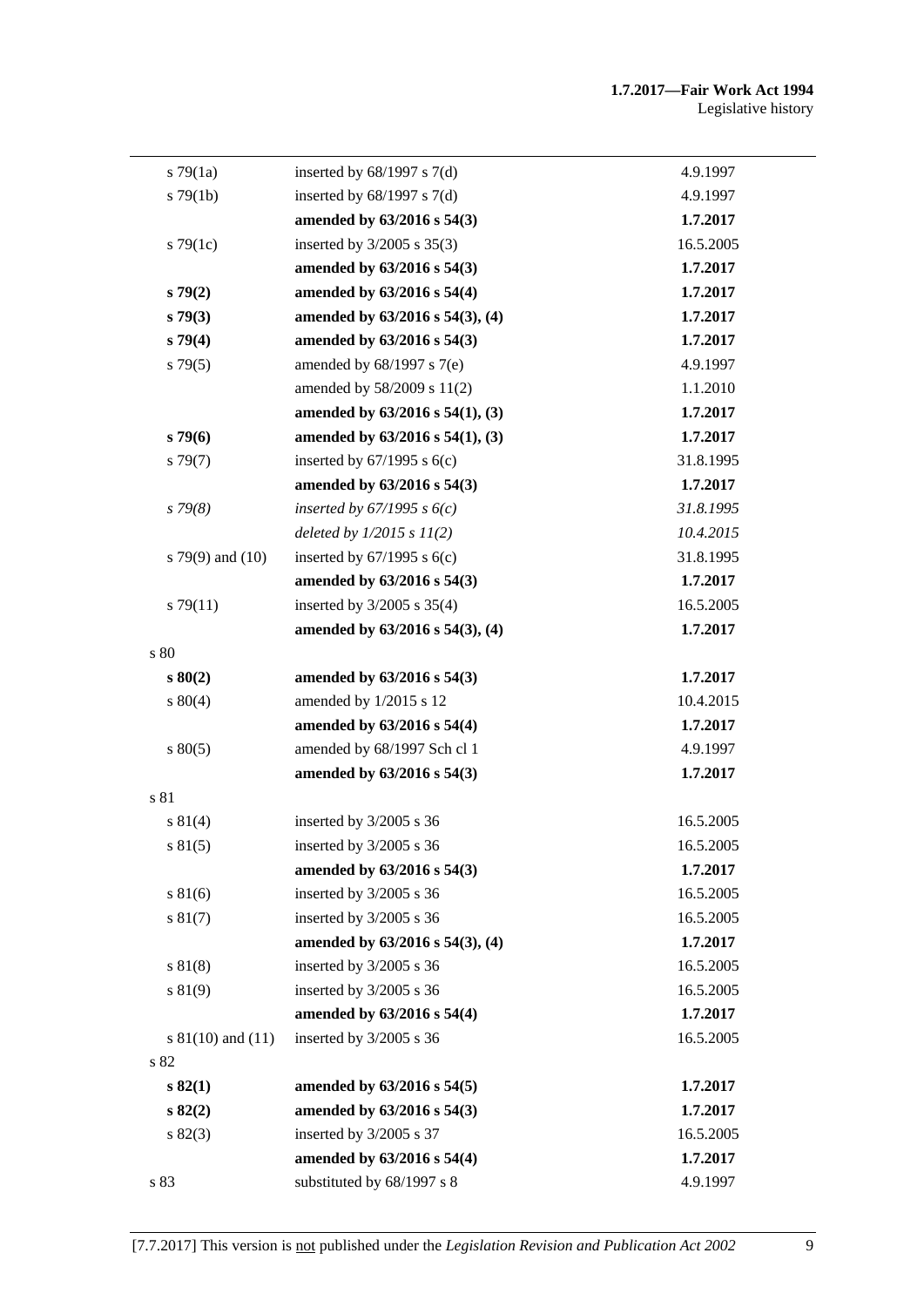| | | |
|---|---|---|
| s 79(1a) | inserted by 68/1997 s 7(d) | 4.9.1997 |
| s 79(1b) | inserted by 68/1997 s 7(d) | 4.9.1997 |
| | **amended by 63/2016 s 54(3)** | **1.7.2017** |
| s 79(1c) | inserted by 3/2005 s 35(3) | 16.5.2005 |
| | **amended by 63/2016 s 54(3)** | **1.7.2017** |
| **s 79(2)** | **amended by 63/2016 s 54(4)** | **1.7.2017** |
| **s 79(3)** | **amended by 63/2016 s 54(3), (4)** | **1.7.2017** |
| **s 79(4)** | **amended by 63/2016 s 54(3)** | **1.7.2017** |
| s 79(5) | amended by 68/1997 s 7(e) | 4.9.1997 |
| | amended by 58/2009 s 11(2) | 1.1.2010 |
| | **amended by 63/2016 s 54(1), (3)** | **1.7.2017** |
| **s 79(6)** | **amended by 63/2016 s 54(1), (3)** | **1.7.2017** |
| s 79(7) | inserted by 67/1995 s 6(c) | 31.8.1995 |
| | **amended by 63/2016 s 54(3)** | **1.7.2017** |
| *s 79(8)* | *inserted by 67/1995 s 6(c)* | *31.8.1995* |
| | *deleted by 1/2015 s 11(2)* | *10.4.2015* |
| s 79(9) and (10) | inserted by 67/1995 s 6(c) | 31.8.1995 |
| | **amended by 63/2016 s 54(3)** | **1.7.2017** |
| s 79(11) | inserted by 3/2005 s 35(4) | 16.5.2005 |
| | **amended by 63/2016 s 54(3), (4)** | **1.7.2017** |
| s 80 | | |
| **s 80(2)** | **amended by 63/2016 s 54(3)** | **1.7.2017** |
| s 80(4) | amended by 1/2015 s 12 | 10.4.2015 |
| | **amended by 63/2016 s 54(4)** | **1.7.2017** |
| s 80(5) | amended by 68/1997 Sch cl 1 | 4.9.1997 |
| | **amended by 63/2016 s 54(3)** | **1.7.2017** |
| s 81 | | |
| s 81(4) | inserted by 3/2005 s 36 | 16.5.2005 |
| s 81(5) | inserted by 3/2005 s 36 | 16.5.2005 |
| | **amended by 63/2016 s 54(3)** | **1.7.2017** |
| s 81(6) | inserted by 3/2005 s 36 | 16.5.2005 |
| s 81(7) | inserted by 3/2005 s 36 | 16.5.2005 |
| | **amended by 63/2016 s 54(3), (4)** | **1.7.2017** |
| s 81(8) | inserted by 3/2005 s 36 | 16.5.2005 |
| s 81(9) | inserted by 3/2005 s 36 | 16.5.2005 |
| | **amended by 63/2016 s 54(4)** | **1.7.2017** |
| s 81(10) and (11) | inserted by 3/2005 s 36 | 16.5.2005 |
| s 82 | | |
| **s 82(1)** | **amended by 63/2016 s 54(5)** | **1.7.2017** |
| **s 82(2)** | **amended by 63/2016 s 54(3)** | **1.7.2017** |
| s 82(3) | inserted by 3/2005 s 37 | 16.5.2005 |
| | **amended by 63/2016 s 54(4)** | **1.7.2017** |
| s 83 | substituted by 68/1997 s 8 | 4.9.1997 |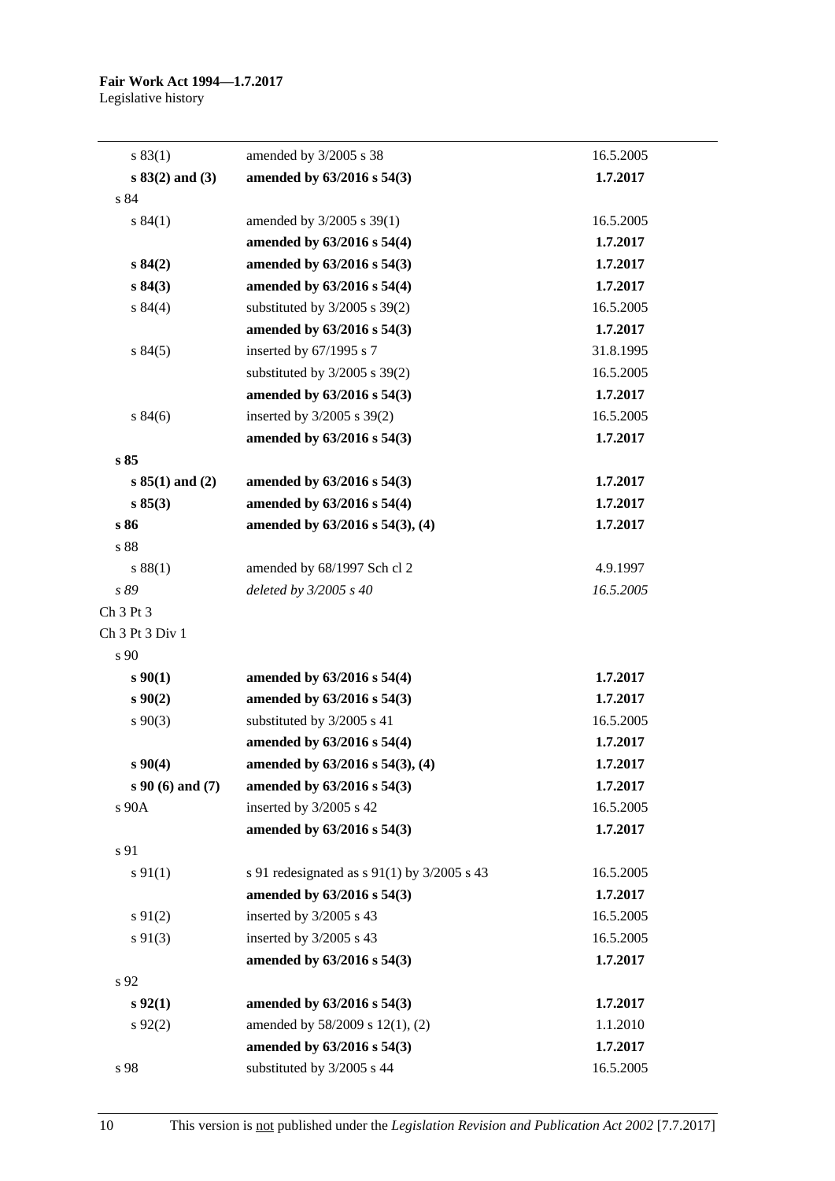| | | |
|---|---|---|
| s 83(1) | amended by 3/2005 s 38 | 16.5.2005 |
| **s 83(2) and (3)** | **amended by 63/2016 s 54(3)** | **1.7.2017** |
| s 84 | | |
| s 84(1) | amended by 3/2005 s 39(1) | 16.5.2005 |
| | **amended by 63/2016 s 54(4)** | **1.7.2017** |
| **s 84(2)** | **amended by 63/2016 s 54(3)** | **1.7.2017** |
| **s 84(3)** | **amended by 63/2016 s 54(4)** | **1.7.2017** |
| s 84(4) | substituted by 3/2005 s 39(2) | 16.5.2005 |
| | **amended by 63/2016 s 54(3)** | **1.7.2017** |
| s 84(5) | inserted by 67/1995 s 7 | 31.8.1995 |
| | substituted by 3/2005 s 39(2) | 16.5.2005 |
| | **amended by 63/2016 s 54(3)** | **1.7.2017** |
| s 84(6) | inserted by 3/2005 s 39(2) | 16.5.2005 |
| | **amended by 63/2016 s 54(3)** | **1.7.2017** |
| **s 85** | | |
| **s 85(1) and (2)** | **amended by 63/2016 s 54(3)** | **1.7.2017** |
| **s 85(3)** | **amended by 63/2016 s 54(4)** | **1.7.2017** |
| **s 86** | **amended by 63/2016 s 54(3), (4)** | **1.7.2017** |
| s 88 | | |
| s 88(1) | amended by 68/1997 Sch cl 2 | 4.9.1997 |
| *s 89* | *deleted by 3/2005 s 40* | *16.5.2005* |
| Ch 3 Pt 3 | | |
| Ch 3 Pt 3 Div 1 | | |
| s 90 | | |
| **s 90(1)** | **amended by 63/2016 s 54(4)** | **1.7.2017** |
| **s 90(2)** | **amended by 63/2016 s 54(3)** | **1.7.2017** |
| s 90(3) | substituted by 3/2005 s 41 | 16.5.2005 |
| | **amended by 63/2016 s 54(4)** | **1.7.2017** |
| **s 90(4)** | **amended by 63/2016 s 54(3), (4)** | **1.7.2017** |
| **s 90 (6) and (7)** | **amended by 63/2016 s 54(3)** | **1.7.2017** |
| s 90A | inserted by 3/2005 s 42 | 16.5.2005 |
| | **amended by 63/2016 s 54(3)** | **1.7.2017** |
| s 91 | | |
| s 91(1) | s 91 redesignated as s 91(1) by 3/2005 s 43 | 16.5.2005 |
| | **amended by 63/2016 s 54(3)** | **1.7.2017** |
| s 91(2) | inserted by 3/2005 s 43 | 16.5.2005 |
| s 91(3) | inserted by 3/2005 s 43 | 16.5.2005 |
| | **amended by 63/2016 s 54(3)** | **1.7.2017** |
| s 92 | | |
| **s 92(1)** | **amended by 63/2016 s 54(3)** | **1.7.2017** |
| s 92(2) | amended by 58/2009 s 12(1), (2) | 1.1.2010 |
| | **amended by 63/2016 s 54(3)** | **1.7.2017** |
| s 98 | substituted by 3/2005 s 44 | 16.5.2005 |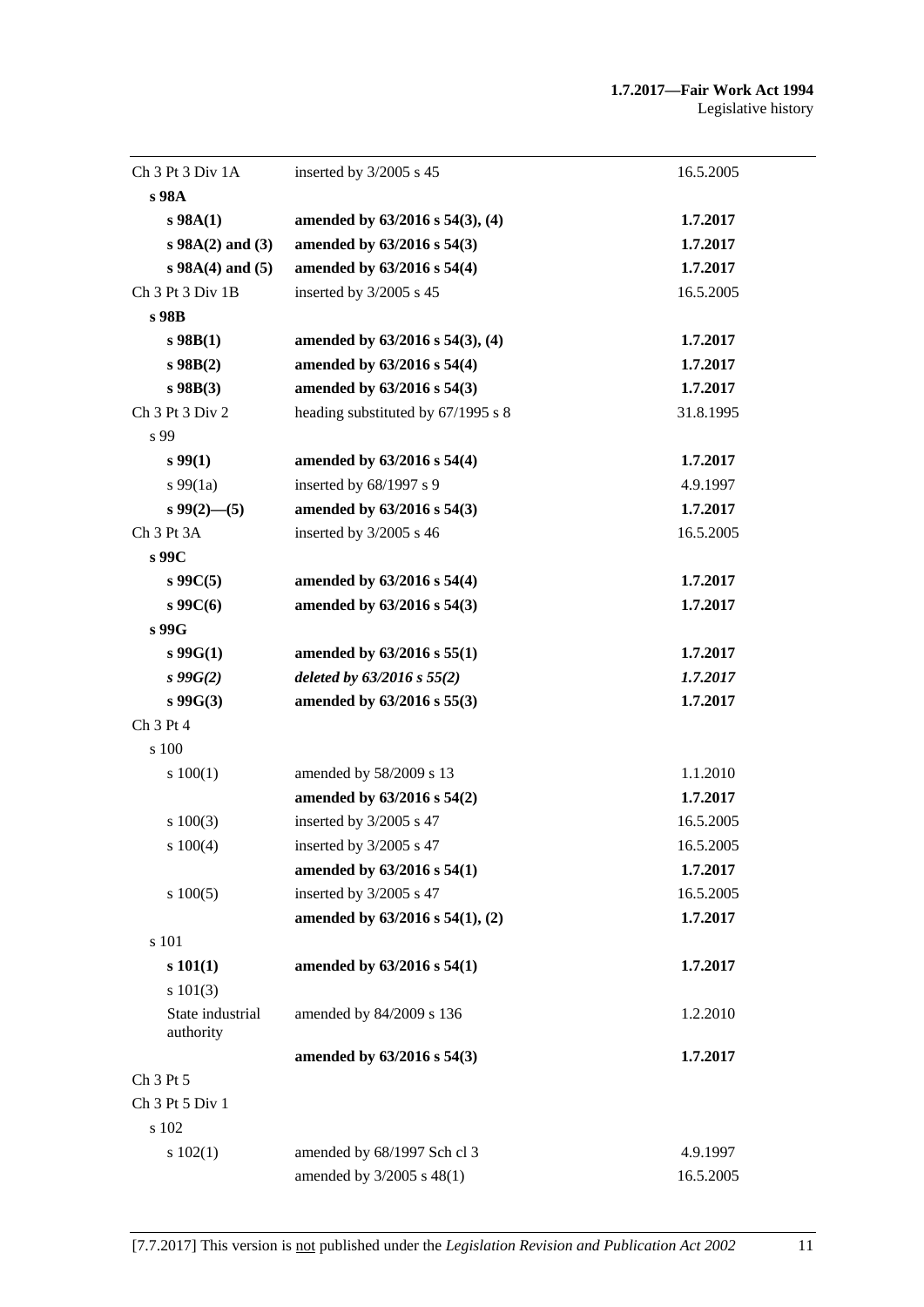| | | |
|---|---|---|
| Ch 3 Pt 3 Div 1A | inserted by 3/2005 s 45 | 16.5.2005 |
| **s 98A** | | |
| **s 98A(1)** | **amended by 63/2016 s 54(3), (4)** | **1.7.2017** |
| **s 98A(2) and (3)** | **amended by 63/2016 s 54(3)** | **1.7.2017** |
| **s 98A(4) and (5)** | **amended by 63/2016 s 54(4)** | **1.7.2017** |
| Ch 3 Pt 3 Div 1B | inserted by 3/2005 s 45 | 16.5.2005 |
| **s 98B** | | |
| **s 98B(1)** | **amended by 63/2016 s 54(3), (4)** | **1.7.2017** |
| **s 98B(2)** | **amended by 63/2016 s 54(4)** | **1.7.2017** |
| **s 98B(3)** | **amended by 63/2016 s 54(3)** | **1.7.2017** |
| Ch 3 Pt 3 Div 2 | heading substituted by 67/1995 s 8 | 31.8.1995 |
| s 99 | | |
| **s 99(1)** | **amended by 63/2016 s 54(4)** | **1.7.2017** |
| s 99(1a) | inserted by 68/1997 s 9 | 4.9.1997 |
| **s 99(2)—(5)** | **amended by 63/2016 s 54(3)** | **1.7.2017** |
| Ch 3 Pt 3A | inserted by 3/2005 s 46 | 16.5.2005 |
| **s 99C** | | |
| **s 99C(5)** | **amended by 63/2016 s 54(4)** | **1.7.2017** |
| **s 99C(6)** | **amended by 63/2016 s 54(3)** | **1.7.2017** |
| **s 99G** | | |
| **s 99G(1)** | **amended by 63/2016 s 55(1)** | **1.7.2017** |
| ***s 99G(2)*** | ***deleted by 63/2016 s 55(2)*** | ***1.7.2017*** |
| **s 99G(3)** | **amended by 63/2016 s 55(3)** | **1.7.2017** |
| Ch 3 Pt 4 | | |
| s 100 | | |
| s 100(1) | amended by 58/2009 s 13 | 1.1.2010 |
| | **amended by 63/2016 s 54(2)** | **1.7.2017** |
| s 100(3) | inserted by 3/2005 s 47 | 16.5.2005 |
| s 100(4) | inserted by 3/2005 s 47 | 16.5.2005 |
| | **amended by 63/2016 s 54(1)** | **1.7.2017** |
| s 100(5) | inserted by 3/2005 s 47 | 16.5.2005 |
| | **amended by 63/2016 s 54(1), (2)** | **1.7.2017** |
| s 101 | | |
| **s 101(1)** | **amended by 63/2016 s 54(1)** | **1.7.2017** |
| s 101(3) | | |
| State industrial authority | amended by 84/2009 s 136 | 1.2.2010 |
| | **amended by 63/2016 s 54(3)** | **1.7.2017** |
| Ch 3 Pt 5 | | |
| Ch 3 Pt 5 Div 1 | | |
| s 102 | | |
| s 102(1) | amended by 68/1997 Sch cl 3 | 4.9.1997 |
| | amended by 3/2005 s 48(1) | 16.5.2005 |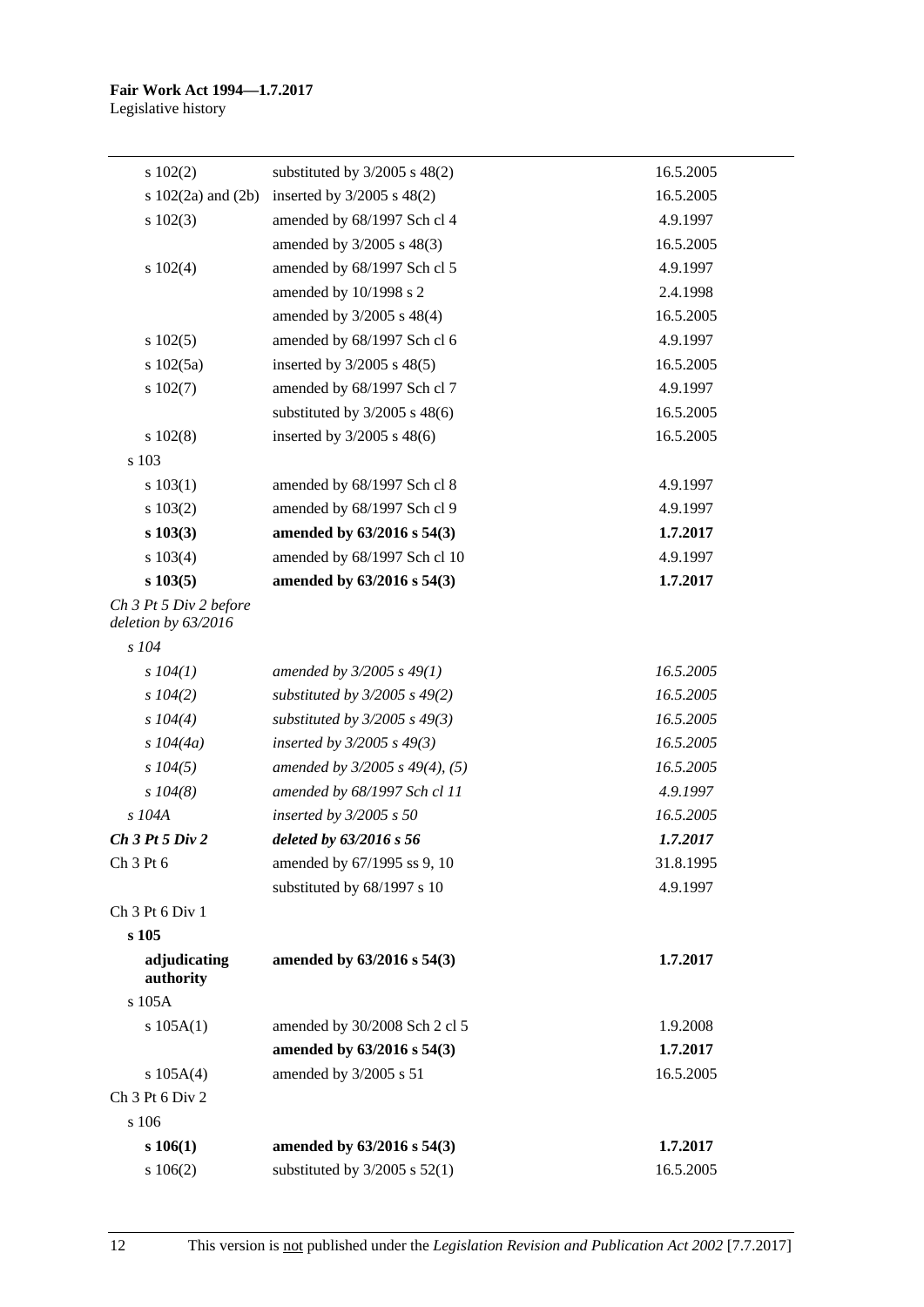| | | |
|---|---|---|
| s 102(2) | substituted by 3/2005 s 48(2) | 16.5.2005 |
| s 102(2a) and (2b) | inserted by 3/2005 s 48(2) | 16.5.2005 |
| s 102(3) | amended by 68/1997 Sch cl 4 | 4.9.1997 |
| | amended by 3/2005 s 48(3) | 16.5.2005 |
| s 102(4) | amended by 68/1997 Sch cl 5 | 4.9.1997 |
| | amended by 10/1998 s 2 | 2.4.1998 |
| | amended by 3/2005 s 48(4) | 16.5.2005 |
| s 102(5) | amended by 68/1997 Sch cl 6 | 4.9.1997 |
| s 102(5a) | inserted by 3/2005 s 48(5) | 16.5.2005 |
| s 102(7) | amended by 68/1997 Sch cl 7 | 4.9.1997 |
| | substituted by 3/2005 s 48(6) | 16.5.2005 |
| s 102(8) | inserted by 3/2005 s 48(6) | 16.5.2005 |
| s 103 | | |
| s 103(1) | amended by 68/1997 Sch cl 8 | 4.9.1997 |
| s 103(2) | amended by 68/1997 Sch cl 9 | 4.9.1997 |
| **s 103(3)** | **amended by 63/2016 s 54(3)** | **1.7.2017** |
| s 103(4) | amended by 68/1997 Sch cl 10 | 4.9.1997 |
| **s 103(5)** | **amended by 63/2016 s 54(3)** | **1.7.2017** |
| *Ch 3 Pt 5 Div 2 before deletion by 63/2016* | | |
| *s 104* | | |
| *s 104(1)* | *amended by 3/2005 s 49(1)* | *16.5.2005* |
| *s 104(2)* | *substituted by 3/2005 s 49(2)* | *16.5.2005* |
| *s 104(4)* | *substituted by 3/2005 s 49(3)* | *16.5.2005* |
| *s 104(4a)* | *inserted by 3/2005 s 49(3)* | *16.5.2005* |
| *s 104(5)* | *amended by 3/2005 s 49(4), (5)* | *16.5.2005* |
| *s 104(8)* | *amended by 68/1997 Sch cl 11* | *4.9.1997* |
| *s 104A* | *inserted by 3/2005 s 50* | *16.5.2005* |
| ***Ch 3 Pt 5 Div 2*** | ***deleted by 63/2016 s 56*** | ***1.7.2017*** |
| Ch 3 Pt 6 | amended by 67/1995 ss 9, 10 | 31.8.1995 |
| | substituted by 68/1997 s 10 | 4.9.1997 |
| Ch 3 Pt 6 Div 1 | | |
| **s 105** | | |
| **adjudicating authority** | **amended by 63/2016 s 54(3)** | **1.7.2017** |
| s 105A | | |
| s 105A(1) | amended by 30/2008 Sch 2 cl 5 | 1.9.2008 |
| | **amended by 63/2016 s 54(3)** | **1.7.2017** |
| s 105A(4) | amended by 3/2005 s 51 | 16.5.2005 |
| Ch 3 Pt 6 Div 2 | | |
| s 106 | | |
| **s 106(1)** | **amended by 63/2016 s 54(3)** | **1.7.2017** |
| s 106(2) | substituted by 3/2005 s 52(1) | 16.5.2005 |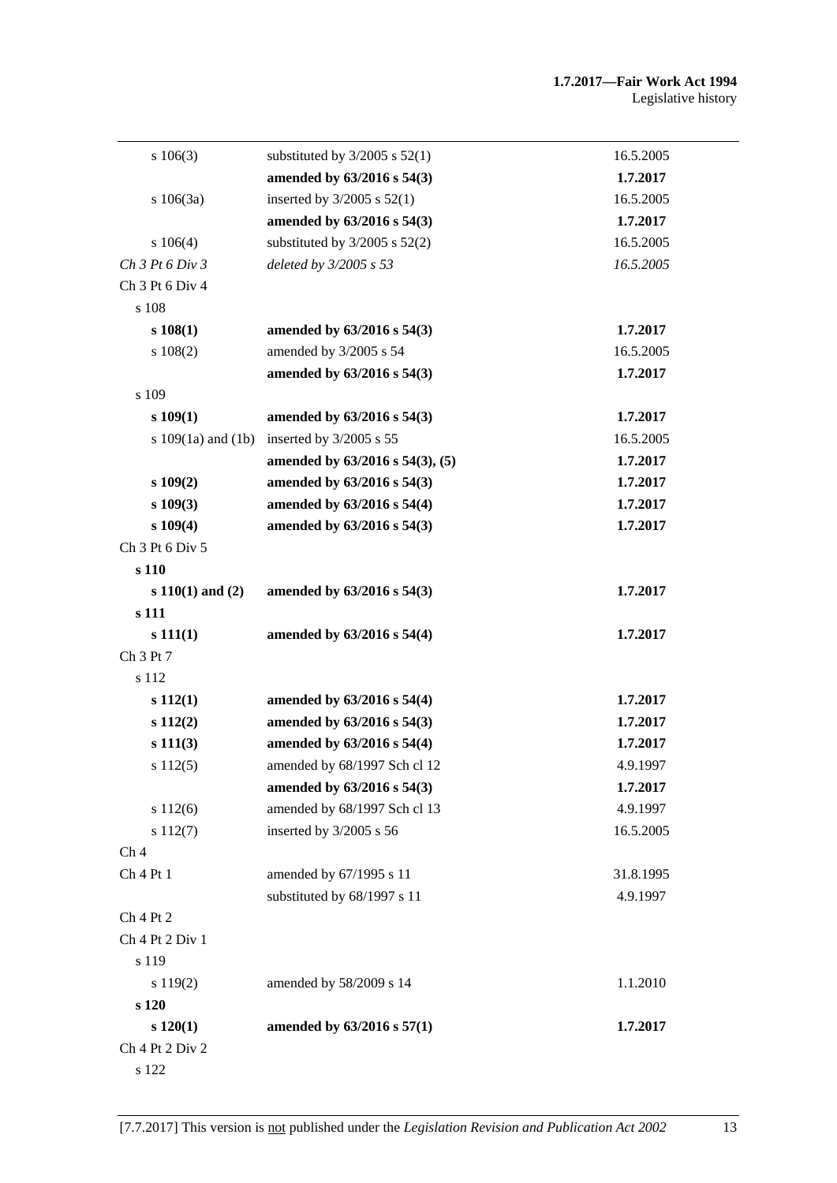| | | |
|---|---|---|
| s 106(3) | substituted by 3/2005 s 52(1) | 16.5.2005 |
| | **amended by 63/2016 s 54(3)** | **1.7.2017** |
| s 106(3a) | inserted by 3/2005 s 52(1) | 16.5.2005 |
| | **amended by 63/2016 s 54(3)** | **1.7.2017** |
| s 106(4) | substituted by 3/2005 s 52(2) | 16.5.2005 |
| *Ch 3 Pt 6 Div 3* | *deleted by 3/2005 s 53* | *16.5.2005* |
| Ch 3 Pt 6 Div 4 | | |
| s 108 | | |
| **s 108(1)** | **amended by 63/2016 s 54(3)** | **1.7.2017** |
| s 108(2) | amended by 3/2005 s 54 | 16.5.2005 |
| | **amended by 63/2016 s 54(3)** | **1.7.2017** |
| s 109 | | |
| **s 109(1)** | **amended by 63/2016 s 54(3)** | **1.7.2017** |
| s 109(1a) and (1b) | inserted by 3/2005 s 55 | 16.5.2005 |
| | **amended by 63/2016 s 54(3), (5)** | **1.7.2017** |
| **s 109(2)** | **amended by 63/2016 s 54(3)** | **1.7.2017** |
| **s 109(3)** | **amended by 63/2016 s 54(4)** | **1.7.2017** |
| **s 109(4)** | **amended by 63/2016 s 54(3)** | **1.7.2017** |
| Ch 3 Pt 6 Div 5 | | |
| **s 110** | | |
| **s 110(1) and (2)** | **amended by 63/2016 s 54(3)** | **1.7.2017** |
| **s 111** | | |
| **s 111(1)** | **amended by 63/2016 s 54(4)** | **1.7.2017** |
| Ch 3 Pt 7 | | |
| s 112 | | |
| **s 112(1)** | **amended by 63/2016 s 54(4)** | **1.7.2017** |
| **s 112(2)** | **amended by 63/2016 s 54(3)** | **1.7.2017** |
| **s 111(3)** | **amended by 63/2016 s 54(4)** | **1.7.2017** |
| s 112(5) | amended by 68/1997 Sch cl 12 | 4.9.1997 |
| | **amended by 63/2016 s 54(3)** | **1.7.2017** |
| s 112(6) | amended by 68/1997 Sch cl 13 | 4.9.1997 |
| s 112(7) | inserted by 3/2005 s 56 | 16.5.2005 |
| Ch 4 | | |
| Ch 4 Pt 1 | amended by 67/1995 s 11 | 31.8.1995 |
| | substituted by 68/1997 s 11 | 4.9.1997 |
| Ch 4 Pt 2 | | |
| Ch 4 Pt 2 Div 1 | | |
| s 119 | | |
| s 119(2) | amended by 58/2009 s 14 | 1.1.2010 |
| **s 120** | | |
| **s 120(1)** | **amended by 63/2016 s 57(1)** | **1.7.2017** |
| Ch 4 Pt 2 Div 2 | | |
| s 122 | | |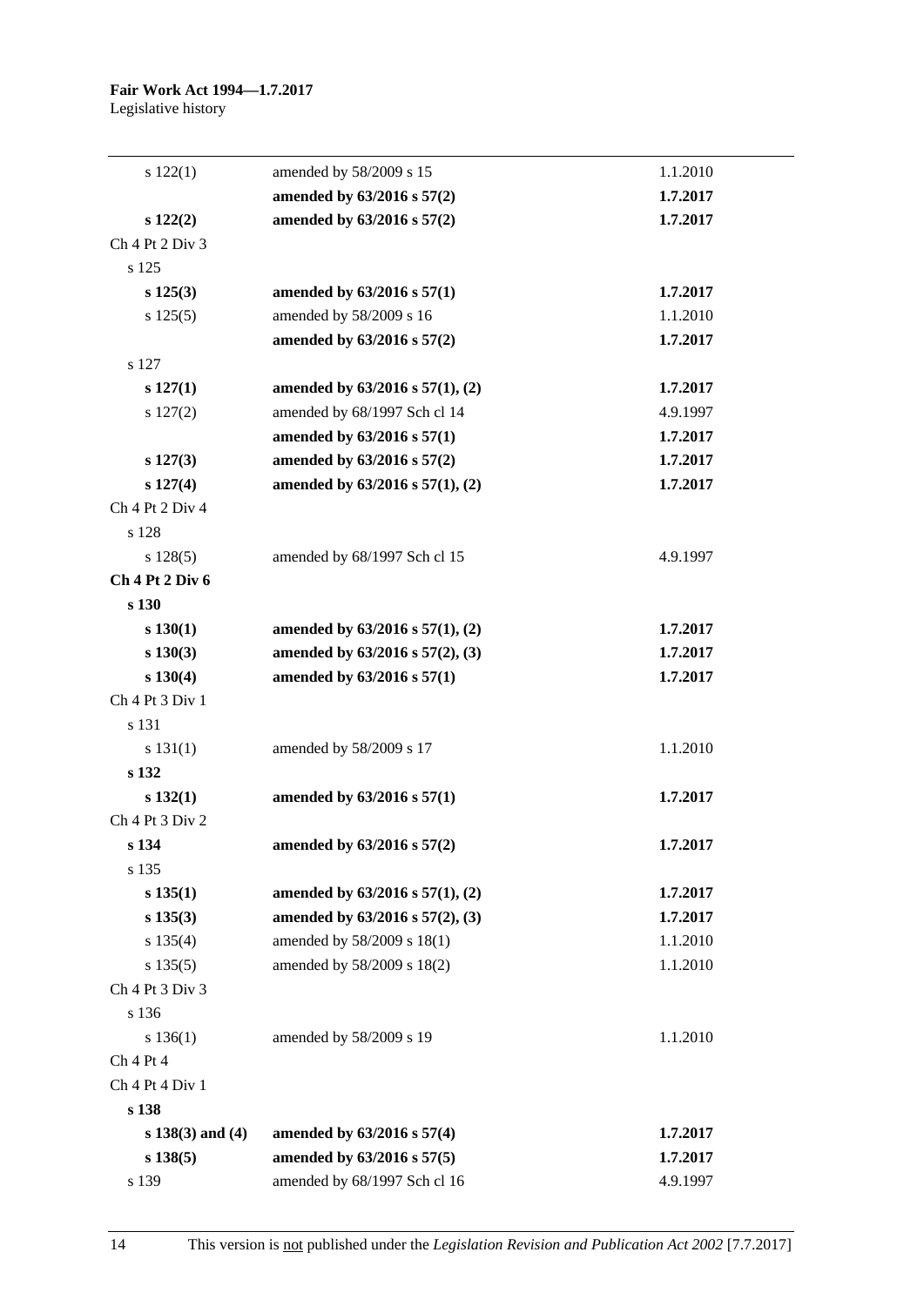| | | |
|---|---|---|
| s 122(1) | amended by 58/2009 s 15 | 1.1.2010 |
| | **amended by 63/2016 s 57(2)** | **1.7.2017** |
| **s 122(2)** | **amended by 63/2016 s 57(2)** | **1.7.2017** |
| Ch 4 Pt 2 Div 3 | | |
| s 125 | | |
| **s 125(3)** | **amended by 63/2016 s 57(1)** | **1.7.2017** |
| s 125(5) | amended by 58/2009 s 16 | 1.1.2010 |
| | **amended by 63/2016 s 57(2)** | **1.7.2017** |
| s 127 | | |
| **s 127(1)** | **amended by 63/2016 s 57(1), (2)** | **1.7.2017** |
| s 127(2) | amended by 68/1997 Sch cl 14 | 4.9.1997 |
| | **amended by 63/2016 s 57(1)** | **1.7.2017** |
| **s 127(3)** | **amended by 63/2016 s 57(2)** | **1.7.2017** |
| **s 127(4)** | **amended by 63/2016 s 57(1), (2)** | **1.7.2017** |
| Ch 4 Pt 2 Div 4 | | |
| s 128 | | |
| s 128(5) | amended by 68/1997 Sch cl 15 | 4.9.1997 |
| **Ch 4 Pt 2 Div 6** | | |
| **s 130** | | |
| **s 130(1)** | **amended by 63/2016 s 57(1), (2)** | **1.7.2017** |
| **s 130(3)** | **amended by 63/2016 s 57(2), (3)** | **1.7.2017** |
| **s 130(4)** | **amended by 63/2016 s 57(1)** | **1.7.2017** |
| Ch 4 Pt 3 Div 1 | | |
| s 131 | | |
| s 131(1) | amended by 58/2009 s 17 | 1.1.2010 |
| **s 132** | | |
| **s 132(1)** | **amended by 63/2016 s 57(1)** | **1.7.2017** |
| Ch 4 Pt 3 Div 2 | | |
| **s 134** | **amended by 63/2016 s 57(2)** | **1.7.2017** |
| s 135 | | |
| **s 135(1)** | **amended by 63/2016 s 57(1), (2)** | **1.7.2017** |
| **s 135(3)** | **amended by 63/2016 s 57(2), (3)** | **1.7.2017** |
| s 135(4) | amended by 58/2009 s 18(1) | 1.1.2010 |
| s 135(5) | amended by 58/2009 s 18(2) | 1.1.2010 |
| Ch 4 Pt 3 Div 3 | | |
| s 136 | | |
| s 136(1) | amended by 58/2009 s 19 | 1.1.2010 |
| Ch 4 Pt 4 | | |
| Ch 4 Pt 4 Div 1 | | |
| **s 138** | | |
| **s 138(3) and (4)** | **amended by 63/2016 s 57(4)** | **1.7.2017** |
| **s 138(5)** | **amended by 63/2016 s 57(5)** | **1.7.2017** |
| s 139 | amended by 68/1997 Sch cl 16 | 4.9.1997 |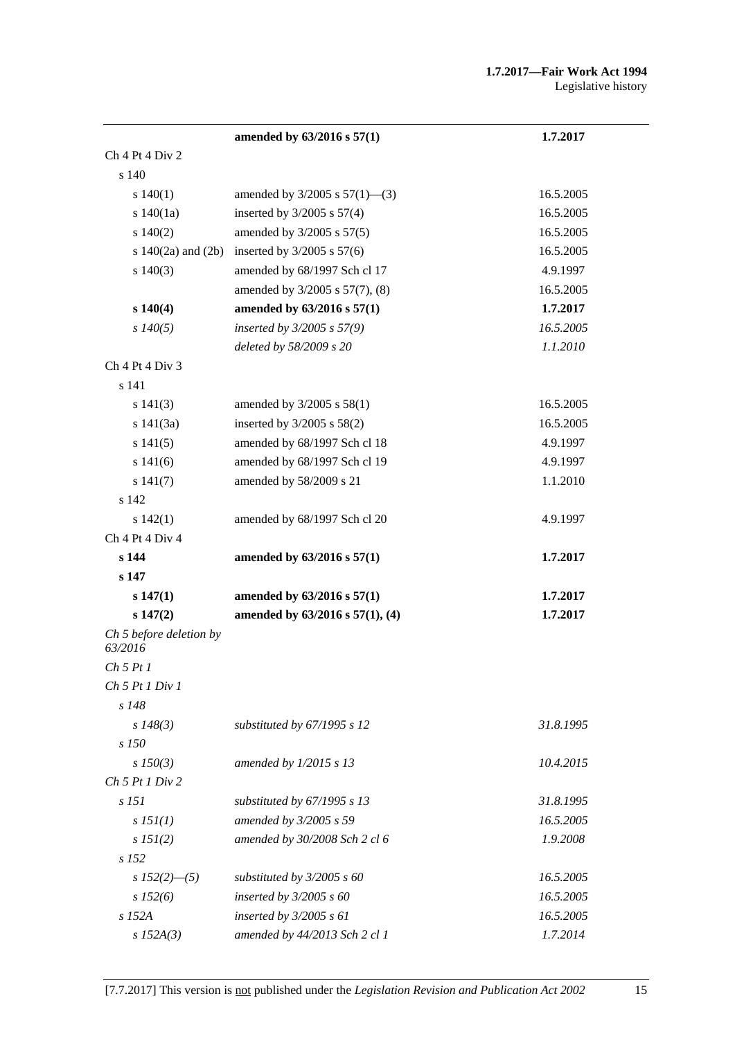| | | |
|---|---|---|
| | **amended by 63/2016 s 57(1)** | **1.7.2017** |
| Ch 4 Pt 4 Div 2 | | |
| s 140 | | |
| s 140(1) | amended by 3/2005 s 57(1)—(3) | 16.5.2005 |
| s 140(1a) | inserted by 3/2005 s 57(4) | 16.5.2005 |
| s 140(2) | amended by 3/2005 s 57(5) | 16.5.2005 |
| s 140(2a) and (2b) | inserted by 3/2005 s 57(6) | 16.5.2005 |
| s 140(3) | amended by 68/1997 Sch cl 17 | 4.9.1997 |
| | amended by 3/2005 s 57(7), (8) | 16.5.2005 |
| **s 140(4)** | **amended by 63/2016 s 57(1)** | **1.7.2017** |
| *s 140(5)* | *inserted by 3/2005 s 57(9)* | *16.5.2005* |
| | *deleted by 58/2009 s 20* | *1.1.2010* |
| Ch 4 Pt 4 Div 3 | | |
| s 141 | | |
| s 141(3) | amended by 3/2005 s 58(1) | 16.5.2005 |
| s 141(3a) | inserted by 3/2005 s 58(2) | 16.5.2005 |
| s 141(5) | amended by 68/1997 Sch cl 18 | 4.9.1997 |
| s 141(6) | amended by 68/1997 Sch cl 19 | 4.9.1997 |
| s 141(7) | amended by 58/2009 s 21 | 1.1.2010 |
| s 142 | | |
| s 142(1) | amended by 68/1997 Sch cl 20 | 4.9.1997 |
| Ch 4 Pt 4 Div 4 | | |
| **s 144** | **amended by 63/2016 s 57(1)** | **1.7.2017** |
| **s 147** | | |
| **s 147(1)** | **amended by 63/2016 s 57(1)** | **1.7.2017** |
| **s 147(2)** | **amended by 63/2016 s 57(1), (4)** | **1.7.2017** |
| *Ch 5 before deletion by 63/2016* | | |
| *Ch 5 Pt 1* | | |
| *Ch 5 Pt 1 Div 1* | | |
| *s 148* | | |
| *s 148(3)* | *substituted by 67/1995 s 12* | *31.8.1995* |
| *s 150* | | |
| *s 150(3)* | *amended by 1/2015 s 13* | *10.4.2015* |
| *Ch 5 Pt 1 Div 2* | | |
| *s 151* | *substituted by 67/1995 s 13* | *31.8.1995* |
| *s 151(1)* | *amended by 3/2005 s 59* | *16.5.2005* |
| *s 151(2)* | *amended by 30/2008 Sch 2 cl 6* | *1.9.2008* |
| *s 152* | | |
| *s 152(2)—(5)* | *substituted by 3/2005 s 60* | *16.5.2005* |
| *s 152(6)* | *inserted by 3/2005 s 60* | *16.5.2005* |
| *s 152A* | *inserted by 3/2005 s 61* | *16.5.2005* |
| *s 152A(3)* | *amended by 44/2013 Sch 2 cl 1* | *1.7.2014* |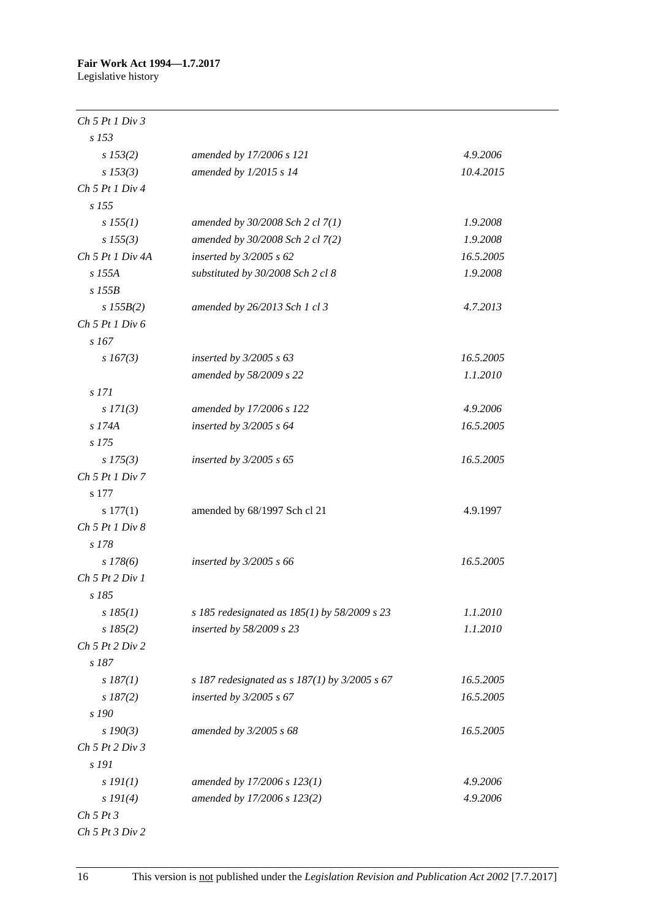| | | |
|---|---|---|
| *Ch 5 Pt 1 Div 3* | | |
| *s 153* | | |
| *s 153(2)* | *amended by 17/2006 s 121* | *4.9.2006* |
| *s 153(3)* | *amended by 1/2015 s 14* | *10.4.2015* |
| *Ch 5 Pt 1 Div 4* | | |
| *s 155* | | |
| *s 155(1)* | *amended by 30/2008 Sch 2 cl 7(1)* | *1.9.2008* |
| *s 155(3)* | *amended by 30/2008 Sch 2 cl 7(2)* | *1.9.2008* |
| *Ch 5 Pt 1 Div 4A* | *inserted by 3/2005 s 62* | *16.5.2005* |
| *s 155A* | *substituted by 30/2008 Sch 2 cl 8* | *1.9.2008* |
| *s 155B* | | |
| *s 155B(2)* | *amended by 26/2013 Sch 1 cl 3* | *4.7.2013* |
| *Ch 5 Pt 1 Div 6* | | |
| *s 167* | | |
| *s 167(3)* | *inserted by 3/2005 s 63* | *16.5.2005* |
| | *amended by 58/2009 s 22* | *1.1.2010* |
| *s 171* | | |
| *s 171(3)* | *amended by 17/2006 s 122* | *4.9.2006* |
| *s 174A* | *inserted by 3/2005 s 64* | *16.5.2005* |
| *s 175* | | |
| *s 175(3)* | *inserted by 3/2005 s 65* | *16.5.2005* |
| *Ch 5 Pt 1 Div 7* | | |
| s 177 | | |
| s 177(1) | amended by 68/1997 Sch cl 21 | 4.9.1997 |
| *Ch 5 Pt 1 Div 8* | | |
| *s 178* | | |
| *s 178(6)* | *inserted by 3/2005 s 66* | *16.5.2005* |
| *Ch 5 Pt 2 Div 1* | | |
| *s 185* | | |
| *s 185(1)* | *s 185 redesignated as 185(1) by 58/2009 s 23* | *1.1.2010* |
| *s 185(2)* | *inserted by 58/2009 s 23* | *1.1.2010* |
| *Ch 5 Pt 2 Div 2* | | |
| *s 187* | | |
| *s 187(1)* | *s 187 redesignated as s 187(1) by 3/2005 s 67* | *16.5.2005* |
| *s 187(2)* | *inserted by 3/2005 s 67* | *16.5.2005* |
| *s 190* | | |
| *s 190(3)* | *amended by 3/2005 s 68* | *16.5.2005* |
| *Ch 5 Pt 2 Div 3* | | |
| *s 191* | | |
| *s 191(1)* | *amended by 17/2006 s 123(1)* | *4.9.2006* |
| *s 191(4)* | *amended by 17/2006 s 123(2)* | *4.9.2006* |
| *Ch 5 Pt 3* | | |
| *Ch 5 Pt 3 Div 2* | | |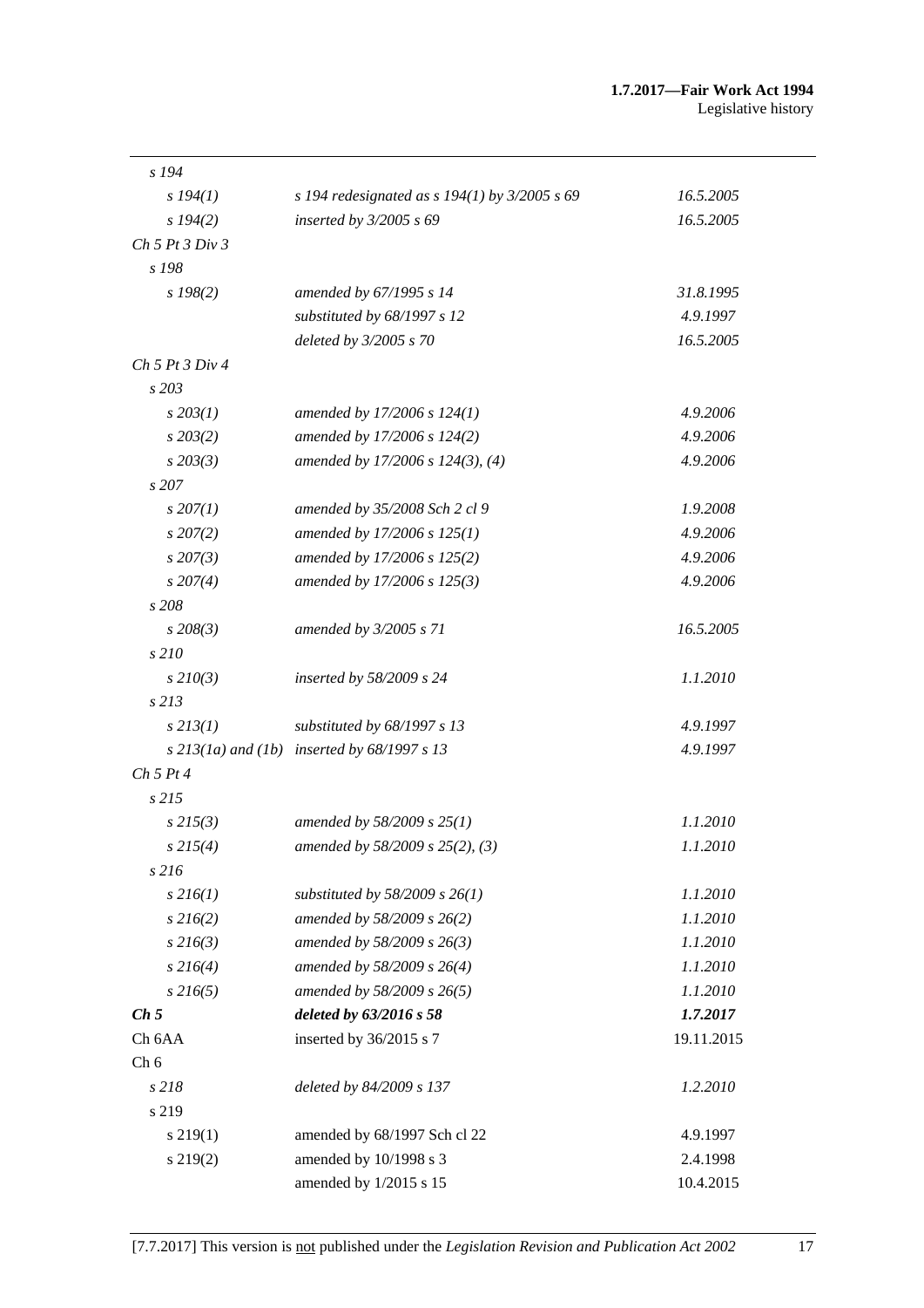| | | |
|---|---|---|
| *s 194* | | |
| *s 194(1)* | *s 194 redesignated as s 194(1) by 3/2005 s 69* | *16.5.2005* |
| *s 194(2)* | *inserted by 3/2005 s 69* | *16.5.2005* |
| *Ch 5 Pt 3 Div 3* | | |
| *s 198* | | |
| *s 198(2)* | *amended by 67/1995 s 14* | *31.8.1995* |
| | *substituted by 68/1997 s 12* | *4.9.1997* |
| | *deleted by 3/2005 s 70* | *16.5.2005* |
| *Ch 5 Pt 3 Div 4* | | |
| *s 203* | | |
| *s 203(1)* | *amended by 17/2006 s 124(1)* | *4.9.2006* |
| *s 203(2)* | *amended by 17/2006 s 124(2)* | *4.9.2006* |
| *s 203(3)* | *amended by 17/2006 s 124(3), (4)* | *4.9.2006* |
| *s 207* | | |
| *s 207(1)* | *amended by 35/2008 Sch 2 cl 9* | *1.9.2008* |
| *s 207(2)* | *amended by 17/2006 s 125(1)* | *4.9.2006* |
| *s 207(3)* | *amended by 17/2006 s 125(2)* | *4.9.2006* |
| *s 207(4)* | *amended by 17/2006 s 125(3)* | *4.9.2006* |
| *s 208* | | |
| *s 208(3)* | *amended by 3/2005 s 71* | *16.5.2005* |
| *s 210* | | |
| *s 210(3)* | *inserted by 58/2009 s 24* | *1.1.2010* |
| *s 213* | | |
| *s 213(1)* | *substituted by 68/1997 s 13* | *4.9.1997* |
| *s 213(1a) and (1b)* | *inserted by 68/1997 s 13* | *4.9.1997* |
| *Ch 5 Pt 4* | | |
| *s 215* | | |
| *s 215(3)* | *amended by 58/2009 s 25(1)* | *1.1.2010* |
| *s 215(4)* | *amended by 58/2009 s 25(2), (3)* | *1.1.2010* |
| *s 216* | | |
| *s 216(1)* | *substituted by 58/2009 s 26(1)* | *1.1.2010* |
| *s 216(2)* | *amended by 58/2009 s 26(2)* | *1.1.2010* |
| *s 216(3)* | *amended by 58/2009 s 26(3)* | *1.1.2010* |
| *s 216(4)* | *amended by 58/2009 s 26(4)* | *1.1.2010* |
| *s 216(5)* | *amended by 58/2009 s 26(5)* | *1.1.2010* |
| ***Ch 5*** | ***deleted by 63/2016 s 58*** | ***1.7.2017*** |
| Ch 6AA | inserted by 36/2015 s 7 | 19.11.2015 |
| Ch 6 | | |
| *s 218* | *deleted by 84/2009 s 137* | *1.2.2010* |
| s 219 | | |
| s 219(1) | amended by 68/1997 Sch cl 22 | 4.9.1997 |
| s 219(2) | amended by 10/1998 s 3 | 2.4.1998 |
| | amended by 1/2015 s 15 | 10.4.2015 |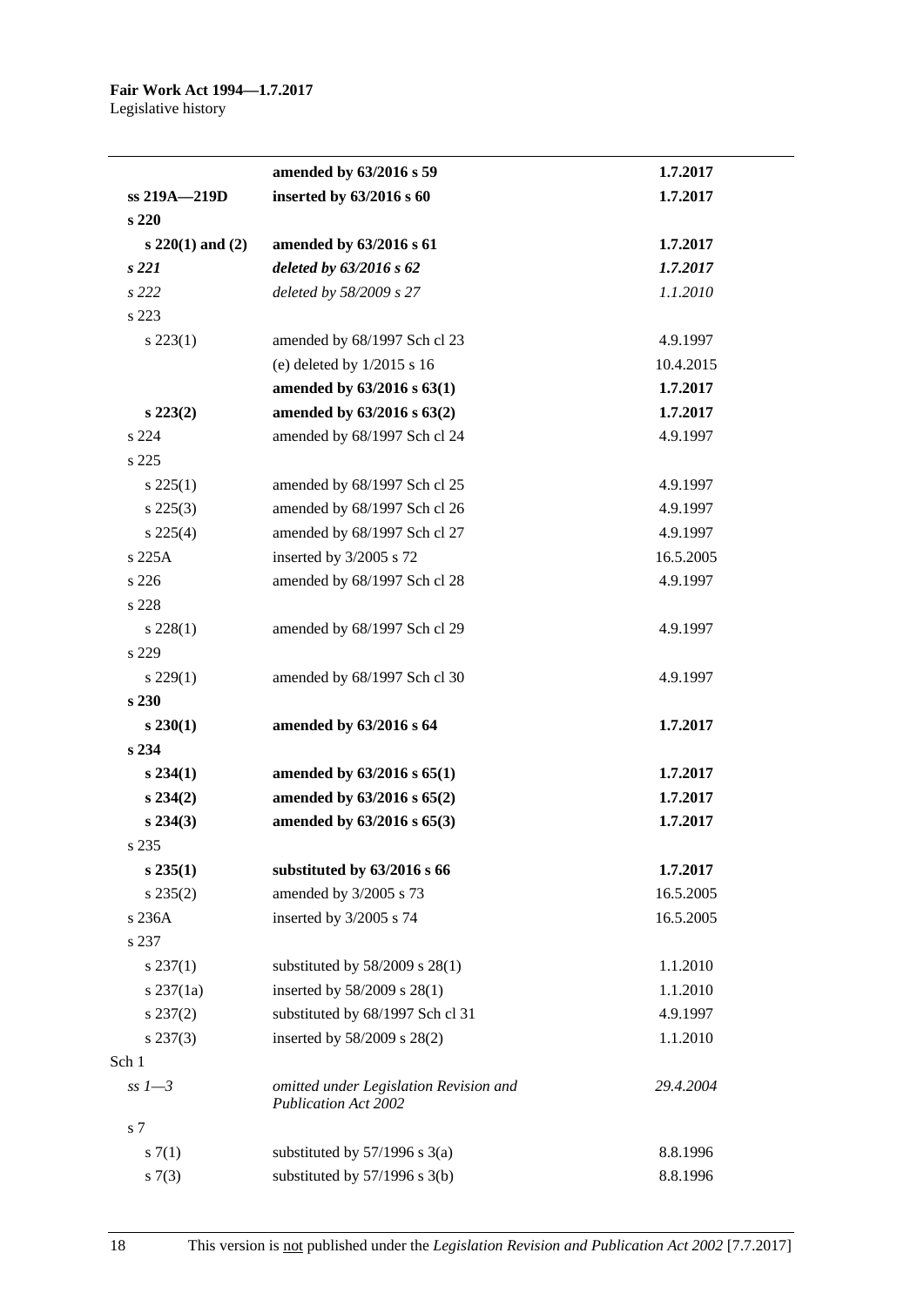| | | |
|---|---|---|
| | **amended by 63/2016 s 59** | **1.7.2017** |
| **ss 219A—219D** | **inserted by 63/2016 s 60** | **1.7.2017** |
| **s 220** | | |
| **s 220(1) and (2)** | **amended by 63/2016 s 61** | **1.7.2017** |
| ***s 221*** | ***deleted by 63/2016 s 62*** | ***1.7.2017*** |
| *s 222* | *deleted by 58/2009 s 27* | *1.1.2010* |
| s 223 | | |
| s 223(1) | amended by 68/1997 Sch cl 23 | 4.9.1997 |
| | (e) deleted by 1/2015 s 16 | 10.4.2015 |
| | **amended by 63/2016 s 63(1)** | **1.7.2017** |
| **s 223(2)** | **amended by 63/2016 s 63(2)** | **1.7.2017** |
| s 224 | amended by 68/1997 Sch cl 24 | 4.9.1997 |
| s 225 | | |
| s 225(1) | amended by 68/1997 Sch cl 25 | 4.9.1997 |
| s 225(3) | amended by 68/1997 Sch cl 26 | 4.9.1997 |
| s 225(4) | amended by 68/1997 Sch cl 27 | 4.9.1997 |
| s 225A | inserted by 3/2005 s 72 | 16.5.2005 |
| s 226 | amended by 68/1997 Sch cl 28 | 4.9.1997 |
| s 228 | | |
| s 228(1) | amended by 68/1997 Sch cl 29 | 4.9.1997 |
| s 229 | | |
| s 229(1) | amended by 68/1997 Sch cl 30 | 4.9.1997 |
| **s 230** | | |
| **s 230(1)** | **amended by 63/2016 s 64** | **1.7.2017** |
| **s 234** | | |
| **s 234(1)** | **amended by 63/2016 s 65(1)** | **1.7.2017** |
| **s 234(2)** | **amended by 63/2016 s 65(2)** | **1.7.2017** |
| **s 234(3)** | **amended by 63/2016 s 65(3)** | **1.7.2017** |
| s 235 | | |
| **s 235(1)** | **substituted by 63/2016 s 66** | **1.7.2017** |
| s 235(2) | amended by 3/2005 s 73 | 16.5.2005 |
| s 236A | inserted by 3/2005 s 74 | 16.5.2005 |
| s 237 | | |
| s 237(1) | substituted by 58/2009 s 28(1) | 1.1.2010 |
| s 237(1a) | inserted by 58/2009 s 28(1) | 1.1.2010 |
| s 237(2) | substituted by 68/1997 Sch cl 31 | 4.9.1997 |
| s 237(3) | inserted by 58/2009 s 28(2) | 1.1.2010 |
| Sch 1 | | |
| *ss 1—3* | *omitted under Legislation Revision and Publication Act 2002* | *29.4.2004* |
| s 7 | | |
| s 7(1) | substituted by 57/1996 s 3(a) | 8.8.1996 |
| s 7(3) | substituted by 57/1996 s 3(b) | 8.8.1996 |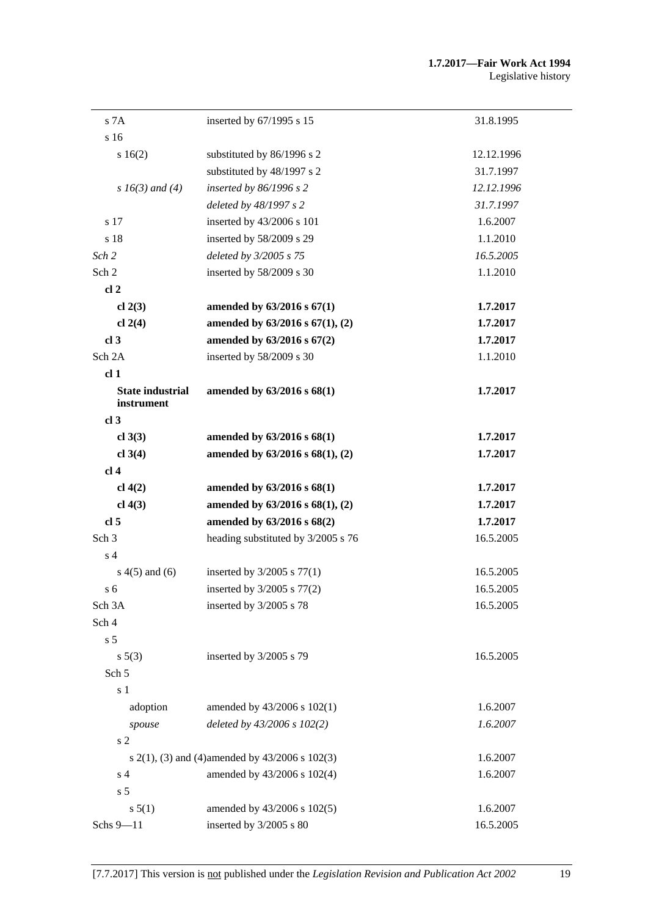| | | |
|---|---|---|
| s 7A | inserted by 67/1995 s 15 | 31.8.1995 |
| s 16 | | |
| s 16(2) | substituted by 86/1996 s 2 | 12.12.1996 |
| | substituted by 48/1997 s 2 | 31.7.1997 |
| *s 16(3) and (4)* | *inserted by 86/1996 s 2* | *12.12.1996* |
| | *deleted by 48/1997 s 2* | *31.7.1997* |
| s 17 | inserted by 43/2006 s 101 | 1.6.2007 |
| s 18 | inserted by 58/2009 s 29 | 1.1.2010 |
| *Sch 2* | *deleted by 3/2005 s 75* | *16.5.2005* |
| Sch 2 | inserted by 58/2009 s 30 | 1.1.2010 |
| **cl 2** | | |
| **cl 2(3)** | **amended by 63/2016 s 67(1)** | **1.7.2017** |
| **cl 2(4)** | **amended by 63/2016 s 67(1), (2)** | **1.7.2017** |
| **cl 3** | **amended by 63/2016 s 67(2)** | **1.7.2017** |
| Sch 2A | inserted by 58/2009 s 30 | 1.1.2010 |
| **cl 1** | | |
| **State industrial instrument** | **amended by 63/2016 s 68(1)** | **1.7.2017** |
| **cl 3** | | |
| **cl 3(3)** | **amended by 63/2016 s 68(1)** | **1.7.2017** |
| **cl 3(4)** | **amended by 63/2016 s 68(1), (2)** | **1.7.2017** |
| **cl 4** | | |
| **cl 4(2)** | **amended by 63/2016 s 68(1)** | **1.7.2017** |
| **cl 4(3)** | **amended by 63/2016 s 68(1), (2)** | **1.7.2017** |
| **cl 5** | **amended by 63/2016 s 68(2)** | **1.7.2017** |
| Sch 3 | heading substituted by 3/2005 s 76 | 16.5.2005 |
| s 4 | | |
| s 4(5) and (6) | inserted by 3/2005 s 77(1) | 16.5.2005 |
| s 6 | inserted by 3/2005 s 77(2) | 16.5.2005 |
| Sch 3A | inserted by 3/2005 s 78 | 16.5.2005 |
| Sch 4 | | |
| s 5 | | |
| s 5(3) | inserted by 3/2005 s 79 | 16.5.2005 |
| Sch 5 | | |
| s 1 | | |
| adoption | amended by 43/2006 s 102(1) | 1.6.2007 |
| *spouse* | *deleted by 43/2006 s 102(2)* | *1.6.2007* |
| s 2 | | |
| s 2(1), (3) and (4) | amended by 43/2006 s 102(3) | 1.6.2007 |
| s 4 | amended by 43/2006 s 102(4) | 1.6.2007 |
| s 5 | | |
| s 5(1) | amended by 43/2006 s 102(5) | 1.6.2007 |
| Schs 9—11 | inserted by 3/2005 s 80 | 16.5.2005 |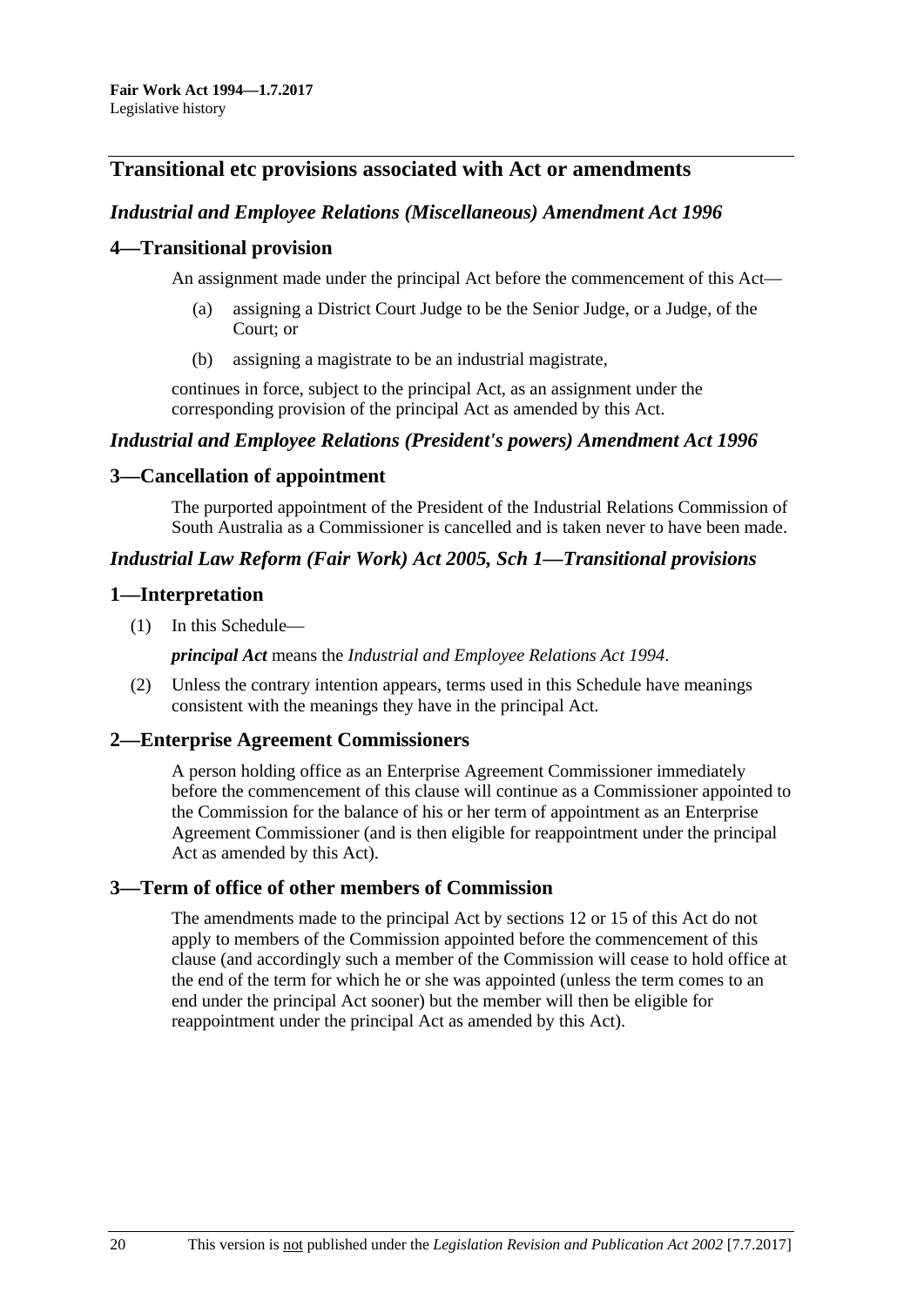## Transitional etc provisions associated with Act or amendments

### *Industrial and Employee Relations (Miscellaneous) Amendment Act 1996*

### 4—Transitional provision

An assignment made under the principal Act before the commencement of this Act—

(a) assigning a District Court Judge to be the Senior Judge, or a Judge, of the Court; or

(b) assigning a magistrate to be an industrial magistrate,

continues in force, subject to the principal Act, as an assignment under the corresponding provision of the principal Act as amended by this Act.

### *Industrial and Employee Relations (President's powers) Amendment Act 1996*

### 3—Cancellation of appointment

The purported appointment of the President of the Industrial Relations Commission of South Australia as a Commissioner is cancelled and is taken never to have been made.

### *Industrial Law Reform (Fair Work) Act 2005, Sch 1—Transitional provisions*

### 1—Interpretation

(1) In this Schedule—

***principal Act*** means the *Industrial and Employee Relations Act 1994*.

(2) Unless the contrary intention appears, terms used in this Schedule have meanings consistent with the meanings they have in the principal Act.

### 2—Enterprise Agreement Commissioners

A person holding office as an Enterprise Agreement Commissioner immediately before the commencement of this clause will continue as a Commissioner appointed to the Commission for the balance of his or her term of appointment as an Enterprise Agreement Commissioner (and is then eligible for reappointment under the principal Act as amended by this Act).

### 3—Term of office of other members of Commission

The amendments made to the principal Act by sections 12 or 15 of this Act do not apply to members of the Commission appointed before the commencement of this clause (and accordingly such a member of the Commission will cease to hold office at the end of the term for which he or she was appointed (unless the term comes to an end under the principal Act sooner) but the member will then be eligible for reappointment under the principal Act as amended by this Act).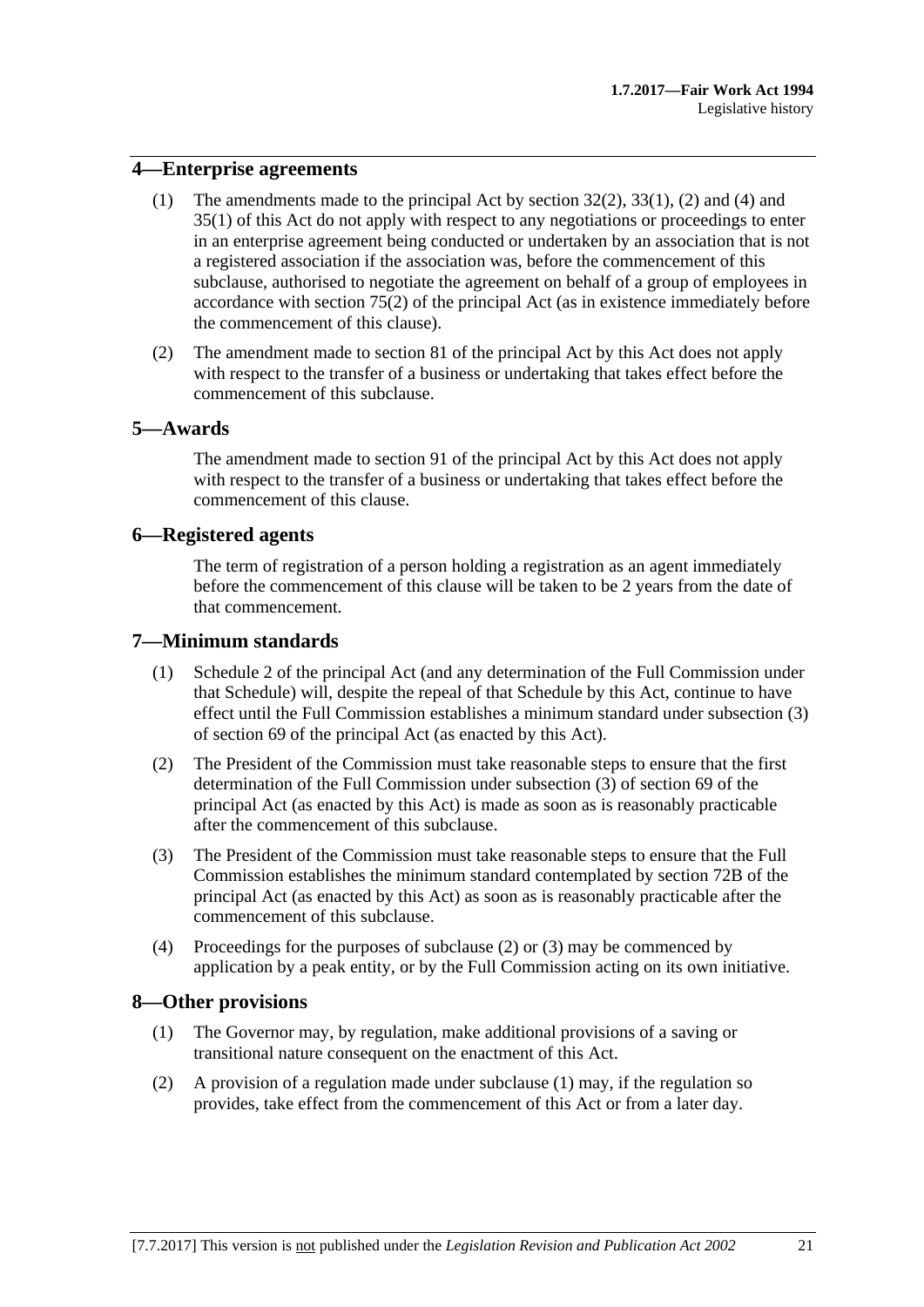## 4—Enterprise agreements

(1) The amendments made to the principal Act by section 32(2), 33(1), (2) and (4) and 35(1) of this Act do not apply with respect to any negotiations or proceedings to enter in an enterprise agreement being conducted or undertaken by an association that is not a registered association if the association was, before the commencement of this subclause, authorised to negotiate the agreement on behalf of a group of employees in accordance with section 75(2) of the principal Act (as in existence immediately before the commencement of this clause).

(2) The amendment made to section 81 of the principal Act by this Act does not apply with respect to the transfer of a business or undertaking that takes effect before the commencement of this subclause.

## 5—Awards

The amendment made to section 91 of the principal Act by this Act does not apply with respect to the transfer of a business or undertaking that takes effect before the commencement of this clause.

## 6—Registered agents

The term of registration of a person holding a registration as an agent immediately before the commencement of this clause will be taken to be 2 years from the date of that commencement.

## 7—Minimum standards

(1) Schedule 2 of the principal Act (and any determination of the Full Commission under that Schedule) will, despite the repeal of that Schedule by this Act, continue to have effect until the Full Commission establishes a minimum standard under subsection (3) of section 69 of the principal Act (as enacted by this Act).

(2) The President of the Commission must take reasonable steps to ensure that the first determination of the Full Commission under subsection (3) of section 69 of the principal Act (as enacted by this Act) is made as soon as is reasonably practicable after the commencement of this subclause.

(3) The President of the Commission must take reasonable steps to ensure that the Full Commission establishes the minimum standard contemplated by section 72B of the principal Act (as enacted by this Act) as soon as is reasonably practicable after the commencement of this subclause.

(4) Proceedings for the purposes of subclause (2) or (3) may be commenced by application by a peak entity, or by the Full Commission acting on its own initiative.

## 8—Other provisions

(1) The Governor may, by regulation, make additional provisions of a saving or transitional nature consequent on the enactment of this Act.

(2) A provision of a regulation made under subclause (1) may, if the regulation so provides, take effect from the commencement of this Act or from a later day.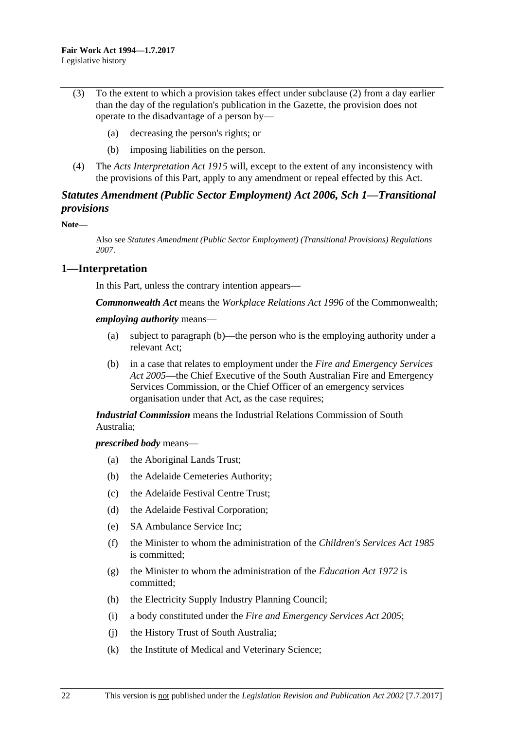(3) To the extent to which a provision takes effect under subclause (2) from a day earlier than the day of the regulation's publication in the Gazette, the provision does not operate to the disadvantage of a person by—

(a) decreasing the person's rights; or

(b) imposing liabilities on the person.

(4) The *Acts Interpretation Act 1915* will, except to the extent of any inconsistency with the provisions of this Part, apply to any amendment or repeal effected by this Act.

## *Statutes Amendment (Public Sector Employment) Act 2006, Sch 1—Transitional provisions*

**Note—**

Also see *Statutes Amendment (Public Sector Employment) (Transitional Provisions) Regulations 2007*.

## 1—Interpretation

In this Part, unless the contrary intention appears—

***Commonwealth Act*** means the *Workplace Relations Act 1996* of the Commonwealth;

***employing authority*** means—

(a) subject to paragraph (b)—the person who is the employing authority under a relevant Act;

(b) in a case that relates to employment under the *Fire and Emergency Services Act 2005*—the Chief Executive of the South Australian Fire and Emergency Services Commission, or the Chief Officer of an emergency services organisation under that Act, as the case requires;

***Industrial Commission*** means the Industrial Relations Commission of South Australia;

***prescribed body*** means—

(a) the Aboriginal Lands Trust;

(b) the Adelaide Cemeteries Authority;

(c) the Adelaide Festival Centre Trust;

(d) the Adelaide Festival Corporation;

(e) SA Ambulance Service Inc;

(f) the Minister to whom the administration of the *Children's Services Act 1985* is committed;

(g) the Minister to whom the administration of the *Education Act 1972* is committed;

(h) the Electricity Supply Industry Planning Council;

(i) a body constituted under the *Fire and Emergency Services Act 2005*;

(j) the History Trust of South Australia;

(k) the Institute of Medical and Veterinary Science;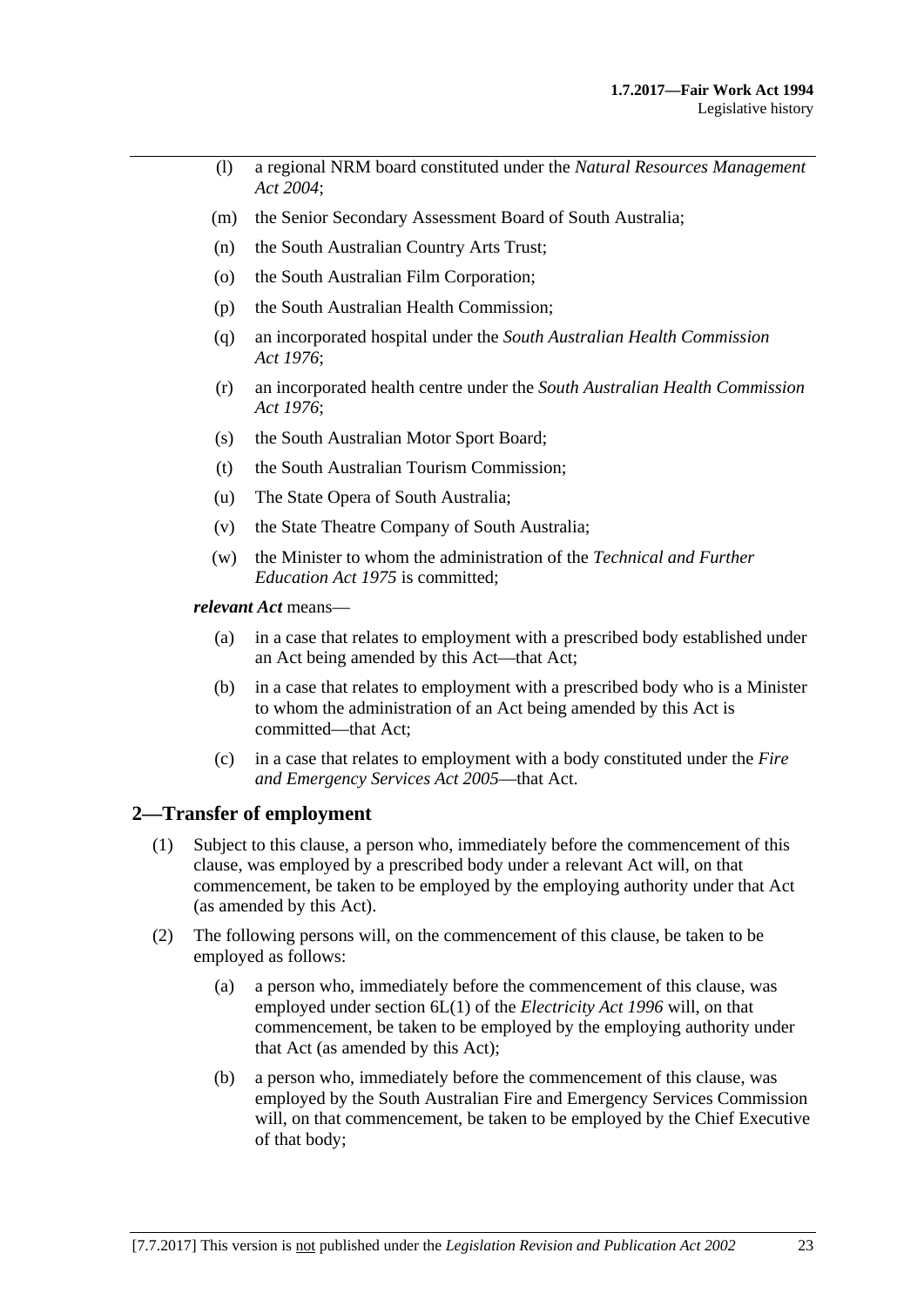(l) a regional NRM board constituted under the *Natural Resources Management Act 2004*;

(m) the Senior Secondary Assessment Board of South Australia;

(n) the South Australian Country Arts Trust;

(o) the South Australian Film Corporation;

(p) the South Australian Health Commission;

(q) an incorporated hospital under the *South Australian Health Commission Act 1976*;

(r) an incorporated health centre under the *South Australian Health Commission Act 1976*;

(s) the South Australian Motor Sport Board;

(t) the South Australian Tourism Commission;

(u) The State Opera of South Australia;

(v) the State Theatre Company of South Australia;

(w) the Minister to whom the administration of the *Technical and Further Education Act 1975* is committed;

***relevant Act*** means—

(a) in a case that relates to employment with a prescribed body established under an Act being amended by this Act—that Act;

(b) in a case that relates to employment with a prescribed body who is a Minister to whom the administration of an Act being amended by this Act is committed—that Act;

(c) in a case that relates to employment with a body constituted under the *Fire and Emergency Services Act 2005*—that Act.

## 2—Transfer of employment

(1) Subject to this clause, a person who, immediately before the commencement of this clause, was employed by a prescribed body under a relevant Act will, on that commencement, be taken to be employed by the employing authority under that Act (as amended by this Act).

(2) The following persons will, on the commencement of this clause, be taken to be employed as follows:

(a) a person who, immediately before the commencement of this clause, was employed under section 6L(1) of the *Electricity Act 1996* will, on that commencement, be taken to be employed by the employing authority under that Act (as amended by this Act);

(b) a person who, immediately before the commencement of this clause, was employed by the South Australian Fire and Emergency Services Commission will, on that commencement, be taken to be employed by the Chief Executive of that body;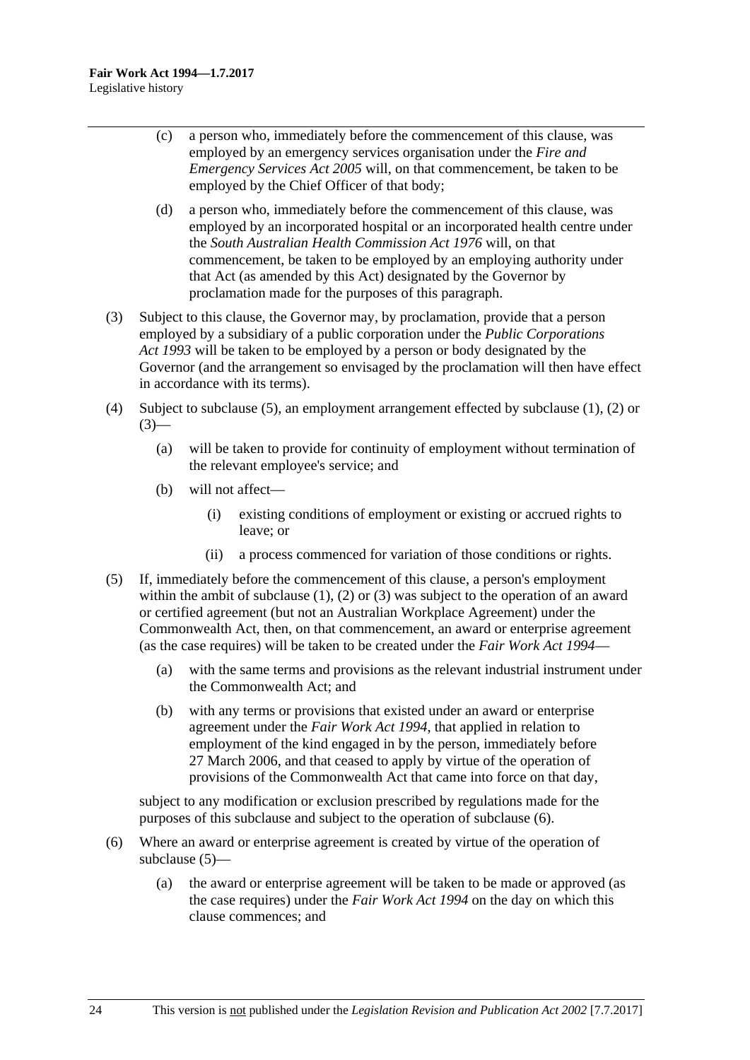(c) a person who, immediately before the commencement of this clause, was employed by an emergency services organisation under the *Fire and Emergency Services Act 2005* will, on that commencement, be taken to be employed by the Chief Officer of that body;

(d) a person who, immediately before the commencement of this clause, was employed by an incorporated hospital or an incorporated health centre under the *South Australian Health Commission Act 1976* will, on that commencement, be taken to be employed by an employing authority under that Act (as amended by this Act) designated by the Governor by proclamation made for the purposes of this paragraph.

(3) Subject to this clause, the Governor may, by proclamation, provide that a person employed by a subsidiary of a public corporation under the *Public Corporations Act 1993* will be taken to be employed by a person or body designated by the Governor (and the arrangement so envisaged by the proclamation will then have effect in accordance with its terms).

(4) Subject to subclause (5), an employment arrangement effected by subclause (1), (2) or (3)—

(a) will be taken to provide for continuity of employment without termination of the relevant employee's service; and

(b) will not affect—

(i) existing conditions of employment or existing or accrued rights to leave; or

(ii) a process commenced for variation of those conditions or rights.

(5) If, immediately before the commencement of this clause, a person's employment within the ambit of subclause (1), (2) or (3) was subject to the operation of an award or certified agreement (but not an Australian Workplace Agreement) under the Commonwealth Act, then, on that commencement, an award or enterprise agreement (as the case requires) will be taken to be created under the *Fair Work Act 1994*—

(a) with the same terms and provisions as the relevant industrial instrument under the Commonwealth Act; and

(b) with any terms or provisions that existed under an award or enterprise agreement under the *Fair Work Act 1994*, that applied in relation to employment of the kind engaged in by the person, immediately before 27 March 2006, and that ceased to apply by virtue of the operation of provisions of the Commonwealth Act that came into force on that day,

subject to any modification or exclusion prescribed by regulations made for the purposes of this subclause and subject to the operation of subclause (6).

(6) Where an award or enterprise agreement is created by virtue of the operation of subclause (5)—

(a) the award or enterprise agreement will be taken to be made or approved (as the case requires) under the *Fair Work Act 1994* on the day on which this clause commences; and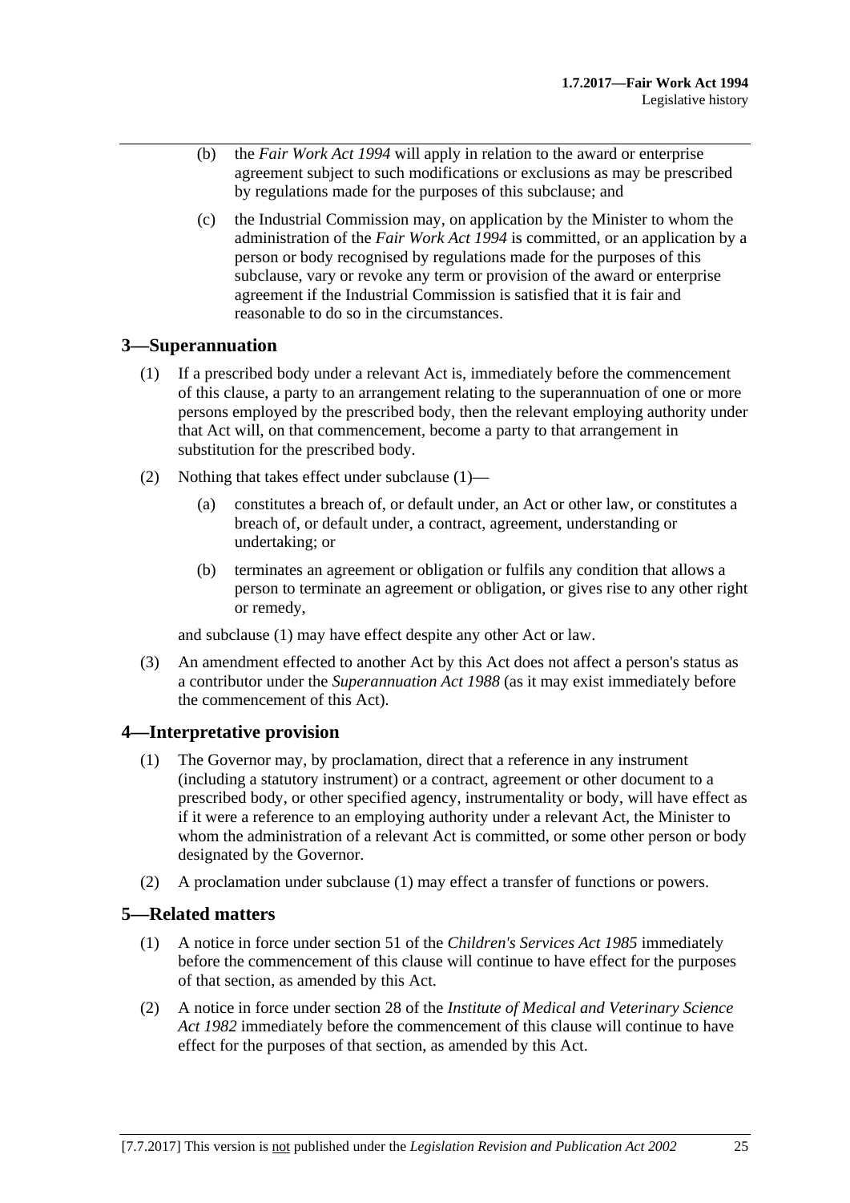(b) the *Fair Work Act 1994* will apply in relation to the award or enterprise agreement subject to such modifications or exclusions as may be prescribed by regulations made for the purposes of this subclause; and

(c) the Industrial Commission may, on application by the Minister to whom the administration of the *Fair Work Act 1994* is committed, or an application by a person or body recognised by regulations made for the purposes of this subclause, vary or revoke any term or provision of the award or enterprise agreement if the Industrial Commission is satisfied that it is fair and reasonable to do so in the circumstances.

## 3—Superannuation

(1) If a prescribed body under a relevant Act is, immediately before the commencement of this clause, a party to an arrangement relating to the superannuation of one or more persons employed by the prescribed body, then the relevant employing authority under that Act will, on that commencement, become a party to that arrangement in substitution for the prescribed body.

(2) Nothing that takes effect under subclause (1)—

(a) constitutes a breach of, or default under, an Act or other law, or constitutes a breach of, or default under, a contract, agreement, understanding or undertaking; or

(b) terminates an agreement or obligation or fulfils any condition that allows a person to terminate an agreement or obligation, or gives rise to any other right or remedy,

and subclause (1) may have effect despite any other Act or law.

(3) An amendment effected to another Act by this Act does not affect a person's status as a contributor under the *Superannuation Act 1988* (as it may exist immediately before the commencement of this Act).

## 4—Interpretative provision

(1) The Governor may, by proclamation, direct that a reference in any instrument (including a statutory instrument) or a contract, agreement or other document to a prescribed body, or other specified agency, instrumentality or body, will have effect as if it were a reference to an employing authority under a relevant Act, the Minister to whom the administration of a relevant Act is committed, or some other person or body designated by the Governor.

(2) A proclamation under subclause (1) may effect a transfer of functions or powers.

## 5—Related matters

(1) A notice in force under section 51 of the *Children's Services Act 1985* immediately before the commencement of this clause will continue to have effect for the purposes of that section, as amended by this Act.

(2) A notice in force under section 28 of the *Institute of Medical and Veterinary Science Act 1982* immediately before the commencement of this clause will continue to have effect for the purposes of that section, as amended by this Act.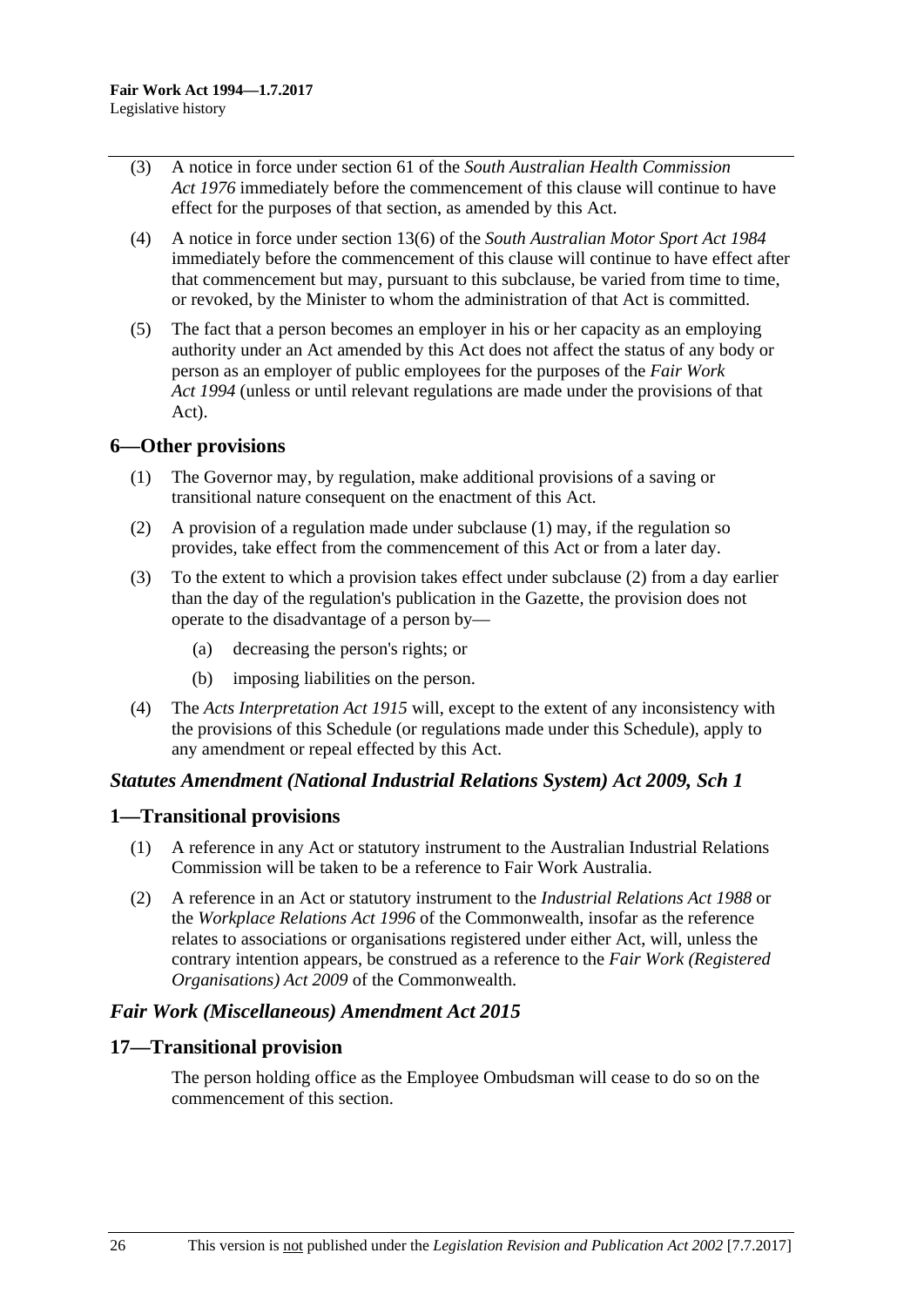(3) A notice in force under section 61 of the *South Australian Health Commission Act 1976* immediately before the commencement of this clause will continue to have effect for the purposes of that section, as amended by this Act.

(4) A notice in force under section 13(6) of the *South Australian Motor Sport Act 1984* immediately before the commencement of this clause will continue to have effect after that commencement but may, pursuant to this subclause, be varied from time to time, or revoked, by the Minister to whom the administration of that Act is committed.

(5) The fact that a person becomes an employer in his or her capacity as an employing authority under an Act amended by this Act does not affect the status of any body or person as an employer of public employees for the purposes of the *Fair Work Act 1994* (unless or until relevant regulations are made under the provisions of that Act).

## 6—Other provisions

(1) The Governor may, by regulation, make additional provisions of a saving or transitional nature consequent on the enactment of this Act.

(2) A provision of a regulation made under subclause (1) may, if the regulation so provides, take effect from the commencement of this Act or from a later day.

(3) To the extent to which a provision takes effect under subclause (2) from a day earlier than the day of the regulation's publication in the Gazette, the provision does not operate to the disadvantage of a person by—

- (a) decreasing the person's rights; or
- (b) imposing liabilities on the person.

(4) The *Acts Interpretation Act 1915* will, except to the extent of any inconsistency with the provisions of this Schedule (or regulations made under this Schedule), apply to any amendment or repeal effected by this Act.

### *Statutes Amendment (National Industrial Relations System) Act 2009, Sch 1*

## 1—Transitional provisions

(1) A reference in any Act or statutory instrument to the Australian Industrial Relations Commission will be taken to be a reference to Fair Work Australia.

(2) A reference in an Act or statutory instrument to the *Industrial Relations Act 1988* or the *Workplace Relations Act 1996* of the Commonwealth, insofar as the reference relates to associations or organisations registered under either Act, will, unless the contrary intention appears, be construed as a reference to the *Fair Work (Registered Organisations) Act 2009* of the Commonwealth.

### *Fair Work (Miscellaneous) Amendment Act 2015*

## 17—Transitional provision

The person holding office as the Employee Ombudsman will cease to do so on the commencement of this section.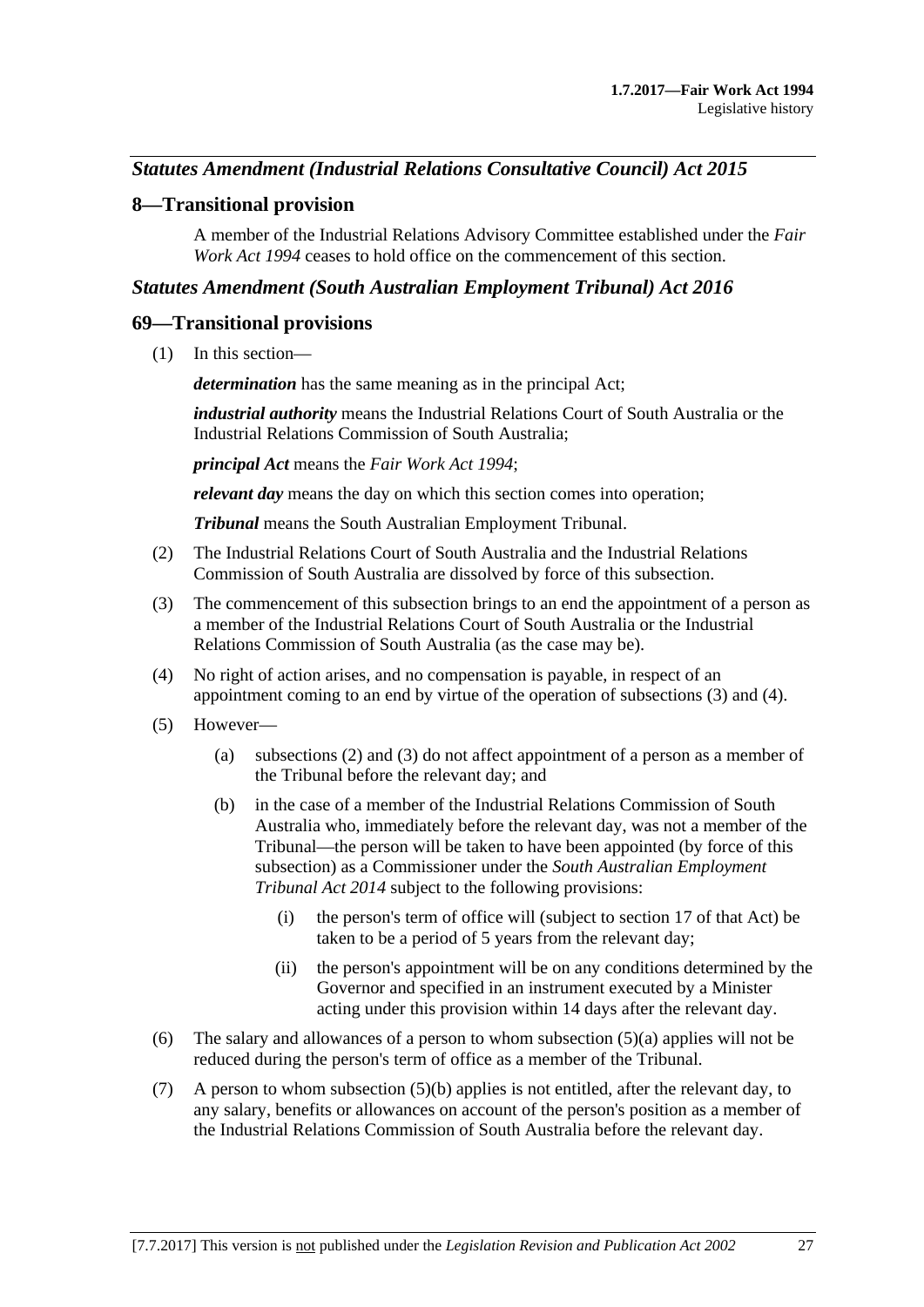### *Statutes Amendment (Industrial Relations Consultative Council) Act 2015*

## 8—Transitional provision

A member of the Industrial Relations Advisory Committee established under the *Fair Work Act 1994* ceases to hold office on the commencement of this section.

### *Statutes Amendment (South Australian Employment Tribunal) Act 2016*

## 69—Transitional provisions

(1) In this section—

***determination*** has the same meaning as in the principal Act;

***industrial authority*** means the Industrial Relations Court of South Australia or the Industrial Relations Commission of South Australia;

***principal Act*** means the *Fair Work Act 1994*;

***relevant day*** means the day on which this section comes into operation;

***Tribunal*** means the South Australian Employment Tribunal.

(2) The Industrial Relations Court of South Australia and the Industrial Relations Commission of South Australia are dissolved by force of this subsection.

(3) The commencement of this subsection brings to an end the appointment of a person as a member of the Industrial Relations Court of South Australia or the Industrial Relations Commission of South Australia (as the case may be).

(4) No right of action arises, and no compensation is payable, in respect of an appointment coming to an end by virtue of the operation of subsections (3) and (4).

(5) However—

(a) subsections (2) and (3) do not affect appointment of a person as a member of the Tribunal before the relevant day; and

(b) in the case of a member of the Industrial Relations Commission of South Australia who, immediately before the relevant day, was not a member of the Tribunal—the person will be taken to have been appointed (by force of this subsection) as a Commissioner under the *South Australian Employment Tribunal Act 2014* subject to the following provisions:

(i) the person's term of office will (subject to section 17 of that Act) be taken to be a period of 5 years from the relevant day;

(ii) the person's appointment will be on any conditions determined by the Governor and specified in an instrument executed by a Minister acting under this provision within 14 days after the relevant day.

(6) The salary and allowances of a person to whom subsection (5)(a) applies will not be reduced during the person's term of office as a member of the Tribunal.

(7) A person to whom subsection (5)(b) applies is not entitled, after the relevant day, to any salary, benefits or allowances on account of the person's position as a member of the Industrial Relations Commission of South Australia before the relevant day.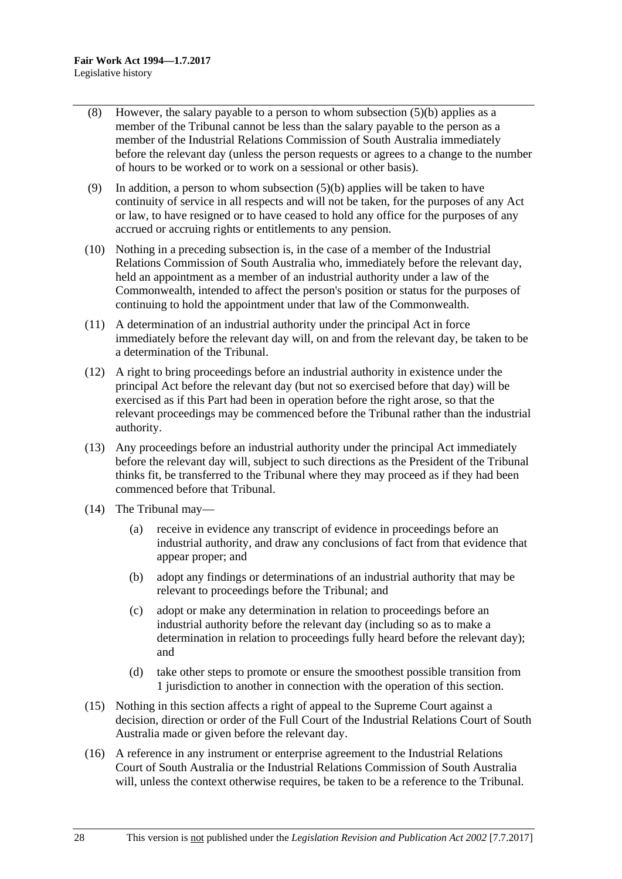(8) However, the salary payable to a person to whom subsection (5)(b) applies as a member of the Tribunal cannot be less than the salary payable to the person as a member of the Industrial Relations Commission of South Australia immediately before the relevant day (unless the person requests or agrees to a change to the number of hours to be worked or to work on a sessional or other basis).

(9) In addition, a person to whom subsection (5)(b) applies will be taken to have continuity of service in all respects and will not be taken, for the purposes of any Act or law, to have resigned or to have ceased to hold any office for the purposes of any accrued or accruing rights or entitlements to any pension.

(10) Nothing in a preceding subsection is, in the case of a member of the Industrial Relations Commission of South Australia who, immediately before the relevant day, held an appointment as a member of an industrial authority under a law of the Commonwealth, intended to affect the person's position or status for the purposes of continuing to hold the appointment under that law of the Commonwealth.

(11) A determination of an industrial authority under the principal Act in force immediately before the relevant day will, on and from the relevant day, be taken to be a determination of the Tribunal.

(12) A right to bring proceedings before an industrial authority in existence under the principal Act before the relevant day (but not so exercised before that day) will be exercised as if this Part had been in operation before the right arose, so that the relevant proceedings may be commenced before the Tribunal rather than the industrial authority.

(13) Any proceedings before an industrial authority under the principal Act immediately before the relevant day will, subject to such directions as the President of the Tribunal thinks fit, be transferred to the Tribunal where they may proceed as if they had been commenced before that Tribunal.

(14) The Tribunal may—

(a) receive in evidence any transcript of evidence in proceedings before an industrial authority, and draw any conclusions of fact from that evidence that appear proper; and

(b) adopt any findings or determinations of an industrial authority that may be relevant to proceedings before the Tribunal; and

(c) adopt or make any determination in relation to proceedings before an industrial authority before the relevant day (including so as to make a determination in relation to proceedings fully heard before the relevant day); and

(d) take other steps to promote or ensure the smoothest possible transition from 1 jurisdiction to another in connection with the operation of this section.

(15) Nothing in this section affects a right of appeal to the Supreme Court against a decision, direction or order of the Full Court of the Industrial Relations Court of South Australia made or given before the relevant day.

(16) A reference in any instrument or enterprise agreement to the Industrial Relations Court of South Australia or the Industrial Relations Commission of South Australia will, unless the context otherwise requires, be taken to be a reference to the Tribunal.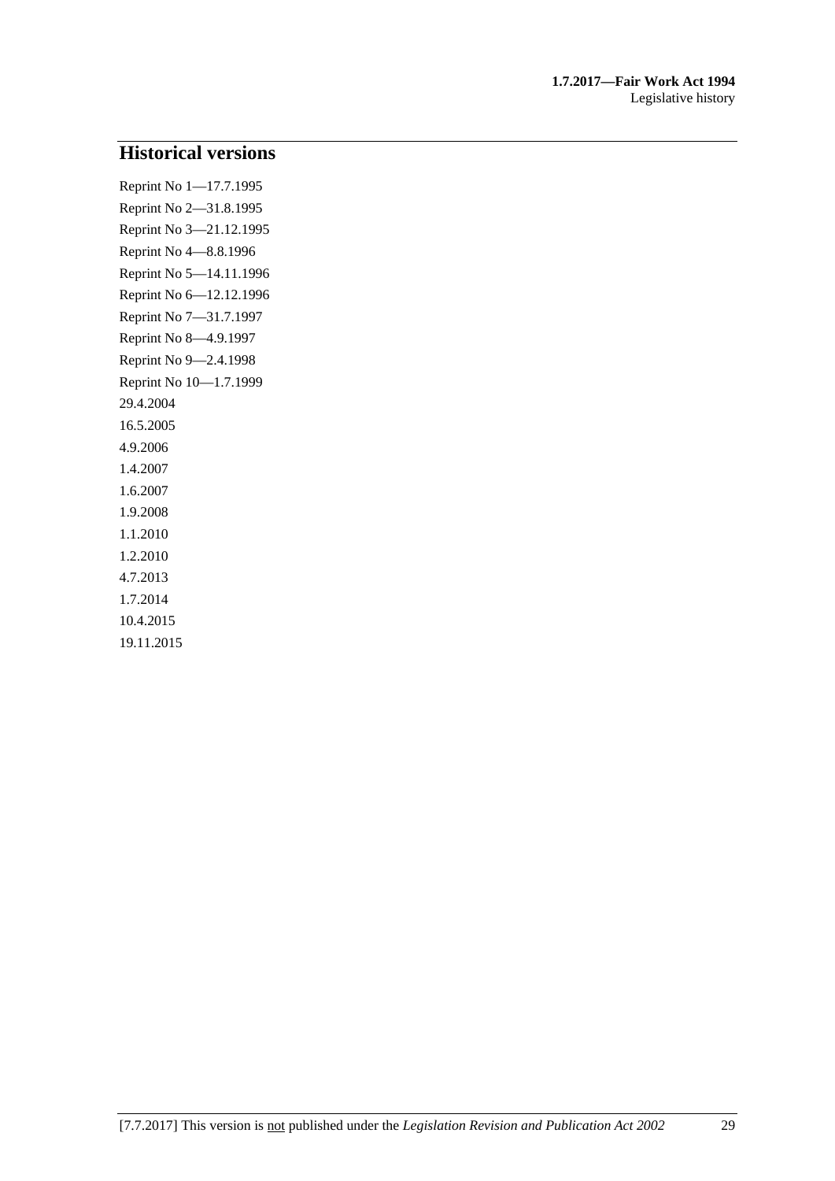## Historical versions

Reprint No 1—17.7.1995

Reprint No 2—31.8.1995

Reprint No 3—21.12.1995

Reprint No 4—8.8.1996

Reprint No 5—14.11.1996

Reprint No 6—12.12.1996

Reprint No 7—31.7.1997

Reprint No 8—4.9.1997

Reprint No 9—2.4.1998

Reprint No 10—1.7.1999

29.4.2004

16.5.2005

4.9.2006

1.4.2007

1.6.2007

1.9.2008

1.1.2010

1.2.2010

4.7.2013

1.7.2014

10.4.2015

19.11.2015